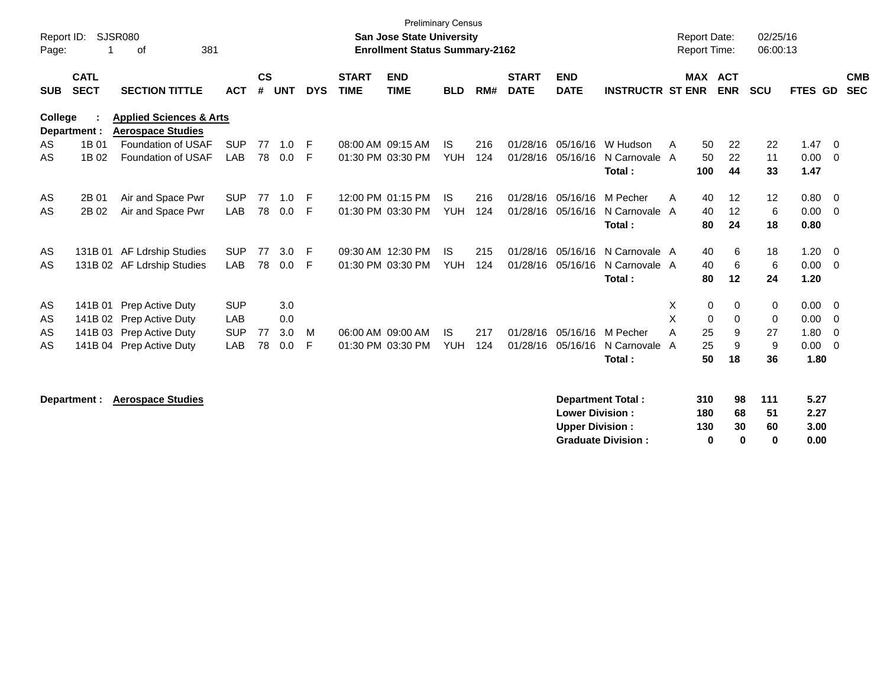Preliminary Census

**San Jose State University**

**Enrollment Status Summary-2162**

Report ID: SJSR080

Report Date: 02/25/16

Report Time: 06:00:13

| SUB | CATL SECT | SECTION TITTLE | ACT | CS # | UNT | DYS | START TIME | END TIME | BLD | RM# | START DATE | END DATE | INSTRUCTR | ST | MAX ENR | ACT ENR | SCU | FTES | GD | CMB SEC |
|---|---|---|---|---|---|---|---|---|---|---|---|---|---|---|---|---|---|---|---|---|
| **College** | **:** | **Applied Sciences & Arts** | | | | | | | | | | | | | | | | | | |
| **Department :** | | **Aerospace Studies** | | | | | | | | | | | | | | | | | | |
| AS | 1B 01 | Foundation of USAF | SUP | 77 | 1.0 | F | 08:00 AM | 09:15 AM | IS | 216 | 01/28/16 | 05/16/16 | W Hudson | A | 50 | 22 | 22 | 1.47 | 0 | |
| AS | 1B 02 | Foundation of USAF | LAB | 78 | 0.0 | F | 01:30 PM | 03:30 PM | YUH | 124 | 01/28/16 | 05/16/16 | N Carnovale | A | 50 | 22 | 11 | 0.00 | 0 | |
| | | | | | | | | | | | | | **Total :** | | **100** | **44** | **33** | **1.47** | | |
| AS | 2B 01 | Air and Space Pwr | SUP | 77 | 1.0 | F | 12:00 PM | 01:15 PM | IS | 216 | 01/28/16 | 05/16/16 | M Pecher | A | 40 | 12 | 12 | 0.80 | 0 | |
| AS | 2B 02 | Air and Space Pwr | LAB | 78 | 0.0 | F | 01:30 PM | 03:30 PM | YUH | 124 | 01/28/16 | 05/16/16 | N Carnovale | A | 40 | 12 | 6 | 0.00 | 0 | |
| | | | | | | | | | | | | | **Total :** | | **80** | **24** | **18** | **0.80** | | |
| AS | 131B 01 | AF Ldrship Studies | SUP | 77 | 3.0 | F | 09:30 AM | 12:30 PM | IS | 215 | 01/28/16 | 05/16/16 | N Carnovale | A | 40 | 6 | 18 | 1.20 | 0 | |
| AS | 131B 02 | AF Ldrship Studies | LAB | 78 | 0.0 | F | 01:30 PM | 03:30 PM | YUH | 124 | 01/28/16 | 05/16/16 | N Carnovale | A | 40 | 6 | 6 | 0.00 | 0 | |
| | | | | | | | | | | | | | **Total :** | | **80** | **12** | **24** | **1.20** | | |
| AS | 141B 01 | Prep Active Duty | SUP | | 3.0 | | | | | | | | | X | 0 | 0 | 0 | 0.00 | 0 | |
| AS | 141B 02 | Prep Active Duty | LAB | | 0.0 | | | | | | | | | X | 0 | 0 | 0 | 0.00 | 0 | |
| AS | 141B 03 | Prep Active Duty | SUP | 77 | 3.0 | M | 06:00 AM | 09:00 AM | IS | 217 | 01/28/16 | 05/16/16 | M Pecher | A | 25 | 9 | 27 | 1.80 | 0 | |
| AS | 141B 04 | Prep Active Duty | LAB | 78 | 0.0 | F | 01:30 PM | 03:30 PM | YUH | 124 | 01/28/16 | 05/16/16 | N Carnovale | A | 25 | 9 | 9 | 0.00 | 0 | |
| | | | | | | | | | | | | | **Total :** | | **50** | **18** | **36** | **1.80** | | |

**Department :** **Aerospace Studies**

| | MAX ENR | ACT ENR | SCU | FTES |
|---|---|---|---|---|
| **Department Total :** | **310** | **98** | **111** | **5.27** |
| **Lower Division :** | **180** | **68** | **51** | **2.27** |
| **Upper Division :** | **130** | **30** | **60** | **3.00** |
| **Graduate Division :** | **0** | **0** | **0** | **0.00** |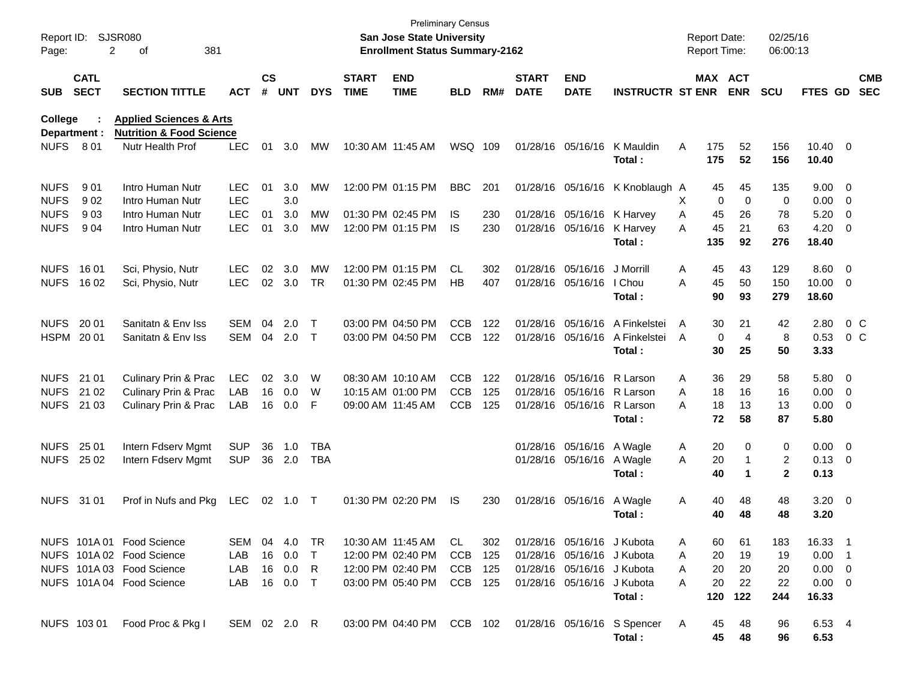Preliminary Census
**San Jose State University**
**Enrollment Status Summary-2162**

Report ID: SJSR080
Report Date: 02/25/16
Report Time: 06:00:13

College : **Applied Sciences & Arts**
Department : **Nutrition & Food Science**

| SUB | CATL SECT | SECTION TITTLE | ACT | CS # | UNT | DYS | START TIME | END TIME | BLD | RM# | START DATE | END DATE | INSTRUCTR | ST | MAX ENR | ACT ENR | SCU | FTES | GD | CMB SEC |
|---|---|---|---|---|---|---|---|---|---|---|---|---|---|---|---|---|---|---|---|---|
| NUFS | 8 01 | Nutr Health Prof | LEC | 01 | 3.0 | MW | 10:30 AM | 11:45 AM | WSQ | 109 | 01/28/16 | 05/16/16 | K Mauldin | A | 175 | 52 | 156 | 10.40 | 0 | |
| | | | | | | | | | | | | | **Total :** | | **175** | **52** | **156** | **10.40** | | |
| NUFS | 9 01 | Intro Human Nutr | LEC | 01 | 3.0 | MW | 12:00 PM | 01:15 PM | BBC | 201 | 01/28/16 | 05/16/16 | K Knoblaugh | A | 45 | 45 | 135 | 9.00 | 0 | |
| NUFS | 9 02 | Intro Human Nutr | LEC | | 3.0 | | | | | | | | | X | 0 | 0 | 0 | 0.00 | 0 | |
| NUFS | 9 03 | Intro Human Nutr | LEC | 01 | 3.0 | MW | 01:30 PM | 02:45 PM | IS | 230 | 01/28/16 | 05/16/16 | K Harvey | A | 45 | 26 | 78 | 5.20 | 0 | |
| NUFS | 9 04 | Intro Human Nutr | LEC | 01 | 3.0 | MW | 12:00 PM | 01:15 PM | IS | 230 | 01/28/16 | 05/16/16 | K Harvey | A | 45 | 21 | 63 | 4.20 | 0 | |
| | | | | | | | | | | | | | **Total :** | | **135** | **92** | **276** | **18.40** | | |
| NUFS | 16 01 | Sci, Physio, Nutr | LEC | 02 | 3.0 | MW | 12:00 PM | 01:15 PM | CL | 302 | 01/28/16 | 05/16/16 | J Morrill | A | 45 | 43 | 129 | 8.60 | 0 | |
| NUFS | 16 02 | Sci, Physio, Nutr | LEC | 02 | 3.0 | TR | 01:30 PM | 02:45 PM | HB | 407 | 01/28/16 | 05/16/16 | I Chou | A | 45 | 50 | 150 | 10.00 | 0 | |
| | | | | | | | | | | | | | **Total :** | | **90** | **93** | **279** | **18.60** | | |
| NUFS | 20 01 | Sanitatn & Env Iss | SEM | 04 | 2.0 | T | 03:00 PM | 04:50 PM | CCB | 122 | 01/28/16 | 05/16/16 | A Finkelstei | A | 30 | 21 | 42 | 2.80 | 0 | C |
| HSPM | 20 01 | Sanitatn & Env Iss | SEM | 04 | 2.0 | T | 03:00 PM | 04:50 PM | CCB | 122 | 01/28/16 | 05/16/16 | A Finkelstei | A | 0 | 4 | 8 | 0.53 | 0 | C |
| | | | | | | | | | | | | | **Total :** | | **30** | **25** | **50** | **3.33** | | |
| NUFS | 21 01 | Culinary Prin & Prac | LEC | 02 | 3.0 | W | 08:30 AM | 10:10 AM | CCB | 122 | 01/28/16 | 05/16/16 | R Larson | A | 36 | 29 | 58 | 5.80 | 0 | |
| NUFS | 21 02 | Culinary Prin & Prac | LAB | 16 | 0.0 | W | 10:15 AM | 01:00 PM | CCB | 125 | 01/28/16 | 05/16/16 | R Larson | A | 18 | 16 | 16 | 0.00 | 0 | |
| NUFS | 21 03 | Culinary Prin & Prac | LAB | 16 | 0.0 | F | 09:00 AM | 11:45 AM | CCB | 125 | 01/28/16 | 05/16/16 | R Larson | A | 18 | 13 | 13 | 0.00 | 0 | |
| | | | | | | | | | | | | | **Total :** | | **72** | **58** | **87** | **5.80** | | |
| NUFS | 25 01 | Intern Fdserv Mgmt | SUP | 36 | 1.0 | TBA | | | | | 01/28/16 | 05/16/16 | A Wagle | A | 20 | 0 | 0 | 0.00 | 0 | |
| NUFS | 25 02 | Intern Fdserv Mgmt | SUP | 36 | 2.0 | TBA | | | | | 01/28/16 | 05/16/16 | A Wagle | A | 20 | 1 | 2 | 0.13 | 0 | |
| | | | | | | | | | | | | | **Total :** | | **40** | **1** | **2** | **0.13** | | |
| NUFS | 31 01 | Prof in Nufs and Pkg | LEC | 02 | 1.0 | T | 01:30 PM | 02:20 PM | IS | 230 | 01/28/16 | 05/16/16 | A Wagle | A | 40 | 48 | 48 | 3.20 | 0 | |
| | | | | | | | | | | | | | **Total :** | | **40** | **48** | **48** | **3.20** | | |
| NUFS | 101A 01 | Food Science | SEM | 04 | 4.0 | TR | 10:30 AM | 11:45 AM | CL | 302 | 01/28/16 | 05/16/16 | J Kubota | A | 60 | 61 | 183 | 16.33 | 1 | |
| NUFS | 101A 02 | Food Science | LAB | 16 | 0.0 | T | 12:00 PM | 02:40 PM | CCB | 125 | 01/28/16 | 05/16/16 | J Kubota | A | 20 | 19 | 19 | 0.00 | 1 | |
| NUFS | 101A 03 | Food Science | LAB | 16 | 0.0 | R | 12:00 PM | 02:40 PM | CCB | 125 | 01/28/16 | 05/16/16 | J Kubota | A | 20 | 20 | 20 | 0.00 | 0 | |
| NUFS | 101A 04 | Food Science | LAB | 16 | 0.0 | T | 03:00 PM | 05:40 PM | CCB | 125 | 01/28/16 | 05/16/16 | J Kubota | A | 20 | 22 | 22 | 0.00 | 0 | |
| | | | | | | | | | | | | | **Total :** | | **120** | **122** | **244** | **16.33** | | |
| NUFS | 103 01 | Food Proc & Pkg I | SEM | 02 | 2.0 | R | 03:00 PM | 04:40 PM | CCB | 102 | 01/28/16 | 05/16/16 | S Spencer | A | 45 | 48 | 96 | 6.53 | 4 | |
| | | | | | | | | | | | | | **Total :** | | **45** | **48** | **96** | **6.53** | | |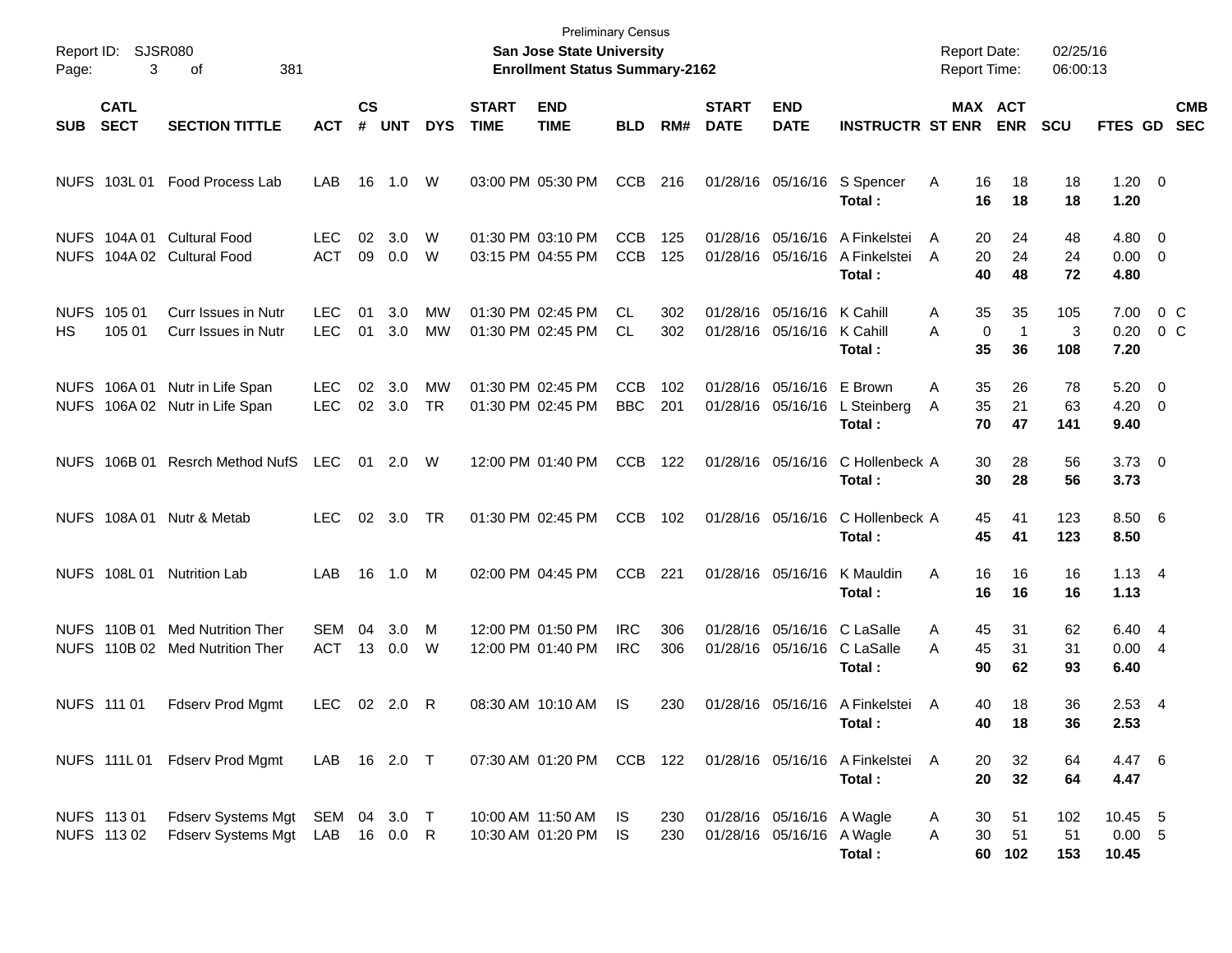Preliminary Census

**San Jose State University**

**Enrollment Status Summary-2162**

Report ID: SJSR080

Report Date: 02/25/16

Report Time: 06:00:13

| SUB | CATL SECT | SECTION TITTLE | ACT | CS # | UNT | DYS | START TIME | END TIME | BLD | RM# | START DATE | END DATE | INSTRUCTR | ST | MAX ENR | ACT ENR | SCU | FTES | GD | CMB SEC |
|---|---|---|---|---|---|---|---|---|---|---|---|---|---|---|---|---|---|---|---|---|
| NUFS | 103L 01 | Food Process Lab | LAB | 16 | 1.0 | W | 03:00 PM | 05:30 PM | CCB | 216 | 01/28/16 | 05/16/16 | S Spencer | A | 16 | 18 | 18 | 1.20 | 0 | |
| | | | | | | | | | | | | | **Total :** | | **16** | **18** | **18** | **1.20** | | |
| NUFS | 104A 01 | Cultural Food | LEC | 02 | 3.0 | W | 01:30 PM | 03:10 PM | CCB | 125 | 01/28/16 | 05/16/16 | A Finkelstei | A | 20 | 24 | 48 | 4.80 | 0 | |
| NUFS | 104A 02 | Cultural Food | ACT | 09 | 0.0 | W | 03:15 PM | 04:55 PM | CCB | 125 | 01/28/16 | 05/16/16 | A Finkelstei | A | 20 | 24 | 24 | 0.00 | 0 | |
| | | | | | | | | | | | | | **Total :** | | **40** | **48** | **72** | **4.80** | | |
| NUFS | 105 01 | Curr Issues in Nutr | LEC | 01 | 3.0 | MW | 01:30 PM | 02:45 PM | CL | 302 | 01/28/16 | 05/16/16 | K Cahill | A | 35 | 35 | 105 | 7.00 | 0 | C |
| HS | 105 01 | Curr Issues in Nutr | LEC | 01 | 3.0 | MW | 01:30 PM | 02:45 PM | CL | 302 | 01/28/16 | 05/16/16 | K Cahill | A | 0 | 1 | 3 | 0.20 | 0 | C |
| | | | | | | | | | | | | | **Total :** | | **35** | **36** | **108** | **7.20** | | |
| NUFS | 106A 01 | Nutr in Life Span | LEC | 02 | 3.0 | MW | 01:30 PM | 02:45 PM | CCB | 102 | 01/28/16 | 05/16/16 | E Brown | A | 35 | 26 | 78 | 5.20 | 0 | |
| NUFS | 106A 02 | Nutr in Life Span | LEC | 02 | 3.0 | TR | 01:30 PM | 02:45 PM | BBC | 201 | 01/28/16 | 05/16/16 | L Steinberg | A | 35 | 21 | 63 | 4.20 | 0 | |
| | | | | | | | | | | | | | **Total :** | | **70** | **47** | **141** | **9.40** | | |
| NUFS | 106B 01 | Resrch Method NufS | LEC | 01 | 2.0 | W | 12:00 PM | 01:40 PM | CCB | 122 | 01/28/16 | 05/16/16 | C Hollenbeck | A | 30 | 28 | 56 | 3.73 | 0 | |
| | | | | | | | | | | | | | **Total :** | | **30** | **28** | **56** | **3.73** | | |
| NUFS | 108A 01 | Nutr & Metab | LEC | 02 | 3.0 | TR | 01:30 PM | 02:45 PM | CCB | 102 | 01/28/16 | 05/16/16 | C Hollenbeck | A | 45 | 41 | 123 | 8.50 | 6 | |
| | | | | | | | | | | | | | **Total :** | | **45** | **41** | **123** | **8.50** | | |
| NUFS | 108L 01 | Nutrition Lab | LAB | 16 | 1.0 | M | 02:00 PM | 04:45 PM | CCB | 221 | 01/28/16 | 05/16/16 | K Mauldin | A | 16 | 16 | 16 | 1.13 | 4 | |
| | | | | | | | | | | | | | **Total :** | | **16** | **16** | **16** | **1.13** | | |
| NUFS | 110B 01 | Med Nutrition Ther | SEM | 04 | 3.0 | M | 12:00 PM | 01:50 PM | IRC | 306 | 01/28/16 | 05/16/16 | C LaSalle | A | 45 | 31 | 62 | 6.40 | 4 | |
| NUFS | 110B 02 | Med Nutrition Ther | ACT | 13 | 0.0 | W | 12:00 PM | 01:40 PM | IRC | 306 | 01/28/16 | 05/16/16 | C LaSalle | A | 45 | 31 | 31 | 0.00 | 4 | |
| | | | | | | | | | | | | | **Total :** | | **90** | **62** | **93** | **6.40** | | |
| NUFS | 111 01 | Fdserv Prod Mgmt | LEC | 02 | 2.0 | R | 08:30 AM | 10:10 AM | IS | 230 | 01/28/16 | 05/16/16 | A Finkelstei | A | 40 | 18 | 36 | 2.53 | 4 | |
| | | | | | | | | | | | | | **Total :** | | **40** | **18** | **36** | **2.53** | | |
| NUFS | 111L 01 | Fdserv Prod Mgmt | LAB | 16 | 2.0 | T | 07:30 AM | 01:20 PM | CCB | 122 | 01/28/16 | 05/16/16 | A Finkelstei | A | 20 | 32 | 64 | 4.47 | 6 | |
| | | | | | | | | | | | | | **Total :** | | **20** | **32** | **64** | **4.47** | | |
| NUFS | 113 01 | Fdserv Systems Mgt | SEM | 04 | 3.0 | T | 10:00 AM | 11:50 AM | IS | 230 | 01/28/16 | 05/16/16 | A Wagle | A | 30 | 51 | 102 | 10.45 | 5 | |
| NUFS | 113 02 | Fdserv Systems Mgt | LAB | 16 | 0.0 | R | 10:30 AM | 01:20 PM | IS | 230 | 01/28/16 | 05/16/16 | A Wagle | A | 30 | 51 | 51 | 0.00 | 5 | |
| | | | | | | | | | | | | | **Total :** | | **60** | **102** | **153** | **10.45** | | |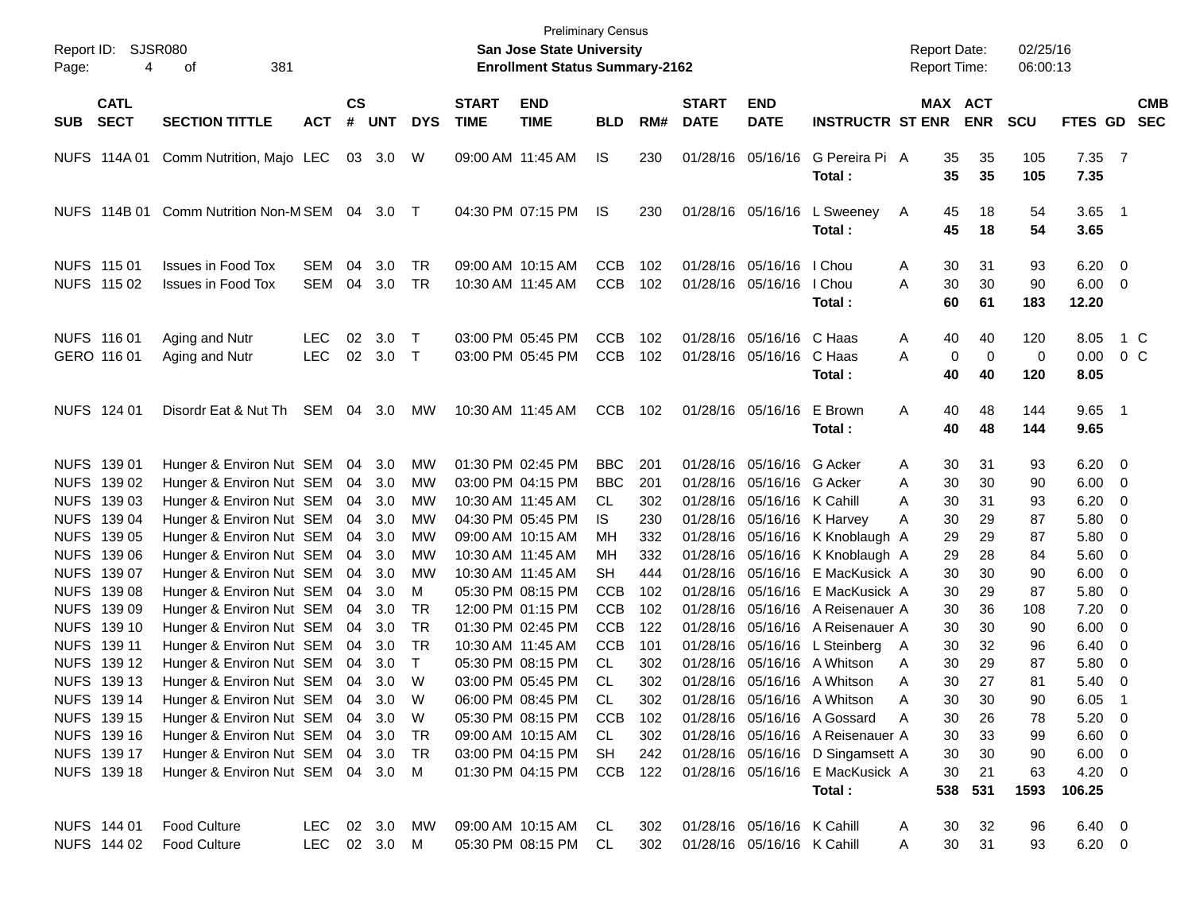Preliminary Census

**San Jose State University**

**Enrollment Status Summary-2162**

Report ID: SJSR080

Report Date: 02/25/16

Report Time: 06:00:13

| SUB | CATL SECT | SECTION TITTLE | ACT | CS # | UNT | DYS | START TIME | END TIME | BLD | RM# | START DATE | END DATE | INSTRUCTR | ST | MAX ENR | ACT ENR | SCU | FTES | GD | CMB SEC |
|---|---|---|---|---|---|---|---|---|---|---|---|---|---|---|---|---|---|---|---|---|
| NUFS | 114A 01 | Comm Nutrition, Majo | LEC | 03 | 3.0 | W | 09:00 AM | 11:45 AM | IS | 230 | 01/28/16 | 05/16/16 | G Pereira Pi | A | 35 | 35 | 105 | 7.35 | 7 | |
| | | | | | | | | | | | | | **Total :** | | **35** | **35** | **105** | **7.35** | | |
| NUFS | 114B 01 | Comm Nutrition Non-M | SEM | 04 | 3.0 | T | 04:30 PM | 07:15 PM | IS | 230 | 01/28/16 | 05/16/16 | L Sweeney | A | 45 | 18 | 54 | 3.65 | 1 | |
| | | | | | | | | | | | | | **Total :** | | **45** | **18** | **54** | **3.65** | | |
| NUFS | 115 01 | Issues in Food Tox | SEM | 04 | 3.0 | TR | 09:00 AM | 10:15 AM | CCB | 102 | 01/28/16 | 05/16/16 | I Chou | A | 30 | 31 | 93 | 6.20 | 0 | |
| NUFS | 115 02 | Issues in Food Tox | SEM | 04 | 3.0 | TR | 10:30 AM | 11:45 AM | CCB | 102 | 01/28/16 | 05/16/16 | I Chou | A | 30 | 30 | 90 | 6.00 | 0 | |
| | | | | | | | | | | | | | **Total :** | | **60** | **61** | **183** | **12.20** | | |
| NUFS | 116 01 | Aging and Nutr | LEC | 02 | 3.0 | T | 03:00 PM | 05:45 PM | CCB | 102 | 01/28/16 | 05/16/16 | C Haas | A | 40 | 40 | 120 | 8.05 | 1 | C |
| GERO | 116 01 | Aging and Nutr | LEC | 02 | 3.0 | T | 03:00 PM | 05:45 PM | CCB | 102 | 01/28/16 | 05/16/16 | C Haas | A | 0 | 0 | 0 | 0.00 | 0 | C |
| | | | | | | | | | | | | | **Total :** | | **40** | **40** | **120** | **8.05** | | |
| NUFS | 124 01 | Disordr Eat & Nut Th | SEM | 04 | 3.0 | MW | 10:30 AM | 11:45 AM | CCB | 102 | 01/28/16 | 05/16/16 | E Brown | A | 40 | 48 | 144 | 9.65 | 1 | |
| | | | | | | | | | | | | | **Total :** | | **40** | **48** | **144** | **9.65** | | |
| NUFS | 139 01 | Hunger & Environ Nut | SEM | 04 | 3.0 | MW | 01:30 PM | 02:45 PM | BBC | 201 | 01/28/16 | 05/16/16 | G Acker | A | 30 | 31 | 93 | 6.20 | 0 | |
| NUFS | 139 02 | Hunger & Environ Nut | SEM | 04 | 3.0 | MW | 03:00 PM | 04:15 PM | BBC | 201 | 01/28/16 | 05/16/16 | G Acker | A | 30 | 30 | 90 | 6.00 | 0 | |
| NUFS | 139 03 | Hunger & Environ Nut | SEM | 04 | 3.0 | MW | 10:30 AM | 11:45 AM | CL | 302 | 01/28/16 | 05/16/16 | K Cahill | A | 30 | 31 | 93 | 6.20 | 0 | |
| NUFS | 139 04 | Hunger & Environ Nut | SEM | 04 | 3.0 | MW | 04:30 PM | 05:45 PM | IS | 230 | 01/28/16 | 05/16/16 | K Harvey | A | 30 | 29 | 87 | 5.80 | 0 | |
| NUFS | 139 05 | Hunger & Environ Nut | SEM | 04 | 3.0 | MW | 09:00 AM | 10:15 AM | MH | 332 | 01/28/16 | 05/16/16 | K Knoblaugh | A | 29 | 29 | 87 | 5.80 | 0 | |
| NUFS | 139 06 | Hunger & Environ Nut | SEM | 04 | 3.0 | MW | 10:30 AM | 11:45 AM | MH | 332 | 01/28/16 | 05/16/16 | K Knoblaugh | A | 29 | 28 | 84 | 5.60 | 0 | |
| NUFS | 139 07 | Hunger & Environ Nut | SEM | 04 | 3.0 | MW | 10:30 AM | 11:45 AM | SH | 444 | 01/28/16 | 05/16/16 | E MacKusick | A | 30 | 30 | 90 | 6.00 | 0 | |
| NUFS | 139 08 | Hunger & Environ Nut | SEM | 04 | 3.0 | M | 05:30 PM | 08:15 PM | CCB | 102 | 01/28/16 | 05/16/16 | E MacKusick | A | 30 | 29 | 87 | 5.80 | 0 | |
| NUFS | 139 09 | Hunger & Environ Nut | SEM | 04 | 3.0 | TR | 12:00 PM | 01:15 PM | CCB | 102 | 01/28/16 | 05/16/16 | A Reisenauer | A | 30 | 36 | 108 | 7.20 | 0 | |
| NUFS | 139 10 | Hunger & Environ Nut | SEM | 04 | 3.0 | TR | 01:30 PM | 02:45 PM | CCB | 122 | 01/28/16 | 05/16/16 | A Reisenauer | A | 30 | 30 | 90 | 6.00 | 0 | |
| NUFS | 139 11 | Hunger & Environ Nut | SEM | 04 | 3.0 | TR | 10:30 AM | 11:45 AM | CCB | 101 | 01/28/16 | 05/16/16 | L Steinberg | A | 30 | 32 | 96 | 6.40 | 0 | |
| NUFS | 139 12 | Hunger & Environ Nut | SEM | 04 | 3.0 | T | 05:30 PM | 08:15 PM | CL | 302 | 01/28/16 | 05/16/16 | A Whitson | A | 30 | 29 | 87 | 5.80 | 0 | |
| NUFS | 139 13 | Hunger & Environ Nut | SEM | 04 | 3.0 | W | 03:00 PM | 05:45 PM | CL | 302 | 01/28/16 | 05/16/16 | A Whitson | A | 30 | 27 | 81 | 5.40 | 0 | |
| NUFS | 139 14 | Hunger & Environ Nut | SEM | 04 | 3.0 | W | 06:00 PM | 08:45 PM | CL | 302 | 01/28/16 | 05/16/16 | A Whitson | A | 30 | 30 | 90 | 6.05 | 1 | |
| NUFS | 139 15 | Hunger & Environ Nut | SEM | 04 | 3.0 | W | 05:30 PM | 08:15 PM | CCB | 102 | 01/28/16 | 05/16/16 | A Gossard | A | 30 | 26 | 78 | 5.20 | 0 | |
| NUFS | 139 16 | Hunger & Environ Nut | SEM | 04 | 3.0 | TR | 09:00 AM | 10:15 AM | CL | 302 | 01/28/16 | 05/16/16 | A Reisenauer | A | 30 | 33 | 99 | 6.60 | 0 | |
| NUFS | 139 17 | Hunger & Environ Nut | SEM | 04 | 3.0 | TR | 03:00 PM | 04:15 PM | SH | 242 | 01/28/16 | 05/16/16 | D Singamsett | A | 30 | 30 | 90 | 6.00 | 0 | |
| NUFS | 139 18 | Hunger & Environ Nut | SEM | 04 | 3.0 | M | 01:30 PM | 04:15 PM | CCB | 122 | 01/28/16 | 05/16/16 | E MacKusick | A | 30 | 21 | 63 | 4.20 | 0 | |
| | | | | | | | | | | | | | **Total :** | | **538** | **531** | **1593** | **106.25** | | |
| NUFS | 144 01 | Food Culture | LEC | 02 | 3.0 | MW | 09:00 AM | 10:15 AM | CL | 302 | 01/28/16 | 05/16/16 | K Cahill | A | 30 | 32 | 96 | 6.40 | 0 | |
| NUFS | 144 02 | Food Culture | LEC | 02 | 3.0 | M | 05:30 PM | 08:15 PM | CL | 302 | 01/28/16 | 05/16/16 | K Cahill | A | 30 | 31 | 93 | 6.20 | 0 | |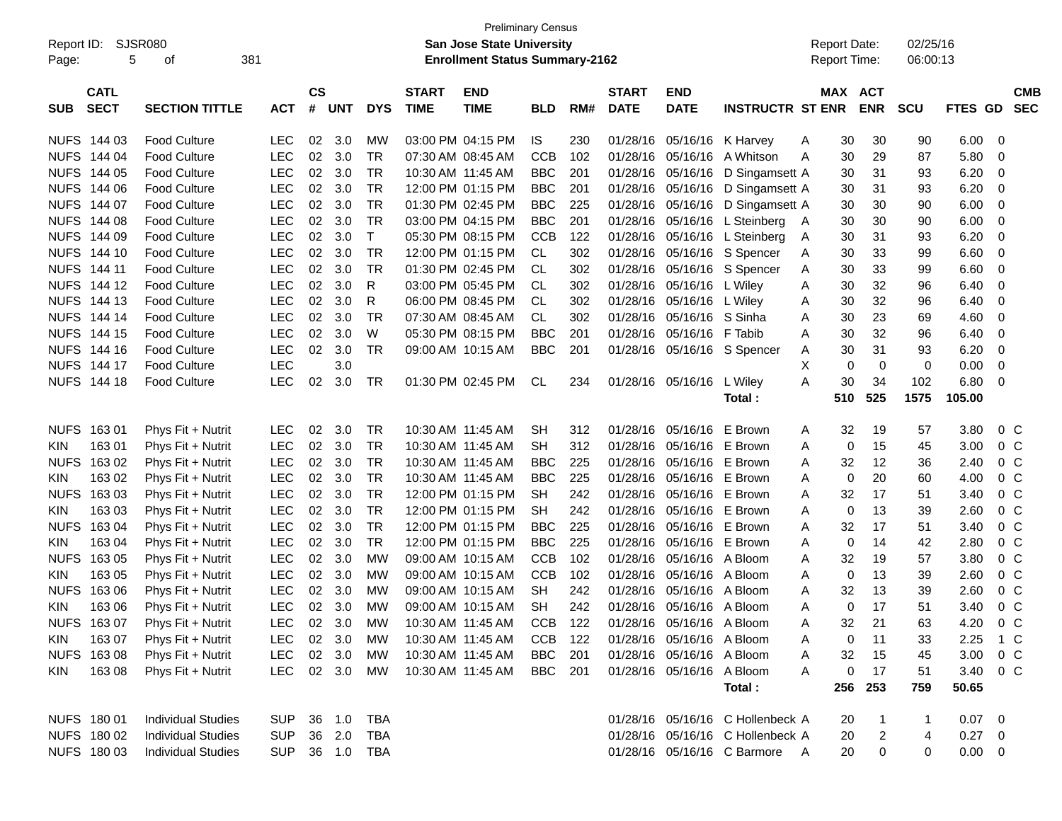Preliminary Census

Report ID: SJSR080

**San Jose State University**

**Enrollment Status Summary-2162**

Report Date: 02/25/16

Report Time: 06:00:13

| SUB | CATL SECT | SECTION TITTLE | ACT | CS # | UNT | DYS | START TIME | END TIME | BLD | RM# | START DATE | END DATE | INSTRUCTR | ST | MAX ENR | ACT ENR | SCU | FTES | GD | CMB SEC |
|---|---|---|---|---|---|---|---|---|---|---|---|---|---|---|---|---|---|---|---|---|
| NUFS | 144 03 | Food Culture | LEC | 02 | 3.0 | MW | 03:00 PM | 04:15 PM | IS | 230 | 01/28/16 | 05/16/16 | K Harvey | A | 30 | 30 | 90 | 6.00 | 0 | |
| NUFS | 144 04 | Food Culture | LEC | 02 | 3.0 | TR | 07:30 AM | 08:45 AM | CCB | 102 | 01/28/16 | 05/16/16 | A Whitson | A | 30 | 29 | 87 | 5.80 | 0 | |
| NUFS | 144 05 | Food Culture | LEC | 02 | 3.0 | TR | 10:30 AM | 11:45 AM | BBC | 201 | 01/28/16 | 05/16/16 | D Singamsett | A | 30 | 31 | 93 | 6.20 | 0 | |
| NUFS | 144 06 | Food Culture | LEC | 02 | 3.0 | TR | 12:00 PM | 01:15 PM | BBC | 201 | 01/28/16 | 05/16/16 | D Singamsett | A | 30 | 31 | 93 | 6.20 | 0 | |
| NUFS | 144 07 | Food Culture | LEC | 02 | 3.0 | TR | 01:30 PM | 02:45 PM | BBC | 225 | 01/28/16 | 05/16/16 | D Singamsett | A | 30 | 30 | 90 | 6.00 | 0 | |
| NUFS | 144 08 | Food Culture | LEC | 02 | 3.0 | TR | 03:00 PM | 04:15 PM | BBC | 201 | 01/28/16 | 05/16/16 | L Steinberg | A | 30 | 30 | 90 | 6.00 | 0 | |
| NUFS | 144 09 | Food Culture | LEC | 02 | 3.0 | T | 05:30 PM | 08:15 PM | CCB | 122 | 01/28/16 | 05/16/16 | L Steinberg | A | 30 | 31 | 93 | 6.20 | 0 | |
| NUFS | 144 10 | Food Culture | LEC | 02 | 3.0 | TR | 12:00 PM | 01:15 PM | CL | 302 | 01/28/16 | 05/16/16 | S Spencer | A | 30 | 33 | 99 | 6.60 | 0 | |
| NUFS | 144 11 | Food Culture | LEC | 02 | 3.0 | TR | 01:30 PM | 02:45 PM | CL | 302 | 01/28/16 | 05/16/16 | S Spencer | A | 30 | 33 | 99 | 6.60 | 0 | |
| NUFS | 144 12 | Food Culture | LEC | 02 | 3.0 | R | 03:00 PM | 05:45 PM | CL | 302 | 01/28/16 | 05/16/16 | L Wiley | A | 30 | 32 | 96 | 6.40 | 0 | |
| NUFS | 144 13 | Food Culture | LEC | 02 | 3.0 | R | 06:00 PM | 08:45 PM | CL | 302 | 01/28/16 | 05/16/16 | L Wiley | A | 30 | 32 | 96 | 6.40 | 0 | |
| NUFS | 144 14 | Food Culture | LEC | 02 | 3.0 | TR | 07:30 AM | 08:45 AM | CL | 302 | 01/28/16 | 05/16/16 | S Sinha | A | 30 | 23 | 69 | 4.60 | 0 | |
| NUFS | 144 15 | Food Culture | LEC | 02 | 3.0 | W | 05:30 PM | 08:15 PM | BBC | 201 | 01/28/16 | 05/16/16 | F Tabib | A | 30 | 32 | 96 | 6.40 | 0 | |
| NUFS | 144 16 | Food Culture | LEC | 02 | 3.0 | TR | 09:00 AM | 10:15 AM | BBC | 201 | 01/28/16 | 05/16/16 | S Spencer | A | 30 | 31 | 93 | 6.20 | 0 | |
| NUFS | 144 17 | Food Culture | LEC | | 3.0 | | | | | | | | | X | 0 | 0 | 0 | 0.00 | 0 | |
| NUFS | 144 18 | Food Culture | LEC | 02 | 3.0 | TR | 01:30 PM | 02:45 PM | CL | 234 | 01/28/16 | 05/16/16 | L Wiley | A | 30 | 34 | 102 | 6.80 | 0 | |
| | | | | | | | | | | | | | **Total :** | | **510** | **525** | **1575** | **105.00** | | |
| NUFS | 163 01 | Phys Fit + Nutrit | LEC | 02 | 3.0 | TR | 10:30 AM | 11:45 AM | SH | 312 | 01/28/16 | 05/16/16 | E Brown | A | 32 | 19 | 57 | 3.80 | 0 | C |
| KIN | 163 01 | Phys Fit + Nutrit | LEC | 02 | 3.0 | TR | 10:30 AM | 11:45 AM | SH | 312 | 01/28/16 | 05/16/16 | E Brown | A | 0 | 15 | 45 | 3.00 | 0 | C |
| NUFS | 163 02 | Phys Fit + Nutrit | LEC | 02 | 3.0 | TR | 10:30 AM | 11:45 AM | BBC | 225 | 01/28/16 | 05/16/16 | E Brown | A | 32 | 12 | 36 | 2.40 | 0 | C |
| KIN | 163 02 | Phys Fit + Nutrit | LEC | 02 | 3.0 | TR | 10:30 AM | 11:45 AM | BBC | 225 | 01/28/16 | 05/16/16 | E Brown | A | 0 | 20 | 60 | 4.00 | 0 | C |
| NUFS | 163 03 | Phys Fit + Nutrit | LEC | 02 | 3.0 | TR | 12:00 PM | 01:15 PM | SH | 242 | 01/28/16 | 05/16/16 | E Brown | A | 32 | 17 | 51 | 3.40 | 0 | C |
| KIN | 163 03 | Phys Fit + Nutrit | LEC | 02 | 3.0 | TR | 12:00 PM | 01:15 PM | SH | 242 | 01/28/16 | 05/16/16 | E Brown | A | 0 | 13 | 39 | 2.60 | 0 | C |
| NUFS | 163 04 | Phys Fit + Nutrit | LEC | 02 | 3.0 | TR | 12:00 PM | 01:15 PM | BBC | 225 | 01/28/16 | 05/16/16 | E Brown | A | 32 | 17 | 51 | 3.40 | 0 | C |
| KIN | 163 04 | Phys Fit + Nutrit | LEC | 02 | 3.0 | TR | 12:00 PM | 01:15 PM | BBC | 225 | 01/28/16 | 05/16/16 | E Brown | A | 0 | 14 | 42 | 2.80 | 0 | C |
| NUFS | 163 05 | Phys Fit + Nutrit | LEC | 02 | 3.0 | MW | 09:00 AM | 10:15 AM | CCB | 102 | 01/28/16 | 05/16/16 | A Bloom | A | 32 | 19 | 57 | 3.80 | 0 | C |
| KIN | 163 05 | Phys Fit + Nutrit | LEC | 02 | 3.0 | MW | 09:00 AM | 10:15 AM | CCB | 102 | 01/28/16 | 05/16/16 | A Bloom | A | 0 | 13 | 39 | 2.60 | 0 | C |
| NUFS | 163 06 | Phys Fit + Nutrit | LEC | 02 | 3.0 | MW | 09:00 AM | 10:15 AM | SH | 242 | 01/28/16 | 05/16/16 | A Bloom | A | 32 | 13 | 39 | 2.60 | 0 | C |
| KIN | 163 06 | Phys Fit + Nutrit | LEC | 02 | 3.0 | MW | 09:00 AM | 10:15 AM | SH | 242 | 01/28/16 | 05/16/16 | A Bloom | A | 0 | 17 | 51 | 3.40 | 0 | C |
| NUFS | 163 07 | Phys Fit + Nutrit | LEC | 02 | 3.0 | MW | 10:30 AM | 11:45 AM | CCB | 122 | 01/28/16 | 05/16/16 | A Bloom | A | 32 | 21 | 63 | 4.20 | 0 | C |
| KIN | 163 07 | Phys Fit + Nutrit | LEC | 02 | 3.0 | MW | 10:30 AM | 11:45 AM | CCB | 122 | 01/28/16 | 05/16/16 | A Bloom | A | 0 | 11 | 33 | 2.25 | 1 | C |
| NUFS | 163 08 | Phys Fit + Nutrit | LEC | 02 | 3.0 | MW | 10:30 AM | 11:45 AM | BBC | 201 | 01/28/16 | 05/16/16 | A Bloom | A | 32 | 15 | 45 | 3.00 | 0 | C |
| KIN | 163 08 | Phys Fit + Nutrit | LEC | 02 | 3.0 | MW | 10:30 AM | 11:45 AM | BBC | 201 | 01/28/16 | 05/16/16 | A Bloom | A | 0 | 17 | 51 | 3.40 | 0 | C |
| | | | | | | | | | | | | | **Total :** | | **256** | **253** | **759** | **50.65** | | |
| NUFS | 180 01 | Individual Studies | SUP | 36 | 1.0 | TBA | | | | | 01/28/16 | 05/16/16 | C Hollenbeck | A | 20 | 1 | 1 | 0.07 | 0 | |
| NUFS | 180 02 | Individual Studies | SUP | 36 | 2.0 | TBA | | | | | 01/28/16 | 05/16/16 | C Hollenbeck | A | 20 | 2 | 4 | 0.27 | 0 | |
| NUFS | 180 03 | Individual Studies | SUP | 36 | 1.0 | TBA | | | | | 01/28/16 | 05/16/16 | C Barmore | A | 20 | 0 | 0 | 0.00 | 0 | |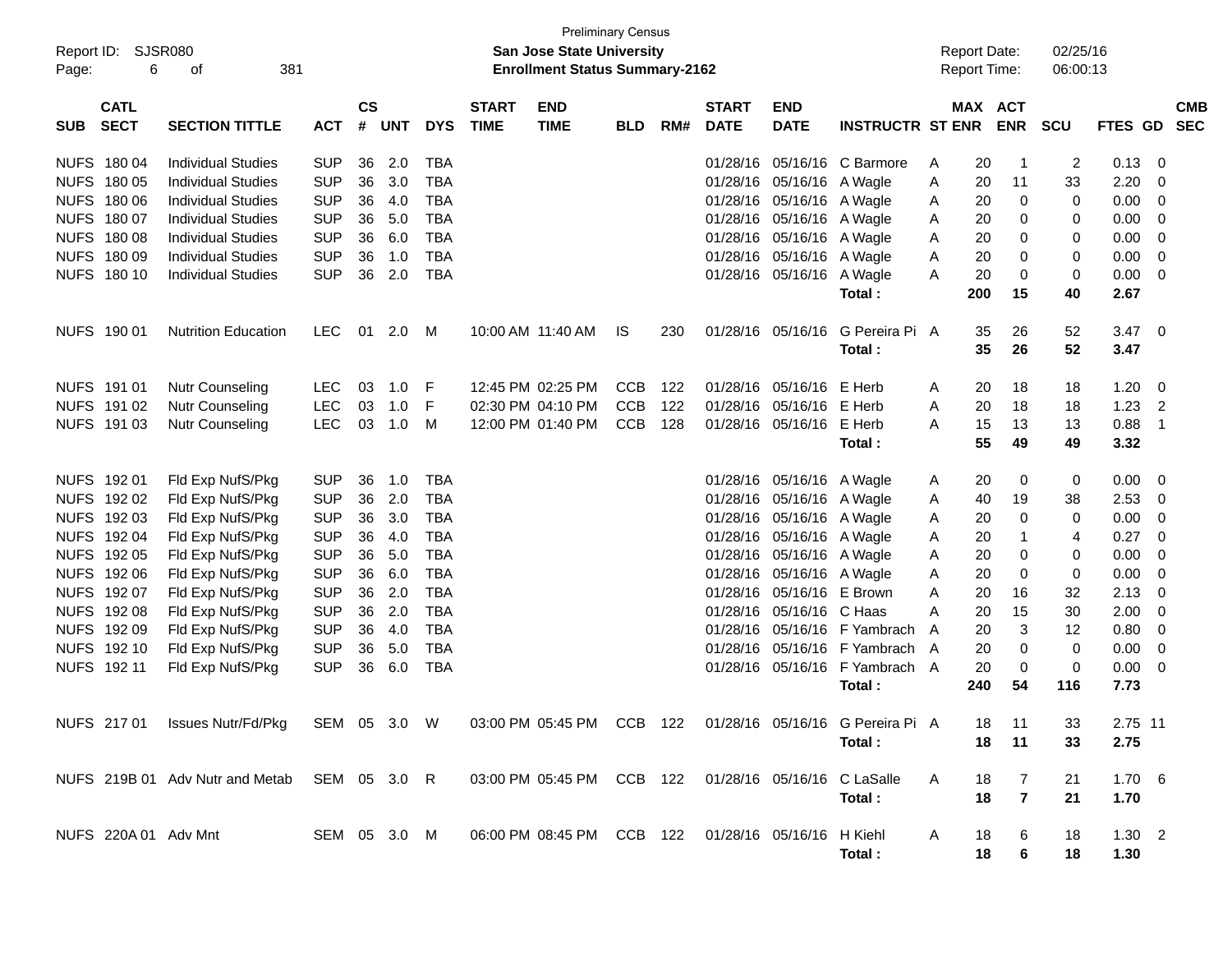Preliminary Census

**San Jose State University**

**Enrollment Status Summary-2162**

Report ID: SJSR080

Report Date: 02/25/16

Report Time: 06:00:13

| SUB | CATL SECT | SECTION TITTLE | ACT | CS # | UNT | DYS | START TIME | END TIME | BLD | RM# | START DATE | END DATE | INSTRUCTR | ST | MAX ENR | ACT ENR | SCU | FTES | GD | CMB SEC |
|---|---|---|---|---|---|---|---|---|---|---|---|---|---|---|---|---|---|---|---|---|
| NUFS | 180 04 | Individual Studies | SUP | 36 | 2.0 | TBA | | | | | 01/28/16 | 05/16/16 | C Barmore | A | 20 | 1 | 2 | 0.13 | 0 | |
| NUFS | 180 05 | Individual Studies | SUP | 36 | 3.0 | TBA | | | | | 01/28/16 | 05/16/16 | A Wagle | A | 20 | 11 | 33 | 2.20 | 0 | |
| NUFS | 180 06 | Individual Studies | SUP | 36 | 4.0 | TBA | | | | | 01/28/16 | 05/16/16 | A Wagle | A | 20 | 0 | 0 | 0.00 | 0 | |
| NUFS | 180 07 | Individual Studies | SUP | 36 | 5.0 | TBA | | | | | 01/28/16 | 05/16/16 | A Wagle | A | 20 | 0 | 0 | 0.00 | 0 | |
| NUFS | 180 08 | Individual Studies | SUP | 36 | 6.0 | TBA | | | | | 01/28/16 | 05/16/16 | A Wagle | A | 20 | 0 | 0 | 0.00 | 0 | |
| NUFS | 180 09 | Individual Studies | SUP | 36 | 1.0 | TBA | | | | | 01/28/16 | 05/16/16 | A Wagle | A | 20 | 0 | 0 | 0.00 | 0 | |
| NUFS | 180 10 | Individual Studies | SUP | 36 | 2.0 | TBA | | | | | 01/28/16 | 05/16/16 | A Wagle | A | 20 | 0 | 0 | 0.00 | 0 | |
| | | | | | | | | | | | | | **Total :** | | **200** | **15** | **40** | **2.67** | | |
| NUFS | 190 01 | Nutrition Education | LEC | 01 | 2.0 | M | 10:00 AM | 11:40 AM | IS | 230 | 01/28/16 | 05/16/16 | G Pereira Pi | A | 35 | 26 | 52 | 3.47 | 0 | |
| | | | | | | | | | | | | | **Total :** | | **35** | **26** | **52** | **3.47** | | |
| NUFS | 191 01 | Nutr Counseling | LEC | 03 | 1.0 | F | 12:45 PM | 02:25 PM | CCB | 122 | 01/28/16 | 05/16/16 | E Herb | A | 20 | 18 | 18 | 1.20 | 0 | |
| NUFS | 191 02 | Nutr Counseling | LEC | 03 | 1.0 | F | 02:30 PM | 04:10 PM | CCB | 122 | 01/28/16 | 05/16/16 | E Herb | A | 20 | 18 | 18 | 1.23 | 2 | |
| NUFS | 191 03 | Nutr Counseling | LEC | 03 | 1.0 | M | 12:00 PM | 01:40 PM | CCB | 128 | 01/28/16 | 05/16/16 | E Herb | A | 15 | 13 | 13 | 0.88 | 1 | |
| | | | | | | | | | | | | | **Total :** | | **55** | **49** | **49** | **3.32** | | |
| NUFS | 192 01 | Fld Exp NufS/Pkg | SUP | 36 | 1.0 | TBA | | | | | 01/28/16 | 05/16/16 | A Wagle | A | 20 | 0 | 0 | 0.00 | 0 | |
| NUFS | 192 02 | Fld Exp NufS/Pkg | SUP | 36 | 2.0 | TBA | | | | | 01/28/16 | 05/16/16 | A Wagle | A | 40 | 19 | 38 | 2.53 | 0 | |
| NUFS | 192 03 | Fld Exp NufS/Pkg | SUP | 36 | 3.0 | TBA | | | | | 01/28/16 | 05/16/16 | A Wagle | A | 20 | 0 | 0 | 0.00 | 0 | |
| NUFS | 192 04 | Fld Exp NufS/Pkg | SUP | 36 | 4.0 | TBA | | | | | 01/28/16 | 05/16/16 | A Wagle | A | 20 | 1 | 4 | 0.27 | 0 | |
| NUFS | 192 05 | Fld Exp NufS/Pkg | SUP | 36 | 5.0 | TBA | | | | | 01/28/16 | 05/16/16 | A Wagle | A | 20 | 0 | 0 | 0.00 | 0 | |
| NUFS | 192 06 | Fld Exp NufS/Pkg | SUP | 36 | 6.0 | TBA | | | | | 01/28/16 | 05/16/16 | A Wagle | A | 20 | 0 | 0 | 0.00 | 0 | |
| NUFS | 192 07 | Fld Exp NufS/Pkg | SUP | 36 | 2.0 | TBA | | | | | 01/28/16 | 05/16/16 | E Brown | A | 20 | 16 | 32 | 2.13 | 0 | |
| NUFS | 192 08 | Fld Exp NufS/Pkg | SUP | 36 | 2.0 | TBA | | | | | 01/28/16 | 05/16/16 | C Haas | A | 20 | 15 | 30 | 2.00 | 0 | |
| NUFS | 192 09 | Fld Exp NufS/Pkg | SUP | 36 | 4.0 | TBA | | | | | 01/28/16 | 05/16/16 | F Yambrach | A | 20 | 3 | 12 | 0.80 | 0 | |
| NUFS | 192 10 | Fld Exp NufS/Pkg | SUP | 36 | 5.0 | TBA | | | | | 01/28/16 | 05/16/16 | F Yambrach | A | 20 | 0 | 0 | 0.00 | 0 | |
| NUFS | 192 11 | Fld Exp NufS/Pkg | SUP | 36 | 6.0 | TBA | | | | | 01/28/16 | 05/16/16 | F Yambrach | A | 20 | 0 | 0 | 0.00 | 0 | |
| | | | | | | | | | | | | | **Total :** | | **240** | **54** | **116** | **7.73** | | |
| NUFS | 217 01 | Issues Nutr/Fd/Pkg | SEM | 05 | 3.0 | W | 03:00 PM | 05:45 PM | CCB | 122 | 01/28/16 | 05/16/16 | G Pereira Pi | A | 18 | 11 | 33 | 2.75 | 11 | |
| | | | | | | | | | | | | | **Total :** | | **18** | **11** | **33** | **2.75** | | |
| NUFS | 219B 01 | Adv Nutr and Metab | SEM | 05 | 3.0 | R | 03:00 PM | 05:45 PM | CCB | 122 | 01/28/16 | 05/16/16 | C LaSalle | A | 18 | 7 | 21 | 1.70 | 6 | |
| | | | | | | | | | | | | | **Total :** | | **18** | **7** | **21** | **1.70** | | |
| NUFS | 220A 01 | Adv Mnt | SEM | 05 | 3.0 | M | 06:00 PM | 08:45 PM | CCB | 122 | 01/28/16 | 05/16/16 | H Kiehl | A | 18 | 6 | 18 | 1.30 | 2 | |
| | | | | | | | | | | | | | **Total :** | | **18** | **6** | **18** | **1.30** | | |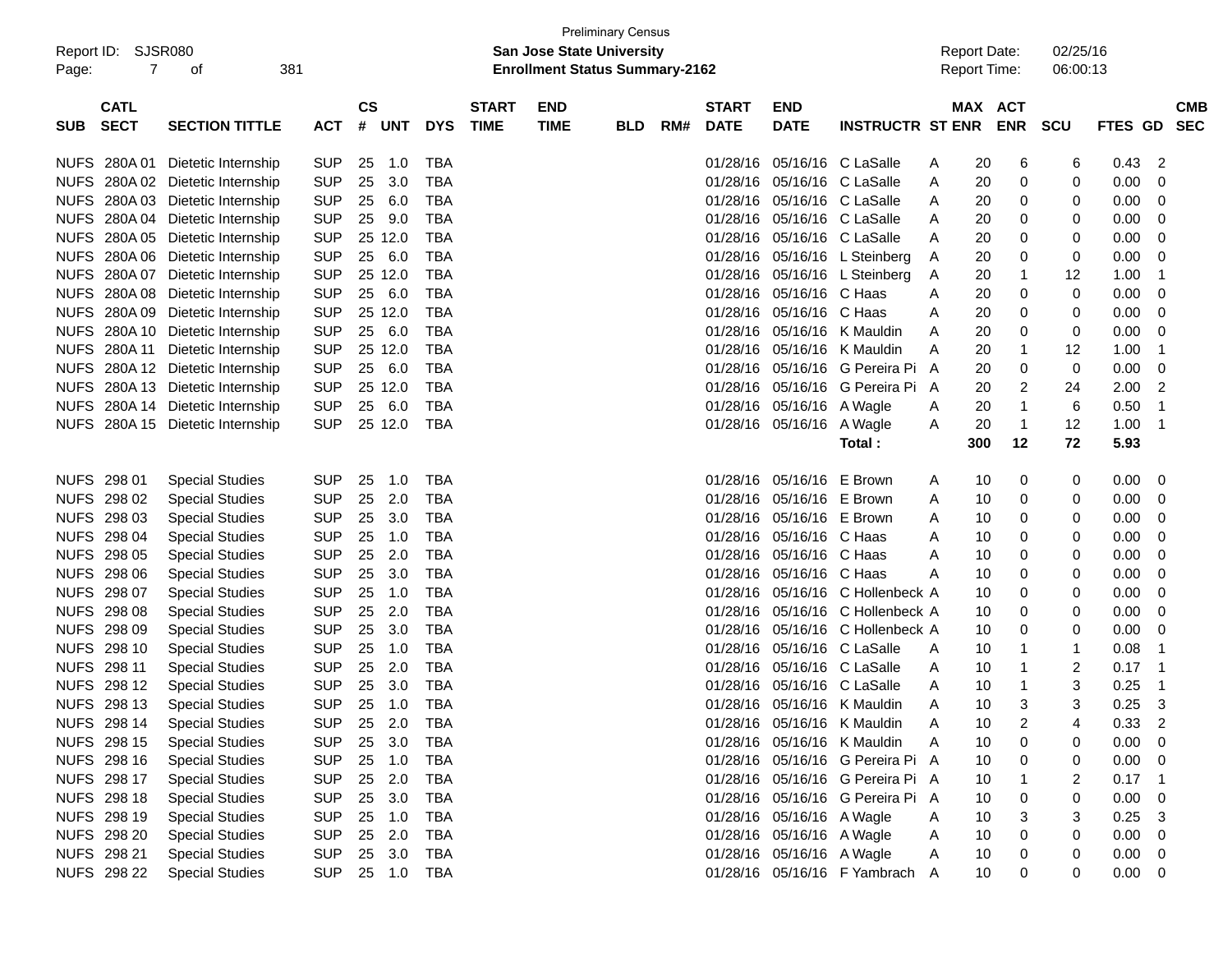Preliminary Census

**San Jose State University**

**Enrollment Status Summary-2162**

Report ID: SJSR080

Report Date: 02/25/16

Report Time: 06:00:13

| SUB | CATL SECT | SECTION TITTLE | ACT | CS # | UNT | DYS | START TIME | END TIME | BLD | RM# | START DATE | END DATE | INSTRUCTR | ST | MAX ENR | ACT ENR | SCU | FTES | GD | CMB SEC |
|---|---|---|---|---|---|---|---|---|---|---|---|---|---|---|---|---|---|---|---|---|
| NUFS | 280A 01 | Dietetic Internship | SUP | 25 | 1.0 | TBA | | | | | 01/28/16 | 05/16/16 | C LaSalle | A | 20 | 6 | 6 | 0.43 | 2 | |
| NUFS | 280A 02 | Dietetic Internship | SUP | 25 | 3.0 | TBA | | | | | 01/28/16 | 05/16/16 | C LaSalle | A | 20 | 0 | 0 | 0.00 | 0 | |
| NUFS | 280A 03 | Dietetic Internship | SUP | 25 | 6.0 | TBA | | | | | 01/28/16 | 05/16/16 | C LaSalle | A | 20 | 0 | 0 | 0.00 | 0 | |
| NUFS | 280A 04 | Dietetic Internship | SUP | 25 | 9.0 | TBA | | | | | 01/28/16 | 05/16/16 | C LaSalle | A | 20 | 0 | 0 | 0.00 | 0 | |
| NUFS | 280A 05 | Dietetic Internship | SUP | 25 | 12.0 | TBA | | | | | 01/28/16 | 05/16/16 | C LaSalle | A | 20 | 0 | 0 | 0.00 | 0 | |
| NUFS | 280A 06 | Dietetic Internship | SUP | 25 | 6.0 | TBA | | | | | 01/28/16 | 05/16/16 | L Steinberg | A | 20 | 0 | 0 | 0.00 | 0 | |
| NUFS | 280A 07 | Dietetic Internship | SUP | 25 | 12.0 | TBA | | | | | 01/28/16 | 05/16/16 | L Steinberg | A | 20 | 1 | 12 | 1.00 | 1 | |
| NUFS | 280A 08 | Dietetic Internship | SUP | 25 | 6.0 | TBA | | | | | 01/28/16 | 05/16/16 | C Haas | A | 20 | 0 | 0 | 0.00 | 0 | |
| NUFS | 280A 09 | Dietetic Internship | SUP | 25 | 12.0 | TBA | | | | | 01/28/16 | 05/16/16 | C Haas | A | 20 | 0 | 0 | 0.00 | 0 | |
| NUFS | 280A 10 | Dietetic Internship | SUP | 25 | 6.0 | TBA | | | | | 01/28/16 | 05/16/16 | K Mauldin | A | 20 | 0 | 0 | 0.00 | 0 | |
| NUFS | 280A 11 | Dietetic Internship | SUP | 25 | 12.0 | TBA | | | | | 01/28/16 | 05/16/16 | K Mauldin | A | 20 | 1 | 12 | 1.00 | 1 | |
| NUFS | 280A 12 | Dietetic Internship | SUP | 25 | 6.0 | TBA | | | | | 01/28/16 | 05/16/16 | G Pereira Pi | A | 20 | 0 | 0 | 0.00 | 0 | |
| NUFS | 280A 13 | Dietetic Internship | SUP | 25 | 12.0 | TBA | | | | | 01/28/16 | 05/16/16 | G Pereira Pi | A | 20 | 2 | 24 | 2.00 | 2 | |
| NUFS | 280A 14 | Dietetic Internship | SUP | 25 | 6.0 | TBA | | | | | 01/28/16 | 05/16/16 | A Wagle | A | 20 | 1 | 6 | 0.50 | 1 | |
| NUFS | 280A 15 | Dietetic Internship | SUP | 25 | 12.0 | TBA | | | | | 01/28/16 | 05/16/16 | A Wagle | A | 20 | 1 | 12 | 1.00 | 1 | |
| | | | | | | | | | | | | | **Total :** | | **300** | **12** | **72** | **5.93** | | |
| NUFS | 298 01 | Special Studies | SUP | 25 | 1.0 | TBA | | | | | 01/28/16 | 05/16/16 | E Brown | A | 10 | 0 | 0 | 0.00 | 0 | |
| NUFS | 298 02 | Special Studies | SUP | 25 | 2.0 | TBA | | | | | 01/28/16 | 05/16/16 | E Brown | A | 10 | 0 | 0 | 0.00 | 0 | |
| NUFS | 298 03 | Special Studies | SUP | 25 | 3.0 | TBA | | | | | 01/28/16 | 05/16/16 | E Brown | A | 10 | 0 | 0 | 0.00 | 0 | |
| NUFS | 298 04 | Special Studies | SUP | 25 | 1.0 | TBA | | | | | 01/28/16 | 05/16/16 | C Haas | A | 10 | 0 | 0 | 0.00 | 0 | |
| NUFS | 298 05 | Special Studies | SUP | 25 | 2.0 | TBA | | | | | 01/28/16 | 05/16/16 | C Haas | A | 10 | 0 | 0 | 0.00 | 0 | |
| NUFS | 298 06 | Special Studies | SUP | 25 | 3.0 | TBA | | | | | 01/28/16 | 05/16/16 | C Haas | A | 10 | 0 | 0 | 0.00 | 0 | |
| NUFS | 298 07 | Special Studies | SUP | 25 | 1.0 | TBA | | | | | 01/28/16 | 05/16/16 | C Hollenbeck | A | 10 | 0 | 0 | 0.00 | 0 | |
| NUFS | 298 08 | Special Studies | SUP | 25 | 2.0 | TBA | | | | | 01/28/16 | 05/16/16 | C Hollenbeck | A | 10 | 0 | 0 | 0.00 | 0 | |
| NUFS | 298 09 | Special Studies | SUP | 25 | 3.0 | TBA | | | | | 01/28/16 | 05/16/16 | C Hollenbeck | A | 10 | 0 | 0 | 0.00 | 0 | |
| NUFS | 298 10 | Special Studies | SUP | 25 | 1.0 | TBA | | | | | 01/28/16 | 05/16/16 | C LaSalle | A | 10 | 1 | 1 | 0.08 | 1 | |
| NUFS | 298 11 | Special Studies | SUP | 25 | 2.0 | TBA | | | | | 01/28/16 | 05/16/16 | C LaSalle | A | 10 | 1 | 2 | 0.17 | 1 | |
| NUFS | 298 12 | Special Studies | SUP | 25 | 3.0 | TBA | | | | | 01/28/16 | 05/16/16 | C LaSalle | A | 10 | 1 | 3 | 0.25 | 1 | |
| NUFS | 298 13 | Special Studies | SUP | 25 | 1.0 | TBA | | | | | 01/28/16 | 05/16/16 | K Mauldin | A | 10 | 3 | 3 | 0.25 | 3 | |
| NUFS | 298 14 | Special Studies | SUP | 25 | 2.0 | TBA | | | | | 01/28/16 | 05/16/16 | K Mauldin | A | 10 | 2 | 4 | 0.33 | 2 | |
| NUFS | 298 15 | Special Studies | SUP | 25 | 3.0 | TBA | | | | | 01/28/16 | 05/16/16 | K Mauldin | A | 10 | 0 | 0 | 0.00 | 0 | |
| NUFS | 298 16 | Special Studies | SUP | 25 | 1.0 | TBA | | | | | 01/28/16 | 05/16/16 | G Pereira Pi | A | 10 | 0 | 0 | 0.00 | 0 | |
| NUFS | 298 17 | Special Studies | SUP | 25 | 2.0 | TBA | | | | | 01/28/16 | 05/16/16 | G Pereira Pi | A | 10 | 1 | 2 | 0.17 | 1 | |
| NUFS | 298 18 | Special Studies | SUP | 25 | 3.0 | TBA | | | | | 01/28/16 | 05/16/16 | G Pereira Pi | A | 10 | 0 | 0 | 0.00 | 0 | |
| NUFS | 298 19 | Special Studies | SUP | 25 | 1.0 | TBA | | | | | 01/28/16 | 05/16/16 | A Wagle | A | 10 | 3 | 3 | 0.25 | 3 | |
| NUFS | 298 20 | Special Studies | SUP | 25 | 2.0 | TBA | | | | | 01/28/16 | 05/16/16 | A Wagle | A | 10 | 0 | 0 | 0.00 | 0 | |
| NUFS | 298 21 | Special Studies | SUP | 25 | 3.0 | TBA | | | | | 01/28/16 | 05/16/16 | A Wagle | A | 10 | 0 | 0 | 0.00 | 0 | |
| NUFS | 298 22 | Special Studies | SUP | 25 | 1.0 | TBA | | | | | 01/28/16 | 05/16/16 | F Yambrach | A | 10 | 0 | 0 | 0.00 | 0 | |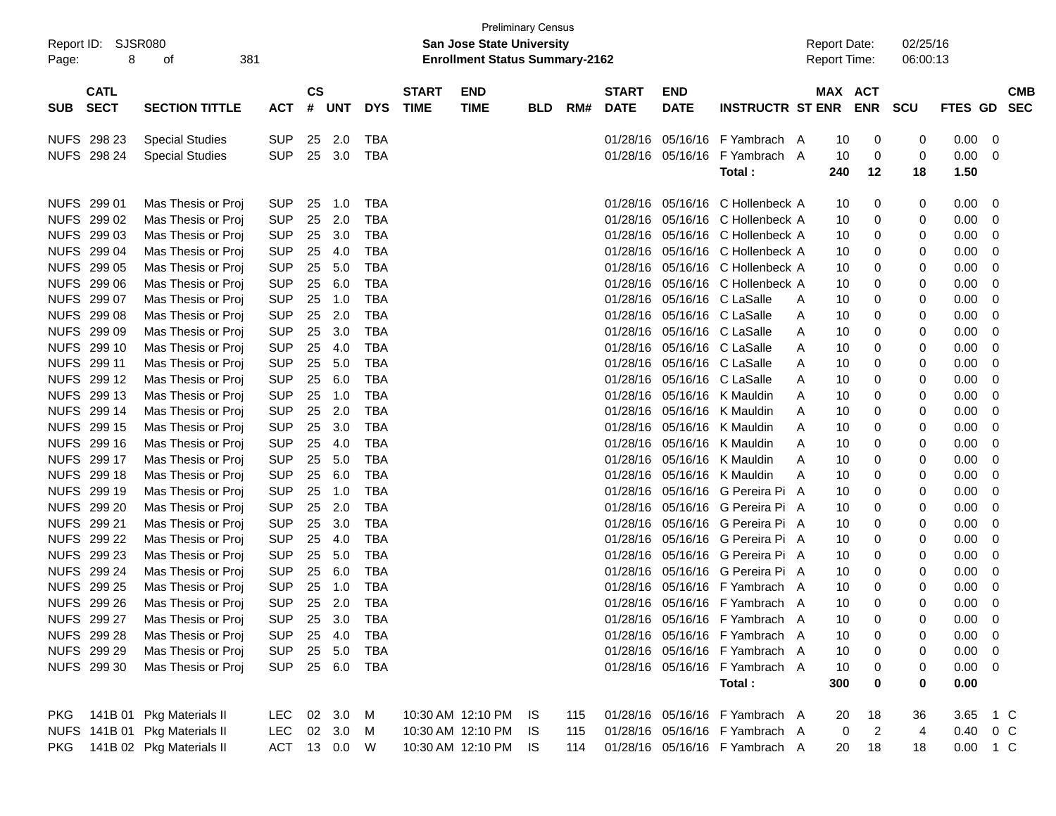Preliminary Census

Report ID: SJSR080

**San Jose State University**

**Enrollment Status Summary-2162**

Report Date: 02/25/16

Report Time: 06:00:13

| SUB | CATL SECT | SECTION TITTLE | ACT | CS # | UNT | DYS | START TIME | END TIME | BLD | RM# | START DATE | END DATE | INSTRUCTR | ST | MAX ENR | ACT ENR | SCU | FTES | GD | CMB SEC |
|---|---|---|---|---|---|---|---|---|---|---|---|---|---|---|---|---|---|---|---|---|
| NUFS | 298 23 | Special Studies | SUP | 25 | 2.0 | TBA | | | | | 01/28/16 | 05/16/16 | F Yambrach | A | 10 | 0 | 0 | 0.00 | 0 | |
| NUFS | 298 24 | Special Studies | SUP | 25 | 3.0 | TBA | | | | | 01/28/16 | 05/16/16 | F Yambrach | A | 10 | 0 | 0 | 0.00 | 0 | |
| | | | | | | | | | | | | | **Total :** | | **240** | **12** | **18** | **1.50** | | |
| NUFS | 299 01 | Mas Thesis or Proj | SUP | 25 | 1.0 | TBA | | | | | 01/28/16 | 05/16/16 | C Hollenbeck | A | 10 | 0 | 0 | 0.00 | 0 | |
| NUFS | 299 02 | Mas Thesis or Proj | SUP | 25 | 2.0 | TBA | | | | | 01/28/16 | 05/16/16 | C Hollenbeck | A | 10 | 0 | 0 | 0.00 | 0 | |
| NUFS | 299 03 | Mas Thesis or Proj | SUP | 25 | 3.0 | TBA | | | | | 01/28/16 | 05/16/16 | C Hollenbeck | A | 10 | 0 | 0 | 0.00 | 0 | |
| NUFS | 299 04 | Mas Thesis or Proj | SUP | 25 | 4.0 | TBA | | | | | 01/28/16 | 05/16/16 | C Hollenbeck | A | 10 | 0 | 0 | 0.00 | 0 | |
| NUFS | 299 05 | Mas Thesis or Proj | SUP | 25 | 5.0 | TBA | | | | | 01/28/16 | 05/16/16 | C Hollenbeck | A | 10 | 0 | 0 | 0.00 | 0 | |
| NUFS | 299 06 | Mas Thesis or Proj | SUP | 25 | 6.0 | TBA | | | | | 01/28/16 | 05/16/16 | C Hollenbeck | A | 10 | 0 | 0 | 0.00 | 0 | |
| NUFS | 299 07 | Mas Thesis or Proj | SUP | 25 | 1.0 | TBA | | | | | 01/28/16 | 05/16/16 | C LaSalle | A | 10 | 0 | 0 | 0.00 | 0 | |
| NUFS | 299 08 | Mas Thesis or Proj | SUP | 25 | 2.0 | TBA | | | | | 01/28/16 | 05/16/16 | C LaSalle | A | 10 | 0 | 0 | 0.00 | 0 | |
| NUFS | 299 09 | Mas Thesis or Proj | SUP | 25 | 3.0 | TBA | | | | | 01/28/16 | 05/16/16 | C LaSalle | A | 10 | 0 | 0 | 0.00 | 0 | |
| NUFS | 299 10 | Mas Thesis or Proj | SUP | 25 | 4.0 | TBA | | | | | 01/28/16 | 05/16/16 | C LaSalle | A | 10 | 0 | 0 | 0.00 | 0 | |
| NUFS | 299 11 | Mas Thesis or Proj | SUP | 25 | 5.0 | TBA | | | | | 01/28/16 | 05/16/16 | C LaSalle | A | 10 | 0 | 0 | 0.00 | 0 | |
| NUFS | 299 12 | Mas Thesis or Proj | SUP | 25 | 6.0 | TBA | | | | | 01/28/16 | 05/16/16 | C LaSalle | A | 10 | 0 | 0 | 0.00 | 0 | |
| NUFS | 299 13 | Mas Thesis or Proj | SUP | 25 | 1.0 | TBA | | | | | 01/28/16 | 05/16/16 | K Mauldin | A | 10 | 0 | 0 | 0.00 | 0 | |
| NUFS | 299 14 | Mas Thesis or Proj | SUP | 25 | 2.0 | TBA | | | | | 01/28/16 | 05/16/16 | K Mauldin | A | 10 | 0 | 0 | 0.00 | 0 | |
| NUFS | 299 15 | Mas Thesis or Proj | SUP | 25 | 3.0 | TBA | | | | | 01/28/16 | 05/16/16 | K Mauldin | A | 10 | 0 | 0 | 0.00 | 0 | |
| NUFS | 299 16 | Mas Thesis or Proj | SUP | 25 | 4.0 | TBA | | | | | 01/28/16 | 05/16/16 | K Mauldin | A | 10 | 0 | 0 | 0.00 | 0 | |
| NUFS | 299 17 | Mas Thesis or Proj | SUP | 25 | 5.0 | TBA | | | | | 01/28/16 | 05/16/16 | K Mauldin | A | 10 | 0 | 0 | 0.00 | 0 | |
| NUFS | 299 18 | Mas Thesis or Proj | SUP | 25 | 6.0 | TBA | | | | | 01/28/16 | 05/16/16 | K Mauldin | A | 10 | 0 | 0 | 0.00 | 0 | |
| NUFS | 299 19 | Mas Thesis or Proj | SUP | 25 | 1.0 | TBA | | | | | 01/28/16 | 05/16/16 | G Pereira Pi | A | 10 | 0 | 0 | 0.00 | 0 | |
| NUFS | 299 20 | Mas Thesis or Proj | SUP | 25 | 2.0 | TBA | | | | | 01/28/16 | 05/16/16 | G Pereira Pi | A | 10 | 0 | 0 | 0.00 | 0 | |
| NUFS | 299 21 | Mas Thesis or Proj | SUP | 25 | 3.0 | TBA | | | | | 01/28/16 | 05/16/16 | G Pereira Pi | A | 10 | 0 | 0 | 0.00 | 0 | |
| NUFS | 299 22 | Mas Thesis or Proj | SUP | 25 | 4.0 | TBA | | | | | 01/28/16 | 05/16/16 | G Pereira Pi | A | 10 | 0 | 0 | 0.00 | 0 | |
| NUFS | 299 23 | Mas Thesis or Proj | SUP | 25 | 5.0 | TBA | | | | | 01/28/16 | 05/16/16 | G Pereira Pi | A | 10 | 0 | 0 | 0.00 | 0 | |
| NUFS | 299 24 | Mas Thesis or Proj | SUP | 25 | 6.0 | TBA | | | | | 01/28/16 | 05/16/16 | G Pereira Pi | A | 10 | 0 | 0 | 0.00 | 0 | |
| NUFS | 299 25 | Mas Thesis or Proj | SUP | 25 | 1.0 | TBA | | | | | 01/28/16 | 05/16/16 | F Yambrach | A | 10 | 0 | 0 | 0.00 | 0 | |
| NUFS | 299 26 | Mas Thesis or Proj | SUP | 25 | 2.0 | TBA | | | | | 01/28/16 | 05/16/16 | F Yambrach | A | 10 | 0 | 0 | 0.00 | 0 | |
| NUFS | 299 27 | Mas Thesis or Proj | SUP | 25 | 3.0 | TBA | | | | | 01/28/16 | 05/16/16 | F Yambrach | A | 10 | 0 | 0 | 0.00 | 0 | |
| NUFS | 299 28 | Mas Thesis or Proj | SUP | 25 | 4.0 | TBA | | | | | 01/28/16 | 05/16/16 | F Yambrach | A | 10 | 0 | 0 | 0.00 | 0 | |
| NUFS | 299 29 | Mas Thesis or Proj | SUP | 25 | 5.0 | TBA | | | | | 01/28/16 | 05/16/16 | F Yambrach | A | 10 | 0 | 0 | 0.00 | 0 | |
| NUFS | 299 30 | Mas Thesis or Proj | SUP | 25 | 6.0 | TBA | | | | | 01/28/16 | 05/16/16 | F Yambrach | A | 10 | 0 | 0 | 0.00 | 0 | |
| | | | | | | | | | | | | | **Total :** | | **300** | **0** | **0** | **0.00** | | |
| PKG | 141B 01 | Pkg Materials II | LEC | 02 | 3.0 | M | 10:30 AM | 12:10 PM | IS | 115 | 01/28/16 | 05/16/16 | F Yambrach | A | 20 | 18 | 36 | 3.65 | 1 | C |
| NUFS | 141B 01 | Pkg Materials II | LEC | 02 | 3.0 | M | 10:30 AM | 12:10 PM | IS | 115 | 01/28/16 | 05/16/16 | F Yambrach | A | 0 | 2 | 4 | 0.40 | 0 | C |
| PKG | 141B 02 | Pkg Materials II | ACT | 13 | 0.0 | W | 10:30 AM | 12:10 PM | IS | 114 | 01/28/16 | 05/16/16 | F Yambrach | A | 20 | 18 | 18 | 0.00 | 1 | C |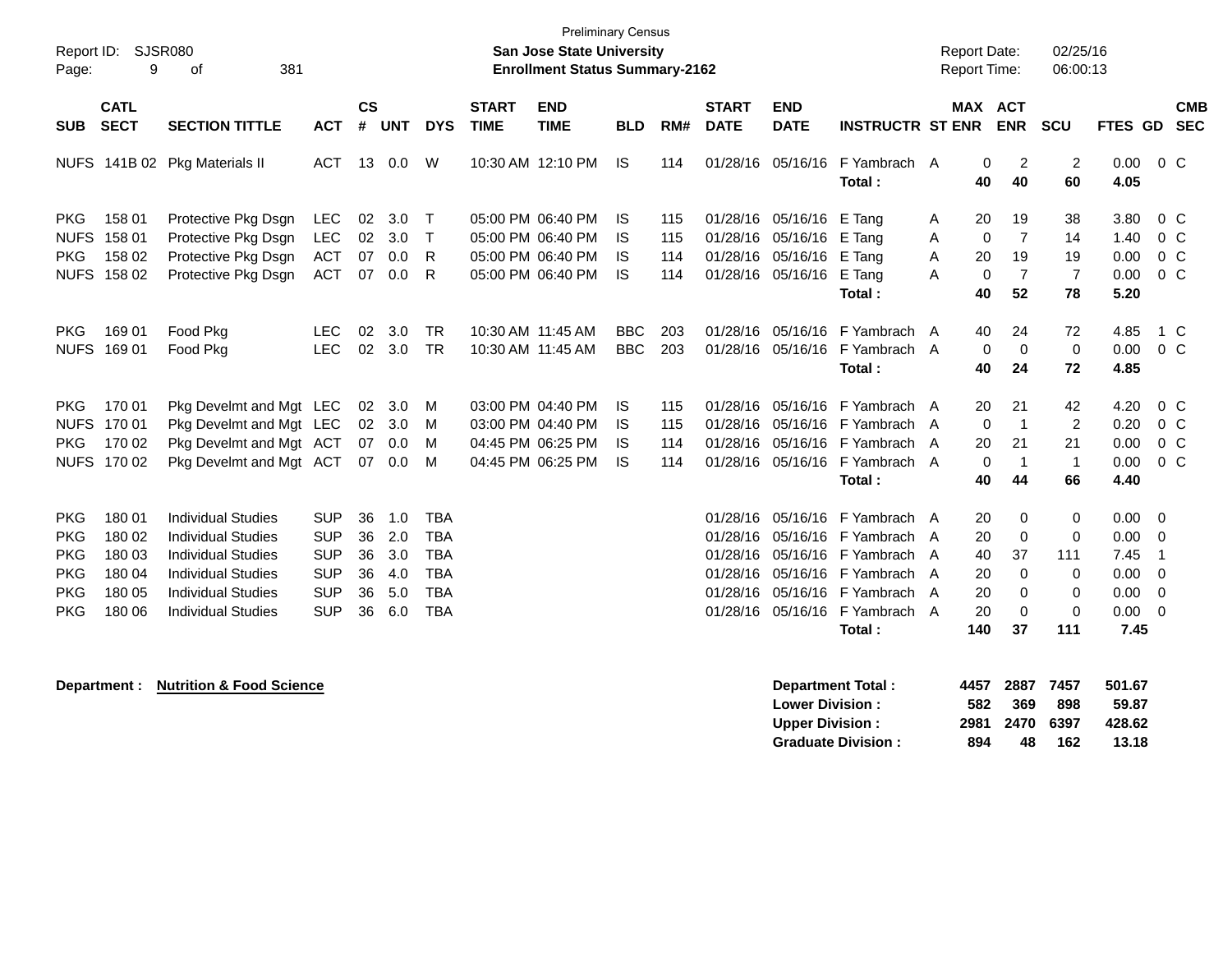Preliminary Census

**San Jose State University**

**Enrollment Status Summary-2162**

Report ID: SJSR080
Report Date: 02/25/16
Report Time: 06:00:13

| SUB | CATL SECT | SECTION TITTLE | ACT | CS # | UNT | DYS | START TIME | END TIME | BLD | RM# | START DATE | END DATE | INSTRUCTR | ST | MAX ENR | ACT ENR | SCU | FTES | GD | CMB SEC |
|---|---|---|---|---|---|---|---|---|---|---|---|---|---|---|---|---|---|---|---|---|
| NUFS | 141B 02 | Pkg Materials II | ACT | 13 | 0.0 | W | 10:30 AM | 12:10 PM | IS | 114 | 01/28/16 | 05/16/16 | F Yambrach | A | 0 | 2 | 2 | 0.00 | 0 | C |
| | | | | | | | | | | | | | **Total :** | | **40** | **40** | **60** | **4.05** | | |
| PKG | 158 01 | Protective Pkg Dsgn | LEC | 02 | 3.0 | T | 05:00 PM | 06:40 PM | IS | 115 | 01/28/16 | 05/16/16 | E Tang | A | 20 | 19 | 38 | 3.80 | 0 | C |
| NUFS | 158 01 | Protective Pkg Dsgn | LEC | 02 | 3.0 | T | 05:00 PM | 06:40 PM | IS | 115 | 01/28/16 | 05/16/16 | E Tang | A | 0 | 7 | 14 | 1.40 | 0 | C |
| PKG | 158 02 | Protective Pkg Dsgn | ACT | 07 | 0.0 | R | 05:00 PM | 06:40 PM | IS | 114 | 01/28/16 | 05/16/16 | E Tang | A | 20 | 19 | 19 | 0.00 | 0 | C |
| NUFS | 158 02 | Protective Pkg Dsgn | ACT | 07 | 0.0 | R | 05:00 PM | 06:40 PM | IS | 114 | 01/28/16 | 05/16/16 | E Tang | A | 0 | 7 | 7 | 0.00 | 0 | C |
| | | | | | | | | | | | | | **Total :** | | **40** | **52** | **78** | **5.20** | | |
| PKG | 169 01 | Food Pkg | LEC | 02 | 3.0 | TR | 10:30 AM | 11:45 AM | BBC | 203 | 01/28/16 | 05/16/16 | F Yambrach | A | 40 | 24 | 72 | 4.85 | 1 | C |
| NUFS | 169 01 | Food Pkg | LEC | 02 | 3.0 | TR | 10:30 AM | 11:45 AM | BBC | 203 | 01/28/16 | 05/16/16 | F Yambrach | A | 0 | 0 | 0 | 0.00 | 0 | C |
| | | | | | | | | | | | | | **Total :** | | **40** | **24** | **72** | **4.85** | | |
| PKG | 170 01 | Pkg Develmt and Mgt | LEC | 02 | 3.0 | M | 03:00 PM | 04:40 PM | IS | 115 | 01/28/16 | 05/16/16 | F Yambrach | A | 20 | 21 | 42 | 4.20 | 0 | C |
| NUFS | 170 01 | Pkg Develmt and Mgt | LEC | 02 | 3.0 | M | 03:00 PM | 04:40 PM | IS | 115 | 01/28/16 | 05/16/16 | F Yambrach | A | 0 | 1 | 2 | 0.20 | 0 | C |
| PKG | 170 02 | Pkg Develmt and Mgt | ACT | 07 | 0.0 | M | 04:45 PM | 06:25 PM | IS | 114 | 01/28/16 | 05/16/16 | F Yambrach | A | 20 | 21 | 21 | 0.00 | 0 | C |
| NUFS | 170 02 | Pkg Develmt and Mgt | ACT | 07 | 0.0 | M | 04:45 PM | 06:25 PM | IS | 114 | 01/28/16 | 05/16/16 | F Yambrach | A | 0 | 1 | 1 | 0.00 | 0 | C |
| | | | | | | | | | | | | | **Total :** | | **40** | **44** | **66** | **4.40** | | |
| PKG | 180 01 | Individual Studies | SUP | 36 | 1.0 | TBA | | | | | 01/28/16 | 05/16/16 | F Yambrach | A | 20 | 0 | 0 | 0.00 | 0 | |
| PKG | 180 02 | Individual Studies | SUP | 36 | 2.0 | TBA | | | | | 01/28/16 | 05/16/16 | F Yambrach | A | 20 | 0 | 0 | 0.00 | 0 | |
| PKG | 180 03 | Individual Studies | SUP | 36 | 3.0 | TBA | | | | | 01/28/16 | 05/16/16 | F Yambrach | A | 40 | 37 | 111 | 7.45 | 1 | |
| PKG | 180 04 | Individual Studies | SUP | 36 | 4.0 | TBA | | | | | 01/28/16 | 05/16/16 | F Yambrach | A | 20 | 0 | 0 | 0.00 | 0 | |
| PKG | 180 05 | Individual Studies | SUP | 36 | 5.0 | TBA | | | | | 01/28/16 | 05/16/16 | F Yambrach | A | 20 | 0 | 0 | 0.00 | 0 | |
| PKG | 180 06 | Individual Studies | SUP | 36 | 6.0 | TBA | | | | | 01/28/16 | 05/16/16 | F Yambrach | A | 20 | 0 | 0 | 0.00 | 0 | |
| | | | | | | | | | | | | | **Total :** | | **140** | **37** | **111** | **7.45** | | |

**Department :** **Nutrition & Food Science**

| | MAX ENR | ACT ENR | SCU | FTES |
|---|---|---|---|---|
| **Department Total :** | **4457** | **2887** | **7457** | **501.67** |
| **Lower Division :** | **582** | **369** | **898** | **59.87** |
| **Upper Division :** | **2981** | **2470** | **6397** | **428.62** |
| **Graduate Division :** | **894** | **48** | **162** | **13.18** |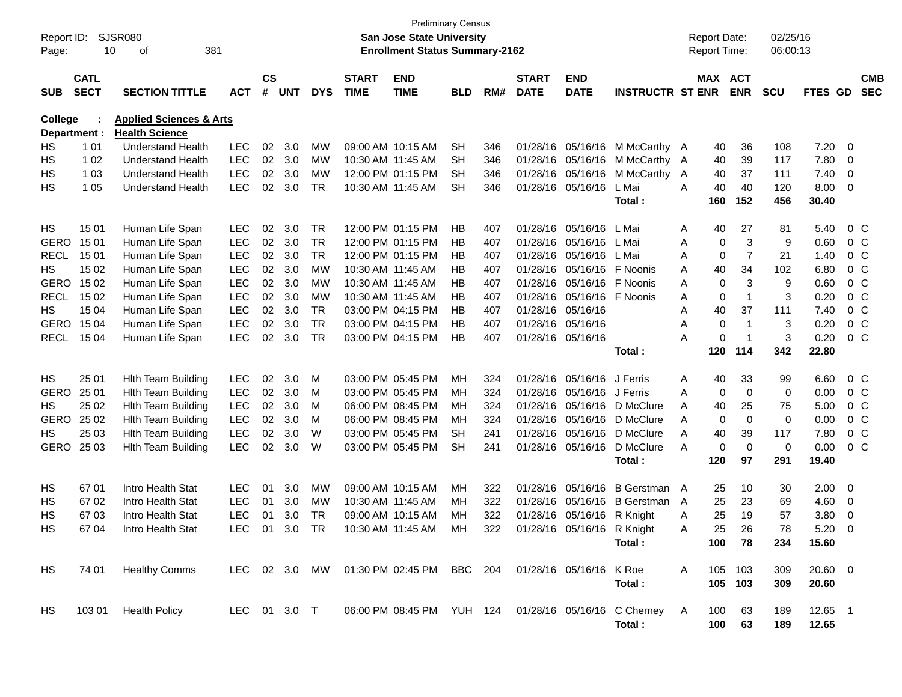Preliminary Census

**San Jose State University**

**Enrollment Status Summary-2162**

Report ID: SJSR080

Report Date: 02/25/16

Report Time: 06:00:13

| SUB | CATL SECT | SECTION TITTLE | ACT | CS # | UNT | DYS | START TIME | END TIME | BLD | RM# | START DATE | END DATE | INSTRUCTR | ST | MAX ENR | ACT ENR | SCU | FTES | GD | CMB SEC |
|---|---|---|---|---|---|---|---|---|---|---|---|---|---|---|---|---|---|---|---|---|
| **College** | : | **Applied Sciences & Arts** | | | | | | | | | | | | | | | | | | |
| **Department :** | | **Health Science** | | | | | | | | | | | | | | | | | | |
| HS | 1 01 | Understand Health | LEC | 02 | 3.0 | MW | 09:00 AM | 10:15 AM | SH | 346 | 01/28/16 | 05/16/16 | M McCarthy | A | 40 | 36 | 108 | 7.20 | 0 | |
| HS | 1 02 | Understand Health | LEC | 02 | 3.0 | MW | 10:30 AM | 11:45 AM | SH | 346 | 01/28/16 | 05/16/16 | M McCarthy | A | 40 | 39 | 117 | 7.80 | 0 | |
| HS | 1 03 | Understand Health | LEC | 02 | 3.0 | MW | 12:00 PM | 01:15 PM | SH | 346 | 01/28/16 | 05/16/16 | M McCarthy | A | 40 | 37 | 111 | 7.40 | 0 | |
| HS | 1 05 | Understand Health | LEC | 02 | 3.0 | TR | 10:30 AM | 11:45 AM | SH | 346 | 01/28/16 | 05/16/16 | L Mai | A | 40 | 40 | 120 | 8.00 | 0 | |
| | | | | | | | | | | | | | **Total :** | | **160** | **152** | **456** | **30.40** | | |
| HS | 15 01 | Human Life Span | LEC | 02 | 3.0 | TR | 12:00 PM | 01:15 PM | HB | 407 | 01/28/16 | 05/16/16 | L Mai | A | 40 | 27 | 81 | 5.40 | 0 | C |
| GERO | 15 01 | Human Life Span | LEC | 02 | 3.0 | TR | 12:00 PM | 01:15 PM | HB | 407 | 01/28/16 | 05/16/16 | L Mai | A | 0 | 3 | 9 | 0.60 | 0 | C |
| RECL | 15 01 | Human Life Span | LEC | 02 | 3.0 | TR | 12:00 PM | 01:15 PM | HB | 407 | 01/28/16 | 05/16/16 | L Mai | A | 0 | 7 | 21 | 1.40 | 0 | C |
| HS | 15 02 | Human Life Span | LEC | 02 | 3.0 | MW | 10:30 AM | 11:45 AM | HB | 407 | 01/28/16 | 05/16/16 | F Noonis | A | 40 | 34 | 102 | 6.80 | 0 | C |
| GERO | 15 02 | Human Life Span | LEC | 02 | 3.0 | MW | 10:30 AM | 11:45 AM | HB | 407 | 01/28/16 | 05/16/16 | F Noonis | A | 0 | 3 | 9 | 0.60 | 0 | C |
| RECL | 15 02 | Human Life Span | LEC | 02 | 3.0 | MW | 10:30 AM | 11:45 AM | HB | 407 | 01/28/16 | 05/16/16 | F Noonis | A | 0 | 1 | 3 | 0.20 | 0 | C |
| HS | 15 04 | Human Life Span | LEC | 02 | 3.0 | TR | 03:00 PM | 04:15 PM | HB | 407 | 01/28/16 | 05/16/16 | | A | 40 | 37 | 111 | 7.40 | 0 | C |
| GERO | 15 04 | Human Life Span | LEC | 02 | 3.0 | TR | 03:00 PM | 04:15 PM | HB | 407 | 01/28/16 | 05/16/16 | | A | 0 | 1 | 3 | 0.20 | 0 | C |
| RECL | 15 04 | Human Life Span | LEC | 02 | 3.0 | TR | 03:00 PM | 04:15 PM | HB | 407 | 01/28/16 | 05/16/16 | | A | 0 | 1 | 3 | 0.20 | 0 | C |
| | | | | | | | | | | | | | **Total :** | | **120** | **114** | **342** | **22.80** | | |
| HS | 25 01 | Hlth Team Building | LEC | 02 | 3.0 | M | 03:00 PM | 05:45 PM | MH | 324 | 01/28/16 | 05/16/16 | J Ferris | A | 40 | 33 | 99 | 6.60 | 0 | C |
| GERO | 25 01 | Hlth Team Building | LEC | 02 | 3.0 | M | 03:00 PM | 05:45 PM | MH | 324 | 01/28/16 | 05/16/16 | J Ferris | A | 0 | 0 | 0 | 0.00 | 0 | C |
| HS | 25 02 | Hlth Team Building | LEC | 02 | 3.0 | M | 06:00 PM | 08:45 PM | MH | 324 | 01/28/16 | 05/16/16 | D McClure | A | 40 | 25 | 75 | 5.00 | 0 | C |
| GERO | 25 02 | Hlth Team Building | LEC | 02 | 3.0 | M | 06:00 PM | 08:45 PM | MH | 324 | 01/28/16 | 05/16/16 | D McClure | A | 0 | 0 | 0 | 0.00 | 0 | C |
| HS | 25 03 | Hlth Team Building | LEC | 02 | 3.0 | W | 03:00 PM | 05:45 PM | SH | 241 | 01/28/16 | 05/16/16 | D McClure | A | 40 | 39 | 117 | 7.80 | 0 | C |
| GERO | 25 03 | Hlth Team Building | LEC | 02 | 3.0 | W | 03:00 PM | 05:45 PM | SH | 241 | 01/28/16 | 05/16/16 | D McClure | A | 0 | 0 | 0 | 0.00 | 0 | C |
| | | | | | | | | | | | | | **Total :** | | **120** | **97** | **291** | **19.40** | | |
| HS | 67 01 | Intro Health Stat | LEC | 01 | 3.0 | MW | 09:00 AM | 10:15 AM | MH | 322 | 01/28/16 | 05/16/16 | B Gerstman | A | 25 | 10 | 30 | 2.00 | 0 | |
| HS | 67 02 | Intro Health Stat | LEC | 01 | 3.0 | MW | 10:30 AM | 11:45 AM | MH | 322 | 01/28/16 | 05/16/16 | B Gerstman | A | 25 | 23 | 69 | 4.60 | 0 | |
| HS | 67 03 | Intro Health Stat | LEC | 01 | 3.0 | TR | 09:00 AM | 10:15 AM | MH | 322 | 01/28/16 | 05/16/16 | R Knight | A | 25 | 19 | 57 | 3.80 | 0 | |
| HS | 67 04 | Intro Health Stat | LEC | 01 | 3.0 | TR | 10:30 AM | 11:45 AM | MH | 322 | 01/28/16 | 05/16/16 | R Knight | A | 25 | 26 | 78 | 5.20 | 0 | |
| | | | | | | | | | | | | | **Total :** | | **100** | **78** | **234** | **15.60** | | |
| HS | 74 01 | Healthy Comms | LEC | 02 | 3.0 | MW | 01:30 PM | 02:45 PM | BBC | 204 | 01/28/16 | 05/16/16 | K Roe | A | 105 | 103 | 309 | 20.60 | 0 | |
| | | | | | | | | | | | | | **Total :** | | **105** | **103** | **309** | **20.60** | | |
| HS | 103 01 | Health Policy | LEC | 01 | 3.0 | T | 06:00 PM | 08:45 PM | YUH | 124 | 01/28/16 | 05/16/16 | C Cherney | A | 100 | 63 | 189 | 12.65 | 1 | |
| | | | | | | | | | | | | | **Total :** | | **100** | **63** | **189** | **12.65** | | |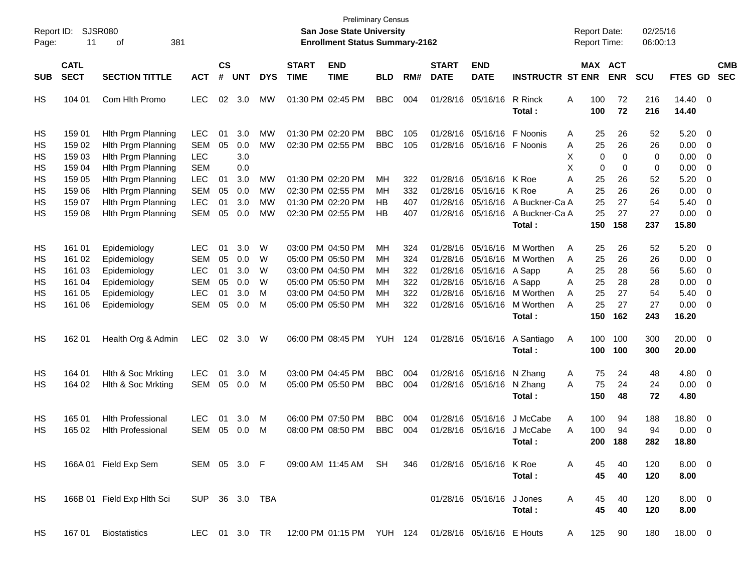Preliminary Census
**San Jose State University**
**Enrollment Status Summary-2162**

Report ID: SJSR080
Report Date: 02/25/16
Report Time: 06:00:13

| SUB | CATL SECT | SECTION TITTLE | ACT | CS # | UNT | DYS | START TIME | END TIME | BLD | RM# | START DATE | END DATE | INSTRUCTR | ST | MAX ENR | ACT ENR | SCU | FTES | GD | CMB SEC |
|---|---|---|---|---|---|---|---|---|---|---|---|---|---|---|---|---|---|---|---|---|
| HS | 104 01 | Com Hlth Promo | LEC | 02 | 3.0 | MW | 01:30 PM | 02:45 PM | BBC | 004 | 01/28/16 | 05/16/16 | R Rinck | A | 100 | 72 | 216 | 14.40 | 0 | |
| | | | | | | | | | | | | | **Total :** | | **100** | **72** | **216** | **14.40** | | |
| HS | 159 01 | Hlth Prgm Planning | LEC | 01 | 3.0 | MW | 01:30 PM | 02:20 PM | BBC | 105 | 01/28/16 | 05/16/16 | F Noonis | A | 25 | 26 | 52 | 5.20 | 0 | |
| HS | 159 02 | Hlth Prgm Planning | SEM | 05 | 0.0 | MW | 02:30 PM | 02:55 PM | BBC | 105 | 01/28/16 | 05/16/16 | F Noonis | A | 25 | 26 | 26 | 0.00 | 0 | |
| HS | 159 03 | Hlth Prgm Planning | LEC | | 3.0 | | | | | | | | | X | 0 | 0 | 0 | 0.00 | 0 | |
| HS | 159 04 | Hlth Prgm Planning | SEM | | 0.0 | | | | | | | | | X | 0 | 0 | 0 | 0.00 | 0 | |
| HS | 159 05 | Hlth Prgm Planning | LEC | 01 | 3.0 | MW | 01:30 PM | 02:20 PM | MH | 322 | 01/28/16 | 05/16/16 | K Roe | A | 25 | 26 | 52 | 5.20 | 0 | |
| HS | 159 06 | Hlth Prgm Planning | SEM | 05 | 0.0 | MW | 02:30 PM | 02:55 PM | MH | 332 | 01/28/16 | 05/16/16 | K Roe | A | 25 | 26 | 26 | 0.00 | 0 | |
| HS | 159 07 | Hlth Prgm Planning | LEC | 01 | 3.0 | MW | 01:30 PM | 02:20 PM | HB | 407 | 01/28/16 | 05/16/16 | A Buckner-Ca | A | 25 | 27 | 54 | 5.40 | 0 | |
| HS | 159 08 | Hlth Prgm Planning | SEM | 05 | 0.0 | MW | 02:30 PM | 02:55 PM | HB | 407 | 01/28/16 | 05/16/16 | A Buckner-Ca | A | 25 | 27 | 27 | 0.00 | 0 | |
| | | | | | | | | | | | | | **Total :** | | **150** | **158** | **237** | **15.80** | | |
| HS | 161 01 | Epidemiology | LEC | 01 | 3.0 | W | 03:00 PM | 04:50 PM | MH | 324 | 01/28/16 | 05/16/16 | M Worthen | A | 25 | 26 | 52 | 5.20 | 0 | |
| HS | 161 02 | Epidemiology | SEM | 05 | 0.0 | W | 05:00 PM | 05:50 PM | MH | 324 | 01/28/16 | 05/16/16 | M Worthen | A | 25 | 26 | 26 | 0.00 | 0 | |
| HS | 161 03 | Epidemiology | LEC | 01 | 3.0 | W | 03:00 PM | 04:50 PM | MH | 322 | 01/28/16 | 05/16/16 | A Sapp | A | 25 | 28 | 56 | 5.60 | 0 | |
| HS | 161 04 | Epidemiology | SEM | 05 | 0.0 | W | 05:00 PM | 05:50 PM | MH | 322 | 01/28/16 | 05/16/16 | A Sapp | A | 25 | 28 | 28 | 0.00 | 0 | |
| HS | 161 05 | Epidemiology | LEC | 01 | 3.0 | M | 03:00 PM | 04:50 PM | MH | 322 | 01/28/16 | 05/16/16 | M Worthen | A | 25 | 27 | 54 | 5.40 | 0 | |
| HS | 161 06 | Epidemiology | SEM | 05 | 0.0 | M | 05:00 PM | 05:50 PM | MH | 322 | 01/28/16 | 05/16/16 | M Worthen | A | 25 | 27 | 27 | 0.00 | 0 | |
| | | | | | | | | | | | | | **Total :** | | **150** | **162** | **243** | **16.20** | | |
| HS | 162 01 | Health Org & Admin | LEC | 02 | 3.0 | W | 06:00 PM | 08:45 PM | YUH | 124 | 01/28/16 | 05/16/16 | A Santiago | A | 100 | 100 | 300 | 20.00 | 0 | |
| | | | | | | | | | | | | | **Total :** | | **100** | **100** | **300** | **20.00** | | |
| HS | 164 01 | Hlth & Soc Mrkting | LEC | 01 | 3.0 | M | 03:00 PM | 04:45 PM | BBC | 004 | 01/28/16 | 05/16/16 | N Zhang | A | 75 | 24 | 48 | 4.80 | 0 | |
| HS | 164 02 | Hlth & Soc Mrkting | SEM | 05 | 0.0 | M | 05:00 PM | 05:50 PM | BBC | 004 | 01/28/16 | 05/16/16 | N Zhang | A | 75 | 24 | 24 | 0.00 | 0 | |
| | | | | | | | | | | | | | **Total :** | | **150** | **48** | **72** | **4.80** | | |
| HS | 165 01 | Hlth Professional | LEC | 01 | 3.0 | M | 06:00 PM | 07:50 PM | BBC | 004 | 01/28/16 | 05/16/16 | J McCabe | A | 100 | 94 | 188 | 18.80 | 0 | |
| HS | 165 02 | Hlth Professional | SEM | 05 | 0.0 | M | 08:00 PM | 08:50 PM | BBC | 004 | 01/28/16 | 05/16/16 | J McCabe | A | 100 | 94 | 94 | 0.00 | 0 | |
| | | | | | | | | | | | | | **Total :** | | **200** | **188** | **282** | **18.80** | | |
| HS | 166A 01 | Field Exp Sem | SEM | 05 | 3.0 | F | 09:00 AM | 11:45 AM | SH | 346 | 01/28/16 | 05/16/16 | K Roe | A | 45 | 40 | 120 | 8.00 | 0 | |
| | | | | | | | | | | | | | **Total :** | | **45** | **40** | **120** | **8.00** | | |
| HS | 166B 01 | Field Exp Hlth Sci | SUP | 36 | 3.0 | TBA | | | | | 01/28/16 | 05/16/16 | J Jones | A | 45 | 40 | 120 | 8.00 | 0 | |
| | | | | | | | | | | | | | **Total :** | | **45** | **40** | **120** | **8.00** | | |
| HS | 167 01 | Biostatistics | LEC | 01 | 3.0 | TR | 12:00 PM | 01:15 PM | YUH | 124 | 01/28/16 | 05/16/16 | E Houts | A | 125 | 90 | 180 | 18.00 | 0 | |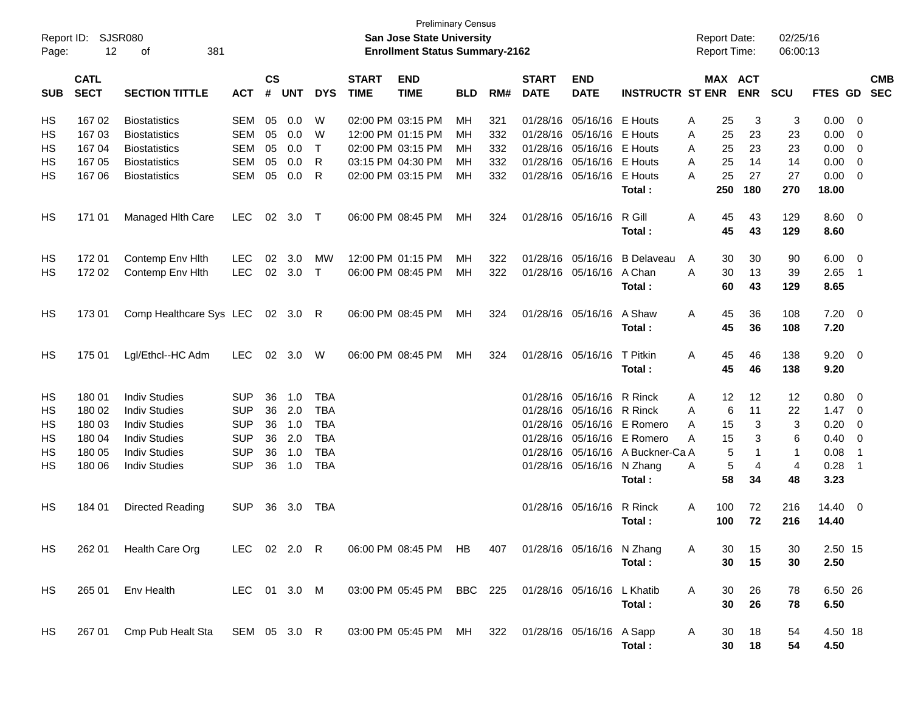Preliminary Census

**San Jose State University**

**Enrollment Status Summary-2162**

Report ID: SJSR080

Report Date: 02/25/16

Report Time: 06:00:13

| SUB | CATL SECT | SECTION TITTLE | ACT | CS # | UNT | DYS | START TIME | END TIME | BLD | RM# | START DATE | END DATE | INSTRUCTR | ST | MAX ENR | ACT ENR | SCU | FTES | GD | CMB SEC |
|---|---|---|---|---|---|---|---|---|---|---|---|---|---|---|---|---|---|---|---|---|
| HS | 167 02 | Biostatistics | SEM | 05 | 0.0 | W | 02:00 PM | 03:15 PM | MH | 321 | 01/28/16 | 05/16/16 | E Houts | A | 25 | 3 | 3 | 0.00 | 0 | |
| HS | 167 03 | Biostatistics | SEM | 05 | 0.0 | W | 12:00 PM | 01:15 PM | MH | 332 | 01/28/16 | 05/16/16 | E Houts | A | 25 | 23 | 23 | 0.00 | 0 | |
| HS | 167 04 | Biostatistics | SEM | 05 | 0.0 | T | 02:00 PM | 03:15 PM | MH | 332 | 01/28/16 | 05/16/16 | E Houts | A | 25 | 23 | 23 | 0.00 | 0 | |
| HS | 167 05 | Biostatistics | SEM | 05 | 0.0 | R | 03:15 PM | 04:30 PM | MH | 332 | 01/28/16 | 05/16/16 | E Houts | A | 25 | 14 | 14 | 0.00 | 0 | |
| HS | 167 06 | Biostatistics | SEM | 05 | 0.0 | R | 02:00 PM | 03:15 PM | MH | 332 | 01/28/16 | 05/16/16 | E Houts | A | 25 | 27 | 27 | 0.00 | 0 | |
| | | | | | | | | | | | | | **Total :** | | **250** | **180** | **270** | **18.00** | | |
| HS | 171 01 | Managed Hlth Care | LEC | 02 | 3.0 | T | 06:00 PM | 08:45 PM | MH | 324 | 01/28/16 | 05/16/16 | R Gill | A | 45 | 43 | 129 | 8.60 | 0 | |
| | | | | | | | | | | | | | **Total :** | | **45** | **43** | **129** | **8.60** | | |
| HS | 172 01 | Contemp Env Hlth | LEC | 02 | 3.0 | MW | 12:00 PM | 01:15 PM | MH | 322 | 01/28/16 | 05/16/16 | B Delaveau | A | 30 | 30 | 90 | 6.00 | 0 | |
| HS | 172 02 | Contemp Env Hlth | LEC | 02 | 3.0 | T | 06:00 PM | 08:45 PM | MH | 322 | 01/28/16 | 05/16/16 | A Chan | A | 30 | 13 | 39 | 2.65 | 1 | |
| | | | | | | | | | | | | | **Total :** | | **60** | **43** | **129** | **8.65** | | |
| HS | 173 01 | Comp Healthcare Sys | LEC | 02 | 3.0 | R | 06:00 PM | 08:45 PM | MH | 324 | 01/28/16 | 05/16/16 | A Shaw | A | 45 | 36 | 108 | 7.20 | 0 | |
| | | | | | | | | | | | | | **Total :** | | **45** | **36** | **108** | **7.20** | | |
| HS | 175 01 | Lgl/Ethcl--HC Adm | LEC | 02 | 3.0 | W | 06:00 PM | 08:45 PM | MH | 324 | 01/28/16 | 05/16/16 | T Pitkin | A | 45 | 46 | 138 | 9.20 | 0 | |
| | | | | | | | | | | | | | **Total :** | | **45** | **46** | **138** | **9.20** | | |
| HS | 180 01 | Indiv Studies | SUP | 36 | 1.0 | TBA | | | | | 01/28/16 | 05/16/16 | R Rinck | A | 12 | 12 | 12 | 0.80 | 0 | |
| HS | 180 02 | Indiv Studies | SUP | 36 | 2.0 | TBA | | | | | 01/28/16 | 05/16/16 | R Rinck | A | 6 | 11 | 22 | 1.47 | 0 | |
| HS | 180 03 | Indiv Studies | SUP | 36 | 1.0 | TBA | | | | | 01/28/16 | 05/16/16 | E Romero | A | 15 | 3 | 3 | 0.20 | 0 | |
| HS | 180 04 | Indiv Studies | SUP | 36 | 2.0 | TBA | | | | | 01/28/16 | 05/16/16 | E Romero | A | 15 | 3 | 6 | 0.40 | 0 | |
| HS | 180 05 | Indiv Studies | SUP | 36 | 1.0 | TBA | | | | | 01/28/16 | 05/16/16 | A Buckner-Ca | A | 5 | 1 | 1 | 0.08 | 1 | |
| HS | 180 06 | Indiv Studies | SUP | 36 | 1.0 | TBA | | | | | 01/28/16 | 05/16/16 | N Zhang | A | 5 | 4 | 4 | 0.28 | 1 | |
| | | | | | | | | | | | | | **Total :** | | **58** | **34** | **48** | **3.23** | | |
| HS | 184 01 | Directed Reading | SUP | 36 | 3.0 | TBA | | | | | 01/28/16 | 05/16/16 | R Rinck | A | 100 | 72 | 216 | 14.40 | 0 | |
| | | | | | | | | | | | | | **Total :** | | **100** | **72** | **216** | **14.40** | | |
| HS | 262 01 | Health Care Org | LEC | 02 | 2.0 | R | 06:00 PM | 08:45 PM | HB | 407 | 01/28/16 | 05/16/16 | N Zhang | A | 30 | 15 | 30 | 2.50 | 15 | |
| | | | | | | | | | | | | | **Total :** | | **30** | **15** | **30** | **2.50** | | |
| HS | 265 01 | Env Health | LEC | 01 | 3.0 | M | 03:00 PM | 05:45 PM | BBC | 225 | 01/28/16 | 05/16/16 | L Khatib | A | 30 | 26 | 78 | 6.50 | 26 | |
| | | | | | | | | | | | | | **Total :** | | **30** | **26** | **78** | **6.50** | | |
| HS | 267 01 | Cmp Pub Healt Sta | SEM | 05 | 3.0 | R | 03:00 PM | 05:45 PM | MH | 322 | 01/28/16 | 05/16/16 | A Sapp | A | 30 | 18 | 54 | 4.50 | 18 | |
| | | | | | | | | | | | | | **Total :** | | **30** | **18** | **54** | **4.50** | | |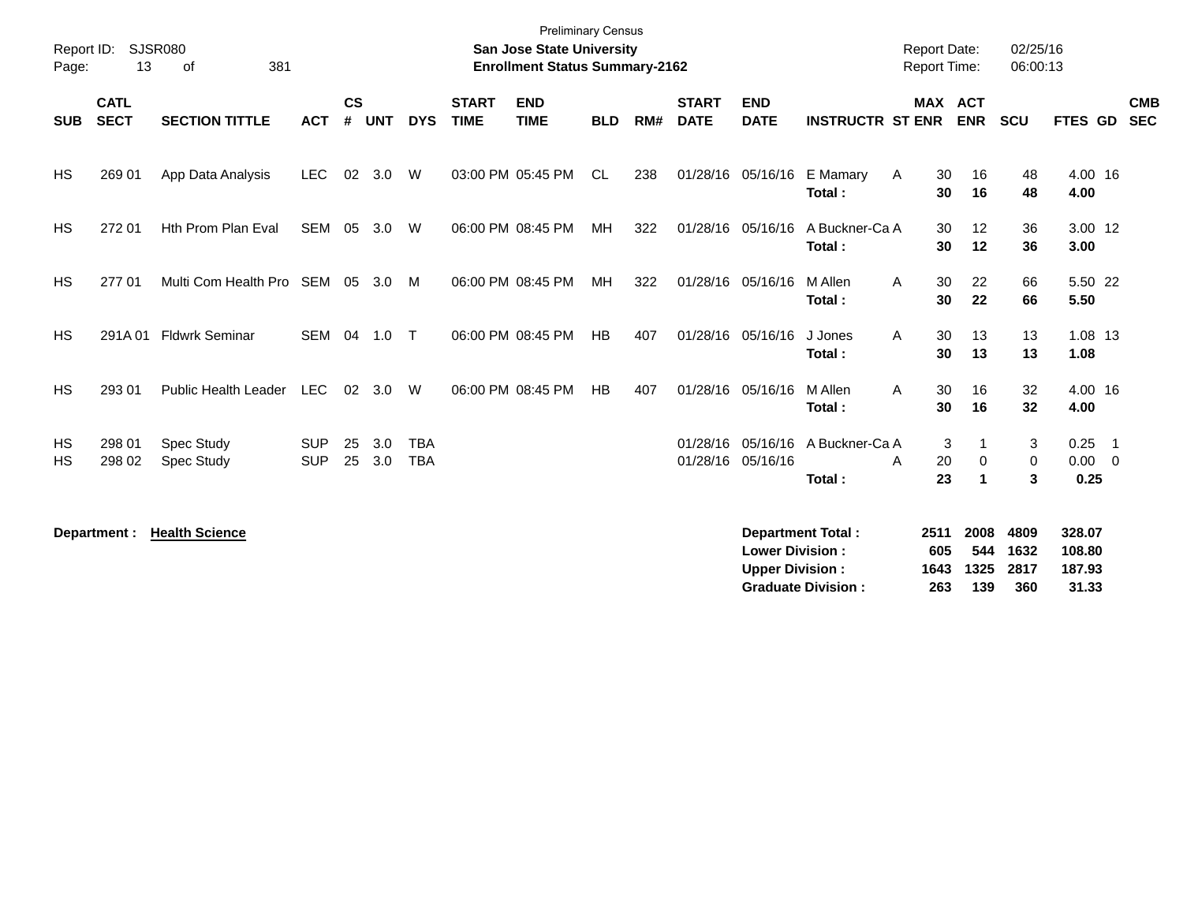Preliminary Census

**San Jose State University**

**Enrollment Status Summary-2162**

Report ID: SJSR080

Report Date: 02/25/16
Report Time: 06:00:13

| SUB | CATL SECT | SECTION TITTLE | ACT | CS # | UNT | DYS | START TIME | END TIME | BLD | RM# | START DATE | END DATE | INSTRUCTR | ST | MAX ENR | ACT ENR | SCU | FTES | GD | CMB SEC |
|---|---|---|---|---|---|---|---|---|---|---|---|---|---|---|---|---|---|---|---|---|
| HS | 269 01 | App Data Analysis | LEC | 02 | 3.0 | W | 03:00 PM | 05:45 PM | CL | 238 | 01/28/16 | 05/16/16 | E Mamary | A | 30 | 16 | 48 | 4.00 | 16 | |
| | | | | | | | | | | | | | **Total :** | | **30** | **16** | **48** | **4.00** | | |
| HS | 272 01 | Hth Prom Plan Eval | SEM | 05 | 3.0 | W | 06:00 PM | 08:45 PM | MH | 322 | 01/28/16 | 05/16/16 | A Buckner-Ca | A | 30 | 12 | 36 | 3.00 | 12 | |
| | | | | | | | | | | | | | **Total :** | | **30** | **12** | **36** | **3.00** | | |
| HS | 277 01 | Multi Com Health Pro | SEM | 05 | 3.0 | M | 06:00 PM | 08:45 PM | MH | 322 | 01/28/16 | 05/16/16 | M Allen | A | 30 | 22 | 66 | 5.50 | 22 | |
| | | | | | | | | | | | | | **Total :** | | **30** | **22** | **66** | **5.50** | | |
| HS | 291A 01 | Fldwrk Seminar | SEM | 04 | 1.0 | T | 06:00 PM | 08:45 PM | HB | 407 | 01/28/16 | 05/16/16 | J Jones | A | 30 | 13 | 13 | 1.08 | 13 | |
| | | | | | | | | | | | | | **Total :** | | **30** | **13** | **13** | **1.08** | | |
| HS | 293 01 | Public Health Leader | LEC | 02 | 3.0 | W | 06:00 PM | 08:45 PM | HB | 407 | 01/28/16 | 05/16/16 | M Allen | A | 30 | 16 | 32 | 4.00 | 16 | |
| | | | | | | | | | | | | | **Total :** | | **30** | **16** | **32** | **4.00** | | |
| HS | 298 01 | Spec Study | SUP | 25 | 3.0 | TBA | | | | | 01/28/16 | 05/16/16 | A Buckner-Ca | A | 3 | 1 | 3 | 0.25 | 1 | |
| HS | 298 02 | Spec Study | SUP | 25 | 3.0 | TBA | | | | | 01/28/16 | 05/16/16 | | A | 20 | 0 | 0 | 0.00 | 0 | |
| | | | | | | | | | | | | | **Total :** | | **23** | **1** | **3** | **0.25** | | |

**Department :** **Health Science**

| | MAX ENR | ACT ENR | SCU | FTES |
|---|---|---|---|---|
| **Department Total :** | **2511** | **2008** | **4809** | **328.07** |
| **Lower Division :** | **605** | **544** | **1632** | **108.80** |
| **Upper Division :** | **1643** | **1325** | **2817** | **187.93** |
| **Graduate Division :** | **263** | **139** | **360** | **31.33** |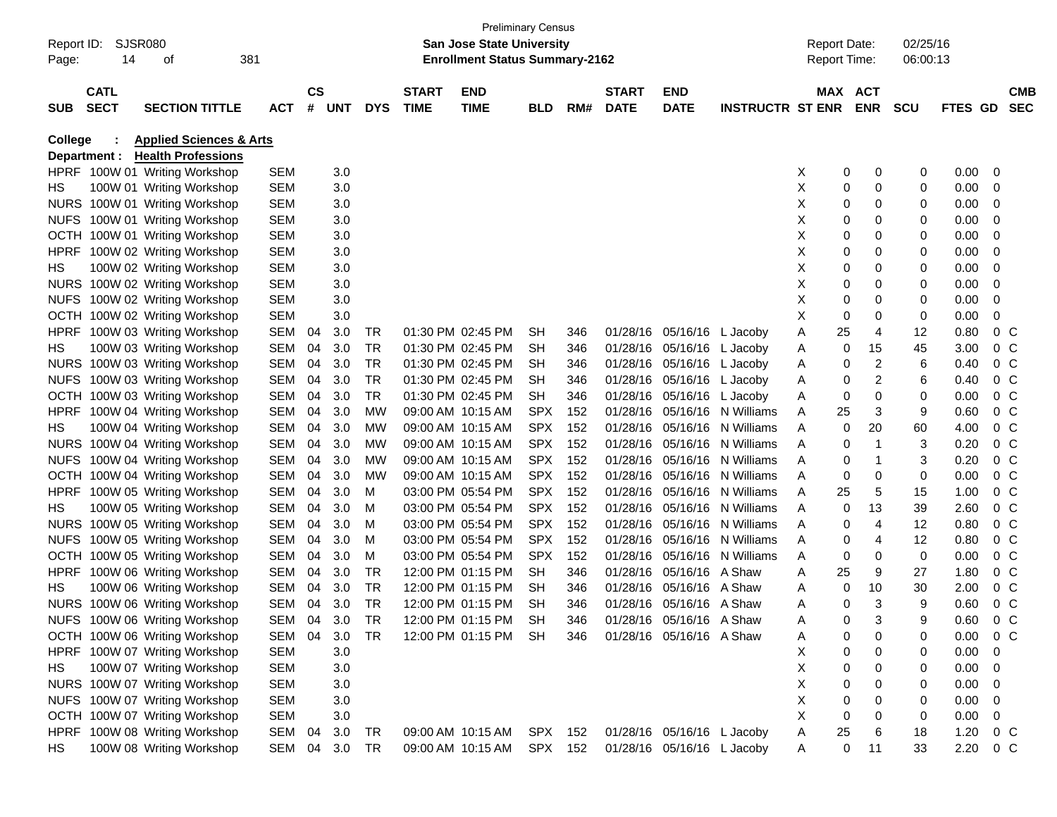Preliminary Census

**San Jose State University**
**Enrollment Status Summary-2162**

Report ID: SJSR080
Report Date: 02/25/16
Report Time: 06:00:13

**College : Applied Sciences & Arts**
**Department : Health Professions**

| SUB | CATL SECT | SECTION TITTLE | ACT | CS # | UNT | DYS | START TIME | END TIME | BLD | RM# | START DATE | END DATE | INSTRUCTR | ST | MAX ENR | ACT ENR | SCU | FTES | GD | CMB SEC |
|---|---|---|---|---|---|---|---|---|---|---|---|---|---|---|---|---|---|---|---|---|
| HPRF | 100W 01 | Writing Workshop | SEM | | 3.0 | | | | | | | | | X | 0 | 0 | 0 | 0.00 | 0 | |
| HS | 100W 01 | Writing Workshop | SEM | | 3.0 | | | | | | | | | X | 0 | 0 | 0 | 0.00 | 0 | |
| NURS | 100W 01 | Writing Workshop | SEM | | 3.0 | | | | | | | | | X | 0 | 0 | 0 | 0.00 | 0 | |
| NUFS | 100W 01 | Writing Workshop | SEM | | 3.0 | | | | | | | | | X | 0 | 0 | 0 | 0.00 | 0 | |
| OCTH | 100W 01 | Writing Workshop | SEM | | 3.0 | | | | | | | | | X | 0 | 0 | 0 | 0.00 | 0 | |
| HPRF | 100W 02 | Writing Workshop | SEM | | 3.0 | | | | | | | | | X | 0 | 0 | 0 | 0.00 | 0 | |
| HS | 100W 02 | Writing Workshop | SEM | | 3.0 | | | | | | | | | X | 0 | 0 | 0 | 0.00 | 0 | |
| NURS | 100W 02 | Writing Workshop | SEM | | 3.0 | | | | | | | | | X | 0 | 0 | 0 | 0.00 | 0 | |
| NUFS | 100W 02 | Writing Workshop | SEM | | 3.0 | | | | | | | | | X | 0 | 0 | 0 | 0.00 | 0 | |
| OCTH | 100W 02 | Writing Workshop | SEM | | 3.0 | | | | | | | | | X | 0 | 0 | 0 | 0.00 | 0 | |
| HPRF | 100W 03 | Writing Workshop | SEM | 04 | 3.0 | TR | 01:30 PM | 02:45 PM | SH | 346 | 01/28/16 | 05/16/16 | L Jacoby | A | 25 | 4 | 12 | 0.80 | 0 | C |
| HS | 100W 03 | Writing Workshop | SEM | 04 | 3.0 | TR | 01:30 PM | 02:45 PM | SH | 346 | 01/28/16 | 05/16/16 | L Jacoby | A | 0 | 15 | 45 | 3.00 | 0 | C |
| NURS | 100W 03 | Writing Workshop | SEM | 04 | 3.0 | TR | 01:30 PM | 02:45 PM | SH | 346 | 01/28/16 | 05/16/16 | L Jacoby | A | 0 | 2 | 6 | 0.40 | 0 | C |
| NUFS | 100W 03 | Writing Workshop | SEM | 04 | 3.0 | TR | 01:30 PM | 02:45 PM | SH | 346 | 01/28/16 | 05/16/16 | L Jacoby | A | 0 | 2 | 6 | 0.40 | 0 | C |
| OCTH | 100W 03 | Writing Workshop | SEM | 04 | 3.0 | TR | 01:30 PM | 02:45 PM | SH | 346 | 01/28/16 | 05/16/16 | L Jacoby | A | 0 | 0 | 0 | 0.00 | 0 | C |
| HPRF | 100W 04 | Writing Workshop | SEM | 04 | 3.0 | MW | 09:00 AM | 10:15 AM | SPX | 152 | 01/28/16 | 05/16/16 | N Williams | A | 25 | 3 | 9 | 0.60 | 0 | C |
| HS | 100W 04 | Writing Workshop | SEM | 04 | 3.0 | MW | 09:00 AM | 10:15 AM | SPX | 152 | 01/28/16 | 05/16/16 | N Williams | A | 0 | 20 | 60 | 4.00 | 0 | C |
| NURS | 100W 04 | Writing Workshop | SEM | 04 | 3.0 | MW | 09:00 AM | 10:15 AM | SPX | 152 | 01/28/16 | 05/16/16 | N Williams | A | 0 | 1 | 3 | 0.20 | 0 | C |
| NUFS | 100W 04 | Writing Workshop | SEM | 04 | 3.0 | MW | 09:00 AM | 10:15 AM | SPX | 152 | 01/28/16 | 05/16/16 | N Williams | A | 0 | 1 | 3 | 0.20 | 0 | C |
| OCTH | 100W 04 | Writing Workshop | SEM | 04 | 3.0 | MW | 09:00 AM | 10:15 AM | SPX | 152 | 01/28/16 | 05/16/16 | N Williams | A | 0 | 0 | 0 | 0.00 | 0 | C |
| HPRF | 100W 05 | Writing Workshop | SEM | 04 | 3.0 | M | 03:00 PM | 05:54 PM | SPX | 152 | 01/28/16 | 05/16/16 | N Williams | A | 25 | 5 | 15 | 1.00 | 0 | C |
| HS | 100W 05 | Writing Workshop | SEM | 04 | 3.0 | M | 03:00 PM | 05:54 PM | SPX | 152 | 01/28/16 | 05/16/16 | N Williams | A | 0 | 13 | 39 | 2.60 | 0 | C |
| NURS | 100W 05 | Writing Workshop | SEM | 04 | 3.0 | M | 03:00 PM | 05:54 PM | SPX | 152 | 01/28/16 | 05/16/16 | N Williams | A | 0 | 4 | 12 | 0.80 | 0 | C |
| NUFS | 100W 05 | Writing Workshop | SEM | 04 | 3.0 | M | 03:00 PM | 05:54 PM | SPX | 152 | 01/28/16 | 05/16/16 | N Williams | A | 0 | 4 | 12 | 0.80 | 0 | C |
| OCTH | 100W 05 | Writing Workshop | SEM | 04 | 3.0 | M | 03:00 PM | 05:54 PM | SPX | 152 | 01/28/16 | 05/16/16 | N Williams | A | 0 | 0 | 0 | 0.00 | 0 | C |
| HPRF | 100W 06 | Writing Workshop | SEM | 04 | 3.0 | TR | 12:00 PM | 01:15 PM | SH | 346 | 01/28/16 | 05/16/16 | A Shaw | A | 25 | 9 | 27 | 1.80 | 0 | C |
| HS | 100W 06 | Writing Workshop | SEM | 04 | 3.0 | TR | 12:00 PM | 01:15 PM | SH | 346 | 01/28/16 | 05/16/16 | A Shaw | A | 0 | 10 | 30 | 2.00 | 0 | C |
| NURS | 100W 06 | Writing Workshop | SEM | 04 | 3.0 | TR | 12:00 PM | 01:15 PM | SH | 346 | 01/28/16 | 05/16/16 | A Shaw | A | 0 | 3 | 9 | 0.60 | 0 | C |
| NUFS | 100W 06 | Writing Workshop | SEM | 04 | 3.0 | TR | 12:00 PM | 01:15 PM | SH | 346 | 01/28/16 | 05/16/16 | A Shaw | A | 0 | 3 | 9 | 0.60 | 0 | C |
| OCTH | 100W 06 | Writing Workshop | SEM | 04 | 3.0 | TR | 12:00 PM | 01:15 PM | SH | 346 | 01/28/16 | 05/16/16 | A Shaw | A | 0 | 0 | 0 | 0.00 | 0 | C |
| HPRF | 100W 07 | Writing Workshop | SEM | | 3.0 | | | | | | | | | X | 0 | 0 | 0 | 0.00 | 0 | |
| HS | 100W 07 | Writing Workshop | SEM | | 3.0 | | | | | | | | | X | 0 | 0 | 0 | 0.00 | 0 | |
| NURS | 100W 07 | Writing Workshop | SEM | | 3.0 | | | | | | | | | X | 0 | 0 | 0 | 0.00 | 0 | |
| NUFS | 100W 07 | Writing Workshop | SEM | | 3.0 | | | | | | | | | X | 0 | 0 | 0 | 0.00 | 0 | |
| OCTH | 100W 07 | Writing Workshop | SEM | | 3.0 | | | | | | | | | X | 0 | 0 | 0 | 0.00 | 0 | |
| HPRF | 100W 08 | Writing Workshop | SEM | 04 | 3.0 | TR | 09:00 AM | 10:15 AM | SPX | 152 | 01/28/16 | 05/16/16 | L Jacoby | A | 25 | 6 | 18 | 1.20 | 0 | C |
| HS | 100W 08 | Writing Workshop | SEM | 04 | 3.0 | TR | 09:00 AM | 10:15 AM | SPX | 152 | 01/28/16 | 05/16/16 | L Jacoby | A | 0 | 11 | 33 | 2.20 | 0 | C |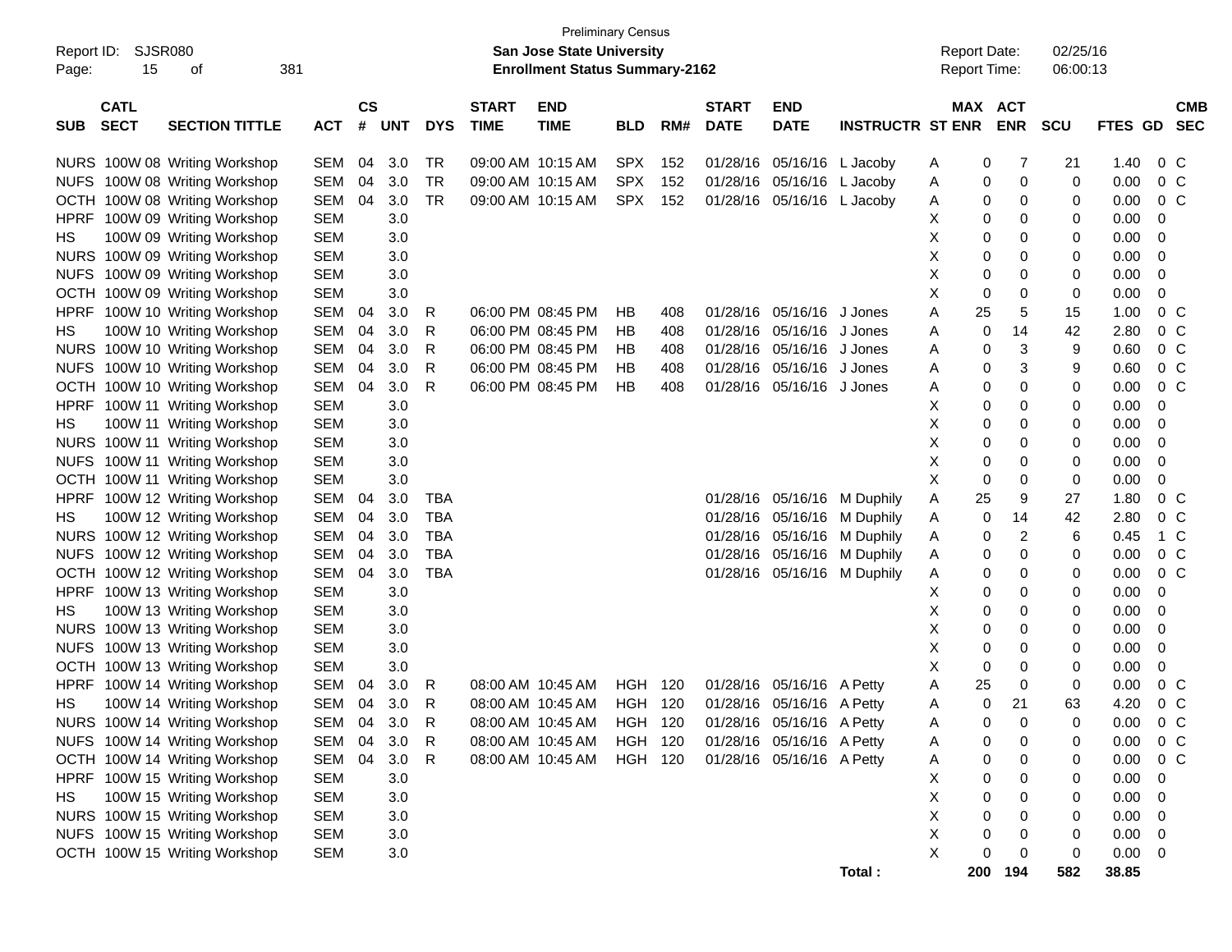Preliminary Census

Report ID: SJSR080

**San Jose State University**

**Enrollment Status Summary-2162**

Report Date: 02/25/16

Report Time: 06:00:13

| SUB | CATL SECT | SECTION TITTLE | ACT | CS # | UNT | DYS | START TIME | END TIME | BLD | RM# | START DATE | END DATE | INSTRUCTR | ST | MAX ENR | ACT ENR | SCU | FTES | GD | CMB SEC |
|---|---|---|---|---|---|---|---|---|---|---|---|---|---|---|---|---|---|---|---|---|
| NURS | 100W 08 | Writing Workshop | SEM | 04 | 3.0 | TR | 09:00 AM | 10:15 AM | SPX | 152 | 01/28/16 | 05/16/16 | L Jacoby | A | 0 | 7 | 21 | 1.40 | 0 | C |
| NUFS | 100W 08 | Writing Workshop | SEM | 04 | 3.0 | TR | 09:00 AM | 10:15 AM | SPX | 152 | 01/28/16 | 05/16/16 | L Jacoby | A | 0 | 0 | 0 | 0.00 | 0 | C |
| OCTH | 100W 08 | Writing Workshop | SEM | 04 | 3.0 | TR | 09:00 AM | 10:15 AM | SPX | 152 | 01/28/16 | 05/16/16 | L Jacoby | A | 0 | 0 | 0 | 0.00 | 0 | C |
| HPRF | 100W 09 | Writing Workshop | SEM | | 3.0 | | | | | | | | | X | 0 | 0 | 0 | 0.00 | 0 | |
| HS | 100W 09 | Writing Workshop | SEM | | 3.0 | | | | | | | | | X | 0 | 0 | 0 | 0.00 | 0 | |
| NURS | 100W 09 | Writing Workshop | SEM | | 3.0 | | | | | | | | | X | 0 | 0 | 0 | 0.00 | 0 | |
| NUFS | 100W 09 | Writing Workshop | SEM | | 3.0 | | | | | | | | | X | 0 | 0 | 0 | 0.00 | 0 | |
| OCTH | 100W 09 | Writing Workshop | SEM | | 3.0 | | | | | | | | | X | 0 | 0 | 0 | 0.00 | 0 | |
| HPRF | 100W 10 | Writing Workshop | SEM | 04 | 3.0 | R | 06:00 PM | 08:45 PM | HB | 408 | 01/28/16 | 05/16/16 | J Jones | A | 25 | 5 | 15 | 1.00 | 0 | C |
| HS | 100W 10 | Writing Workshop | SEM | 04 | 3.0 | R | 06:00 PM | 08:45 PM | HB | 408 | 01/28/16 | 05/16/16 | J Jones | A | 0 | 14 | 42 | 2.80 | 0 | C |
| NURS | 100W 10 | Writing Workshop | SEM | 04 | 3.0 | R | 06:00 PM | 08:45 PM | HB | 408 | 01/28/16 | 05/16/16 | J Jones | A | 0 | 3 | 9 | 0.60 | 0 | C |
| NUFS | 100W 10 | Writing Workshop | SEM | 04 | 3.0 | R | 06:00 PM | 08:45 PM | HB | 408 | 01/28/16 | 05/16/16 | J Jones | A | 0 | 3 | 9 | 0.60 | 0 | C |
| OCTH | 100W 10 | Writing Workshop | SEM | 04 | 3.0 | R | 06:00 PM | 08:45 PM | HB | 408 | 01/28/16 | 05/16/16 | J Jones | A | 0 | 0 | 0 | 0.00 | 0 | C |
| HPRF | 100W 11 | Writing Workshop | SEM | | 3.0 | | | | | | | | | X | 0 | 0 | 0 | 0.00 | 0 | |
| HS | 100W 11 | Writing Workshop | SEM | | 3.0 | | | | | | | | | X | 0 | 0 | 0 | 0.00 | 0 | |
| NURS | 100W 11 | Writing Workshop | SEM | | 3.0 | | | | | | | | | X | 0 | 0 | 0 | 0.00 | 0 | |
| NUFS | 100W 11 | Writing Workshop | SEM | | 3.0 | | | | | | | | | X | 0 | 0 | 0 | 0.00 | 0 | |
| OCTH | 100W 11 | Writing Workshop | SEM | | 3.0 | | | | | | | | | X | 0 | 0 | 0 | 0.00 | 0 | |
| HPRF | 100W 12 | Writing Workshop | SEM | 04 | 3.0 | TBA | | | | | 01/28/16 | 05/16/16 | M Duphily | A | 25 | 9 | 27 | 1.80 | 0 | C |
| HS | 100W 12 | Writing Workshop | SEM | 04 | 3.0 | TBA | | | | | 01/28/16 | 05/16/16 | M Duphily | A | 0 | 14 | 42 | 2.80 | 0 | C |
| NURS | 100W 12 | Writing Workshop | SEM | 04 | 3.0 | TBA | | | | | 01/28/16 | 05/16/16 | M Duphily | A | 0 | 2 | 6 | 0.45 | 1 | C |
| NUFS | 100W 12 | Writing Workshop | SEM | 04 | 3.0 | TBA | | | | | 01/28/16 | 05/16/16 | M Duphily | A | 0 | 0 | 0 | 0.00 | 0 | C |
| OCTH | 100W 12 | Writing Workshop | SEM | 04 | 3.0 | TBA | | | | | 01/28/16 | 05/16/16 | M Duphily | A | 0 | 0 | 0 | 0.00 | 0 | C |
| HPRF | 100W 13 | Writing Workshop | SEM | | 3.0 | | | | | | | | | X | 0 | 0 | 0 | 0.00 | 0 | |
| HS | 100W 13 | Writing Workshop | SEM | | 3.0 | | | | | | | | | X | 0 | 0 | 0 | 0.00 | 0 | |
| NURS | 100W 13 | Writing Workshop | SEM | | 3.0 | | | | | | | | | X | 0 | 0 | 0 | 0.00 | 0 | |
| NUFS | 100W 13 | Writing Workshop | SEM | | 3.0 | | | | | | | | | X | 0 | 0 | 0 | 0.00 | 0 | |
| OCTH | 100W 13 | Writing Workshop | SEM | | 3.0 | | | | | | | | | X | 0 | 0 | 0 | 0.00 | 0 | |
| HPRF | 100W 14 | Writing Workshop | SEM | 04 | 3.0 | R | 08:00 AM | 10:45 AM | HGH | 120 | 01/28/16 | 05/16/16 | A Petty | A | 25 | 0 | 0 | 0.00 | 0 | C |
| HS | 100W 14 | Writing Workshop | SEM | 04 | 3.0 | R | 08:00 AM | 10:45 AM | HGH | 120 | 01/28/16 | 05/16/16 | A Petty | A | 0 | 21 | 63 | 4.20 | 0 | C |
| NURS | 100W 14 | Writing Workshop | SEM | 04 | 3.0 | R | 08:00 AM | 10:45 AM | HGH | 120 | 01/28/16 | 05/16/16 | A Petty | A | 0 | 0 | 0 | 0.00 | 0 | C |
| NUFS | 100W 14 | Writing Workshop | SEM | 04 | 3.0 | R | 08:00 AM | 10:45 AM | HGH | 120 | 01/28/16 | 05/16/16 | A Petty | A | 0 | 0 | 0 | 0.00 | 0 | C |
| OCTH | 100W 14 | Writing Workshop | SEM | 04 | 3.0 | R | 08:00 AM | 10:45 AM | HGH | 120 | 01/28/16 | 05/16/16 | A Petty | A | 0 | 0 | 0 | 0.00 | 0 | C |
| HPRF | 100W 15 | Writing Workshop | SEM | | 3.0 | | | | | | | | | X | 0 | 0 | 0 | 0.00 | 0 | |
| HS | 100W 15 | Writing Workshop | SEM | | 3.0 | | | | | | | | | X | 0 | 0 | 0 | 0.00 | 0 | |
| NURS | 100W 15 | Writing Workshop | SEM | | 3.0 | | | | | | | | | X | 0 | 0 | 0 | 0.00 | 0 | |
| NUFS | 100W 15 | Writing Workshop | SEM | | 3.0 | | | | | | | | | X | 0 | 0 | 0 | 0.00 | 0 | |
| OCTH | 100W 15 | Writing Workshop | SEM | | 3.0 | | | | | | | | | X | 0 | 0 | 0 | 0.00 | 0 | |
| | | | | | | | | | | | | | **Total :** | | **200** | **194** | **582** | **38.85** | | |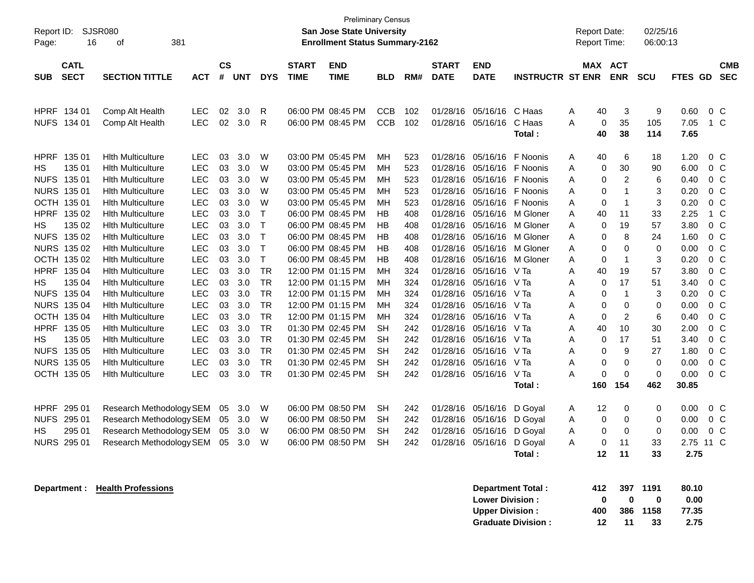Preliminary Census
**San Jose State University**
**Enrollment Status Summary-2162**

Report ID: SJSR080
Report Date: 02/25/16
Report Time: 06:00:13

| SUB | CATL SECT | SECTION TITTLE | ACT | CS # | UNT | DYS | START TIME | END TIME | BLD | RM# | START DATE | END DATE | INSTRUCTR | ST | MAX ENR | ACT ENR | SCU | FTES | GD | CMB SEC |
|---|---|---|---|---|---|---|---|---|---|---|---|---|---|---|---|---|---|---|---|---|
| HPRF | 134 01 | Comp Alt Health | LEC | 02 | 3.0 | R | 06:00 PM | 08:45 PM | CCB | 102 | 01/28/16 | 05/16/16 | C Haas | A | 40 | 3 | 9 | 0.60 | 0 | C |
| NUFS | 134 01 | Comp Alt Health | LEC | 02 | 3.0 | R | 06:00 PM | 08:45 PM | CCB | 102 | 01/28/16 | 05/16/16 | C Haas | A | 0 | 35 | 105 | 7.05 | 1 | C |
| | | | | | | | | | | | | | **Total :** | | **40** | **38** | **114** | **7.65** | | |
| HPRF | 135 01 | Hlth Multiculture | LEC | 03 | 3.0 | W | 03:00 PM | 05:45 PM | MH | 523 | 01/28/16 | 05/16/16 | F Noonis | A | 40 | 6 | 18 | 1.20 | 0 | C |
| HS | 135 01 | Hlth Multiculture | LEC | 03 | 3.0 | W | 03:00 PM | 05:45 PM | MH | 523 | 01/28/16 | 05/16/16 | F Noonis | A | 0 | 30 | 90 | 6.00 | 0 | C |
| NUFS | 135 01 | Hlth Multiculture | LEC | 03 | 3.0 | W | 03:00 PM | 05:45 PM | MH | 523 | 01/28/16 | 05/16/16 | F Noonis | A | 0 | 2 | 6 | 0.40 | 0 | C |
| NURS | 135 01 | Hlth Multiculture | LEC | 03 | 3.0 | W | 03:00 PM | 05:45 PM | MH | 523 | 01/28/16 | 05/16/16 | F Noonis | A | 0 | 1 | 3 | 0.20 | 0 | C |
| OCTH | 135 01 | Hlth Multiculture | LEC | 03 | 3.0 | W | 03:00 PM | 05:45 PM | MH | 523 | 01/28/16 | 05/16/16 | F Noonis | A | 0 | 1 | 3 | 0.20 | 0 | C |
| HPRF | 135 02 | Hlth Multiculture | LEC | 03 | 3.0 | T | 06:00 PM | 08:45 PM | HB | 408 | 01/28/16 | 05/16/16 | M Gloner | A | 40 | 11 | 33 | 2.25 | 1 | C |
| HS | 135 02 | Hlth Multiculture | LEC | 03 | 3.0 | T | 06:00 PM | 08:45 PM | HB | 408 | 01/28/16 | 05/16/16 | M Gloner | A | 0 | 19 | 57 | 3.80 | 0 | C |
| NUFS | 135 02 | Hlth Multiculture | LEC | 03 | 3.0 | T | 06:00 PM | 08:45 PM | HB | 408 | 01/28/16 | 05/16/16 | M Gloner | A | 0 | 8 | 24 | 1.60 | 0 | C |
| NURS | 135 02 | Hlth Multiculture | LEC | 03 | 3.0 | T | 06:00 PM | 08:45 PM | HB | 408 | 01/28/16 | 05/16/16 | M Gloner | A | 0 | 0 | 0 | 0.00 | 0 | C |
| OCTH | 135 02 | Hlth Multiculture | LEC | 03 | 3.0 | T | 06:00 PM | 08:45 PM | HB | 408 | 01/28/16 | 05/16/16 | M Gloner | A | 0 | 1 | 3 | 0.20 | 0 | C |
| HPRF | 135 04 | Hlth Multiculture | LEC | 03 | 3.0 | TR | 12:00 PM | 01:15 PM | MH | 324 | 01/28/16 | 05/16/16 | V Ta | A | 40 | 19 | 57 | 3.80 | 0 | C |
| HS | 135 04 | Hlth Multiculture | LEC | 03 | 3.0 | TR | 12:00 PM | 01:15 PM | MH | 324 | 01/28/16 | 05/16/16 | V Ta | A | 0 | 17 | 51 | 3.40 | 0 | C |
| NUFS | 135 04 | Hlth Multiculture | LEC | 03 | 3.0 | TR | 12:00 PM | 01:15 PM | MH | 324 | 01/28/16 | 05/16/16 | V Ta | A | 0 | 1 | 3 | 0.20 | 0 | C |
| NURS | 135 04 | Hlth Multiculture | LEC | 03 | 3.0 | TR | 12:00 PM | 01:15 PM | MH | 324 | 01/28/16 | 05/16/16 | V Ta | A | 0 | 0 | 0 | 0.00 | 0 | C |
| OCTH | 135 04 | Hlth Multiculture | LEC | 03 | 3.0 | TR | 12:00 PM | 01:15 PM | MH | 324 | 01/28/16 | 05/16/16 | V Ta | A | 0 | 2 | 6 | 0.40 | 0 | C |
| HPRF | 135 05 | Hlth Multiculture | LEC | 03 | 3.0 | TR | 01:30 PM | 02:45 PM | SH | 242 | 01/28/16 | 05/16/16 | V Ta | A | 40 | 10 | 30 | 2.00 | 0 | C |
| HS | 135 05 | Hlth Multiculture | LEC | 03 | 3.0 | TR | 01:30 PM | 02:45 PM | SH | 242 | 01/28/16 | 05/16/16 | V Ta | A | 0 | 17 | 51 | 3.40 | 0 | C |
| NUFS | 135 05 | Hlth Multiculture | LEC | 03 | 3.0 | TR | 01:30 PM | 02:45 PM | SH | 242 | 01/28/16 | 05/16/16 | V Ta | A | 0 | 9 | 27 | 1.80 | 0 | C |
| NURS | 135 05 | Hlth Multiculture | LEC | 03 | 3.0 | TR | 01:30 PM | 02:45 PM | SH | 242 | 01/28/16 | 05/16/16 | V Ta | A | 0 | 0 | 0 | 0.00 | 0 | C |
| OCTH | 135 05 | Hlth Multiculture | LEC | 03 | 3.0 | TR | 01:30 PM | 02:45 PM | SH | 242 | 01/28/16 | 05/16/16 | V Ta | A | 0 | 0 | 0 | 0.00 | 0 | C |
| | | | | | | | | | | | | | **Total :** | | **160** | **154** | **462** | **30.85** | | |
| HPRF | 295 01 | Research Methodology | SEM | 05 | 3.0 | W | 06:00 PM | 08:50 PM | SH | 242 | 01/28/16 | 05/16/16 | D Goyal | A | 12 | 0 | 0 | 0.00 | 0 | C |
| NUFS | 295 01 | Research Methodology | SEM | 05 | 3.0 | W | 06:00 PM | 08:50 PM | SH | 242 | 01/28/16 | 05/16/16 | D Goyal | A | 0 | 0 | 0 | 0.00 | 0 | C |
| HS | 295 01 | Research Methodology | SEM | 05 | 3.0 | W | 06:00 PM | 08:50 PM | SH | 242 | 01/28/16 | 05/16/16 | D Goyal | A | 0 | 0 | 0 | 0.00 | 0 | C |
| NURS | 295 01 | Research Methodology | SEM | 05 | 3.0 | W | 06:00 PM | 08:50 PM | SH | 242 | 01/28/16 | 05/16/16 | D Goyal | A | 0 | 11 | 33 | 2.75 | 11 | C |
| | | | | | | | | | | | | | **Total :** | | **12** | **11** | **33** | **2.75** | | |

**Department :** **Health Professions**

| | MAX ENR | ACT ENR | SCU | FTES |
|---|---|---|---|---|
| **Department Total :** | **412** | **397** | **1191** | **80.10** |
| **Lower Division :** | **0** | **0** | **0** | **0.00** |
| **Upper Division :** | **400** | **386** | **1158** | **77.35** |
| **Graduate Division :** | **12** | **11** | **33** | **2.75** |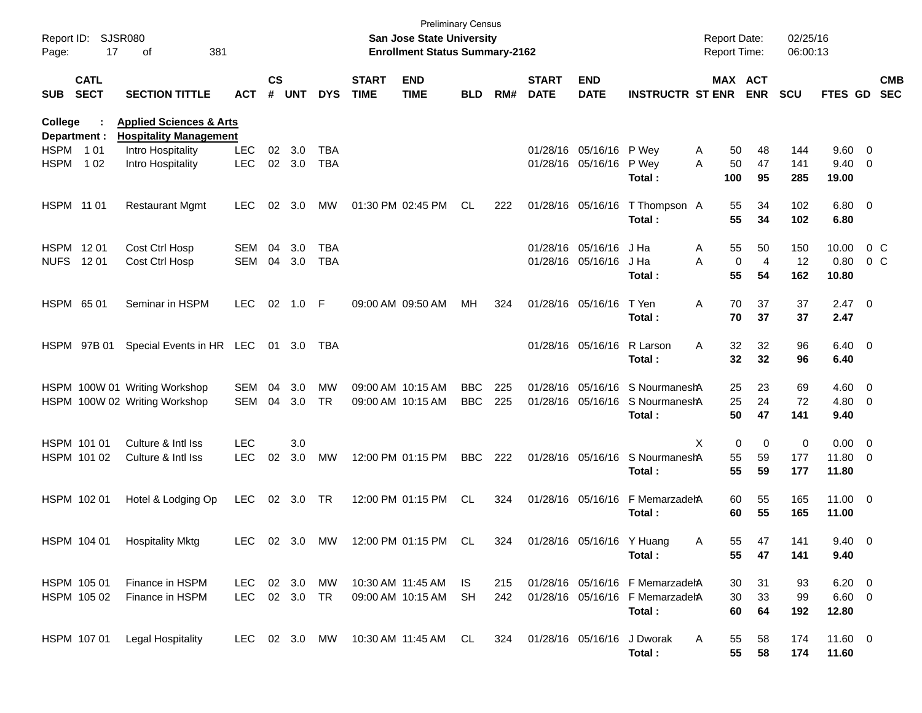Preliminary Census

**San Jose State University**

**Enrollment Status Summary-2162**

Report ID: SJSR080
Report Date: 02/25/16
Report Time: 06:00:13

**College : Applied Sciences & Arts**

**Department : Hospitality Management**

| SUB | CATL SECT | SECTION TITTLE | ACT | CS # | UNT | DYS | START TIME | END TIME | BLD | RM# | START DATE | END DATE | INSTRUCTR | ST | MAX ENR | ACT ENR | SCU | FTES | GD | CMB SEC |
|---|---|---|---|---|---|---|---|---|---|---|---|---|---|---|---|---|---|---|---|---|
| HSPM | 1 01 | Intro Hospitality | LEC | 02 | 3.0 | TBA | | | | | 01/28/16 | 05/16/16 | P Wey | A | 50 | 48 | 144 | 9.60 | 0 | |
| HSPM | 1 02 | Intro Hospitality | LEC | 02 | 3.0 | TBA | | | | | 01/28/16 | 05/16/16 | P Wey | A | 50 | 47 | 141 | 9.40 | 0 | |
| | | | | | | | | | | | | | **Total :** | | **100** | **95** | **285** | **19.00** | | |
| HSPM | 11 01 | Restaurant Mgmt | LEC | 02 | 3.0 | MW | 01:30 PM | 02:45 PM | CL | 222 | 01/28/16 | 05/16/16 | T Thompson | A | 55 | 34 | 102 | 6.80 | 0 | |
| | | | | | | | | | | | | | **Total :** | | **55** | **34** | **102** | **6.80** | | |
| HSPM | 12 01 | Cost Ctrl Hosp | SEM | 04 | 3.0 | TBA | | | | | 01/28/16 | 05/16/16 | J Ha | A | 55 | 50 | 150 | 10.00 | 0 | C |
| NUFS | 12 01 | Cost Ctrl Hosp | SEM | 04 | 3.0 | TBA | | | | | 01/28/16 | 05/16/16 | J Ha | A | 0 | 4 | 12 | 0.80 | 0 | C |
| | | | | | | | | | | | | | **Total :** | | **55** | **54** | **162** | **10.80** | | |
| HSPM | 65 01 | Seminar in HSPM | LEC | 02 | 1.0 | F | 09:00 AM | 09:50 AM | MH | 324 | 01/28/16 | 05/16/16 | T Yen | A | 70 | 37 | 37 | 2.47 | 0 | |
| | | | | | | | | | | | | | **Total :** | | **70** | **37** | **37** | **2.47** | | |
| HSPM | 97B 01 | Special Events in HR | LEC | 01 | 3.0 | TBA | | | | | 01/28/16 | 05/16/16 | R Larson | A | 32 | 32 | 96 | 6.40 | 0 | |
| | | | | | | | | | | | | | **Total :** | | **32** | **32** | **96** | **6.40** | | |
| HSPM | 100W 01 | Writing Workshop | SEM | 04 | 3.0 | MW | 09:00 AM | 10:15 AM | BBC | 225 | 01/28/16 | 05/16/16 | S Nourmanesh | A | 25 | 23 | 69 | 4.60 | 0 | |
| HSPM | 100W 02 | Writing Workshop | SEM | 04 | 3.0 | TR | 09:00 AM | 10:15 AM | BBC | 225 | 01/28/16 | 05/16/16 | S Nourmanesh | A | 25 | 24 | 72 | 4.80 | 0 | |
| | | | | | | | | | | | | | **Total :** | | **50** | **47** | **141** | **9.40** | | |
| HSPM | 101 01 | Culture & Intl Iss | LEC | | 3.0 | | | | | | | | | X | 0 | 0 | 0 | 0.00 | 0 | |
| HSPM | 101 02 | Culture & Intl Iss | LEC | 02 | 3.0 | MW | 12:00 PM | 01:15 PM | BBC | 222 | 01/28/16 | 05/16/16 | S Nourmanesh | A | 55 | 59 | 177 | 11.80 | 0 | |
| | | | | | | | | | | | | | **Total :** | | **55** | **59** | **177** | **11.80** | | |
| HSPM | 102 01 | Hotel & Lodging Op | LEC | 02 | 3.0 | TR | 12:00 PM | 01:15 PM | CL | 324 | 01/28/16 | 05/16/16 | F Memarzadeh | A | 60 | 55 | 165 | 11.00 | 0 | |
| | | | | | | | | | | | | | **Total :** | | **60** | **55** | **165** | **11.00** | | |
| HSPM | 104 01 | Hospitality Mktg | LEC | 02 | 3.0 | MW | 12:00 PM | 01:15 PM | CL | 324 | 01/28/16 | 05/16/16 | Y Huang | A | 55 | 47 | 141 | 9.40 | 0 | |
| | | | | | | | | | | | | | **Total :** | | **55** | **47** | **141** | **9.40** | | |
| HSPM | 105 01 | Finance in HSPM | LEC | 02 | 3.0 | MW | 10:30 AM | 11:45 AM | IS | 215 | 01/28/16 | 05/16/16 | F Memarzadeh | A | 30 | 31 | 93 | 6.20 | 0 | |
| HSPM | 105 02 | Finance in HSPM | LEC | 02 | 3.0 | TR | 09:00 AM | 10:15 AM | SH | 242 | 01/28/16 | 05/16/16 | F Memarzadeh | A | 30 | 33 | 99 | 6.60 | 0 | |
| | | | | | | | | | | | | | **Total :** | | **60** | **64** | **192** | **12.80** | | |
| HSPM | 107 01 | Legal Hospitality | LEC | 02 | 3.0 | MW | 10:30 AM | 11:45 AM | CL | 324 | 01/28/16 | 05/16/16 | J Dworak | A | 55 | 58 | 174 | 11.60 | 0 | |
| | | | | | | | | | | | | | **Total :** | | **55** | **58** | **174** | **11.60** | | |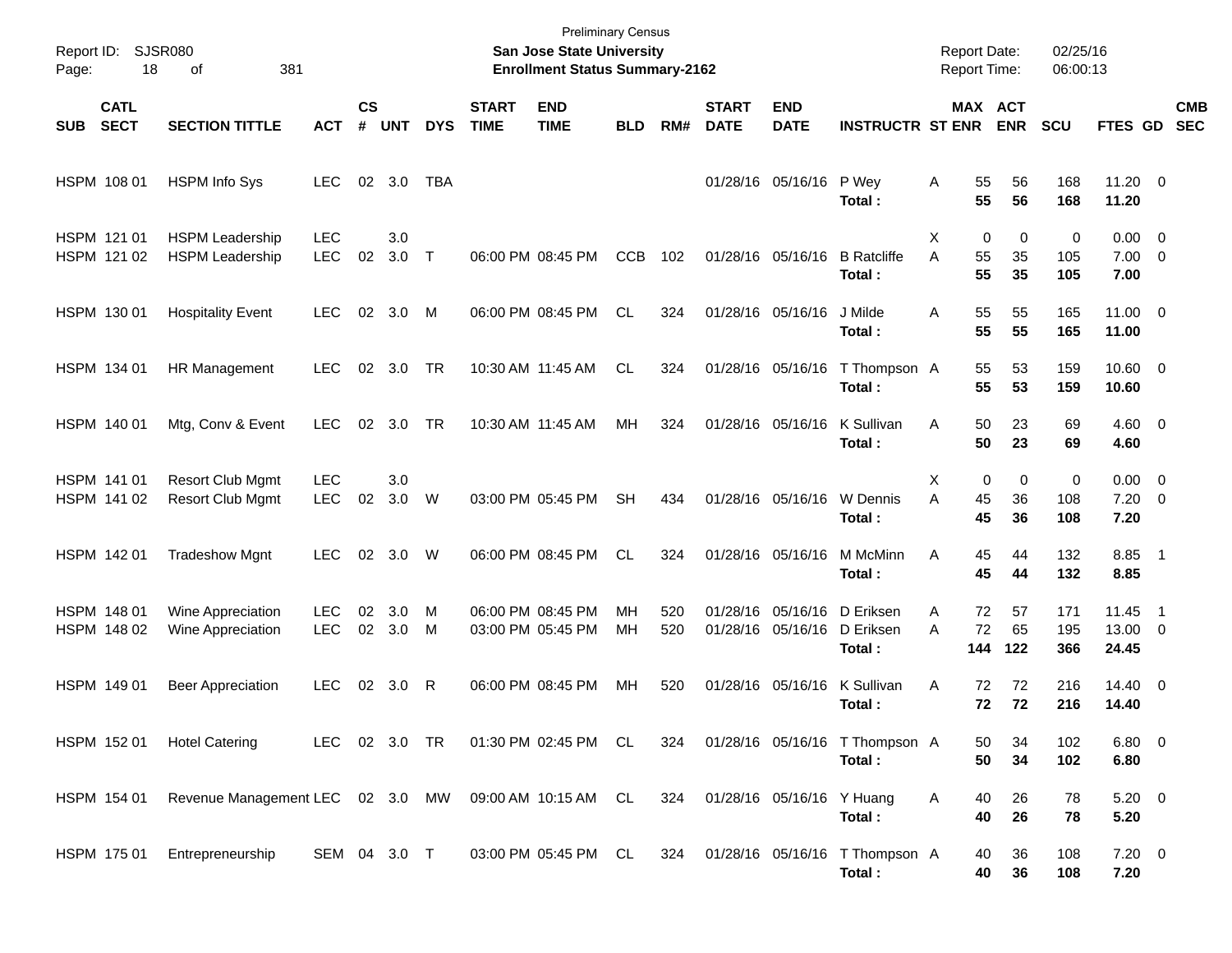Preliminary Census
**San Jose State University**
**Enrollment Status Summary-2162**

Report ID: SJSR080
Report Date: 02/25/16
Report Time: 06:00:13

| SUB | CATL SECT | SECTION TITTLE | ACT | CS # | UNT | DYS | START TIME | END TIME | BLD | RM# | START DATE | END DATE | INSTRUCTR | ST | MAX ENR | ACT ENR | SCU | FTES | GD | CMB SEC |
|---|---|---|---|---|---|---|---|---|---|---|---|---|---|---|---|---|---|---|---|---|
| HSPM | 108 01 | HSPM Info Sys | LEC | 02 | 3.0 | TBA | | | | | 01/28/16 | 05/16/16 | P Wey | A | 55 | 56 | 168 | 11.20 | 0 | |
| | | | | | | | | | | | | | **Total :** | | **55** | **56** | **168** | **11.20** | | |
| HSPM | 121 01 | HSPM Leadership | LEC | | 3.0 | | | | | | | | | X | 0 | 0 | 0 | 0.00 | 0 | |
| HSPM | 121 02 | HSPM Leadership | LEC | 02 | 3.0 | T | 06:00 PM | 08:45 PM | CCB | 102 | 01/28/16 | 05/16/16 | B Ratcliffe | A | 55 | 35 | 105 | 7.00 | 0 | |
| | | | | | | | | | | | | | **Total :** | | **55** | **35** | **105** | **7.00** | | |
| HSPM | 130 01 | Hospitality Event | LEC | 02 | 3.0 | M | 06:00 PM | 08:45 PM | CL | 324 | 01/28/16 | 05/16/16 | J Milde | A | 55 | 55 | 165 | 11.00 | 0 | |
| | | | | | | | | | | | | | **Total :** | | **55** | **55** | **165** | **11.00** | | |
| HSPM | 134 01 | HR Management | LEC | 02 | 3.0 | TR | 10:30 AM | 11:45 AM | CL | 324 | 01/28/16 | 05/16/16 | T Thompson | A | 55 | 53 | 159 | 10.60 | 0 | |
| | | | | | | | | | | | | | **Total :** | | **55** | **53** | **159** | **10.60** | | |
| HSPM | 140 01 | Mtg, Conv & Event | LEC | 02 | 3.0 | TR | 10:30 AM | 11:45 AM | MH | 324 | 01/28/16 | 05/16/16 | K Sullivan | A | 50 | 23 | 69 | 4.60 | 0 | |
| | | | | | | | | | | | | | **Total :** | | **50** | **23** | **69** | **4.60** | | |
| HSPM | 141 01 | Resort Club Mgmt | LEC | | 3.0 | | | | | | | | | X | 0 | 0 | 0 | 0.00 | 0 | |
| HSPM | 141 02 | Resort Club Mgmt | LEC | 02 | 3.0 | W | 03:00 PM | 05:45 PM | SH | 434 | 01/28/16 | 05/16/16 | W Dennis | A | 45 | 36 | 108 | 7.20 | 0 | |
| | | | | | | | | | | | | | **Total :** | | **45** | **36** | **108** | **7.20** | | |
| HSPM | 142 01 | Tradeshow Mgnt | LEC | 02 | 3.0 | W | 06:00 PM | 08:45 PM | CL | 324 | 01/28/16 | 05/16/16 | M McMinn | A | 45 | 44 | 132 | 8.85 | 1 | |
| | | | | | | | | | | | | | **Total :** | | **45** | **44** | **132** | **8.85** | | |
| HSPM | 148 01 | Wine Appreciation | LEC | 02 | 3.0 | M | 06:00 PM | 08:45 PM | MH | 520 | 01/28/16 | 05/16/16 | D Eriksen | A | 72 | 57 | 171 | 11.45 | 1 | |
| HSPM | 148 02 | Wine Appreciation | LEC | 02 | 3.0 | M | 03:00 PM | 05:45 PM | MH | 520 | 01/28/16 | 05/16/16 | D Eriksen | A | 72 | 65 | 195 | 13.00 | 0 | |
| | | | | | | | | | | | | | **Total :** | | **144** | **122** | **366** | **24.45** | | |
| HSPM | 149 01 | Beer Appreciation | LEC | 02 | 3.0 | R | 06:00 PM | 08:45 PM | MH | 520 | 01/28/16 | 05/16/16 | K Sullivan | A | 72 | 72 | 216 | 14.40 | 0 | |
| | | | | | | | | | | | | | **Total :** | | **72** | **72** | **216** | **14.40** | | |
| HSPM | 152 01 | Hotel Catering | LEC | 02 | 3.0 | TR | 01:30 PM | 02:45 PM | CL | 324 | 01/28/16 | 05/16/16 | T Thompson | A | 50 | 34 | 102 | 6.80 | 0 | |
| | | | | | | | | | | | | | **Total :** | | **50** | **34** | **102** | **6.80** | | |
| HSPM | 154 01 | Revenue Management | LEC | 02 | 3.0 | MW | 09:00 AM | 10:15 AM | CL | 324 | 01/28/16 | 05/16/16 | Y Huang | A | 40 | 26 | 78 | 5.20 | 0 | |
| | | | | | | | | | | | | | **Total :** | | **40** | **26** | **78** | **5.20** | | |
| HSPM | 175 01 | Entrepreneurship | SEM | 04 | 3.0 | T | 03:00 PM | 05:45 PM | CL | 324 | 01/28/16 | 05/16/16 | T Thompson | A | 40 | 36 | 108 | 7.20 | 0 | |
| | | | | | | | | | | | | | **Total :** | | **40** | **36** | **108** | **7.20** | | |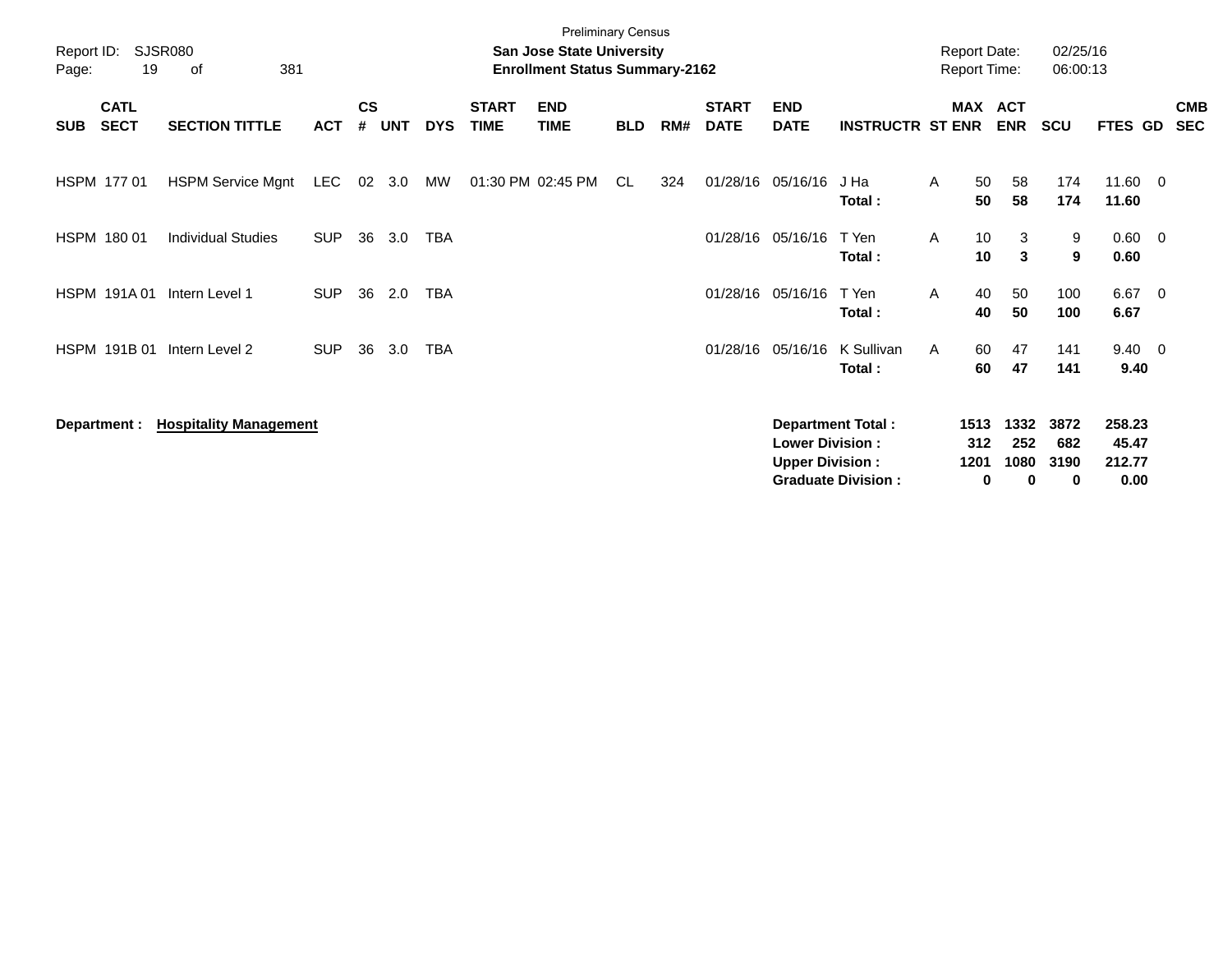Preliminary Census

**San Jose State University**

**Enrollment Status Summary-2162**

Report ID: SJSR080

Report Date: 02/25/16

Report Time: 06:00:13

| SUB | CATL SECT | SECTION TITTLE | ACT | CS # | UNT | DYS | START TIME | END TIME | BLD | RM# | START DATE | END DATE | INSTRUCTR | ST | MAX ENR | ACT ENR | SCU | FTES | GD | CMB SEC |
|---|---|---|---|---|---|---|---|---|---|---|---|---|---|---|---|---|---|---|---|---|
| HSPM | 177 01 | HSPM Service Mgnt | LEC | 02 | 3.0 | MW | 01:30 PM | 02:45 PM | CL | 324 | 01/28/16 | 05/16/16 | J Ha | A | 50 | 58 | 174 | 11.60 | 0 | |
| | | | | | | | | | | | | | **Total :** | | **50** | **58** | **174** | **11.60** | | |
| HSPM | 180 01 | Individual Studies | SUP | 36 | 3.0 | TBA | | | | | 01/28/16 | 05/16/16 | T Yen | A | 10 | 3 | 9 | 0.60 | 0 | |
| | | | | | | | | | | | | | **Total :** | | **10** | **3** | **9** | **0.60** | | |
| HSPM | 191A 01 | Intern Level 1 | SUP | 36 | 2.0 | TBA | | | | | 01/28/16 | 05/16/16 | T Yen | A | 40 | 50 | 100 | 6.67 | 0 | |
| | | | | | | | | | | | | | **Total :** | | **40** | **50** | **100** | **6.67** | | |
| HSPM | 191B 01 | Intern Level 2 | SUP | 36 | 3.0 | TBA | | | | | 01/28/16 | 05/16/16 | K Sullivan | A | 60 | 47 | 141 | 9.40 | 0 | |
| | | | | | | | | | | | | | **Total :** | | **60** | **47** | **141** | **9.40** | | |

**Department : Hospitality Management**

| | MAX ENR | ACT ENR | SCU | FTES |
|---|---|---|---|---|
| **Department Total :** | **1513** | **1332** | **3872** | **258.23** |
| **Lower Division :** | **312** | **252** | **682** | **45.47** |
| **Upper Division :** | **1201** | **1080** | **3190** | **212.77** |
| **Graduate Division :** | **0** | **0** | **0** | **0.00** |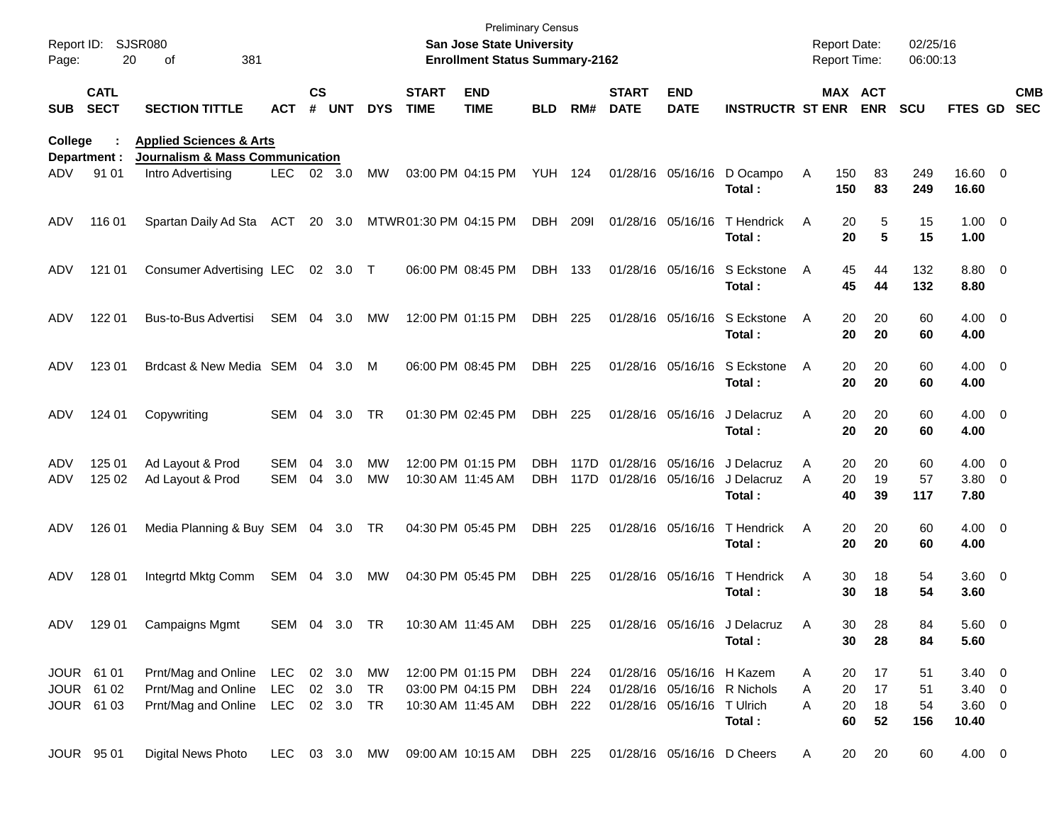Preliminary Census
**San Jose State University**
**Enrollment Status Summary-2162**

Report ID: SJSR080
Report Date: 02/25/16
Report Time: 06:00:13

**College : Applied Sciences & Arts**
**Department : Journalism & Mass Communication**

| SUB | CATL SECT | SECTION TITTLE | ACT | CS # | UNT | DYS | START TIME | END TIME | BLD | RM# | START DATE | END DATE | INSTRUCTR | ST | MAX ENR | ACT ENR | SCU | FTES | GD | CMB SEC |
|---|---|---|---|---|---|---|---|---|---|---|---|---|---|---|---|---|---|---|---|---|
| ADV | 91 01 | Intro Advertising | LEC | 02 | 3.0 | MW | 03:00 PM | 04:15 PM | YUH | 124 | 01/28/16 | 05/16/16 | D Ocampo | A | 150 | 83 | 249 | 16.60 | 0 | |
| | | | | | | | | | | | | | **Total :** | | **150** | **83** | **249** | **16.60** | | |
| ADV | 116 01 | Spartan Daily Ad Sta | ACT | 20 | 3.0 | MTWR | 01:30 PM | 04:15 PM | DBH | 209I | 01/28/16 | 05/16/16 | T Hendrick | A | 20 | 5 | 15 | 1.00 | 0 | |
| | | | | | | | | | | | | | **Total :** | | **20** | **5** | **15** | **1.00** | | |
| ADV | 121 01 | Consumer Advertising | LEC | 02 | 3.0 | T | 06:00 PM | 08:45 PM | DBH | 133 | 01/28/16 | 05/16/16 | S Eckstone | A | 45 | 44 | 132 | 8.80 | 0 | |
| | | | | | | | | | | | | | **Total :** | | **45** | **44** | **132** | **8.80** | | |
| ADV | 122 01 | Bus-to-Bus Advertisi | SEM | 04 | 3.0 | MW | 12:00 PM | 01:15 PM | DBH | 225 | 01/28/16 | 05/16/16 | S Eckstone | A | 20 | 20 | 60 | 4.00 | 0 | |
| | | | | | | | | | | | | | **Total :** | | **20** | **20** | **60** | **4.00** | | |
| ADV | 123 01 | Brdcast & New Media | SEM | 04 | 3.0 | M | 06:00 PM | 08:45 PM | DBH | 225 | 01/28/16 | 05/16/16 | S Eckstone | A | 20 | 20 | 60 | 4.00 | 0 | |
| | | | | | | | | | | | | | **Total :** | | **20** | **20** | **60** | **4.00** | | |
| ADV | 124 01 | Copywriting | SEM | 04 | 3.0 | TR | 01:30 PM | 02:45 PM | DBH | 225 | 01/28/16 | 05/16/16 | J Delacruz | A | 20 | 20 | 60 | 4.00 | 0 | |
| | | | | | | | | | | | | | **Total :** | | **20** | **20** | **60** | **4.00** | | |
| ADV | 125 01 | Ad Layout & Prod | SEM | 04 | 3.0 | MW | 12:00 PM | 01:15 PM | DBH | 117D | 01/28/16 | 05/16/16 | J Delacruz | A | 20 | 20 | 60 | 4.00 | 0 | |
| ADV | 125 02 | Ad Layout & Prod | SEM | 04 | 3.0 | MW | 10:30 AM | 11:45 AM | DBH | 117D | 01/28/16 | 05/16/16 | J Delacruz | A | 20 | 19 | 57 | 3.80 | 0 | |
| | | | | | | | | | | | | | **Total :** | | **40** | **39** | **117** | **7.80** | | |
| ADV | 126 01 | Media Planning & Buy | SEM | 04 | 3.0 | TR | 04:30 PM | 05:45 PM | DBH | 225 | 01/28/16 | 05/16/16 | T Hendrick | A | 20 | 20 | 60 | 4.00 | 0 | |
| | | | | | | | | | | | | | **Total :** | | **20** | **20** | **60** | **4.00** | | |
| ADV | 128 01 | Integrtd Mktg Comm | SEM | 04 | 3.0 | MW | 04:30 PM | 05:45 PM | DBH | 225 | 01/28/16 | 05/16/16 | T Hendrick | A | 30 | 18 | 54 | 3.60 | 0 | |
| | | | | | | | | | | | | | **Total :** | | **30** | **18** | **54** | **3.60** | | |
| ADV | 129 01 | Campaigns Mgmt | SEM | 04 | 3.0 | TR | 10:30 AM | 11:45 AM | DBH | 225 | 01/28/16 | 05/16/16 | J Delacruz | A | 30 | 28 | 84 | 5.60 | 0 | |
| | | | | | | | | | | | | | **Total :** | | **30** | **28** | **84** | **5.60** | | |
| JOUR | 61 01 | Prnt/Mag and Online | LEC | 02 | 3.0 | MW | 12:00 PM | 01:15 PM | DBH | 224 | 01/28/16 | 05/16/16 | H Kazem | A | 20 | 17 | 51 | 3.40 | 0 | |
| JOUR | 61 02 | Prnt/Mag and Online | LEC | 02 | 3.0 | TR | 03:00 PM | 04:15 PM | DBH | 224 | 01/28/16 | 05/16/16 | R Nichols | A | 20 | 17 | 51 | 3.40 | 0 | |
| JOUR | 61 03 | Prnt/Mag and Online | LEC | 02 | 3.0 | TR | 10:30 AM | 11:45 AM | DBH | 222 | 01/28/16 | 05/16/16 | T Ulrich | A | 20 | 18 | 54 | 3.60 | 0 | |
| | | | | | | | | | | | | | **Total :** | | **60** | **52** | **156** | **10.40** | | |
| JOUR | 95 01 | Digital News Photo | LEC | 03 | 3.0 | MW | 09:00 AM | 10:15 AM | DBH | 225 | 01/28/16 | 05/16/16 | D Cheers | A | 20 | 20 | 60 | 4.00 | 0 | |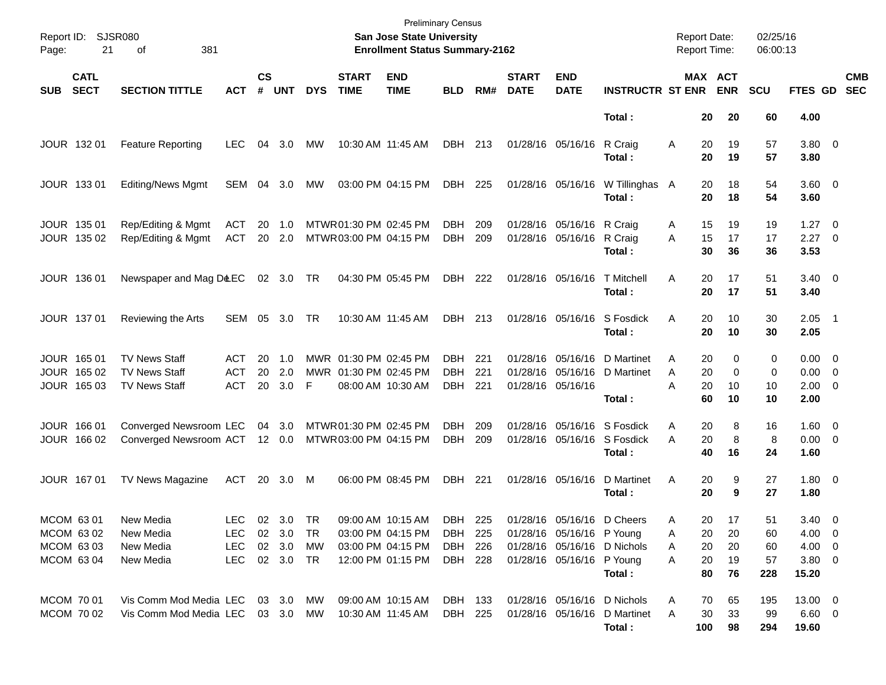Preliminary Census

**San Jose State University**

**Enrollment Status Summary-2162**

Report ID: SJSR080
Report Date: 02/25/16
Report Time: 06:00:13

| SUB | CATL SECT | SECTION TITTLE | ACT | CS # | UNT | DYS | START TIME | END TIME | BLD | RM# | START DATE | END DATE | INSTRUCTR | ST | MAX ENR | ACT ENR | SCU | FTES | GD | CMB SEC |
|---|---|---|---|---|---|---|---|---|---|---|---|---|---|---|---|---|---|---|---|---|
| | | | | | | | | | | | | | **Total :** | | **20** | **20** | **60** | **4.00** | | |
| JOUR | 132 01 | Feature Reporting | LEC | 04 | 3.0 | MW | 10:30 AM | 11:45 AM | DBH | 213 | 01/28/16 | 05/16/16 | R Craig | A | 20 | 19 | 57 | 3.80 | 0 | |
| | | | | | | | | | | | | | **Total :** | | **20** | **19** | **57** | **3.80** | | |
| JOUR | 133 01 | Editing/News Mgmt | SEM | 04 | 3.0 | MW | 03:00 PM | 04:15 PM | DBH | 225 | 01/28/16 | 05/16/16 | W Tillinghas | A | 20 | 18 | 54 | 3.60 | 0 | |
| | | | | | | | | | | | | | **Total :** | | **20** | **18** | **54** | **3.60** | | |
| JOUR | 135 01 | Rep/Editing & Mgmt | ACT | 20 | 1.0 | MTWR | 01:30 PM | 02:45 PM | DBH | 209 | 01/28/16 | 05/16/16 | R Craig | A | 15 | 19 | 19 | 1.27 | 0 | |
| JOUR | 135 02 | Rep/Editing & Mgmt | ACT | 20 | 2.0 | MTWR | 03:00 PM | 04:15 PM | DBH | 209 | 01/28/16 | 05/16/16 | R Craig | A | 15 | 17 | 17 | 2.27 | 0 | |
| | | | | | | | | | | | | | **Total :** | | **30** | **36** | **36** | **3.53** | | |
| JOUR | 136 01 | Newspaper and Mag De | LEC | 02 | 3.0 | TR | 04:30 PM | 05:45 PM | DBH | 222 | 01/28/16 | 05/16/16 | T Mitchell | A | 20 | 17 | 51 | 3.40 | 0 | |
| | | | | | | | | | | | | | **Total :** | | **20** | **17** | **51** | **3.40** | | |
| JOUR | 137 01 | Reviewing the Arts | SEM | 05 | 3.0 | TR | 10:30 AM | 11:45 AM | DBH | 213 | 01/28/16 | 05/16/16 | S Fosdick | A | 20 | 10 | 30 | 2.05 | 1 | |
| | | | | | | | | | | | | | **Total :** | | **20** | **10** | **30** | **2.05** | | |
| JOUR | 165 01 | TV News Staff | ACT | 20 | 1.0 | MWR | 01:30 PM | 02:45 PM | DBH | 221 | 01/28/16 | 05/16/16 | D Martinet | A | 20 | 0 | 0 | 0.00 | 0 | |
| JOUR | 165 02 | TV News Staff | ACT | 20 | 2.0 | MWR | 01:30 PM | 02:45 PM | DBH | 221 | 01/28/16 | 05/16/16 | D Martinet | A | 20 | 0 | 0 | 0.00 | 0 | |
| JOUR | 165 03 | TV News Staff | ACT | 20 | 3.0 | F | 08:00 AM | 10:30 AM | DBH | 221 | 01/28/16 | 05/16/16 | | A | 20 | 10 | 10 | 2.00 | 0 | |
| | | | | | | | | | | | | | **Total :** | | **60** | **10** | **10** | **2.00** | | |
| JOUR | 166 01 | Converged Newsroom | LEC | 04 | 3.0 | MTWR | 01:30 PM | 02:45 PM | DBH | 209 | 01/28/16 | 05/16/16 | S Fosdick | A | 20 | 8 | 16 | 1.60 | 0 | |
| JOUR | 166 02 | Converged Newsroom | ACT | 12 | 0.0 | MTWR | 03:00 PM | 04:15 PM | DBH | 209 | 01/28/16 | 05/16/16 | S Fosdick | A | 20 | 8 | 8 | 0.00 | 0 | |
| | | | | | | | | | | | | | **Total :** | | **40** | **16** | **24** | **1.60** | | |
| JOUR | 167 01 | TV News Magazine | ACT | 20 | 3.0 | M | 06:00 PM | 08:45 PM | DBH | 221 | 01/28/16 | 05/16/16 | D Martinet | A | 20 | 9 | 27 | 1.80 | 0 | |
| | | | | | | | | | | | | | **Total :** | | **20** | **9** | **27** | **1.80** | | |
| MCOM | 63 01 | New Media | LEC | 02 | 3.0 | TR | 09:00 AM | 10:15 AM | DBH | 225 | 01/28/16 | 05/16/16 | D Cheers | A | 20 | 17 | 51 | 3.40 | 0 | |
| MCOM | 63 02 | New Media | LEC | 02 | 3.0 | TR | 03:00 PM | 04:15 PM | DBH | 225 | 01/28/16 | 05/16/16 | P Young | A | 20 | 20 | 60 | 4.00 | 0 | |
| MCOM | 63 03 | New Media | LEC | 02 | 3.0 | MW | 03:00 PM | 04:15 PM | DBH | 226 | 01/28/16 | 05/16/16 | D Nichols | A | 20 | 20 | 60 | 4.00 | 0 | |
| MCOM | 63 04 | New Media | LEC | 02 | 3.0 | TR | 12:00 PM | 01:15 PM | DBH | 228 | 01/28/16 | 05/16/16 | P Young | A | 20 | 19 | 57 | 3.80 | 0 | |
| | | | | | | | | | | | | | **Total :** | | **80** | **76** | **228** | **15.20** | | |
| MCOM | 70 01 | Vis Comm Mod Media | LEC | 03 | 3.0 | MW | 09:00 AM | 10:15 AM | DBH | 133 | 01/28/16 | 05/16/16 | D Nichols | A | 70 | 65 | 195 | 13.00 | 0 | |
| MCOM | 70 02 | Vis Comm Mod Media | LEC | 03 | 3.0 | MW | 10:30 AM | 11:45 AM | DBH | 225 | 01/28/16 | 05/16/16 | D Martinet | A | 30 | 33 | 99 | 6.60 | 0 | |
| | | | | | | | | | | | | | **Total :** | | **100** | **98** | **294** | **19.60** | | |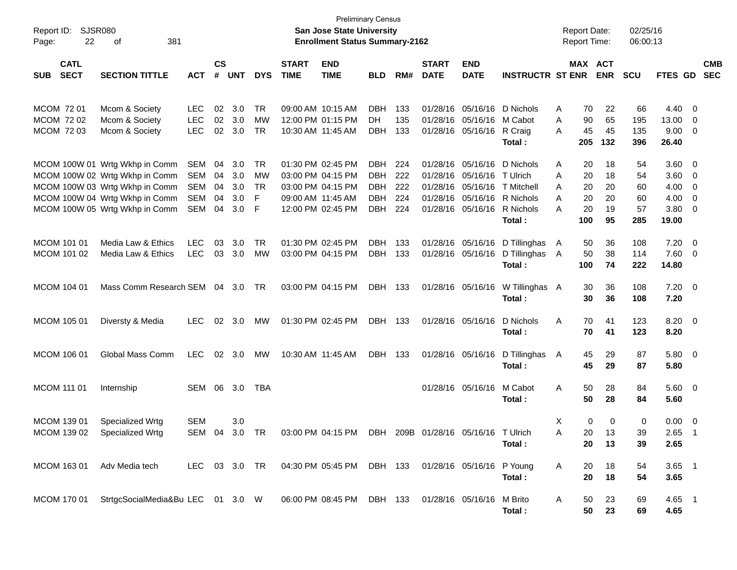Preliminary Census
**San Jose State University**
**Enrollment Status Summary-2162**

Report ID: SJSR080
Report Date: 02/25/16
Report Time: 06:00:13

| SUB | CATL SECT | SECTION TITTLE | ACT | CS # | UNT | DYS | START TIME | END TIME | BLD | RM# | START DATE | END DATE | INSTRUCTR | ST | MAX ENR | ACT ENR | SCU | FTES | GD | CMB SEC |
|---|---|---|---|---|---|---|---|---|---|---|---|---|---|---|---|---|---|---|---|---|
| MCOM | 72 01 | Mcom & Society | LEC | 02 | 3.0 | TR | 09:00 AM | 10:15 AM | DBH | 133 | 01/28/16 | 05/16/16 | D Nichols | A | 70 | 22 | 66 | 4.40 | 0 | |
| MCOM | 72 02 | Mcom & Society | LEC | 02 | 3.0 | MW | 12:00 PM | 01:15 PM | DH | 135 | 01/28/16 | 05/16/16 | M Cabot | A | 90 | 65 | 195 | 13.00 | 0 | |
| MCOM | 72 03 | Mcom & Society | LEC | 02 | 3.0 | TR | 10:30 AM | 11:45 AM | DBH | 133 | 01/28/16 | 05/16/16 | R Craig | A | 45 | 45 | 135 | 9.00 | 0 | |
| | | | | | | | | | | | | | **Total :** | | **205** | **132** | **396** | **26.40** | | |
| MCOM | 100W 01 | Wrtg Wkhp in Comm | SEM | 04 | 3.0 | TR | 01:30 PM | 02:45 PM | DBH | 224 | 01/28/16 | 05/16/16 | D Nichols | A | 20 | 18 | 54 | 3.60 | 0 | |
| MCOM | 100W 02 | Wrtg Wkhp in Comm | SEM | 04 | 3.0 | MW | 03:00 PM | 04:15 PM | DBH | 222 | 01/28/16 | 05/16/16 | T Ulrich | A | 20 | 18 | 54 | 3.60 | 0 | |
| MCOM | 100W 03 | Wrtg Wkhp in Comm | SEM | 04 | 3.0 | TR | 03:00 PM | 04:15 PM | DBH | 222 | 01/28/16 | 05/16/16 | T Mitchell | A | 20 | 20 | 60 | 4.00 | 0 | |
| MCOM | 100W 04 | Wrtg Wkhp in Comm | SEM | 04 | 3.0 | F | 09:00 AM | 11:45 AM | DBH | 224 | 01/28/16 | 05/16/16 | R Nichols | A | 20 | 20 | 60 | 4.00 | 0 | |
| MCOM | 100W 05 | Wrtg Wkhp in Comm | SEM | 04 | 3.0 | F | 12:00 PM | 02:45 PM | DBH | 224 | 01/28/16 | 05/16/16 | R Nichols | A | 20 | 19 | 57 | 3.80 | 0 | |
| | | | | | | | | | | | | | **Total :** | | **100** | **95** | **285** | **19.00** | | |
| MCOM | 101 01 | Media Law & Ethics | LEC | 03 | 3.0 | TR | 01:30 PM | 02:45 PM | DBH | 133 | 01/28/16 | 05/16/16 | D Tillinghas | A | 50 | 36 | 108 | 7.20 | 0 | |
| MCOM | 101 02 | Media Law & Ethics | LEC | 03 | 3.0 | MW | 03:00 PM | 04:15 PM | DBH | 133 | 01/28/16 | 05/16/16 | D Tillinghas | A | 50 | 38 | 114 | 7.60 | 0 | |
| | | | | | | | | | | | | | **Total :** | | **100** | **74** | **222** | **14.80** | | |
| MCOM | 104 01 | Mass Comm Research | SEM | 04 | 3.0 | TR | 03:00 PM | 04:15 PM | DBH | 133 | 01/28/16 | 05/16/16 | W Tillinghas | A | 30 | 36 | 108 | 7.20 | 0 | |
| | | | | | | | | | | | | | **Total :** | | **30** | **36** | **108** | **7.20** | | |
| MCOM | 105 01 | Diversty & Media | LEC | 02 | 3.0 | MW | 01:30 PM | 02:45 PM | DBH | 133 | 01/28/16 | 05/16/16 | D Nichols | A | 70 | 41 | 123 | 8.20 | 0 | |
| | | | | | | | | | | | | | **Total :** | | **70** | **41** | **123** | **8.20** | | |
| MCOM | 106 01 | Global Mass Comm | LEC | 02 | 3.0 | MW | 10:30 AM | 11:45 AM | DBH | 133 | 01/28/16 | 05/16/16 | D Tillinghas | A | 45 | 29 | 87 | 5.80 | 0 | |
| | | | | | | | | | | | | | **Total :** | | **45** | **29** | **87** | **5.80** | | |
| MCOM | 111 01 | Internship | SEM | 06 | 3.0 | TBA | | | | | 01/28/16 | 05/16/16 | M Cabot | A | 50 | 28 | 84 | 5.60 | 0 | |
| | | | | | | | | | | | | | **Total :** | | **50** | **28** | **84** | **5.60** | | |
| MCOM | 139 01 | Specialized Wrtg | SEM | | 3.0 | | | | | | | | | X | 0 | 0 | 0 | 0.00 | 0 | |
| MCOM | 139 02 | Specialized Wrtg | SEM | 04 | 3.0 | TR | 03:00 PM | 04:15 PM | DBH | 209B | 01/28/16 | 05/16/16 | T Ulrich | A | 20 | 13 | 39 | 2.65 | 1 | |
| | | | | | | | | | | | | | **Total :** | | **20** | **13** | **39** | **2.65** | | |
| MCOM | 163 01 | Adv Media tech | LEC | 03 | 3.0 | TR | 04:30 PM | 05:45 PM | DBH | 133 | 01/28/16 | 05/16/16 | P Young | A | 20 | 18 | 54 | 3.65 | 1 | |
| | | | | | | | | | | | | | **Total :** | | **20** | **18** | **54** | **3.65** | | |
| MCOM | 170 01 | StrtgcSocialMedia&Bu | LEC | 01 | 3.0 | W | 06:00 PM | 08:45 PM | DBH | 133 | 01/28/16 | 05/16/16 | M Brito | A | 50 | 23 | 69 | 4.65 | 1 | |
| | | | | | | | | | | | | | **Total :** | | **50** | **23** | **69** | **4.65** | | |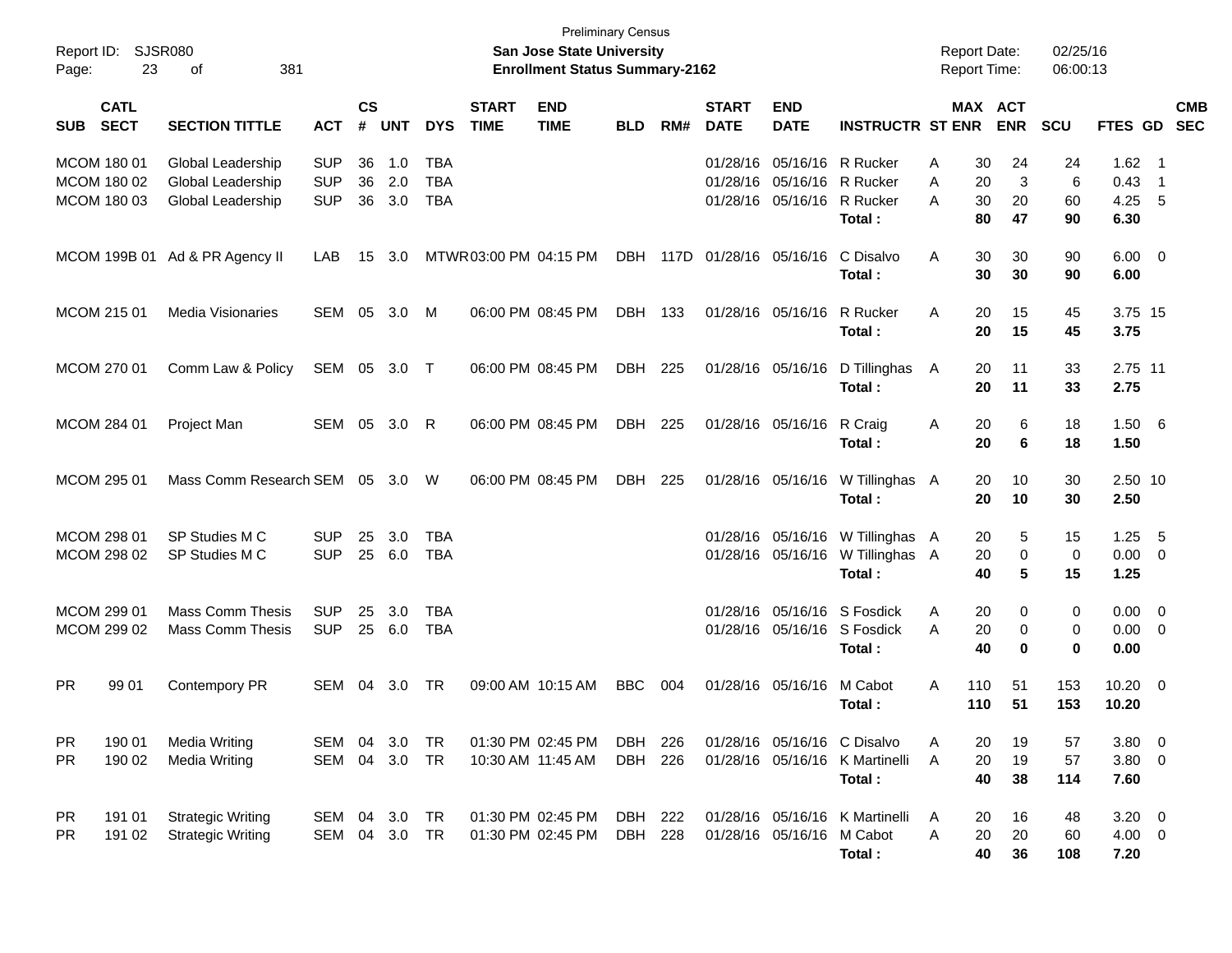Preliminary Census
**San Jose State University**
**Enrollment Status Summary-2162**

Report ID: SJSR080
Report Date: 02/25/16
Report Time: 06:00:13

| SUB | CATL SECT | SECTION TITTLE | ACT | CS # | UNT | DYS | START TIME | END TIME | BLD | RM# | START DATE | END DATE | INSTRUCTR | ST | MAX ENR | ACT ENR | SCU | FTES | GD | CMB SEC |
|---|---|---|---|---|---|---|---|---|---|---|---|---|---|---|---|---|---|---|---|---|
| MCOM | 180 01 | Global Leadership | SUP | 36 | 1.0 | TBA | | | | | 01/28/16 | 05/16/16 | R Rucker | A | 30 | 24 | 24 | 1.62 | 1 | |
| MCOM | 180 02 | Global Leadership | SUP | 36 | 2.0 | TBA | | | | | 01/28/16 | 05/16/16 | R Rucker | A | 20 | 3 | 6 | 0.43 | 1 | |
| MCOM | 180 03 | Global Leadership | SUP | 36 | 3.0 | TBA | | | | | 01/28/16 | 05/16/16 | R Rucker | A | 30 | 20 | 60 | 4.25 | 5 | |
| | | | | | | | | | | | | | **Total :** | | **80** | **47** | **90** | **6.30** | | |
| MCOM | 199B 01 | Ad & PR Agency II | LAB | 15 | 3.0 | MTWR | 03:00 PM | 04:15 PM | DBH | 117D | 01/28/16 | 05/16/16 | C Disalvo | A | 30 | 30 | 90 | 6.00 | 0 | |
| | | | | | | | | | | | | | **Total :** | | **30** | **30** | **90** | **6.00** | | |
| MCOM | 215 01 | Media Visionaries | SEM | 05 | 3.0 | M | 06:00 PM | 08:45 PM | DBH | 133 | 01/28/16 | 05/16/16 | R Rucker | A | 20 | 15 | 45 | 3.75 | 15 | |
| | | | | | | | | | | | | | **Total :** | | **20** | **15** | **45** | **3.75** | | |
| MCOM | 270 01 | Comm Law & Policy | SEM | 05 | 3.0 | T | 06:00 PM | 08:45 PM | DBH | 225 | 01/28/16 | 05/16/16 | D Tillinghas | A | 20 | 11 | 33 | 2.75 | 11 | |
| | | | | | | | | | | | | | **Total :** | | **20** | **11** | **33** | **2.75** | | |
| MCOM | 284 01 | Project Man | SEM | 05 | 3.0 | R | 06:00 PM | 08:45 PM | DBH | 225 | 01/28/16 | 05/16/16 | R Craig | A | 20 | 6 | 18 | 1.50 | 6 | |
| | | | | | | | | | | | | | **Total :** | | **20** | **6** | **18** | **1.50** | | |
| MCOM | 295 01 | Mass Comm Research | SEM | 05 | 3.0 | W | 06:00 PM | 08:45 PM | DBH | 225 | 01/28/16 | 05/16/16 | W Tillinghas | A | 20 | 10 | 30 | 2.50 | 10 | |
| | | | | | | | | | | | | | **Total :** | | **20** | **10** | **30** | **2.50** | | |
| MCOM | 298 01 | SP Studies M C | SUP | 25 | 3.0 | TBA | | | | | 01/28/16 | 05/16/16 | W Tillinghas | A | 20 | 5 | 15 | 1.25 | 5 | |
| MCOM | 298 02 | SP Studies M C | SUP | 25 | 6.0 | TBA | | | | | 01/28/16 | 05/16/16 | W Tillinghas | A | 20 | 0 | 0 | 0.00 | 0 | |
| | | | | | | | | | | | | | **Total :** | | **40** | **5** | **15** | **1.25** | | |
| MCOM | 299 01 | Mass Comm Thesis | SUP | 25 | 3.0 | TBA | | | | | 01/28/16 | 05/16/16 | S Fosdick | A | 20 | 0 | 0 | 0.00 | 0 | |
| MCOM | 299 02 | Mass Comm Thesis | SUP | 25 | 6.0 | TBA | | | | | 01/28/16 | 05/16/16 | S Fosdick | A | 20 | 0 | 0 | 0.00 | 0 | |
| | | | | | | | | | | | | | **Total :** | | **40** | **0** | **0** | **0.00** | | |
| PR | 99 01 | Contempory PR | SEM | 04 | 3.0 | TR | 09:00 AM | 10:15 AM | BBC | 004 | 01/28/16 | 05/16/16 | M Cabot | A | 110 | 51 | 153 | 10.20 | 0 | |
| | | | | | | | | | | | | | **Total :** | | **110** | **51** | **153** | **10.20** | | |
| PR | 190 01 | Media Writing | SEM | 04 | 3.0 | TR | 01:30 PM | 02:45 PM | DBH | 226 | 01/28/16 | 05/16/16 | C Disalvo | A | 20 | 19 | 57 | 3.80 | 0 | |
| PR | 190 02 | Media Writing | SEM | 04 | 3.0 | TR | 10:30 AM | 11:45 AM | DBH | 226 | 01/28/16 | 05/16/16 | K Martinelli | A | 20 | 19 | 57 | 3.80 | 0 | |
| | | | | | | | | | | | | | **Total :** | | **40** | **38** | **114** | **7.60** | | |
| PR | 191 01 | Strategic Writing | SEM | 04 | 3.0 | TR | 01:30 PM | 02:45 PM | DBH | 222 | 01/28/16 | 05/16/16 | K Martinelli | A | 20 | 16 | 48 | 3.20 | 0 | |
| PR | 191 02 | Strategic Writing | SEM | 04 | 3.0 | TR | 01:30 PM | 02:45 PM | DBH | 228 | 01/28/16 | 05/16/16 | M Cabot | A | 20 | 20 | 60 | 4.00 | 0 | |
| | | | | | | | | | | | | | **Total :** | | **40** | **36** | **108** | **7.20** | | |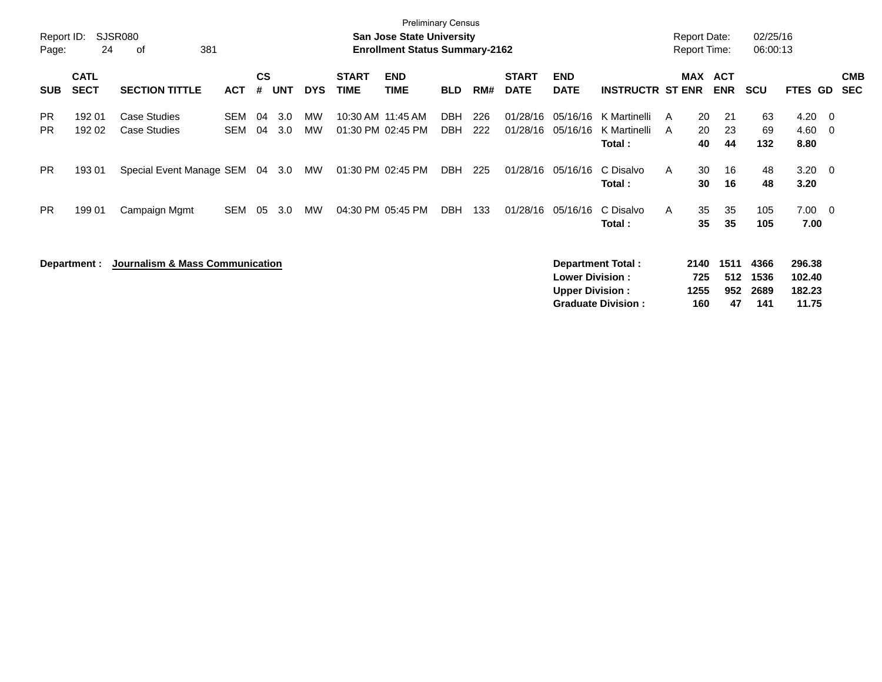Preliminary Census

**San Jose State University**
**Enrollment Status Summary-2162**

Report ID: SJSR080
Report Date: 02/25/16
Report Time: 06:00:13

| SUB | CATL SECT | SECTION TITTLE | ACT | CS # | UNT | DYS | START TIME | END TIME | BLD | RM# | START DATE | END DATE | INSTRUCTR | ST | MAX ENR | ACT ENR | SCU | FTES | GD | CMB SEC |
|---|---|---|---|---|---|---|---|---|---|---|---|---|---|---|---|---|---|---|---|---|
| PR | 192 01 | Case Studies | SEM | 04 | 3.0 | MW | 10:30 AM | 11:45 AM | DBH | 226 | 01/28/16 | 05/16/16 | K Martinelli | A | 20 | 21 | 63 | 4.20 | 0 | |
| PR | 192 02 | Case Studies | SEM | 04 | 3.0 | MW | 01:30 PM | 02:45 PM | DBH | 222 | 01/28/16 | 05/16/16 | K Martinelli | A | 20 | 23 | 69 | 4.60 | 0 | |
| | | | | | | | | | | | | | **Total :** | | **40** | **44** | **132** | **8.80** | | |
| PR | 193 01 | Special Event Manage | SEM | 04 | 3.0 | MW | 01:30 PM | 02:45 PM | DBH | 225 | 01/28/16 | 05/16/16 | C Disalvo | A | 30 | 16 | 48 | 3.20 | 0 | |
| | | | | | | | | | | | | | **Total :** | | **30** | **16** | **48** | **3.20** | | |
| PR | 199 01 | Campaign Mgmt | SEM | 05 | 3.0 | MW | 04:30 PM | 05:45 PM | DBH | 133 | 01/28/16 | 05/16/16 | C Disalvo | A | 35 | 35 | 105 | 7.00 | 0 | |
| | | | | | | | | | | | | | **Total :** | | **35** | **35** | **105** | **7.00** | | |

**Department :** **Journalism & Mass Communication**

| | MAX ENR | ACT ENR | SCU | FTES |
|---|---|---|---|---|
| **Department Total :** | **2140** | **1511** | **4366** | **296.38** |
| **Lower Division :** | **725** | **512** | **1536** | **102.40** |
| **Upper Division :** | **1255** | **952** | **2689** | **182.23** |
| **Graduate Division :** | **160** | **47** | **141** | **11.75** |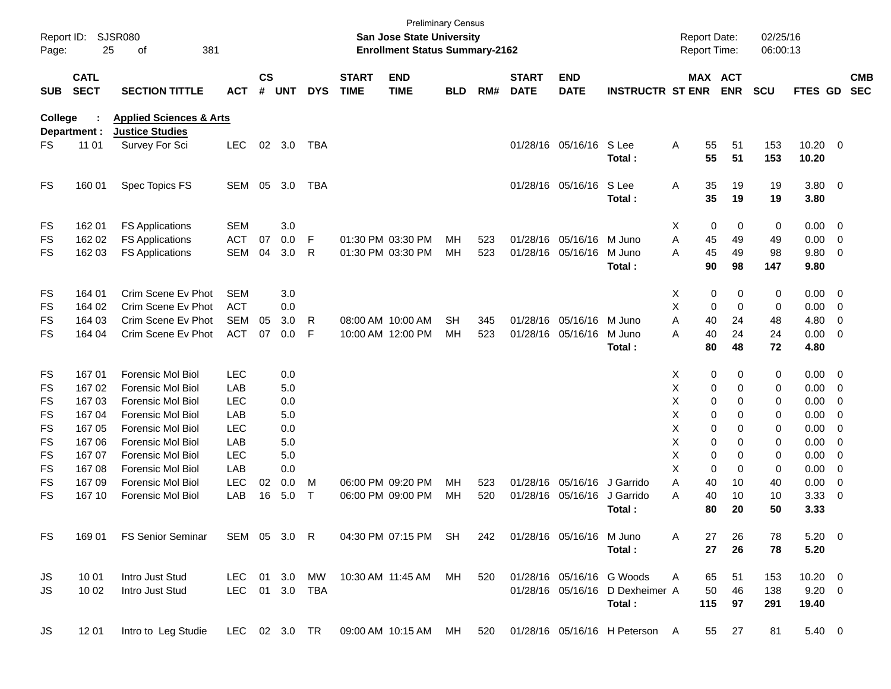Preliminary Census

**San Jose State University**

**Enrollment Status Summary-2162**

Report ID: SJSR080

Report Date: 02/25/16

Report Time: 06:00:13

| SUB | CATL SECT | SECTION TITTLE | ACT | CS # | UNT | DYS | START TIME | END TIME | BLD | RM# | START DATE | END DATE | INSTRUCTR | ST | MAX ENR | ACT ENR | SCU | FTES | GD | CMB SEC |
|---|---|---|---|---|---|---|---|---|---|---|---|---|---|---|---|---|---|---|---|---|
| **College :** | | **Applied Sciences & Arts** | | | | | | | | | | | | | | | | | | |
| **Department :** | | **Justice Studies** | | | | | | | | | | | | | | | | | | |
| FS | 11 01 | Survey For Sci | LEC | 02 | 3.0 | TBA | | | | | 01/28/16 | 05/16/16 | S Lee | A | 55 | 51 | 153 | 10.20 | 0 | |
| | | | | | | | | | | | | | **Total :** | | **55** | **51** | **153** | **10.20** | | |
| FS | 160 01 | Spec Topics FS | SEM | 05 | 3.0 | TBA | | | | | 01/28/16 | 05/16/16 | S Lee | A | 35 | 19 | 19 | 3.80 | 0 | |
| | | | | | | | | | | | | | **Total :** | | **35** | **19** | **19** | **3.80** | | |
| FS | 162 01 | FS Applications | SEM | | 3.0 | | | | | | | | | X | 0 | 0 | 0 | 0.00 | 0 | |
| FS | 162 02 | FS Applications | ACT | 07 | 0.0 | F | 01:30 PM | 03:30 PM | MH | 523 | 01/28/16 | 05/16/16 | M Juno | A | 45 | 49 | 49 | 0.00 | 0 | |
| FS | 162 03 | FS Applications | SEM | 04 | 3.0 | R | 01:30 PM | 03:30 PM | MH | 523 | 01/28/16 | 05/16/16 | M Juno | A | 45 | 49 | 98 | 9.80 | 0 | |
| | | | | | | | | | | | | | **Total :** | | **90** | **98** | **147** | **9.80** | | |
| FS | 164 01 | Crim Scene Ev Phot | SEM | | 3.0 | | | | | | | | | X | 0 | 0 | 0 | 0.00 | 0 | |
| FS | 164 02 | Crim Scene Ev Phot | ACT | | 0.0 | | | | | | | | | X | 0 | 0 | 0 | 0.00 | 0 | |
| FS | 164 03 | Crim Scene Ev Phot | SEM | 05 | 3.0 | R | 08:00 AM | 10:00 AM | SH | 345 | 01/28/16 | 05/16/16 | M Juno | A | 40 | 24 | 48 | 4.80 | 0 | |
| FS | 164 04 | Crim Scene Ev Phot | ACT | 07 | 0.0 | F | 10:00 AM | 12:00 PM | MH | 523 | 01/28/16 | 05/16/16 | M Juno | A | 40 | 24 | 24 | 0.00 | 0 | |
| | | | | | | | | | | | | | **Total :** | | **80** | **48** | **72** | **4.80** | | |
| FS | 167 01 | Forensic Mol Biol | LEC | | 0.0 | | | | | | | | | X | 0 | 0 | 0 | 0.00 | 0 | |
| FS | 167 02 | Forensic Mol Biol | LAB | | 5.0 | | | | | | | | | X | 0 | 0 | 0 | 0.00 | 0 | |
| FS | 167 03 | Forensic Mol Biol | LEC | | 0.0 | | | | | | | | | X | 0 | 0 | 0 | 0.00 | 0 | |
| FS | 167 04 | Forensic Mol Biol | LAB | | 5.0 | | | | | | | | | X | 0 | 0 | 0 | 0.00 | 0 | |
| FS | 167 05 | Forensic Mol Biol | LEC | | 0.0 | | | | | | | | | X | 0 | 0 | 0 | 0.00 | 0 | |
| FS | 167 06 | Forensic Mol Biol | LAB | | 5.0 | | | | | | | | | X | 0 | 0 | 0 | 0.00 | 0 | |
| FS | 167 07 | Forensic Mol Biol | LEC | | 5.0 | | | | | | | | | X | 0 | 0 | 0 | 0.00 | 0 | |
| FS | 167 08 | Forensic Mol Biol | LAB | | 0.0 | | | | | | | | | X | 0 | 0 | 0 | 0.00 | 0 | |
| FS | 167 09 | Forensic Mol Biol | LEC | 02 | 0.0 | M | 06:00 PM | 09:20 PM | MH | 523 | 01/28/16 | 05/16/16 | J Garrido | A | 40 | 10 | 40 | 0.00 | 0 | |
| FS | 167 10 | Forensic Mol Biol | LAB | 16 | 5.0 | T | 06:00 PM | 09:00 PM | MH | 520 | 01/28/16 | 05/16/16 | J Garrido | A | 40 | 10 | 10 | 3.33 | 0 | |
| | | | | | | | | | | | | | **Total :** | | **80** | **20** | **50** | **3.33** | | |
| FS | 169 01 | FS Senior Seminar | SEM | 05 | 3.0 | R | 04:30 PM | 07:15 PM | SH | 242 | 01/28/16 | 05/16/16 | M Juno | A | 27 | 26 | 78 | 5.20 | 0 | |
| | | | | | | | | | | | | | **Total :** | | **27** | **26** | **78** | **5.20** | | |
| JS | 10 01 | Intro Just Stud | LEC | 01 | 3.0 | MW | 10:30 AM | 11:45 AM | MH | 520 | 01/28/16 | 05/16/16 | G Woods | A | 65 | 51 | 153 | 10.20 | 0 | |
| JS | 10 02 | Intro Just Stud | LEC | 01 | 3.0 | TBA | | | | | 01/28/16 | 05/16/16 | D Dexheimer | A | 50 | 46 | 138 | 9.20 | 0 | |
| | | | | | | | | | | | | | **Total :** | | **115** | **97** | **291** | **19.40** | | |
| JS | 12 01 | Intro to Leg Studie | LEC | 02 | 3.0 | TR | 09:00 AM | 10:15 AM | MH | 520 | 01/28/16 | 05/16/16 | H Peterson | A | 55 | 27 | 81 | 5.40 | 0 | |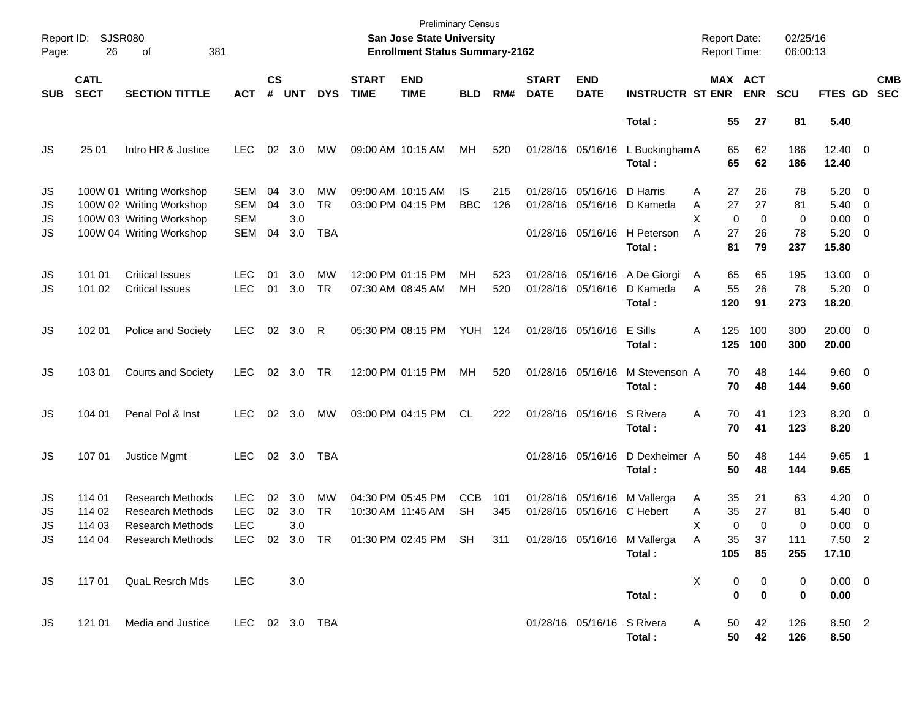Preliminary Census
San Jose State University
Enrollment Status Summary-2162

Report ID: SJSR080
Report Date: 02/25/16
Report Time: 06:00:13

| SUB | CATL SECT | SECTION TITTLE | ACT | CS # | UNT | DYS | START TIME | END TIME | BLD | RM# | START DATE | END DATE | INSTRUCTR | ST | MAX ENR | ACT ENR | SCU | FTES | GD | CMB SEC |
|---|---|---|---|---|---|---|---|---|---|---|---|---|---|---|---|---|---|---|---|---|
| | | | | | | | | | | | | | Total : | | 55 | 27 | 81 | 5.40 | | |
| JS | 25 01 | Intro HR & Justice | LEC | 02 | 3.0 | MW | 09:00 AM | 10:15 AM | MH | 520 | 01/28/16 | 05/16/16 | L Buckingham | A | 65 | 62 | 186 | 12.40 | 0 | |
| | | | | | | | | | | | | | Total : | | 65 | 62 | 186 | 12.40 | | |
| JS | 100W 01 | Writing Workshop | SEM | 04 | 3.0 | MW | 09:00 AM | 10:15 AM | IS | 215 | 01/28/16 | 05/16/16 | D Harris | A | 27 | 26 | 78 | 5.20 | 0 | |
| JS | 100W 02 | Writing Workshop | SEM | 04 | 3.0 | TR | 03:00 PM | 04:15 PM | BBC | 126 | 01/28/16 | 05/16/16 | D Kameda | A | 27 | 27 | 81 | 5.40 | 0 | |
| JS | 100W 03 | Writing Workshop | SEM | | 3.0 | | | | | | | | | X | 0 | 0 | 0 | 0.00 | 0 | |
| JS | 100W 04 | Writing Workshop | SEM | 04 | 3.0 | TBA | | | | | 01/28/16 | 05/16/16 | H Peterson | A | 27 | 26 | 78 | 5.20 | 0 | |
| | | | | | | | | | | | | | Total : | | 81 | 79 | 237 | 15.80 | | |
| JS | 101 01 | Critical Issues | LEC | 01 | 3.0 | MW | 12:00 PM | 01:15 PM | MH | 523 | 01/28/16 | 05/16/16 | A De Giorgi | A | 65 | 65 | 195 | 13.00 | 0 | |
| JS | 101 02 | Critical Issues | LEC | 01 | 3.0 | TR | 07:30 AM | 08:45 AM | MH | 520 | 01/28/16 | 05/16/16 | D Kameda | A | 55 | 26 | 78 | 5.20 | 0 | |
| | | | | | | | | | | | | | Total : | | 120 | 91 | 273 | 18.20 | | |
| JS | 102 01 | Police and Society | LEC | 02 | 3.0 | R | 05:30 PM | 08:15 PM | YUH | 124 | 01/28/16 | 05/16/16 | E Sills | A | 125 | 100 | 300 | 20.00 | 0 | |
| | | | | | | | | | | | | | Total : | | 125 | 100 | 300 | 20.00 | | |
| JS | 103 01 | Courts and Society | LEC | 02 | 3.0 | TR | 12:00 PM | 01:15 PM | MH | 520 | 01/28/16 | 05/16/16 | M Stevenson | A | 70 | 48 | 144 | 9.60 | 0 | |
| | | | | | | | | | | | | | Total : | | 70 | 48 | 144 | 9.60 | | |
| JS | 104 01 | Penal Pol & Inst | LEC | 02 | 3.0 | MW | 03:00 PM | 04:15 PM | CL | 222 | 01/28/16 | 05/16/16 | S Rivera | A | 70 | 41 | 123 | 8.20 | 0 | |
| | | | | | | | | | | | | | Total : | | 70 | 41 | 123 | 8.20 | | |
| JS | 107 01 | Justice Mgmt | LEC | 02 | 3.0 | TBA | | | | | 01/28/16 | 05/16/16 | D Dexheimer | A | 50 | 48 | 144 | 9.65 | 1 | |
| | | | | | | | | | | | | | Total : | | 50 | 48 | 144 | 9.65 | | |
| JS | 114 01 | Research Methods | LEC | 02 | 3.0 | MW | 04:30 PM | 05:45 PM | CCB | 101 | 01/28/16 | 05/16/16 | M Vallerga | A | 35 | 21 | 63 | 4.20 | 0 | |
| JS | 114 02 | Research Methods | LEC | 02 | 3.0 | TR | 10:30 AM | 11:45 AM | SH | 345 | 01/28/16 | 05/16/16 | C Hebert | A | 35 | 27 | 81 | 5.40 | 0 | |
| JS | 114 03 | Research Methods | LEC | | 3.0 | | | | | | | | | X | 0 | 0 | 0 | 0.00 | 0 | |
| JS | 114 04 | Research Methods | LEC | 02 | 3.0 | TR | 01:30 PM | 02:45 PM | SH | 311 | 01/28/16 | 05/16/16 | M Vallerga | A | 35 | 37 | 111 | 7.50 | 2 | |
| | | | | | | | | | | | | | Total : | | 105 | 85 | 255 | 17.10 | | |
| JS | 117 01 | QuaL Resrch Mds | LEC | | 3.0 | | | | | | | | | X | 0 | 0 | 0 | 0.00 | 0 | |
| | | | | | | | | | | | | | Total : | | 0 | 0 | 0 | 0.00 | | |
| JS | 121 01 | Media and Justice | LEC | 02 | 3.0 | TBA | | | | | 01/28/16 | 05/16/16 | S Rivera | A | 50 | 42 | 126 | 8.50 | 2 | |
| | | | | | | | | | | | | | Total : | | 50 | 42 | 126 | 8.50 | | |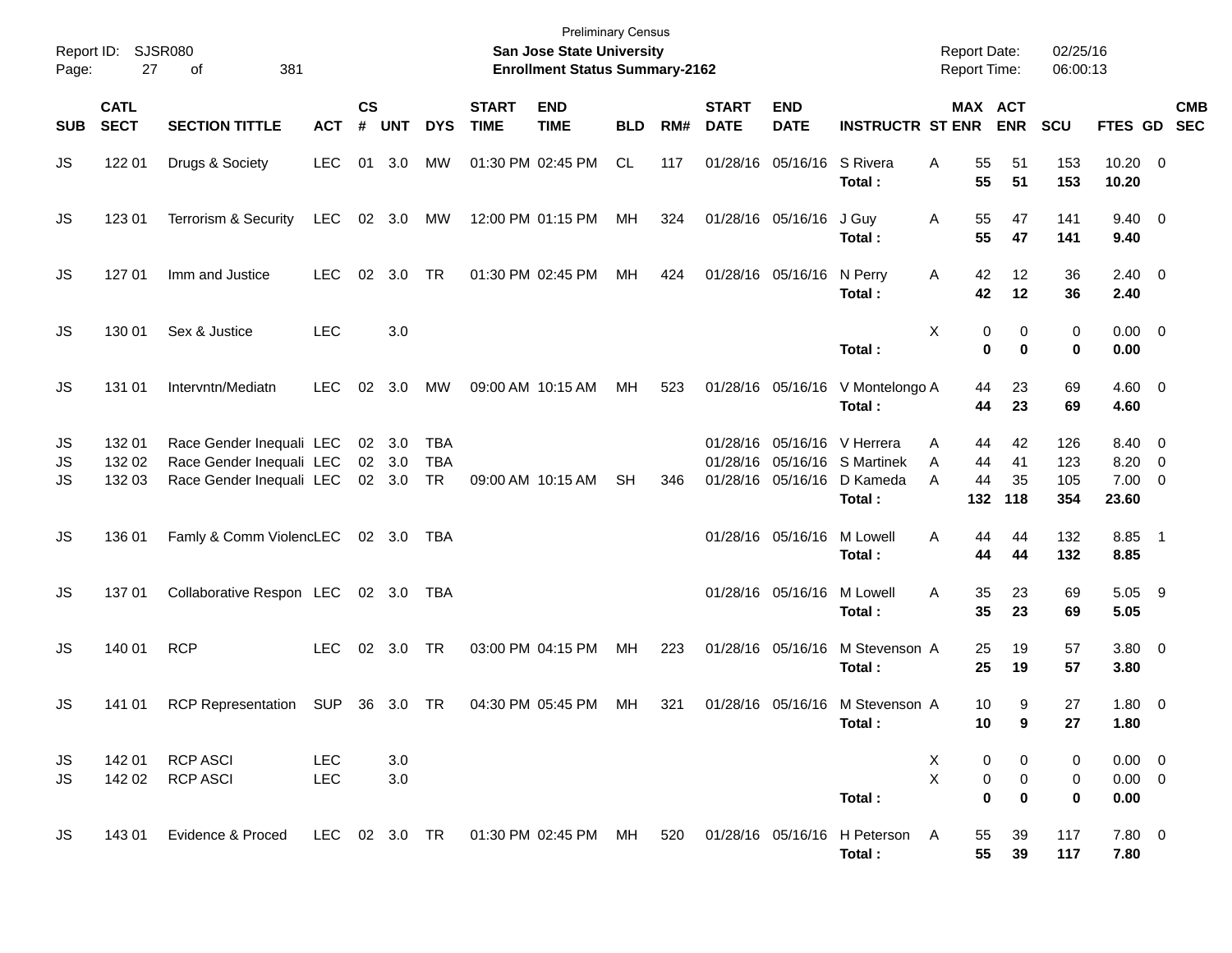Preliminary Census

Report ID: SJSR080

**San Jose State University**

**Enrollment Status Summary-2162**

Report Date: 02/25/16

Report Time: 06:00:13

| SUB | CATL SECT | SECTION TITTLE | ACT | CS # | UNT | DYS | START TIME | END TIME | BLD | RM# | START DATE | END DATE | INSTRUCTR | ST | MAX ENR | ACT ENR | SCU | FTES | GD | CMB SEC |
|---|---|---|---|---|---|---|---|---|---|---|---|---|---|---|---|---|---|---|---|---|
| JS | 122 01 | Drugs & Society | LEC | 01 | 3.0 | MW | 01:30 PM | 02:45 PM | CL | 117 | 01/28/16 | 05/16/16 | S Rivera | A | 55 | 51 | 153 | 10.20 | 0 | |
| | | | | | | | | | | | | | **Total :** | | **55** | **51** | **153** | **10.20** | | |
| JS | 123 01 | Terrorism & Security | LEC | 02 | 3.0 | MW | 12:00 PM | 01:15 PM | MH | 324 | 01/28/16 | 05/16/16 | J Guy | A | 55 | 47 | 141 | 9.40 | 0 | |
| | | | | | | | | | | | | | **Total :** | | **55** | **47** | **141** | **9.40** | | |
| JS | 127 01 | Imm and Justice | LEC | 02 | 3.0 | TR | 01:30 PM | 02:45 PM | MH | 424 | 01/28/16 | 05/16/16 | N Perry | A | 42 | 12 | 36 | 2.40 | 0 | |
| | | | | | | | | | | | | | **Total :** | | **42** | **12** | **36** | **2.40** | | |
| JS | 130 01 | Sex & Justice | LEC | | 3.0 | | | | | | | | | X | 0 | 0 | 0 | 0.00 | 0 | |
| | | | | | | | | | | | | | **Total :** | | **0** | **0** | **0** | **0.00** | | |
| JS | 131 01 | Intervntn/Mediatn | LEC | 02 | 3.0 | MW | 09:00 AM | 10:15 AM | MH | 523 | 01/28/16 | 05/16/16 | V Montelongo | A | 44 | 23 | 69 | 4.60 | 0 | |
| | | | | | | | | | | | | | **Total :** | | **44** | **23** | **69** | **4.60** | | |
| JS | 132 01 | Race Gender Inequali | LEC | 02 | 3.0 | TBA | | | | | 01/28/16 | 05/16/16 | V Herrera | A | 44 | 42 | 126 | 8.40 | 0 | |
| JS | 132 02 | Race Gender Inequali | LEC | 02 | 3.0 | TBA | | | | | 01/28/16 | 05/16/16 | S Martinek | A | 44 | 41 | 123 | 8.20 | 0 | |
| JS | 132 03 | Race Gender Inequali | LEC | 02 | 3.0 | TR | 09:00 AM | 10:15 AM | SH | 346 | 01/28/16 | 05/16/16 | D Kameda | A | 44 | 35 | 105 | 7.00 | 0 | |
| | | | | | | | | | | | | | **Total :** | | **132** | **118** | **354** | **23.60** | | |
| JS | 136 01 | Famly & Comm Violenc | LEC | 02 | 3.0 | TBA | | | | | 01/28/16 | 05/16/16 | M Lowell | A | 44 | 44 | 132 | 8.85 | 1 | |
| | | | | | | | | | | | | | **Total :** | | **44** | **44** | **132** | **8.85** | | |
| JS | 137 01 | Collaborative Respon | LEC | 02 | 3.0 | TBA | | | | | 01/28/16 | 05/16/16 | M Lowell | A | 35 | 23 | 69 | 5.05 | 9 | |
| | | | | | | | | | | | | | **Total :** | | **35** | **23** | **69** | **5.05** | | |
| JS | 140 01 | RCP | LEC | 02 | 3.0 | TR | 03:00 PM | 04:15 PM | MH | 223 | 01/28/16 | 05/16/16 | M Stevenson | A | 25 | 19 | 57 | 3.80 | 0 | |
| | | | | | | | | | | | | | **Total :** | | **25** | **19** | **57** | **3.80** | | |
| JS | 141 01 | RCP Representation | SUP | 36 | 3.0 | TR | 04:30 PM | 05:45 PM | MH | 321 | 01/28/16 | 05/16/16 | M Stevenson | A | 10 | 9 | 27 | 1.80 | 0 | |
| | | | | | | | | | | | | | **Total :** | | **10** | **9** | **27** | **1.80** | | |
| JS | 142 01 | RCP ASCI | LEC | | 3.0 | | | | | | | | | X | 0 | 0 | 0 | 0.00 | 0 | |
| JS | 142 02 | RCP ASCI | LEC | | 3.0 | | | | | | | | | X | 0 | 0 | 0 | 0.00 | 0 | |
| | | | | | | | | | | | | | **Total :** | | **0** | **0** | **0** | **0.00** | | |
| JS | 143 01 | Evidence & Proced | LEC | 02 | 3.0 | TR | 01:30 PM | 02:45 PM | MH | 520 | 01/28/16 | 05/16/16 | H Peterson | A | 55 | 39 | 117 | 7.80 | 0 | |
| | | | | | | | | | | | | | **Total :** | | **55** | **39** | **117** | **7.80** | | |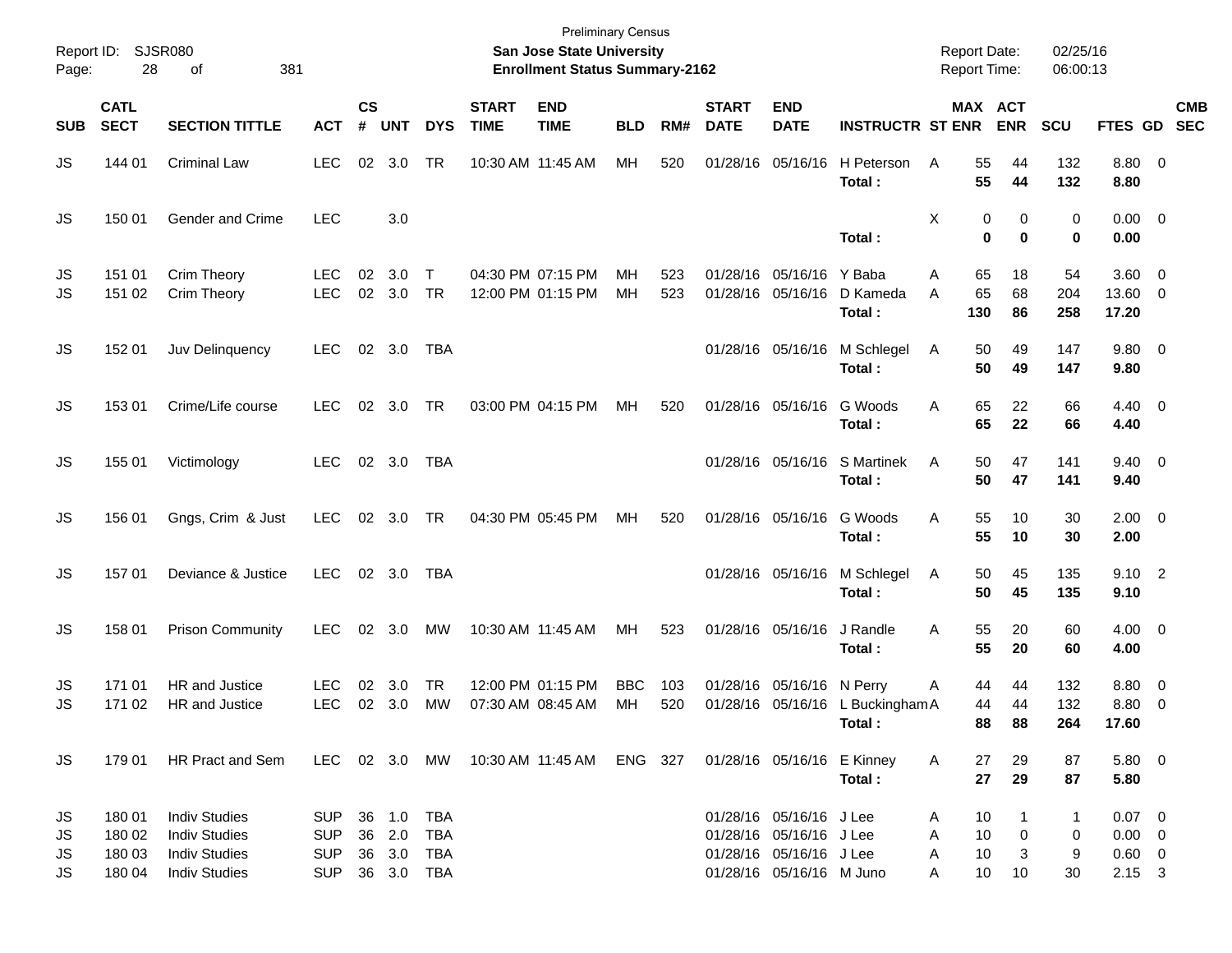Preliminary Census

**San Jose State University**

**Enrollment Status Summary-2162**

Report ID: SJSR080

Report Date: 02/25/16

Report Time: 06:00:13

| SUB | CATL SECT | SECTION TITTLE | ACT | CS # | UNT | DYS | START TIME | END TIME | BLD | RM# | START DATE | END DATE | INSTRUCTR | ST | MAX ENR | ACT ENR | SCU | FTES | GD | CMB SEC |
|---|---|---|---|---|---|---|---|---|---|---|---|---|---|---|---|---|---|---|---|---|
| JS | 144 01 | Criminal Law | LEC | 02 | 3.0 | TR | 10:30 AM | 11:45 AM | MH | 520 | 01/28/16 | 05/16/16 | H Peterson | A | 55 | 44 | 132 | 8.80 | 0 | |
| | | | | | | | | | | | | | **Total :** | | **55** | **44** | **132** | **8.80** | | |
| JS | 150 01 | Gender and Crime | LEC | | 3.0 | | | | | | | | | X | 0 | 0 | 0 | 0.00 | 0 | |
| | | | | | | | | | | | | | **Total :** | | **0** | **0** | **0** | **0.00** | | |
| JS | 151 01 | Crim Theory | LEC | 02 | 3.0 | T | 04:30 PM | 07:15 PM | MH | 523 | 01/28/16 | 05/16/16 | Y Baba | A | 65 | 18 | 54 | 3.60 | 0 | |
| JS | 151 02 | Crim Theory | LEC | 02 | 3.0 | TR | 12:00 PM | 01:15 PM | MH | 523 | 01/28/16 | 05/16/16 | D Kameda | A | 65 | 68 | 204 | 13.60 | 0 | |
| | | | | | | | | | | | | | **Total :** | | **130** | **86** | **258** | **17.20** | | |
| JS | 152 01 | Juv Delinquency | LEC | 02 | 3.0 | TBA | | | | | 01/28/16 | 05/16/16 | M Schlegel | A | 50 | 49 | 147 | 9.80 | 0 | |
| | | | | | | | | | | | | | **Total :** | | **50** | **49** | **147** | **9.80** | | |
| JS | 153 01 | Crime/Life course | LEC | 02 | 3.0 | TR | 03:00 PM | 04:15 PM | MH | 520 | 01/28/16 | 05/16/16 | G Woods | A | 65 | 22 | 66 | 4.40 | 0 | |
| | | | | | | | | | | | | | **Total :** | | **65** | **22** | **66** | **4.40** | | |
| JS | 155 01 | Victimology | LEC | 02 | 3.0 | TBA | | | | | 01/28/16 | 05/16/16 | S Martinek | A | 50 | 47 | 141 | 9.40 | 0 | |
| | | | | | | | | | | | | | **Total :** | | **50** | **47** | **141** | **9.40** | | |
| JS | 156 01 | Gngs, Crim & Just | LEC | 02 | 3.0 | TR | 04:30 PM | 05:45 PM | MH | 520 | 01/28/16 | 05/16/16 | G Woods | A | 55 | 10 | 30 | 2.00 | 0 | |
| | | | | | | | | | | | | | **Total :** | | **55** | **10** | **30** | **2.00** | | |
| JS | 157 01 | Deviance & Justice | LEC | 02 | 3.0 | TBA | | | | | 01/28/16 | 05/16/16 | M Schlegel | A | 50 | 45 | 135 | 9.10 | 2 | |
| | | | | | | | | | | | | | **Total :** | | **50** | **45** | **135** | **9.10** | | |
| JS | 158 01 | Prison Community | LEC | 02 | 3.0 | MW | 10:30 AM | 11:45 AM | MH | 523 | 01/28/16 | 05/16/16 | J Randle | A | 55 | 20 | 60 | 4.00 | 0 | |
| | | | | | | | | | | | | | **Total :** | | **55** | **20** | **60** | **4.00** | | |
| JS | 171 01 | HR and Justice | LEC | 02 | 3.0 | TR | 12:00 PM | 01:15 PM | BBC | 103 | 01/28/16 | 05/16/16 | N Perry | A | 44 | 44 | 132 | 8.80 | 0 | |
| JS | 171 02 | HR and Justice | LEC | 02 | 3.0 | MW | 07:30 AM | 08:45 AM | MH | 520 | 01/28/16 | 05/16/16 | L Buckingham | A | 44 | 44 | 132 | 8.80 | 0 | |
| | | | | | | | | | | | | | **Total :** | | **88** | **88** | **264** | **17.60** | | |
| JS | 179 01 | HR Pract and Sem | LEC | 02 | 3.0 | MW | 10:30 AM | 11:45 AM | ENG | 327 | 01/28/16 | 05/16/16 | E Kinney | A | 27 | 29 | 87 | 5.80 | 0 | |
| | | | | | | | | | | | | | **Total :** | | **27** | **29** | **87** | **5.80** | | |
| JS | 180 01 | Indiv Studies | SUP | 36 | 1.0 | TBA | | | | | 01/28/16 | 05/16/16 | J Lee | A | 10 | 1 | 1 | 0.07 | 0 | |
| JS | 180 02 | Indiv Studies | SUP | 36 | 2.0 | TBA | | | | | 01/28/16 | 05/16/16 | J Lee | A | 10 | 0 | 0 | 0.00 | 0 | |
| JS | 180 03 | Indiv Studies | SUP | 36 | 3.0 | TBA | | | | | 01/28/16 | 05/16/16 | J Lee | A | 10 | 3 | 9 | 0.60 | 0 | |
| JS | 180 04 | Indiv Studies | SUP | 36 | 3.0 | TBA | | | | | 01/28/16 | 05/16/16 | M Juno | A | 10 | 10 | 30 | 2.15 | 3 | |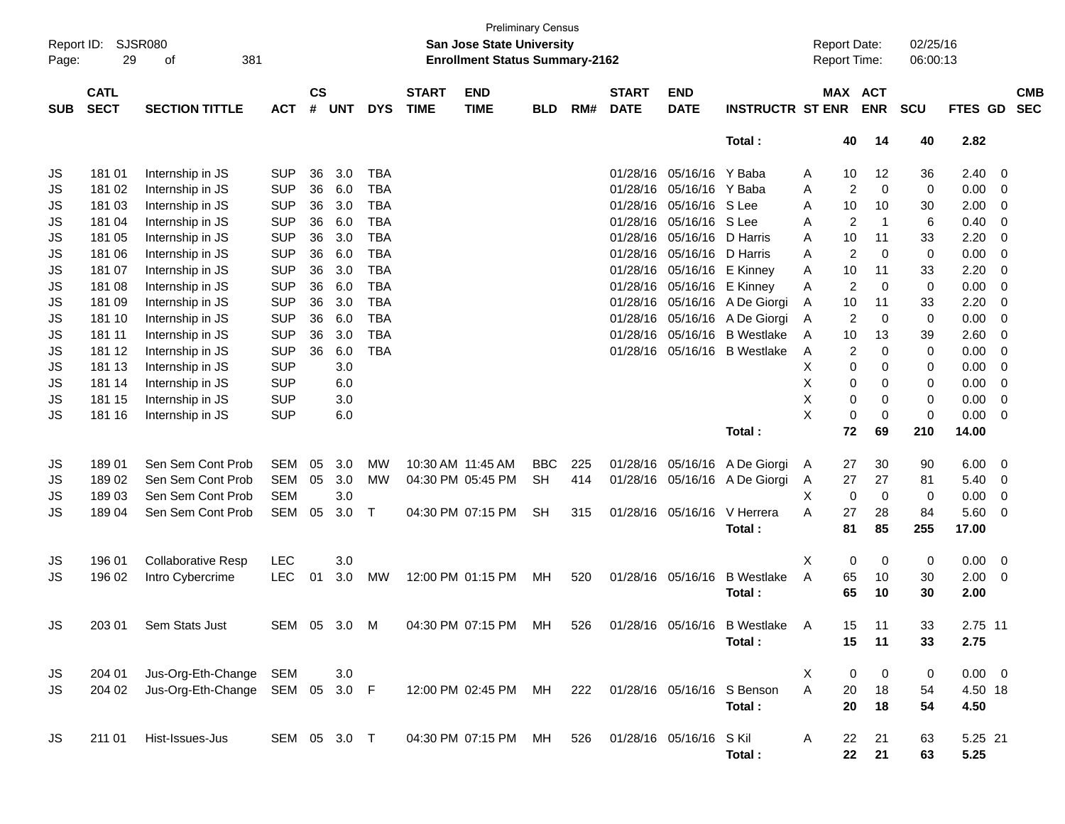Preliminary Census

**San Jose State University**

**Enrollment Status Summary-2162**

| SUB | CATL SECT | SECTION TITTLE | ACT | CS # | UNT | DYS | START TIME | END TIME | BLD | RM# | START DATE | END DATE | INSTRUCTR | ST | MAX ENR | ACT ENR | SCU | FTES | GD | CMB SEC |
|---|---|---|---|---|---|---|---|---|---|---|---|---|---|---|---|---|---|---|---|---|
| | | | | | | | | | | | | | **Total :** | | **40** | **14** | **40** | **2.82** | | |
| JS | 181 01 | Internship in JS | SUP | 36 | 3.0 | TBA | | | | | 01/28/16 | 05/16/16 | Y Baba | A | 10 | 12 | 36 | 2.40 | 0 | |
| JS | 181 02 | Internship in JS | SUP | 36 | 6.0 | TBA | | | | | 01/28/16 | 05/16/16 | Y Baba | A | 2 | 0 | 0 | 0.00 | 0 | |
| JS | 181 03 | Internship in JS | SUP | 36 | 3.0 | TBA | | | | | 01/28/16 | 05/16/16 | S Lee | A | 10 | 10 | 30 | 2.00 | 0 | |
| JS | 181 04 | Internship in JS | SUP | 36 | 6.0 | TBA | | | | | 01/28/16 | 05/16/16 | S Lee | A | 2 | 1 | 6 | 0.40 | 0 | |
| JS | 181 05 | Internship in JS | SUP | 36 | 3.0 | TBA | | | | | 01/28/16 | 05/16/16 | D Harris | A | 10 | 11 | 33 | 2.20 | 0 | |
| JS | 181 06 | Internship in JS | SUP | 36 | 6.0 | TBA | | | | | 01/28/16 | 05/16/16 | D Harris | A | 2 | 0 | 0 | 0.00 | 0 | |
| JS | 181 07 | Internship in JS | SUP | 36 | 3.0 | TBA | | | | | 01/28/16 | 05/16/16 | E Kinney | A | 10 | 11 | 33 | 2.20 | 0 | |
| JS | 181 08 | Internship in JS | SUP | 36 | 6.0 | TBA | | | | | 01/28/16 | 05/16/16 | E Kinney | A | 2 | 0 | 0 | 0.00 | 0 | |
| JS | 181 09 | Internship in JS | SUP | 36 | 3.0 | TBA | | | | | 01/28/16 | 05/16/16 | A De Giorgi | A | 10 | 11 | 33 | 2.20 | 0 | |
| JS | 181 10 | Internship in JS | SUP | 36 | 6.0 | TBA | | | | | 01/28/16 | 05/16/16 | A De Giorgi | A | 2 | 0 | 0 | 0.00 | 0 | |
| JS | 181 11 | Internship in JS | SUP | 36 | 3.0 | TBA | | | | | 01/28/16 | 05/16/16 | B Westlake | A | 10 | 13 | 39 | 2.60 | 0 | |
| JS | 181 12 | Internship in JS | SUP | 36 | 6.0 | TBA | | | | | 01/28/16 | 05/16/16 | B Westlake | A | 2 | 0 | 0 | 0.00 | 0 | |
| JS | 181 13 | Internship in JS | SUP | | 3.0 | | | | | | | | | X | 0 | 0 | 0 | 0.00 | 0 | |
| JS | 181 14 | Internship in JS | SUP | | 6.0 | | | | | | | | | X | 0 | 0 | 0 | 0.00 | 0 | |
| JS | 181 15 | Internship in JS | SUP | | 3.0 | | | | | | | | | X | 0 | 0 | 0 | 0.00 | 0 | |
| JS | 181 16 | Internship in JS | SUP | | 6.0 | | | | | | | | | X | 0 | 0 | 0 | 0.00 | 0 | |
| | | | | | | | | | | | | | **Total :** | | **72** | **69** | **210** | **14.00** | | |
| JS | 189 01 | Sen Sem Cont Prob | SEM | 05 | 3.0 | MW | 10:30 AM | 11:45 AM | BBC | 225 | 01/28/16 | 05/16/16 | A De Giorgi | A | 27 | 30 | 90 | 6.00 | 0 | |
| JS | 189 02 | Sen Sem Cont Prob | SEM | 05 | 3.0 | MW | 04:30 PM | 05:45 PM | SH | 414 | 01/28/16 | 05/16/16 | A De Giorgi | A | 27 | 27 | 81 | 5.40 | 0 | |
| JS | 189 03 | Sen Sem Cont Prob | SEM | | 3.0 | | | | | | | | | X | 0 | 0 | 0 | 0.00 | 0 | |
| JS | 189 04 | Sen Sem Cont Prob | SEM | 05 | 3.0 | T | 04:30 PM | 07:15 PM | SH | 315 | 01/28/16 | 05/16/16 | V Herrera | A | 27 | 28 | 84 | 5.60 | 0 | |
| | | | | | | | | | | | | | **Total :** | | **81** | **85** | **255** | **17.00** | | |
| JS | 196 01 | Collaborative Resp | LEC | | 3.0 | | | | | | | | | X | 0 | 0 | 0 | 0.00 | 0 | |
| JS | 196 02 | Intro Cybercrime | LEC | 01 | 3.0 | MW | 12:00 PM | 01:15 PM | MH | 520 | 01/28/16 | 05/16/16 | B Westlake | A | 65 | 10 | 30 | 2.00 | 0 | |
| | | | | | | | | | | | | | **Total :** | | **65** | **10** | **30** | **2.00** | | |
| JS | 203 01 | Sem Stats Just | SEM | 05 | 3.0 | M | 04:30 PM | 07:15 PM | MH | 526 | 01/28/16 | 05/16/16 | B Westlake | A | 15 | 11 | 33 | 2.75 | 11 | |
| | | | | | | | | | | | | | **Total :** | | **15** | **11** | **33** | **2.75** | | |
| JS | 204 01 | Jus-Org-Eth-Change | SEM | | 3.0 | | | | | | | | | X | 0 | 0 | 0 | 0.00 | 0 | |
| JS | 204 02 | Jus-Org-Eth-Change | SEM | 05 | 3.0 | F | 12:00 PM | 02:45 PM | MH | 222 | 01/28/16 | 05/16/16 | S Benson | A | 20 | 18 | 54 | 4.50 | 18 | |
| | | | | | | | | | | | | | **Total :** | | **20** | **18** | **54** | **4.50** | | |
| JS | 211 01 | Hist-Issues-Jus | SEM | 05 | 3.0 | T | 04:30 PM | 07:15 PM | MH | 526 | 01/28/16 | 05/16/16 | S Kil | A | 22 | 21 | 63 | 5.25 | 21 | |
| | | | | | | | | | | | | | **Total :** | | **22** | **21** | **63** | **5.25** | | |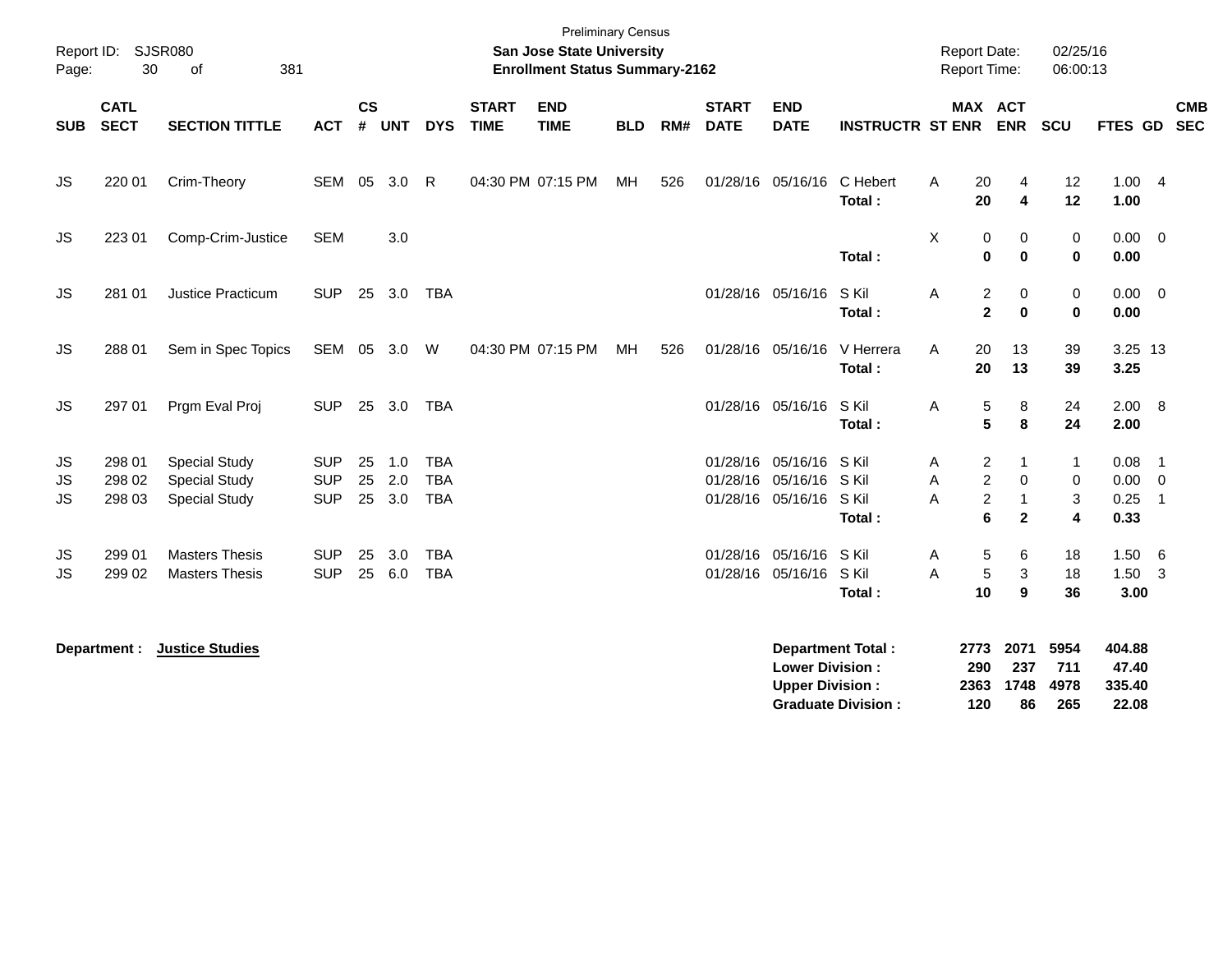Preliminary Census

**San Jose State University**

**Enrollment Status Summary-2162**

Report ID: SJSR080

Report Date: 02/25/16

Report Time: 06:00:13

| SUB | CATL SECT | SECTION TITTLE | ACT | CS # | UNT | DYS | START TIME | END TIME | BLD | RM# | START DATE | END DATE | INSTRUCTR | ST | MAX ENR | ACT ENR | SCU | FTES | GD | CMB SEC |
|---|---|---|---|---|---|---|---|---|---|---|---|---|---|---|---|---|---|---|---|---|
| JS | 220 01 | Crim-Theory | SEM | 05 | 3.0 | R | 04:30 PM | 07:15 PM | MH | 526 | 01/28/16 | 05/16/16 | C Hebert | A | 20 | 4 | 12 | 1.00 | 4 | |
| | | | | | | | | | | | | | **Total :** | | **20** | **4** | **12** | **1.00** | | |
| JS | 223 01 | Comp-Crim-Justice | SEM | | 3.0 | | | | | | | | | X | 0 | 0 | 0 | 0.00 | 0 | |
| | | | | | | | | | | | | | **Total :** | | **0** | **0** | **0** | **0.00** | | |
| JS | 281 01 | Justice Practicum | SUP | 25 | 3.0 | TBA | | | | | 01/28/16 | 05/16/16 | S Kil | A | 2 | 0 | 0 | 0.00 | 0 | |
| | | | | | | | | | | | | | **Total :** | | **2** | **0** | **0** | **0.00** | | |
| JS | 288 01 | Sem in Spec Topics | SEM | 05 | 3.0 | W | 04:30 PM | 07:15 PM | MH | 526 | 01/28/16 | 05/16/16 | V Herrera | A | 20 | 13 | 39 | 3.25 | 13 | |
| | | | | | | | | | | | | | **Total :** | | **20** | **13** | **39** | **3.25** | | |
| JS | 297 01 | Prgm Eval Proj | SUP | 25 | 3.0 | TBA | | | | | 01/28/16 | 05/16/16 | S Kil | A | 5 | 8 | 24 | 2.00 | 8 | |
| | | | | | | | | | | | | | **Total :** | | **5** | **8** | **24** | **2.00** | | |
| JS | 298 01 | Special Study | SUP | 25 | 1.0 | TBA | | | | | 01/28/16 | 05/16/16 | S Kil | A | 2 | 1 | 1 | 0.08 | 1 | |
| JS | 298 02 | Special Study | SUP | 25 | 2.0 | TBA | | | | | 01/28/16 | 05/16/16 | S Kil | A | 2 | 0 | 0 | 0.00 | 0 | |
| JS | 298 03 | Special Study | SUP | 25 | 3.0 | TBA | | | | | 01/28/16 | 05/16/16 | S Kil | A | 2 | 1 | 3 | 0.25 | 1 | |
| | | | | | | | | | | | | | **Total :** | | **6** | **2** | **4** | **0.33** | | |
| JS | 299 01 | Masters Thesis | SUP | 25 | 3.0 | TBA | | | | | 01/28/16 | 05/16/16 | S Kil | A | 5 | 6 | 18 | 1.50 | 6 | |
| JS | 299 02 | Masters Thesis | SUP | 25 | 6.0 | TBA | | | | | 01/28/16 | 05/16/16 | S Kil | A | 5 | 3 | 18 | 1.50 | 3 | |
| | | | | | | | | | | | | | **Total :** | | **10** | **9** | **36** | **3.00** | | |

**Department :** **Justice Studies**

| | MAX ENR | ACT ENR | SCU | FTES |
|---|---|---|---|---|
| **Department Total :** | **2773** | **2071** | **5954** | **404.88** |
| **Lower Division :** | **290** | **237** | **711** | **47.40** |
| **Upper Division :** | **2363** | **1748** | **4978** | **335.40** |
| **Graduate Division :** | **120** | **86** | **265** | **22.08** |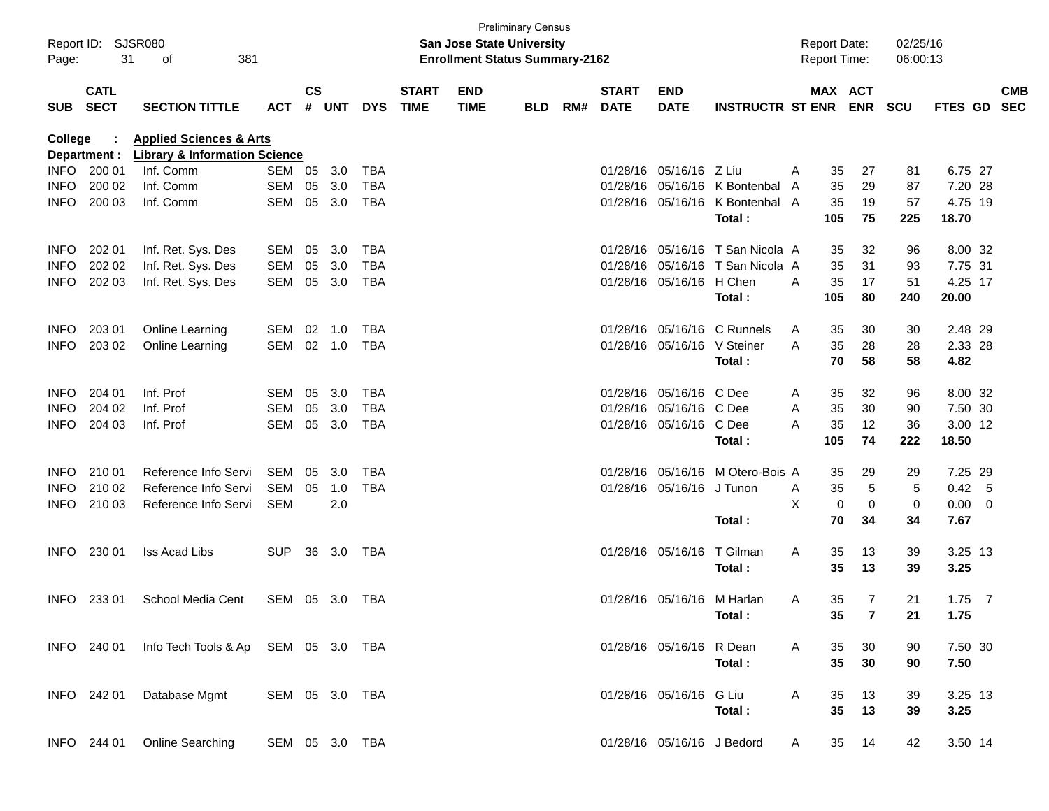Preliminary Census

**San Jose State University**

**Enrollment Status Summary-2162**

Report ID: SJSR080

Report Date: 02/25/16

Report Time: 06:00:13

| SUB | CATL SECT | SECTION TITTLE | ACT | CS # | UNT | DYS | START TIME | END TIME | BLD | RM# | START DATE | END DATE | INSTRUCTR | ST | MAX ENR | ACT ENR | SCU | FTES | GD | CMB SEC |
|---|---|---|---|---|---|---|---|---|---|---|---|---|---|---|---|---|---|---|---|---|
| **College :** | | **Applied Sciences & Arts** | | | | | | | | | | | | | | | | | | |
| **Department :** | | **Library & Information Science** | | | | | | | | | | | | | | | | | | |
| INFO | 200 01 | Inf. Comm | SEM | 05 | 3.0 | TBA | | | | | 01/28/16 | 05/16/16 | Z Liu | A | 35 | 27 | 81 | 6.75 | 27 | |
| INFO | 200 02 | Inf. Comm | SEM | 05 | 3.0 | TBA | | | | | 01/28/16 | 05/16/16 | K Bontenbal | A | 35 | 29 | 87 | 7.20 | 28 | |
| INFO | 200 03 | Inf. Comm | SEM | 05 | 3.0 | TBA | | | | | 01/28/16 | 05/16/16 | K Bontenbal | A | 35 | 19 | 57 | 4.75 | 19 | |
| | | | | | | | | | | | | | **Total :** | | **105** | **75** | **225** | **18.70** | | |
| INFO | 202 01 | Inf. Ret. Sys. Des | SEM | 05 | 3.0 | TBA | | | | | 01/28/16 | 05/16/16 | T San Nicola | A | 35 | 32 | 96 | 8.00 | 32 | |
| INFO | 202 02 | Inf. Ret. Sys. Des | SEM | 05 | 3.0 | TBA | | | | | 01/28/16 | 05/16/16 | T San Nicola | A | 35 | 31 | 93 | 7.75 | 31 | |
| INFO | 202 03 | Inf. Ret. Sys. Des | SEM | 05 | 3.0 | TBA | | | | | 01/28/16 | 05/16/16 | H Chen | A | 35 | 17 | 51 | 4.25 | 17 | |
| | | | | | | | | | | | | | **Total :** | | **105** | **80** | **240** | **20.00** | | |
| INFO | 203 01 | Online Learning | SEM | 02 | 1.0 | TBA | | | | | 01/28/16 | 05/16/16 | C Runnels | A | 35 | 30 | 30 | 2.48 | 29 | |
| INFO | 203 02 | Online Learning | SEM | 02 | 1.0 | TBA | | | | | 01/28/16 | 05/16/16 | V Steiner | A | 35 | 28 | 28 | 2.33 | 28 | |
| | | | | | | | | | | | | | **Total :** | | **70** | **58** | **58** | **4.82** | | |
| INFO | 204 01 | Inf. Prof | SEM | 05 | 3.0 | TBA | | | | | 01/28/16 | 05/16/16 | C Dee | A | 35 | 32 | 96 | 8.00 | 32 | |
| INFO | 204 02 | Inf. Prof | SEM | 05 | 3.0 | TBA | | | | | 01/28/16 | 05/16/16 | C Dee | A | 35 | 30 | 90 | 7.50 | 30 | |
| INFO | 204 03 | Inf. Prof | SEM | 05 | 3.0 | TBA | | | | | 01/28/16 | 05/16/16 | C Dee | A | 35 | 12 | 36 | 3.00 | 12 | |
| | | | | | | | | | | | | | **Total :** | | **105** | **74** | **222** | **18.50** | | |
| INFO | 210 01 | Reference Info Servi | SEM | 05 | 3.0 | TBA | | | | | 01/28/16 | 05/16/16 | M Otero-Bois | A | 35 | 29 | 29 | 7.25 | 29 | |
| INFO | 210 02 | Reference Info Servi | SEM | 05 | 1.0 | TBA | | | | | 01/28/16 | 05/16/16 | J Tunon | A | 35 | 5 | 5 | 0.42 | 5 | |
| INFO | 210 03 | Reference Info Servi | SEM | | 2.0 | | | | | | | | | X | 0 | 0 | 0 | 0.00 | 0 | |
| | | | | | | | | | | | | | **Total :** | | **70** | **34** | **34** | **7.67** | | |
| INFO | 230 01 | Iss Acad Libs | SUP | 36 | 3.0 | TBA | | | | | 01/28/16 | 05/16/16 | T Gilman | A | 35 | 13 | 39 | 3.25 | 13 | |
| | | | | | | | | | | | | | **Total :** | | **35** | **13** | **39** | **3.25** | | |
| INFO | 233 01 | School Media Cent | SEM | 05 | 3.0 | TBA | | | | | 01/28/16 | 05/16/16 | M Harlan | A | 35 | 7 | 21 | 1.75 | 7 | |
| | | | | | | | | | | | | | **Total :** | | **35** | **7** | **21** | **1.75** | | |
| INFO | 240 01 | Info Tech Tools & Ap | SEM | 05 | 3.0 | TBA | | | | | 01/28/16 | 05/16/16 | R Dean | A | 35 | 30 | 90 | 7.50 | 30 | |
| | | | | | | | | | | | | | **Total :** | | **35** | **30** | **90** | **7.50** | | |
| INFO | 242 01 | Database Mgmt | SEM | 05 | 3.0 | TBA | | | | | 01/28/16 | 05/16/16 | G Liu | A | 35 | 13 | 39 | 3.25 | 13 | |
| | | | | | | | | | | | | | **Total :** | | **35** | **13** | **39** | **3.25** | | |
| INFO | 244 01 | Online Searching | SEM | 05 | 3.0 | TBA | | | | | 01/28/16 | 05/16/16 | J Bedord | A | 35 | 14 | 42 | 3.50 | 14 | |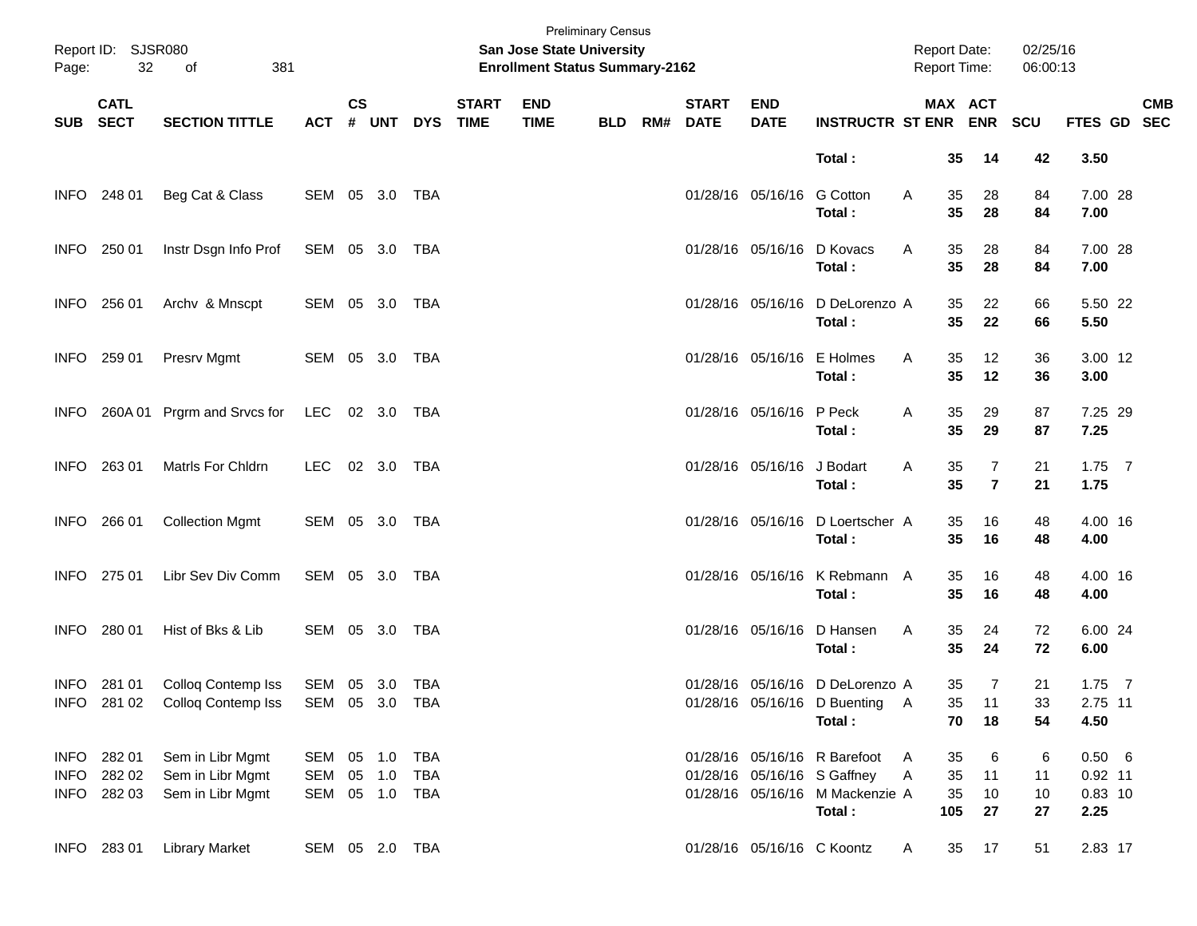Preliminary Census

**San Jose State University**

**Enrollment Status Summary-2162**

Report ID: SJSR080

Report Date: 02/25/16

Report Time: 06:00:13

| SUB | CATL SECT | SECTION TITTLE | ACT | CS # | UNT | DYS | START TIME | END TIME | BLD | RM# | START DATE | END DATE | INSTRUCTR | ST | MAX ENR | ACT ENR | SCU | FTES | GD | CMB SEC |
|---|---|---|---|---|---|---|---|---|---|---|---|---|---|---|---|---|---|---|---|---|
| | | | | | | | | | | | | | **Total :** | | **35** | **14** | **42** | **3.50** | | |
| INFO | 248 01 | Beg Cat & Class | SEM | 05 | 3.0 | TBA | | | | | 01/28/16 | 05/16/16 | G Cotton | A | 35 | 28 | 84 | 7.00 | 28 | |
| | | | | | | | | | | | | | **Total :** | | **35** | **28** | **84** | **7.00** | | |
| INFO | 250 01 | Instr Dsgn Info Prof | SEM | 05 | 3.0 | TBA | | | | | 01/28/16 | 05/16/16 | D Kovacs | A | 35 | 28 | 84 | 7.00 | 28 | |
| | | | | | | | | | | | | | **Total :** | | **35** | **28** | **84** | **7.00** | | |
| INFO | 256 01 | Archv & Mnscpt | SEM | 05 | 3.0 | TBA | | | | | 01/28/16 | 05/16/16 | D DeLorenzo | A | 35 | 22 | 66 | 5.50 | 22 | |
| | | | | | | | | | | | | | **Total :** | | **35** | **22** | **66** | **5.50** | | |
| INFO | 259 01 | Presrv Mgmt | SEM | 05 | 3.0 | TBA | | | | | 01/28/16 | 05/16/16 | E Holmes | A | 35 | 12 | 36 | 3.00 | 12 | |
| | | | | | | | | | | | | | **Total :** | | **35** | **12** | **36** | **3.00** | | |
| INFO | 260A 01 | Prgrm and Srvcs for | LEC | 02 | 3.0 | TBA | | | | | 01/28/16 | 05/16/16 | P Peck | A | 35 | 29 | 87 | 7.25 | 29 | |
| | | | | | | | | | | | | | **Total :** | | **35** | **29** | **87** | **7.25** | | |
| INFO | 263 01 | Matrls For Chldrn | LEC | 02 | 3.0 | TBA | | | | | 01/28/16 | 05/16/16 | J Bodart | A | 35 | 7 | 21 | 1.75 | 7 | |
| | | | | | | | | | | | | | **Total :** | | **35** | **7** | **21** | **1.75** | | |
| INFO | 266 01 | Collection Mgmt | SEM | 05 | 3.0 | TBA | | | | | 01/28/16 | 05/16/16 | D Loertscher | A | 35 | 16 | 48 | 4.00 | 16 | |
| | | | | | | | | | | | | | **Total :** | | **35** | **16** | **48** | **4.00** | | |
| INFO | 275 01 | Libr Sev Div Comm | SEM | 05 | 3.0 | TBA | | | | | 01/28/16 | 05/16/16 | K Rebmann | A | 35 | 16 | 48 | 4.00 | 16 | |
| | | | | | | | | | | | | | **Total :** | | **35** | **16** | **48** | **4.00** | | |
| INFO | 280 01 | Hist of Bks & Lib | SEM | 05 | 3.0 | TBA | | | | | 01/28/16 | 05/16/16 | D Hansen | A | 35 | 24 | 72 | 6.00 | 24 | |
| | | | | | | | | | | | | | **Total :** | | **35** | **24** | **72** | **6.00** | | |
| INFO | 281 01 | Colloq Contemp Iss | SEM | 05 | 3.0 | TBA | | | | | 01/28/16 | 05/16/16 | D DeLorenzo | A | 35 | 7 | 21 | 1.75 | 7 | |
| INFO | 281 02 | Colloq Contemp Iss | SEM | 05 | 3.0 | TBA | | | | | 01/28/16 | 05/16/16 | D Buenting | A | 35 | 11 | 33 | 2.75 | 11 | |
| | | | | | | | | | | | | | **Total :** | | **70** | **18** | **54** | **4.50** | | |
| INFO | 282 01 | Sem in Libr Mgmt | SEM | 05 | 1.0 | TBA | | | | | 01/28/16 | 05/16/16 | R Barefoot | A | 35 | 6 | 6 | 0.50 | 6 | |
| INFO | 282 02 | Sem in Libr Mgmt | SEM | 05 | 1.0 | TBA | | | | | 01/28/16 | 05/16/16 | S Gaffney | A | 35 | 11 | 11 | 0.92 | 11 | |
| INFO | 282 03 | Sem in Libr Mgmt | SEM | 05 | 1.0 | TBA | | | | | 01/28/16 | 05/16/16 | M Mackenzie | A | 35 | 10 | 10 | 0.83 | 10 | |
| | | | | | | | | | | | | | **Total :** | | **105** | **27** | **27** | **2.25** | | |
| INFO | 283 01 | Library Market | SEM | 05 | 2.0 | TBA | | | | | 01/28/16 | 05/16/16 | C Koontz | A | 35 | 17 | 51 | 2.83 | 17 | |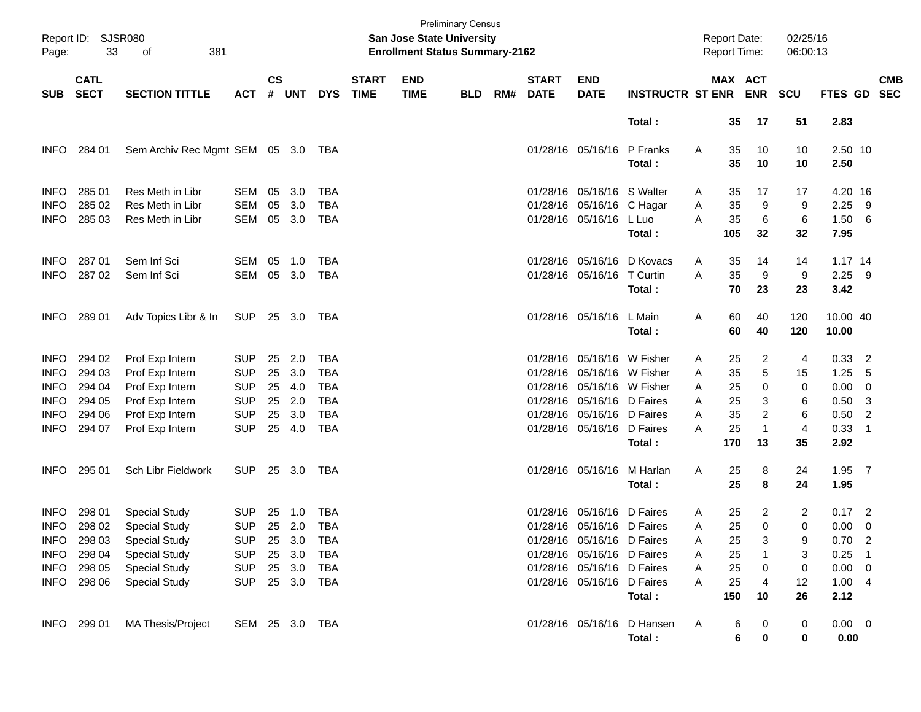Preliminary Census

**San Jose State University**

**Enrollment Status Summary-2162**

Report ID: SJSR080

Report Date: 02/25/16

Report Time: 06:00:13

| SUB | CATL SECT | SECTION TITTLE | ACT | CS # | UNT | DYS | START TIME | END TIME | BLD | RM# | START DATE | END DATE | INSTRUCTR | ST | MAX ENR | ACT ENR | SCU | FTES | GD | CMB SEC |
|---|---|---|---|---|---|---|---|---|---|---|---|---|---|---|---|---|---|---|---|---|
| | | | | | | | | | | | | | **Total :** | | **35** | **17** | **51** | **2.83** | | |
| INFO | 284 01 | Sem Archiv Rec Mgmt | SEM | 05 | 3.0 | TBA | | | | | 01/28/16 | 05/16/16 | P Franks | A | 35 | 10 | 10 | 2.50 | 10 | |
| | | | | | | | | | | | | | **Total :** | | **35** | **10** | **10** | **2.50** | | |
| INFO | 285 01 | Res Meth in Libr | SEM | 05 | 3.0 | TBA | | | | | 01/28/16 | 05/16/16 | S Walter | A | 35 | 17 | 17 | 4.20 | 16 | |
| INFO | 285 02 | Res Meth in Libr | SEM | 05 | 3.0 | TBA | | | | | 01/28/16 | 05/16/16 | C Hagar | A | 35 | 9 | 9 | 2.25 | 9 | |
| INFO | 285 03 | Res Meth in Libr | SEM | 05 | 3.0 | TBA | | | | | 01/28/16 | 05/16/16 | L Luo | A | 35 | 6 | 6 | 1.50 | 6 | |
| | | | | | | | | | | | | | **Total :** | | **105** | **32** | **32** | **7.95** | | |
| INFO | 287 01 | Sem Inf Sci | SEM | 05 | 1.0 | TBA | | | | | 01/28/16 | 05/16/16 | D Kovacs | A | 35 | 14 | 14 | 1.17 | 14 | |
| INFO | 287 02 | Sem Inf Sci | SEM | 05 | 3.0 | TBA | | | | | 01/28/16 | 05/16/16 | T Curtin | A | 35 | 9 | 9 | 2.25 | 9 | |
| | | | | | | | | | | | | | **Total :** | | **70** | **23** | **23** | **3.42** | | |
| INFO | 289 01 | Adv Topics Libr & In | SUP | 25 | 3.0 | TBA | | | | | 01/28/16 | 05/16/16 | L Main | A | 60 | 40 | 120 | 10.00 | 40 | |
| | | | | | | | | | | | | | **Total :** | | **60** | **40** | **120** | **10.00** | | |
| INFO | 294 02 | Prof Exp Intern | SUP | 25 | 2.0 | TBA | | | | | 01/28/16 | 05/16/16 | W Fisher | A | 25 | 2 | 4 | 0.33 | 2 | |
| INFO | 294 03 | Prof Exp Intern | SUP | 25 | 3.0 | TBA | | | | | 01/28/16 | 05/16/16 | W Fisher | A | 35 | 5 | 15 | 1.25 | 5 | |
| INFO | 294 04 | Prof Exp Intern | SUP | 25 | 4.0 | TBA | | | | | 01/28/16 | 05/16/16 | W Fisher | A | 25 | 0 | 0 | 0.00 | 0 | |
| INFO | 294 05 | Prof Exp Intern | SUP | 25 | 2.0 | TBA | | | | | 01/28/16 | 05/16/16 | D Faires | A | 25 | 3 | 6 | 0.50 | 3 | |
| INFO | 294 06 | Prof Exp Intern | SUP | 25 | 3.0 | TBA | | | | | 01/28/16 | 05/16/16 | D Faires | A | 35 | 2 | 6 | 0.50 | 2 | |
| INFO | 294 07 | Prof Exp Intern | SUP | 25 | 4.0 | TBA | | | | | 01/28/16 | 05/16/16 | D Faires | A | 25 | 1 | 4 | 0.33 | 1 | |
| | | | | | | | | | | | | | **Total :** | | **170** | **13** | **35** | **2.92** | | |
| INFO | 295 01 | Sch Libr Fieldwork | SUP | 25 | 3.0 | TBA | | | | | 01/28/16 | 05/16/16 | M Harlan | A | 25 | 8 | 24 | 1.95 | 7 | |
| | | | | | | | | | | | | | **Total :** | | **25** | **8** | **24** | **1.95** | | |
| INFO | 298 01 | Special Study | SUP | 25 | 1.0 | TBA | | | | | 01/28/16 | 05/16/16 | D Faires | A | 25 | 2 | 2 | 0.17 | 2 | |
| INFO | 298 02 | Special Study | SUP | 25 | 2.0 | TBA | | | | | 01/28/16 | 05/16/16 | D Faires | A | 25 | 0 | 0 | 0.00 | 0 | |
| INFO | 298 03 | Special Study | SUP | 25 | 3.0 | TBA | | | | | 01/28/16 | 05/16/16 | D Faires | A | 25 | 3 | 9 | 0.70 | 2 | |
| INFO | 298 04 | Special Study | SUP | 25 | 3.0 | TBA | | | | | 01/28/16 | 05/16/16 | D Faires | A | 25 | 1 | 3 | 0.25 | 1 | |
| INFO | 298 05 | Special Study | SUP | 25 | 3.0 | TBA | | | | | 01/28/16 | 05/16/16 | D Faires | A | 25 | 0 | 0 | 0.00 | 0 | |
| INFO | 298 06 | Special Study | SUP | 25 | 3.0 | TBA | | | | | 01/28/16 | 05/16/16 | D Faires | A | 25 | 4 | 12 | 1.00 | 4 | |
| | | | | | | | | | | | | | **Total :** | | **150** | **10** | **26** | **2.12** | | |
| INFO | 299 01 | MA Thesis/Project | SEM | 25 | 3.0 | TBA | | | | | 01/28/16 | 05/16/16 | D Hansen | A | 6 | 0 | 0 | 0.00 | 0 | |
| | | | | | | | | | | | | | **Total :** | | **6** | **0** | **0** | **0.00** | | |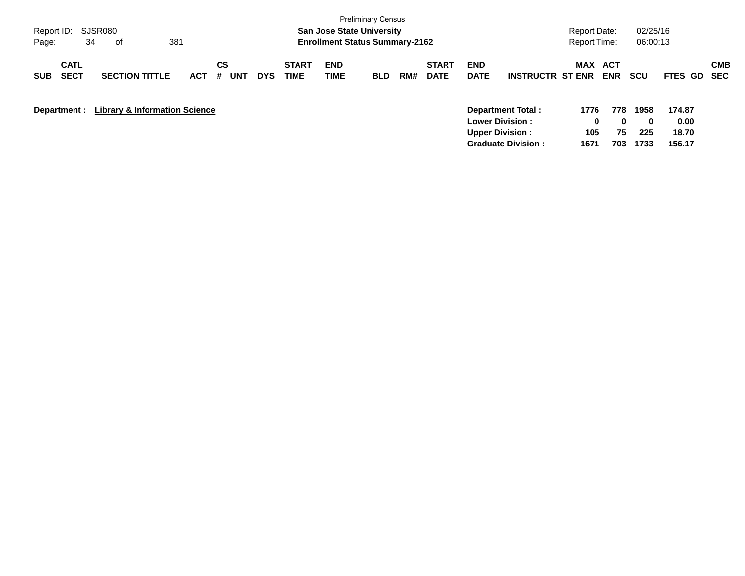Preliminary Census

**San Jose State University**

**Enrollment Status Summary-2162**

Report ID: SJSR080

Report Date: 02/25/16

Report Time: 06:00:13

| SUB | CATL SECT | SECTION TITTLE | ACT | CS # | UNT | DYS | START TIME | END TIME | BLD | RM# | START DATE | END DATE | INSTRUCTR | MAX ST ENR | ACT ENR | SCU | FTES | GD | CMB SEC |
|---|---|---|---|---|---|---|---|---|---|---|---|---|---|---|---|---|---|---|---|

**Department : <u>Library & Information Science</u>**

| | MAX ST ENR | ACT ENR | SCU | FTES |
|---|---|---|---|---|
| **Department Total :** | **1776** | **778** | **1958** | **174.87** |
| **Lower Division :** | **0** | **0** | **0** | **0.00** |
| **Upper Division :** | **105** | **75** | **225** | **18.70** |
| **Graduate Division :** | **1671** | **703** | **1733** | **156.17** |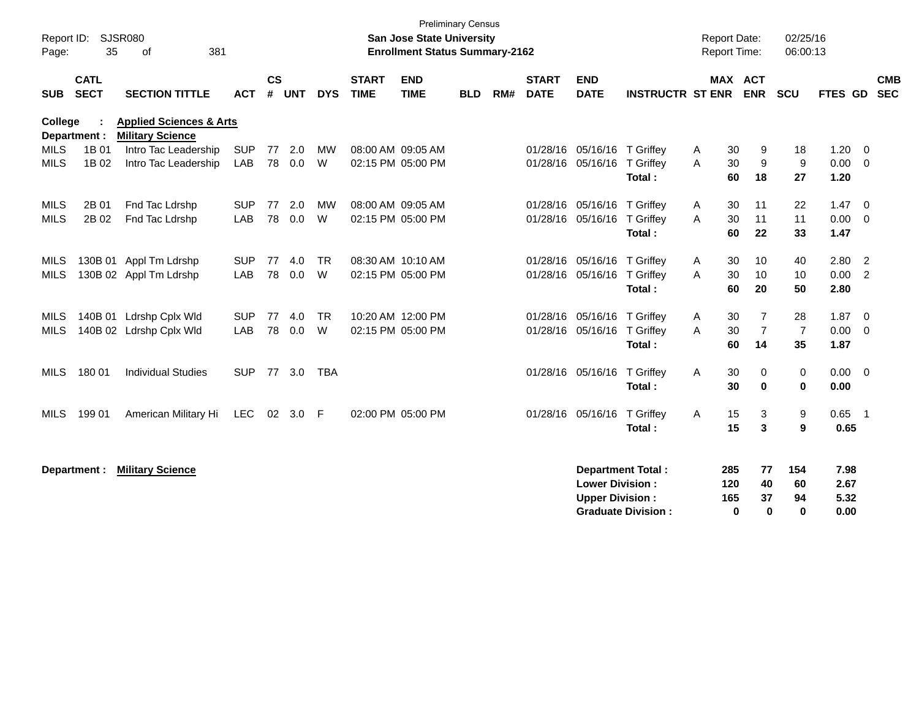Preliminary Census

**San Jose State University**

**Enrollment Status Summary-2162**

Report ID: SJSR080

Report Date: 02/25/16

Report Time: 06:00:13

| SUB | CATL SECT | SECTION TITTLE | ACT | CS # | UNT | DYS | START TIME | END TIME | BLD | RM# | START DATE | END DATE | INSTRUCTR | ST | MAX ENR | ACT ENR | SCU | FTES | GD | CMB SEC |
|---|---|---|---|---|---|---|---|---|---|---|---|---|---|---|---|---|---|---|---|---|
| **College :** | | **Applied Sciences & Arts** | | | | | | | | | | | | | | | | | | |
| **Department :** | | **Military Science** | | | | | | | | | | | | | | | | | | |
| MILS | 1B 01 | Intro Tac Leadership | SUP | 77 | 2.0 | MW | 08:00 AM | 09:05 AM | | | 01/28/16 | 05/16/16 | T Griffey | A | 30 | 9 | 18 | 1.20 | 0 | |
| MILS | 1B 02 | Intro Tac Leadership | LAB | 78 | 0.0 | W | 02:15 PM | 05:00 PM | | | 01/28/16 | 05/16/16 | T Griffey | A | 30 | 9 | 9 | 0.00 | 0 | |
| | | | | | | | | | | | | | **Total :** | | **60** | **18** | **27** | **1.20** | | |
| MILS | 2B 01 | Fnd Tac Ldrshp | SUP | 77 | 2.0 | MW | 08:00 AM | 09:05 AM | | | 01/28/16 | 05/16/16 | T Griffey | A | 30 | 11 | 22 | 1.47 | 0 | |
| MILS | 2B 02 | Fnd Tac Ldrshp | LAB | 78 | 0.0 | W | 02:15 PM | 05:00 PM | | | 01/28/16 | 05/16/16 | T Griffey | A | 30 | 11 | 11 | 0.00 | 0 | |
| | | | | | | | | | | | | | **Total :** | | **60** | **22** | **33** | **1.47** | | |
| MILS | 130B 01 | Appl Tm Ldrshp | SUP | 77 | 4.0 | TR | 08:30 AM | 10:10 AM | | | 01/28/16 | 05/16/16 | T Griffey | A | 30 | 10 | 40 | 2.80 | 2 | |
| MILS | 130B 02 | Appl Tm Ldrshp | LAB | 78 | 0.0 | W | 02:15 PM | 05:00 PM | | | 01/28/16 | 05/16/16 | T Griffey | A | 30 | 10 | 10 | 0.00 | 2 | |
| | | | | | | | | | | | | | **Total :** | | **60** | **20** | **50** | **2.80** | | |
| MILS | 140B 01 | Ldrshp Cplx Wld | SUP | 77 | 4.0 | TR | 10:20 AM | 12:00 PM | | | 01/28/16 | 05/16/16 | T Griffey | A | 30 | 7 | 28 | 1.87 | 0 | |
| MILS | 140B 02 | Ldrshp Cplx Wld | LAB | 78 | 0.0 | W | 02:15 PM | 05:00 PM | | | 01/28/16 | 05/16/16 | T Griffey | A | 30 | 7 | 7 | 0.00 | 0 | |
| | | | | | | | | | | | | | **Total :** | | **60** | **14** | **35** | **1.87** | | |
| MILS | 180 01 | Individual Studies | SUP | 77 | 3.0 | TBA | | | | | 01/28/16 | 05/16/16 | T Griffey | A | 30 | 0 | 0 | 0.00 | 0 | |
| | | | | | | | | | | | | | **Total :** | | **30** | **0** | **0** | **0.00** | | |
| MILS | 199 01 | American Military Hi | LEC | 02 | 3.0 | F | 02:00 PM | 05:00 PM | | | 01/28/16 | 05/16/16 | T Griffey | A | 15 | 3 | 9 | 0.65 | 1 | |
| | | | | | | | | | | | | | **Total :** | | **15** | **3** | **9** | **0.65** | | |

**Department : Military Science**

| | MAX ENR | ACT ENR | SCU | FTES |
|---|---|---|---|---|
| **Department Total :** | **285** | **77** | **154** | **7.98** |
| **Lower Division :** | **120** | **40** | **60** | **2.67** |
| **Upper Division :** | **165** | **37** | **94** | **5.32** |
| **Graduate Division :** | **0** | **0** | **0** | **0.00** |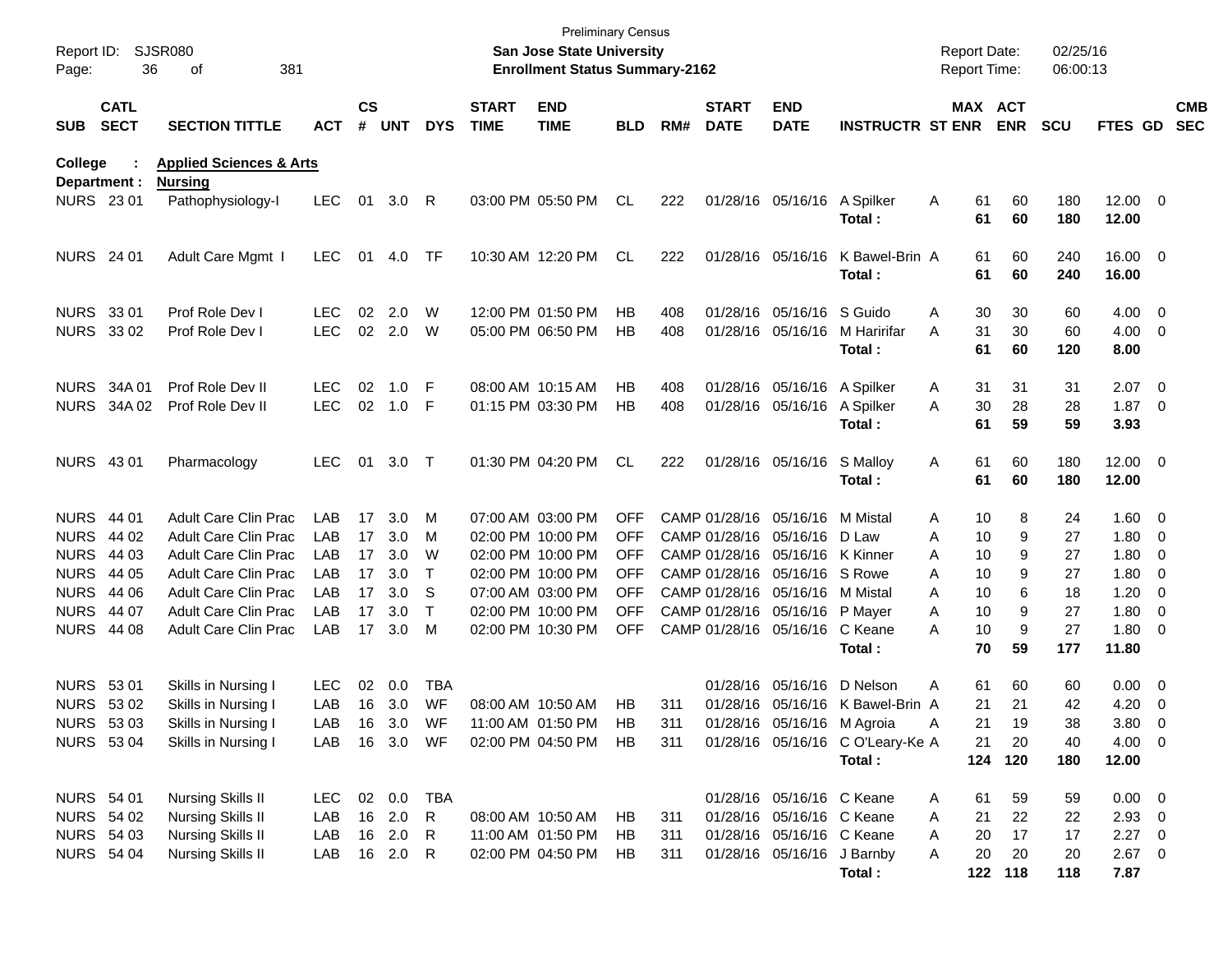Preliminary Census
**San Jose State University**
**Enrollment Status Summary-2162**

Report ID: SJSR080
Report Date: 02/25/16
Report Time: 06:00:13

**College : Applied Sciences & Arts**
**Department : Nursing**

| SUB | CATL SECT | SECTION TITTLE | ACT | CS # | UNT | DYS | START TIME | END TIME | BLD | RM# | START DATE | END DATE | INSTRUCTR | ST | MAX ENR | ACT ENR | SCU | FTES | GD | CMB SEC |
|---|---|---|---|---|---|---|---|---|---|---|---|---|---|---|---|---|---|---|---|---|
| NURS | 23 01 | Pathophysiology-I | LEC | 01 | 3.0 | R | 03:00 PM | 05:50 PM | CL | 222 | 01/28/16 | 05/16/16 | A Spilker | A | 61 | 60 | 180 | 12.00 | 0 | |
| | | | | | | | | | | | | | **Total :** | | **61** | **60** | **180** | **12.00** | | |
| NURS | 24 01 | Adult Care Mgmt I | LEC | 01 | 4.0 | TF | 10:30 AM | 12:20 PM | CL | 222 | 01/28/16 | 05/16/16 | K Bawel-Brin | A | 61 | 60 | 240 | 16.00 | 0 | |
| | | | | | | | | | | | | | **Total :** | | **61** | **60** | **240** | **16.00** | | |
| NURS | 33 01 | Prof Role Dev I | LEC | 02 | 2.0 | W | 12:00 PM | 01:50 PM | HB | 408 | 01/28/16 | 05/16/16 | S Guido | A | 30 | 30 | 60 | 4.00 | 0 | |
| NURS | 33 02 | Prof Role Dev I | LEC | 02 | 2.0 | W | 05:00 PM | 06:50 PM | HB | 408 | 01/28/16 | 05/16/16 | M Haririfar | A | 31 | 30 | 60 | 4.00 | 0 | |
| | | | | | | | | | | | | | **Total :** | | **61** | **60** | **120** | **8.00** | | |
| NURS | 34A 01 | Prof Role Dev II | LEC | 02 | 1.0 | F | 08:00 AM | 10:15 AM | HB | 408 | 01/28/16 | 05/16/16 | A Spilker | A | 31 | 31 | 31 | 2.07 | 0 | |
| NURS | 34A 02 | Prof Role Dev II | LEC | 02 | 1.0 | F | 01:15 PM | 03:30 PM | HB | 408 | 01/28/16 | 05/16/16 | A Spilker | A | 30 | 28 | 28 | 1.87 | 0 | |
| | | | | | | | | | | | | | **Total :** | | **61** | **59** | **59** | **3.93** | | |
| NURS | 43 01 | Pharmacology | LEC | 01 | 3.0 | T | 01:30 PM | 04:20 PM | CL | 222 | 01/28/16 | 05/16/16 | S Malloy | A | 61 | 60 | 180 | 12.00 | 0 | |
| | | | | | | | | | | | | | **Total :** | | **61** | **60** | **180** | **12.00** | | |
| NURS | 44 01 | Adult Care Clin Prac | LAB | 17 | 3.0 | M | 07:00 AM | 03:00 PM | OFF | CAMP | 01/28/16 | 05/16/16 | M Mistal | A | 10 | 8 | 24 | 1.60 | 0 | |
| NURS | 44 02 | Adult Care Clin Prac | LAB | 17 | 3.0 | M | 02:00 PM | 10:00 PM | OFF | CAMP | 01/28/16 | 05/16/16 | D Law | A | 10 | 9 | 27 | 1.80 | 0 | |
| NURS | 44 03 | Adult Care Clin Prac | LAB | 17 | 3.0 | W | 02:00 PM | 10:00 PM | OFF | CAMP | 01/28/16 | 05/16/16 | K Kinner | A | 10 | 9 | 27 | 1.80 | 0 | |
| NURS | 44 05 | Adult Care Clin Prac | LAB | 17 | 3.0 | T | 02:00 PM | 10:00 PM | OFF | CAMP | 01/28/16 | 05/16/16 | S Rowe | A | 10 | 9 | 27 | 1.80 | 0 | |
| NURS | 44 06 | Adult Care Clin Prac | LAB | 17 | 3.0 | S | 07:00 AM | 03:00 PM | OFF | CAMP | 01/28/16 | 05/16/16 | M Mistal | A | 10 | 6 | 18 | 1.20 | 0 | |
| NURS | 44 07 | Adult Care Clin Prac | LAB | 17 | 3.0 | T | 02:00 PM | 10:00 PM | OFF | CAMP | 01/28/16 | 05/16/16 | P Mayer | A | 10 | 9 | 27 | 1.80 | 0 | |
| NURS | 44 08 | Adult Care Clin Prac | LAB | 17 | 3.0 | M | 02:00 PM | 10:30 PM | OFF | CAMP | 01/28/16 | 05/16/16 | C Keane | A | 10 | 9 | 27 | 1.80 | 0 | |
| | | | | | | | | | | | | | **Total :** | | **70** | **59** | **177** | **11.80** | | |
| NURS | 53 01 | Skills in Nursing I | LEC | 02 | 0.0 | TBA | | | | | 01/28/16 | 05/16/16 | D Nelson | A | 61 | 60 | 60 | 0.00 | 0 | |
| NURS | 53 02 | Skills in Nursing I | LAB | 16 | 3.0 | WF | 08:00 AM | 10:50 AM | HB | 311 | 01/28/16 | 05/16/16 | K Bawel-Brin | A | 21 | 21 | 42 | 4.20 | 0 | |
| NURS | 53 03 | Skills in Nursing I | LAB | 16 | 3.0 | WF | 11:00 AM | 01:50 PM | HB | 311 | 01/28/16 | 05/16/16 | M Agroia | A | 21 | 19 | 38 | 3.80 | 0 | |
| NURS | 53 04 | Skills in Nursing I | LAB | 16 | 3.0 | WF | 02:00 PM | 04:50 PM | HB | 311 | 01/28/16 | 05/16/16 | C O'Leary-Ke | A | 21 | 20 | 40 | 4.00 | 0 | |
| | | | | | | | | | | | | | **Total :** | | **124** | **120** | **180** | **12.00** | | |
| NURS | 54 01 | Nursing Skills II | LEC | 02 | 0.0 | TBA | | | | | 01/28/16 | 05/16/16 | C Keane | A | 61 | 59 | 59 | 0.00 | 0 | |
| NURS | 54 02 | Nursing Skills II | LAB | 16 | 2.0 | R | 08:00 AM | 10:50 AM | HB | 311 | 01/28/16 | 05/16/16 | C Keane | A | 21 | 22 | 22 | 2.93 | 0 | |
| NURS | 54 03 | Nursing Skills II | LAB | 16 | 2.0 | R | 11:00 AM | 01:50 PM | HB | 311 | 01/28/16 | 05/16/16 | C Keane | A | 20 | 17 | 17 | 2.27 | 0 | |
| NURS | 54 04 | Nursing Skills II | LAB | 16 | 2.0 | R | 02:00 PM | 04:50 PM | HB | 311 | 01/28/16 | 05/16/16 | J Barnby | A | 20 | 20 | 20 | 2.67 | 0 | |
| | | | | | | | | | | | | | **Total :** | | **122** | **118** | **118** | **7.87** | | |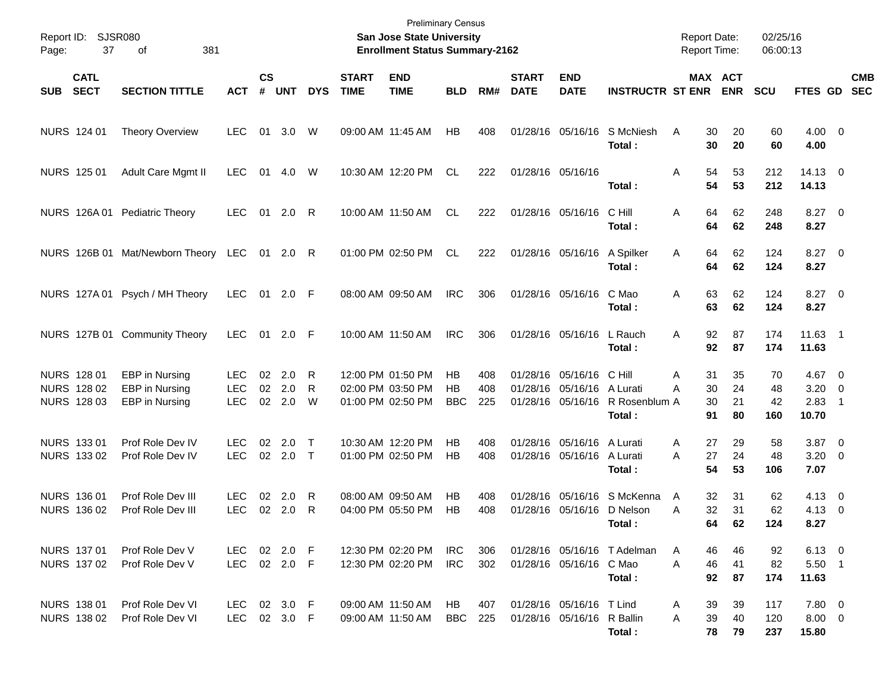Preliminary Census
**San Jose State University**
**Enrollment Status Summary-2162**

Report ID: SJSR080
Report Date: 02/25/16
Report Time: 06:00:13

| SUB | CATL SECT | SECTION TITTLE | ACT | CS # | UNT | DYS | START TIME | END TIME | BLD | RM# | START DATE | END DATE | INSTRUCTR | ST | MAX ENR | ACT ENR | SCU | FTES | GD | CMB SEC |
|---|---|---|---|---|---|---|---|---|---|---|---|---|---|---|---|---|---|---|---|---|
| NURS | 124 01 | Theory Overview | LEC | 01 | 3.0 | W | 09:00 AM | 11:45 AM | HB | 408 | 01/28/16 | 05/16/16 | S McNiesh | A | 30 | 20 | 60 | 4.00 | 0 | |
| | | | | | | | | | | | | | **Total :** | | **30** | **20** | **60** | **4.00** | | |
| NURS | 125 01 | Adult Care Mgmt II | LEC | 01 | 4.0 | W | 10:30 AM | 12:20 PM | CL | 222 | 01/28/16 | 05/16/16 | | A | 54 | 53 | 212 | 14.13 | 0 | |
| | | | | | | | | | | | | | **Total :** | | **54** | **53** | **212** | **14.13** | | |
| NURS | 126A 01 | Pediatric Theory | LEC | 01 | 2.0 | R | 10:00 AM | 11:50 AM | CL | 222 | 01/28/16 | 05/16/16 | C Hill | A | 64 | 62 | 248 | 8.27 | 0 | |
| | | | | | | | | | | | | | **Total :** | | **64** | **62** | **248** | **8.27** | | |
| NURS | 126B 01 | Mat/Newborn Theory | LEC | 01 | 2.0 | R | 01:00 PM | 02:50 PM | CL | 222 | 01/28/16 | 05/16/16 | A Spilker | A | 64 | 62 | 124 | 8.27 | 0 | |
| | | | | | | | | | | | | | **Total :** | | **64** | **62** | **124** | **8.27** | | |
| NURS | 127A 01 | Psych / MH Theory | LEC | 01 | 2.0 | F | 08:00 AM | 09:50 AM | IRC | 306 | 01/28/16 | 05/16/16 | C Mao | A | 63 | 62 | 124 | 8.27 | 0 | |
| | | | | | | | | | | | | | **Total :** | | **63** | **62** | **124** | **8.27** | | |
| NURS | 127B 01 | Community Theory | LEC | 01 | 2.0 | F | 10:00 AM | 11:50 AM | IRC | 306 | 01/28/16 | 05/16/16 | L Rauch | A | 92 | 87 | 174 | 11.63 | 1 | |
| | | | | | | | | | | | | | **Total :** | | **92** | **87** | **174** | **11.63** | | |
| NURS | 128 01 | EBP in Nursing | LEC | 02 | 2.0 | R | 12:00 PM | 01:50 PM | HB | 408 | 01/28/16 | 05/16/16 | C Hill | A | 31 | 35 | 70 | 4.67 | 0 | |
| NURS | 128 02 | EBP in Nursing | LEC | 02 | 2.0 | R | 02:00 PM | 03:50 PM | HB | 408 | 01/28/16 | 05/16/16 | A Lurati | A | 30 | 24 | 48 | 3.20 | 0 | |
| NURS | 128 03 | EBP in Nursing | LEC | 02 | 2.0 | W | 01:00 PM | 02:50 PM | BBC | 225 | 01/28/16 | 05/16/16 | R Rosenblum | A | 30 | 21 | 42 | 2.83 | 1 | |
| | | | | | | | | | | | | | **Total :** | | **91** | **80** | **160** | **10.70** | | |
| NURS | 133 01 | Prof Role Dev IV | LEC | 02 | 2.0 | T | 10:30 AM | 12:20 PM | HB | 408 | 01/28/16 | 05/16/16 | A Lurati | A | 27 | 29 | 58 | 3.87 | 0 | |
| NURS | 133 02 | Prof Role Dev IV | LEC | 02 | 2.0 | T | 01:00 PM | 02:50 PM | HB | 408 | 01/28/16 | 05/16/16 | A Lurati | A | 27 | 24 | 48 | 3.20 | 0 | |
| | | | | | | | | | | | | | **Total :** | | **54** | **53** | **106** | **7.07** | | |
| NURS | 136 01 | Prof Role Dev III | LEC | 02 | 2.0 | R | 08:00 AM | 09:50 AM | HB | 408 | 01/28/16 | 05/16/16 | S McKenna | A | 32 | 31 | 62 | 4.13 | 0 | |
| NURS | 136 02 | Prof Role Dev III | LEC | 02 | 2.0 | R | 04:00 PM | 05:50 PM | HB | 408 | 01/28/16 | 05/16/16 | D Nelson | A | 32 | 31 | 62 | 4.13 | 0 | |
| | | | | | | | | | | | | | **Total :** | | **64** | **62** | **124** | **8.27** | | |
| NURS | 137 01 | Prof Role Dev V | LEC | 02 | 2.0 | F | 12:30 PM | 02:20 PM | IRC | 306 | 01/28/16 | 05/16/16 | T Adelman | A | 46 | 46 | 92 | 6.13 | 0 | |
| NURS | 137 02 | Prof Role Dev V | LEC | 02 | 2.0 | F | 12:30 PM | 02:20 PM | IRC | 302 | 01/28/16 | 05/16/16 | C Mao | A | 46 | 41 | 82 | 5.50 | 1 | |
| | | | | | | | | | | | | | **Total :** | | **92** | **87** | **174** | **11.63** | | |
| NURS | 138 01 | Prof Role Dev VI | LEC | 02 | 3.0 | F | 09:00 AM | 11:50 AM | HB | 407 | 01/28/16 | 05/16/16 | T Lind | A | 39 | 39 | 117 | 7.80 | 0 | |
| NURS | 138 02 | Prof Role Dev VI | LEC | 02 | 3.0 | F | 09:00 AM | 11:50 AM | BBC | 225 | 01/28/16 | 05/16/16 | R Ballin | A | 39 | 40 | 120 | 8.00 | 0 | |
| | | | | | | | | | | | | | **Total :** | | **78** | **79** | **237** | **15.80** | | |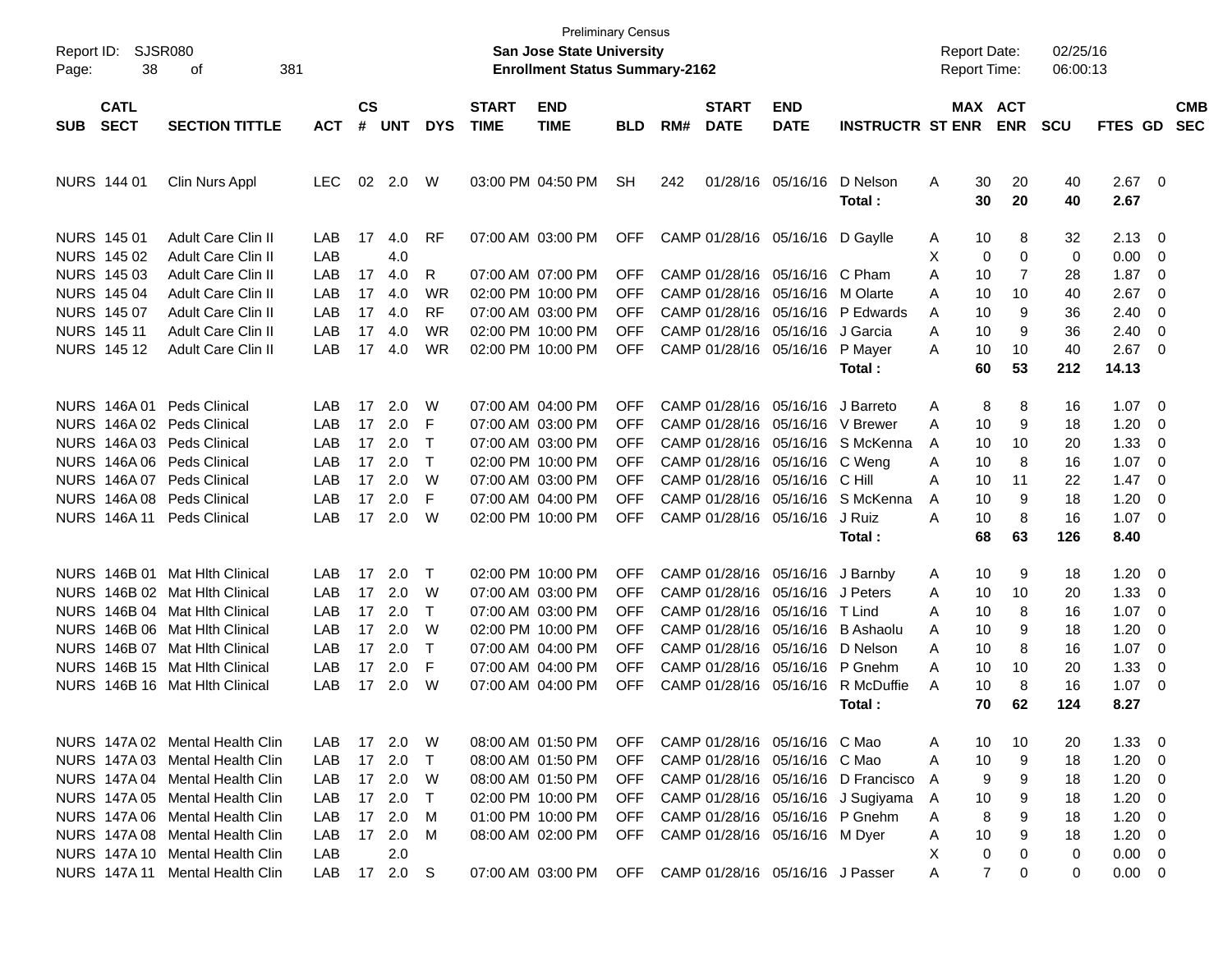Preliminary Census

**San Jose State University**

**Enrollment Status Summary-2162**

Report ID: SJSR080

Report Date: 02/25/16

Report Time: 06:00:13

| SUB | CATL SECT | SECTION TITTLE | ACT | CS # | UNT | DYS | START TIME | END TIME | BLD | RM# | START DATE | END DATE | INSTRUCTR | ST | MAX ENR | ACT ENR | SCU | FTES | GD | CMB SEC |
|---|---|---|---|---|---|---|---|---|---|---|---|---|---|---|---|---|---|---|---|---|
| NURS | 144 01 | Clin Nurs Appl | LEC | 02 | 2.0 | W | 03:00 PM | 04:50 PM | SH | 242 | 01/28/16 | 05/16/16 | D Nelson | A | 30 | 20 | 40 | 2.67 | 0 | |
| | | | | | | | | | | | | | **Total :** | | **30** | **20** | **40** | **2.67** | | |
| NURS | 145 01 | Adult Care Clin II | LAB | 17 | 4.0 | RF | 07:00 AM | 03:00 PM | OFF | CAMP | 01/28/16 | 05/16/16 | D Gaylle | A | 10 | 8 | 32 | 2.13 | 0 | |
| NURS | 145 02 | Adult Care Clin II | LAB | | 4.0 | | | | | | | | | X | 0 | 0 | 0 | 0.00 | 0 | |
| NURS | 145 03 | Adult Care Clin II | LAB | 17 | 4.0 | R | 07:00 AM | 07:00 PM | OFF | CAMP | 01/28/16 | 05/16/16 | C Pham | A | 10 | 7 | 28 | 1.87 | 0 | |
| NURS | 145 04 | Adult Care Clin II | LAB | 17 | 4.0 | WR | 02:00 PM | 10:00 PM | OFF | CAMP | 01/28/16 | 05/16/16 | M Olarte | A | 10 | 10 | 40 | 2.67 | 0 | |
| NURS | 145 07 | Adult Care Clin II | LAB | 17 | 4.0 | RF | 07:00 AM | 03:00 PM | OFF | CAMP | 01/28/16 | 05/16/16 | P Edwards | A | 10 | 9 | 36 | 2.40 | 0 | |
| NURS | 145 11 | Adult Care Clin II | LAB | 17 | 4.0 | WR | 02:00 PM | 10:00 PM | OFF | CAMP | 01/28/16 | 05/16/16 | J Garcia | A | 10 | 9 | 36 | 2.40 | 0 | |
| NURS | 145 12 | Adult Care Clin II | LAB | 17 | 4.0 | WR | 02:00 PM | 10:00 PM | OFF | CAMP | 01/28/16 | 05/16/16 | P Mayer | A | 10 | 10 | 40 | 2.67 | 0 | |
| | | | | | | | | | | | | | **Total :** | | **60** | **53** | **212** | **14.13** | | |
| NURS | 146A 01 | Peds Clinical | LAB | 17 | 2.0 | W | 07:00 AM | 04:00 PM | OFF | CAMP | 01/28/16 | 05/16/16 | J Barreto | A | 8 | 8 | 16 | 1.07 | 0 | |
| NURS | 146A 02 | Peds Clinical | LAB | 17 | 2.0 | F | 07:00 AM | 03:00 PM | OFF | CAMP | 01/28/16 | 05/16/16 | V Brewer | A | 10 | 9 | 18 | 1.20 | 0 | |
| NURS | 146A 03 | Peds Clinical | LAB | 17 | 2.0 | T | 07:00 AM | 03:00 PM | OFF | CAMP | 01/28/16 | 05/16/16 | S McKenna | A | 10 | 10 | 20 | 1.33 | 0 | |
| NURS | 146A 06 | Peds Clinical | LAB | 17 | 2.0 | T | 02:00 PM | 10:00 PM | OFF | CAMP | 01/28/16 | 05/16/16 | C Weng | A | 10 | 8 | 16 | 1.07 | 0 | |
| NURS | 146A 07 | Peds Clinical | LAB | 17 | 2.0 | W | 07:00 AM | 03:00 PM | OFF | CAMP | 01/28/16 | 05/16/16 | C Hill | A | 10 | 11 | 22 | 1.47 | 0 | |
| NURS | 146A 08 | Peds Clinical | LAB | 17 | 2.0 | F | 07:00 AM | 04:00 PM | OFF | CAMP | 01/28/16 | 05/16/16 | S McKenna | A | 10 | 9 | 18 | 1.20 | 0 | |
| NURS | 146A 11 | Peds Clinical | LAB | 17 | 2.0 | W | 02:00 PM | 10:00 PM | OFF | CAMP | 01/28/16 | 05/16/16 | J Ruiz | A | 10 | 8 | 16 | 1.07 | 0 | |
| | | | | | | | | | | | | | **Total :** | | **68** | **63** | **126** | **8.40** | | |
| NURS | 146B 01 | Mat Hlth Clinical | LAB | 17 | 2.0 | T | 02:00 PM | 10:00 PM | OFF | CAMP | 01/28/16 | 05/16/16 | J Barnby | A | 10 | 9 | 18 | 1.20 | 0 | |
| NURS | 146B 02 | Mat Hlth Clinical | LAB | 17 | 2.0 | W | 07:00 AM | 03:00 PM | OFF | CAMP | 01/28/16 | 05/16/16 | J Peters | A | 10 | 10 | 20 | 1.33 | 0 | |
| NURS | 146B 04 | Mat Hlth Clinical | LAB | 17 | 2.0 | T | 07:00 AM | 03:00 PM | OFF | CAMP | 01/28/16 | 05/16/16 | T Lind | A | 10 | 8 | 16 | 1.07 | 0 | |
| NURS | 146B 06 | Mat Hlth Clinical | LAB | 17 | 2.0 | W | 02:00 PM | 10:00 PM | OFF | CAMP | 01/28/16 | 05/16/16 | B Ashaolu | A | 10 | 9 | 18 | 1.20 | 0 | |
| NURS | 146B 07 | Mat Hlth Clinical | LAB | 17 | 2.0 | T | 07:00 AM | 04:00 PM | OFF | CAMP | 01/28/16 | 05/16/16 | D Nelson | A | 10 | 8 | 16 | 1.07 | 0 | |
| NURS | 146B 15 | Mat Hlth Clinical | LAB | 17 | 2.0 | F | 07:00 AM | 04:00 PM | OFF | CAMP | 01/28/16 | 05/16/16 | P Gnehm | A | 10 | 10 | 20 | 1.33 | 0 | |
| NURS | 146B 16 | Mat Hlth Clinical | LAB | 17 | 2.0 | W | 07:00 AM | 04:00 PM | OFF | CAMP | 01/28/16 | 05/16/16 | R McDuffie | A | 10 | 8 | 16 | 1.07 | 0 | |
| | | | | | | | | | | | | | **Total :** | | **70** | **62** | **124** | **8.27** | | |
| NURS | 147A 02 | Mental Health Clin | LAB | 17 | 2.0 | W | 08:00 AM | 01:50 PM | OFF | CAMP | 01/28/16 | 05/16/16 | C Mao | A | 10 | 10 | 20 | 1.33 | 0 | |
| NURS | 147A 03 | Mental Health Clin | LAB | 17 | 2.0 | T | 08:00 AM | 01:50 PM | OFF | CAMP | 01/28/16 | 05/16/16 | C Mao | A | 10 | 9 | 18 | 1.20 | 0 | |
| NURS | 147A 04 | Mental Health Clin | LAB | 17 | 2.0 | W | 08:00 AM | 01:50 PM | OFF | CAMP | 01/28/16 | 05/16/16 | D Francisco | A | 9 | 9 | 18 | 1.20 | 0 | |
| NURS | 147A 05 | Mental Health Clin | LAB | 17 | 2.0 | T | 02:00 PM | 10:00 PM | OFF | CAMP | 01/28/16 | 05/16/16 | J Sugiyama | A | 10 | 9 | 18 | 1.20 | 0 | |
| NURS | 147A 06 | Mental Health Clin | LAB | 17 | 2.0 | M | 01:00 PM | 10:00 PM | OFF | CAMP | 01/28/16 | 05/16/16 | P Gnehm | A | 8 | 9 | 18 | 1.20 | 0 | |
| NURS | 147A 08 | Mental Health Clin | LAB | 17 | 2.0 | M | 08:00 AM | 02:00 PM | OFF | CAMP | 01/28/16 | 05/16/16 | M Dyer | A | 10 | 9 | 18 | 1.20 | 0 | |
| NURS | 147A 10 | Mental Health Clin | LAB | | 2.0 | | | | | | | | | X | 0 | 0 | 0 | 0.00 | 0 | |
| NURS | 147A 11 | Mental Health Clin | LAB | 17 | 2.0 | S | 07:00 AM | 03:00 PM | OFF | CAMP | 01/28/16 | 05/16/16 | J Passer | A | 7 | 0 | 0 | 0.00 | 0 | |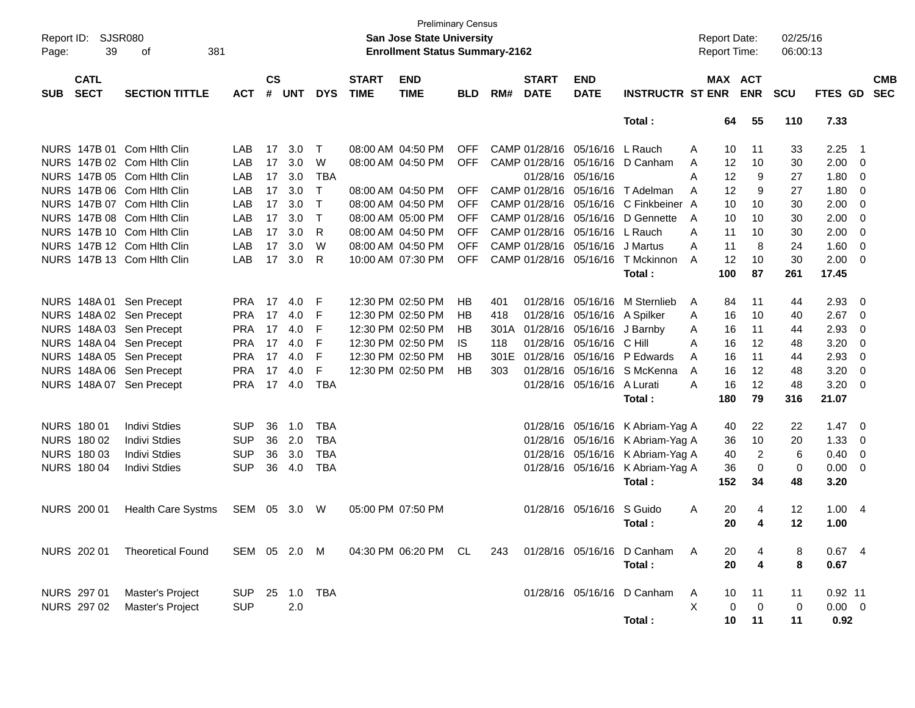Preliminary Census

**San Jose State University**

**Enrollment Status Summary-2162**

Report ID: SJSR080 | Report Date: 02/25/16 | Report Time: 06:00:13

| SUB | CATL SECT | SECTION TITTLE | ACT | CS # | UNT | DYS | START TIME | END TIME | BLD | RM# | START DATE | END DATE | INSTRUCTR | ST | MAX ENR | ACT ENR | SCU | FTES | GD | CMB SEC |
|---|---|---|---|---|---|---|---|---|---|---|---|---|---|---|---|---|---|---|---|---|
| | | | | | | | | | | | | | **Total :** | | **64** | **55** | **110** | **7.33** | | |
| NURS | 147B 01 | Com Hlth Clin | LAB | 17 | 3.0 | T | 08:00 AM | 04:50 PM | OFF | CAMP | 01/28/16 | 05/16/16 | L Rauch | A | 10 | 11 | 33 | 2.25 | 1 | |
| NURS | 147B 02 | Com Hlth Clin | LAB | 17 | 3.0 | W | 08:00 AM | 04:50 PM | OFF | CAMP | 01/28/16 | 05/16/16 | D Canham | A | 12 | 10 | 30 | 2.00 | 0 | |
| NURS | 147B 05 | Com Hlth Clin | LAB | 17 | 3.0 | TBA | | | | | 01/28/16 | 05/16/16 | | A | 12 | 9 | 27 | 1.80 | 0 | |
| NURS | 147B 06 | Com Hlth Clin | LAB | 17 | 3.0 | T | 08:00 AM | 04:50 PM | OFF | CAMP | 01/28/16 | 05/16/16 | T Adelman | A | 12 | 9 | 27 | 1.80 | 0 | |
| NURS | 147B 07 | Com Hlth Clin | LAB | 17 | 3.0 | T | 08:00 AM | 04:50 PM | OFF | CAMP | 01/28/16 | 05/16/16 | C Finkbeiner | A | 10 | 10 | 30 | 2.00 | 0 | |
| NURS | 147B 08 | Com Hlth Clin | LAB | 17 | 3.0 | T | 08:00 AM | 05:00 PM | OFF | CAMP | 01/28/16 | 05/16/16 | D Gennette | A | 10 | 10 | 30 | 2.00 | 0 | |
| NURS | 147B 10 | Com Hlth Clin | LAB | 17 | 3.0 | R | 08:00 AM | 04:50 PM | OFF | CAMP | 01/28/16 | 05/16/16 | L Rauch | A | 11 | 10 | 30 | 2.00 | 0 | |
| NURS | 147B 12 | Com Hlth Clin | LAB | 17 | 3.0 | W | 08:00 AM | 04:50 PM | OFF | CAMP | 01/28/16 | 05/16/16 | J Martus | A | 11 | 8 | 24 | 1.60 | 0 | |
| NURS | 147B 13 | Com Hlth Clin | LAB | 17 | 3.0 | R | 10:00 AM | 07:30 PM | OFF | CAMP | 01/28/16 | 05/16/16 | T Mckinnon | A | 12 | 10 | 30 | 2.00 | 0 | |
| | | | | | | | | | | | | | **Total :** | | **100** | **87** | **261** | **17.45** | | |
| NURS | 148A 01 | Sen Precept | PRA | 17 | 4.0 | F | 12:30 PM | 02:50 PM | HB | 401 | 01/28/16 | 05/16/16 | M Sternlieb | A | 84 | 11 | 44 | 2.93 | 0 | |
| NURS | 148A 02 | Sen Precept | PRA | 17 | 4.0 | F | 12:30 PM | 02:50 PM | HB | 418 | 01/28/16 | 05/16/16 | A Spilker | A | 16 | 10 | 40 | 2.67 | 0 | |
| NURS | 148A 03 | Sen Precept | PRA | 17 | 4.0 | F | 12:30 PM | 02:50 PM | HB | 301A | 01/28/16 | 05/16/16 | J Barnby | A | 16 | 11 | 44 | 2.93 | 0 | |
| NURS | 148A 04 | Sen Precept | PRA | 17 | 4.0 | F | 12:30 PM | 02:50 PM | IS | 118 | 01/28/16 | 05/16/16 | C Hill | A | 16 | 12 | 48 | 3.20 | 0 | |
| NURS | 148A 05 | Sen Precept | PRA | 17 | 4.0 | F | 12:30 PM | 02:50 PM | HB | 301E | 01/28/16 | 05/16/16 | P Edwards | A | 16 | 11 | 44 | 2.93 | 0 | |
| NURS | 148A 06 | Sen Precept | PRA | 17 | 4.0 | F | 12:30 PM | 02:50 PM | HB | 303 | 01/28/16 | 05/16/16 | S McKenna | A | 16 | 12 | 48 | 3.20 | 0 | |
| NURS | 148A 07 | Sen Precept | PRA | 17 | 4.0 | TBA | | | | | 01/28/16 | 05/16/16 | A Lurati | A | 16 | 12 | 48 | 3.20 | 0 | |
| | | | | | | | | | | | | | **Total :** | | **180** | **79** | **316** | **21.07** | | |
| NURS | 180 01 | Indivi Stdies | SUP | 36 | 1.0 | TBA | | | | | 01/28/16 | 05/16/16 | K Abriam-Yag | A | 40 | 22 | 22 | 1.47 | 0 | |
| NURS | 180 02 | Indivi Stdies | SUP | 36 | 2.0 | TBA | | | | | 01/28/16 | 05/16/16 | K Abriam-Yag | A | 36 | 10 | 20 | 1.33 | 0 | |
| NURS | 180 03 | Indivi Stdies | SUP | 36 | 3.0 | TBA | | | | | 01/28/16 | 05/16/16 | K Abriam-Yag | A | 40 | 2 | 6 | 0.40 | 0 | |
| NURS | 180 04 | Indivi Stdies | SUP | 36 | 4.0 | TBA | | | | | 01/28/16 | 05/16/16 | K Abriam-Yag | A | 36 | 0 | 0 | 0.00 | 0 | |
| | | | | | | | | | | | | | **Total :** | | **152** | **34** | **48** | **3.20** | | |
| NURS | 200 01 | Health Care Systms | SEM | 05 | 3.0 | W | 05:00 PM | 07:50 PM | | | 01/28/16 | 05/16/16 | S Guido | A | 20 | 4 | 12 | 1.00 | 4 | |
| | | | | | | | | | | | | | **Total :** | | **20** | **4** | **12** | **1.00** | | |
| NURS | 202 01 | Theoretical Found | SEM | 05 | 2.0 | M | 04:30 PM | 06:20 PM | CL | 243 | 01/28/16 | 05/16/16 | D Canham | A | 20 | 4 | 8 | 0.67 | 4 | |
| | | | | | | | | | | | | | **Total :** | | **20** | **4** | **8** | **0.67** | | |
| NURS | 297 01 | Master's Project | SUP | 25 | 1.0 | TBA | | | | | 01/28/16 | 05/16/16 | D Canham | A | 10 | 11 | 11 | 0.92 | 11 | |
| NURS | 297 02 | Master's Project | SUP | | 2.0 | | | | | | | | | X | 0 | 0 | 0 | 0.00 | 0 | |
| | | | | | | | | | | | | | **Total :** | | **10** | **11** | **11** | **0.92** | | |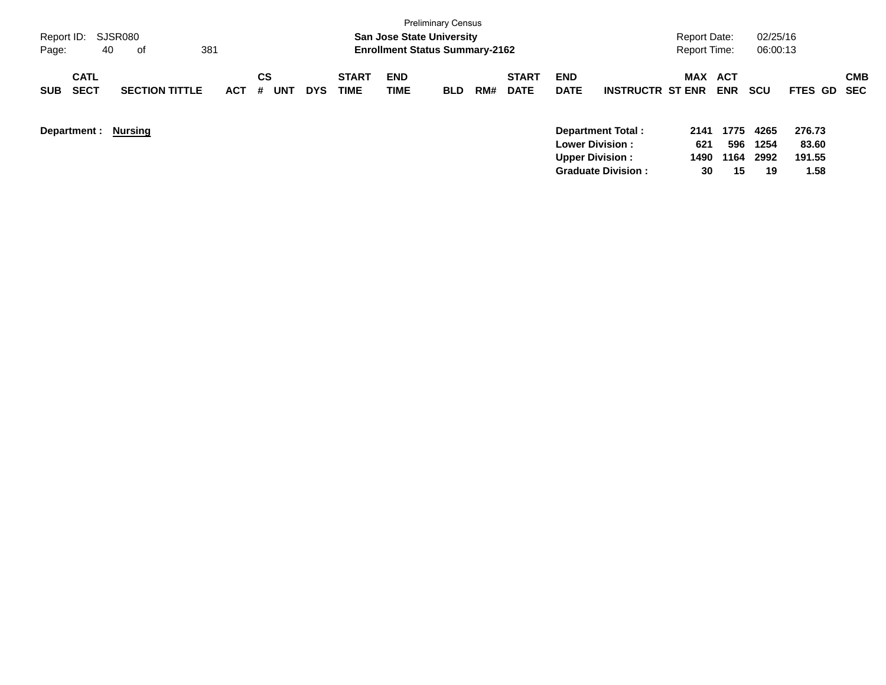Preliminary Census

**San Jose State University**

**Enrollment Status Summary-2162**

| SUB | CATL SECT | SECTION TITTLE | ACT | CS # | UNT | DYS | START TIME | END TIME | BLD | RM# | START DATE | END DATE | INSTRUCTR | ST | MAX ENR | ACT ENR | SCU | FTES | GD | CMB SEC |
|---|---|---|---|---|---|---|---|---|---|---|---|---|---|---|---|---|---|---|---|---|

**Department : Nursing**

| | MAX ENR | ACT ENR | SCU | FTES |
|---|---|---|---|---|
| **Department Total :** | **2141** | **1775** | **4265** | **276.73** |
| **Lower Division :** | **621** | **596** | **1254** | **83.60** |
| **Upper Division :** | **1490** | **1164** | **2992** | **191.55** |
| **Graduate Division :** | **30** | **15** | **19** | **1.58** |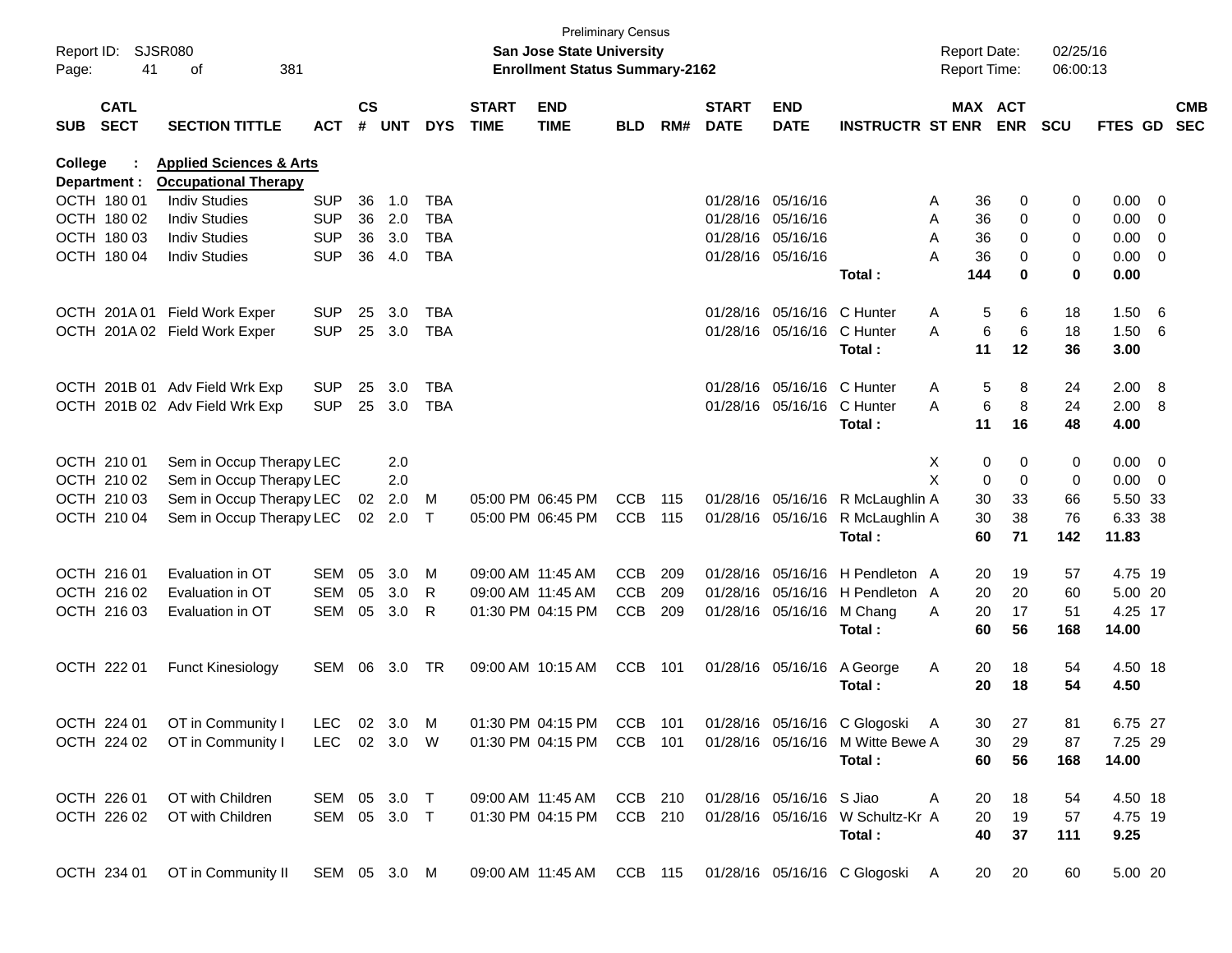Preliminary Census

**San Jose State University**

**Enrollment Status Summary-2162**

Report ID: SJSR080

Report Date: 02/25/16

Report Time: 06:00:13

**College : Applied Sciences & Arts**

**Department : Occupational Therapy**

| SUB | CATL SECT | SECTION TITTLE | ACT | CS # | UNT | DYS | START TIME | END TIME | BLD | RM# | START DATE | END DATE | INSTRUCTR | ST | MAX ENR | ACT ENR | SCU | FTES | GD | CMB SEC |
|---|---|---|---|---|---|---|---|---|---|---|---|---|---|---|---|---|---|---|---|---|
| OCTH | 180 01 | Indiv Studies | SUP | 36 | 1.0 | TBA | | | | | 01/28/16 | 05/16/16 | | A | 36 | 0 | 0 | 0.00 | 0 | |
| OCTH | 180 02 | Indiv Studies | SUP | 36 | 2.0 | TBA | | | | | 01/28/16 | 05/16/16 | | A | 36 | 0 | 0 | 0.00 | 0 | |
| OCTH | 180 03 | Indiv Studies | SUP | 36 | 3.0 | TBA | | | | | 01/28/16 | 05/16/16 | | A | 36 | 0 | 0 | 0.00 | 0 | |
| OCTH | 180 04 | Indiv Studies | SUP | 36 | 4.0 | TBA | | | | | 01/28/16 | 05/16/16 | | A | 36 | 0 | 0 | 0.00 | 0 | |
| | | | | | | | | | | | | | **Total :** | | **144** | **0** | **0** | **0.00** | | |
| OCTH | 201A 01 | Field Work Exper | SUP | 25 | 3.0 | TBA | | | | | 01/28/16 | 05/16/16 | C Hunter | A | 5 | 6 | 18 | 1.50 | 6 | |
| OCTH | 201A 02 | Field Work Exper | SUP | 25 | 3.0 | TBA | | | | | 01/28/16 | 05/16/16 | C Hunter | A | 6 | 6 | 18 | 1.50 | 6 | |
| | | | | | | | | | | | | | **Total :** | | **11** | **12** | **36** | **3.00** | | |
| OCTH | 201B 01 | Adv Field Wrk Exp | SUP | 25 | 3.0 | TBA | | | | | 01/28/16 | 05/16/16 | C Hunter | A | 5 | 8 | 24 | 2.00 | 8 | |
| OCTH | 201B 02 | Adv Field Wrk Exp | SUP | 25 | 3.0 | TBA | | | | | 01/28/16 | 05/16/16 | C Hunter | A | 6 | 8 | 24 | 2.00 | 8 | |
| | | | | | | | | | | | | | **Total :** | | **11** | **16** | **48** | **4.00** | | |
| OCTH | 210 01 | Sem in Occup Therapy | LEC | | 2.0 | | | | | | | | | X | 0 | 0 | 0 | 0.00 | 0 | |
| OCTH | 210 02 | Sem in Occup Therapy | LEC | | 2.0 | | | | | | | | | X | 0 | 0 | 0 | 0.00 | 0 | |
| OCTH | 210 03 | Sem in Occup Therapy | LEC | 02 | 2.0 | M | 05:00 PM | 06:45 PM | CCB | 115 | 01/28/16 | 05/16/16 | R McLaughlin | A | 30 | 33 | 66 | 5.50 | 33 | |
| OCTH | 210 04 | Sem in Occup Therapy | LEC | 02 | 2.0 | T | 05:00 PM | 06:45 PM | CCB | 115 | 01/28/16 | 05/16/16 | R McLaughlin | A | 30 | 38 | 76 | 6.33 | 38 | |
| | | | | | | | | | | | | | **Total :** | | **60** | **71** | **142** | **11.83** | | |
| OCTH | 216 01 | Evaluation in OT | SEM | 05 | 3.0 | M | 09:00 AM | 11:45 AM | CCB | 209 | 01/28/16 | 05/16/16 | H Pendleton | A | 20 | 19 | 57 | 4.75 | 19 | |
| OCTH | 216 02 | Evaluation in OT | SEM | 05 | 3.0 | R | 09:00 AM | 11:45 AM | CCB | 209 | 01/28/16 | 05/16/16 | H Pendleton | A | 20 | 20 | 60 | 5.00 | 20 | |
| OCTH | 216 03 | Evaluation in OT | SEM | 05 | 3.0 | R | 01:30 PM | 04:15 PM | CCB | 209 | 01/28/16 | 05/16/16 | M Chang | A | 20 | 17 | 51 | 4.25 | 17 | |
| | | | | | | | | | | | | | **Total :** | | **60** | **56** | **168** | **14.00** | | |
| OCTH | 222 01 | Funct Kinesiology | SEM | 06 | 3.0 | TR | 09:00 AM | 10:15 AM | CCB | 101 | 01/28/16 | 05/16/16 | A George | A | 20 | 18 | 54 | 4.50 | 18 | |
| | | | | | | | | | | | | | **Total :** | | **20** | **18** | **54** | **4.50** | | |
| OCTH | 224 01 | OT in Community I | LEC | 02 | 3.0 | M | 01:30 PM | 04:15 PM | CCB | 101 | 01/28/16 | 05/16/16 | C Glogoski | A | 30 | 27 | 81 | 6.75 | 27 | |
| OCTH | 224 02 | OT in Community I | LEC | 02 | 3.0 | W | 01:30 PM | 04:15 PM | CCB | 101 | 01/28/16 | 05/16/16 | M Witte Bewe | A | 30 | 29 | 87 | 7.25 | 29 | |
| | | | | | | | | | | | | | **Total :** | | **60** | **56** | **168** | **14.00** | | |
| OCTH | 226 01 | OT with Children | SEM | 05 | 3.0 | T | 09:00 AM | 11:45 AM | CCB | 210 | 01/28/16 | 05/16/16 | S Jiao | A | 20 | 18 | 54 | 4.50 | 18 | |
| OCTH | 226 02 | OT with Children | SEM | 05 | 3.0 | T | 01:30 PM | 04:15 PM | CCB | 210 | 01/28/16 | 05/16/16 | W Schultz-Kr | A | 20 | 19 | 57 | 4.75 | 19 | |
| | | | | | | | | | | | | | **Total :** | | **40** | **37** | **111** | **9.25** | | |
| OCTH | 234 01 | OT in Community II | SEM | 05 | 3.0 | M | 09:00 AM | 11:45 AM | CCB | 115 | 01/28/16 | 05/16/16 | C Glogoski | A | 20 | 20 | 60 | 5.00 | 20 | |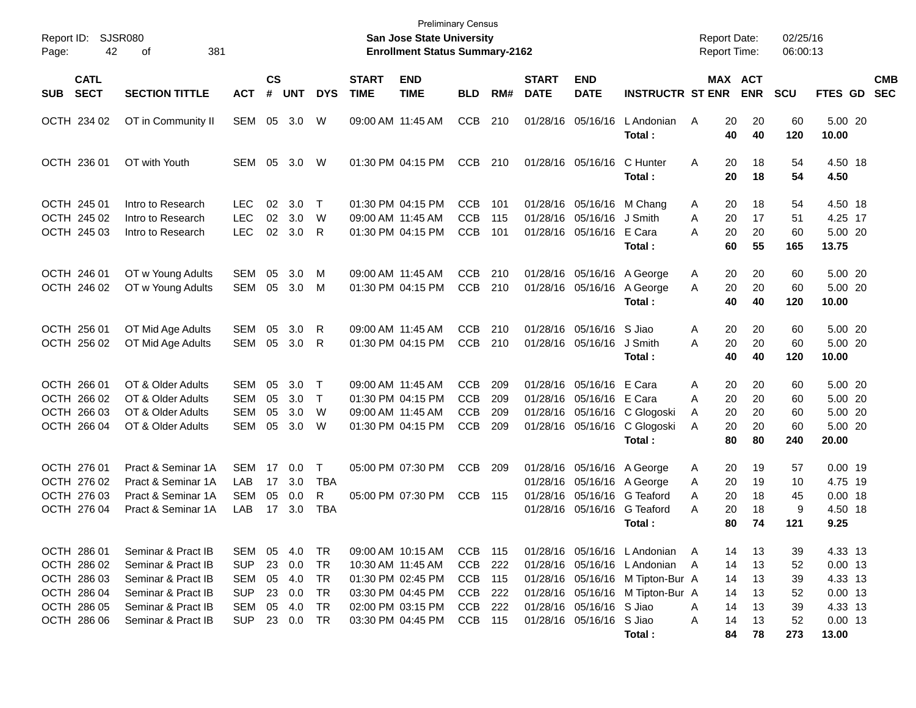Preliminary Census

**San Jose State University**

**Enrollment Status Summary-2162**

Report ID: SJSR080
Report Date: 02/25/16
Report Time: 06:00:13

| SUB | CATL SECT | SECTION TITTLE | ACT | CS # | UNT | DYS | START TIME | END TIME | BLD | RM# | START DATE | END DATE | INSTRUCTR | ST | MAX ENR | ACT ENR | SCU | FTES | GD | CMB SEC |
|---|---|---|---|---|---|---|---|---|---|---|---|---|---|---|---|---|---|---|---|---|
| OCTH | 234 02 | OT in Community II | SEM | 05 | 3.0 | W | 09:00 AM | 11:45 AM | CCB | 210 | 01/28/16 | 05/16/16 | L Andonian | A | 20 | 20 | 60 | 5.00 | 20 | |
| | | | | | | | | | | | | | **Total :** | | **40** | **40** | **120** | **10.00** | | |
| OCTH | 236 01 | OT with Youth | SEM | 05 | 3.0 | W | 01:30 PM | 04:15 PM | CCB | 210 | 01/28/16 | 05/16/16 | C Hunter | A | 20 | 18 | 54 | 4.50 | 18 | |
| | | | | | | | | | | | | | **Total :** | | **20** | **18** | **54** | **4.50** | | |
| OCTH | 245 01 | Intro to Research | LEC | 02 | 3.0 | T | 01:30 PM | 04:15 PM | CCB | 101 | 01/28/16 | 05/16/16 | M Chang | A | 20 | 18 | 54 | 4.50 | 18 | |
| OCTH | 245 02 | Intro to Research | LEC | 02 | 3.0 | W | 09:00 AM | 11:45 AM | CCB | 115 | 01/28/16 | 05/16/16 | J Smith | A | 20 | 17 | 51 | 4.25 | 17 | |
| OCTH | 245 03 | Intro to Research | LEC | 02 | 3.0 | R | 01:30 PM | 04:15 PM | CCB | 101 | 01/28/16 | 05/16/16 | E Cara | A | 20 | 20 | 60 | 5.00 | 20 | |
| | | | | | | | | | | | | | **Total :** | | **60** | **55** | **165** | **13.75** | | |
| OCTH | 246 01 | OT w Young Adults | SEM | 05 | 3.0 | M | 09:00 AM | 11:45 AM | CCB | 210 | 01/28/16 | 05/16/16 | A George | A | 20 | 20 | 60 | 5.00 | 20 | |
| OCTH | 246 02 | OT w Young Adults | SEM | 05 | 3.0 | M | 01:30 PM | 04:15 PM | CCB | 210 | 01/28/16 | 05/16/16 | A George | A | 20 | 20 | 60 | 5.00 | 20 | |
| | | | | | | | | | | | | | **Total :** | | **40** | **40** | **120** | **10.00** | | |
| OCTH | 256 01 | OT Mid Age Adults | SEM | 05 | 3.0 | R | 09:00 AM | 11:45 AM | CCB | 210 | 01/28/16 | 05/16/16 | S Jiao | A | 20 | 20 | 60 | 5.00 | 20 | |
| OCTH | 256 02 | OT Mid Age Adults | SEM | 05 | 3.0 | R | 01:30 PM | 04:15 PM | CCB | 210 | 01/28/16 | 05/16/16 | J Smith | A | 20 | 20 | 60 | 5.00 | 20 | |
| | | | | | | | | | | | | | **Total :** | | **40** | **40** | **120** | **10.00** | | |
| OCTH | 266 01 | OT & Older Adults | SEM | 05 | 3.0 | T | 09:00 AM | 11:45 AM | CCB | 209 | 01/28/16 | 05/16/16 | E Cara | A | 20 | 20 | 60 | 5.00 | 20 | |
| OCTH | 266 02 | OT & Older Adults | SEM | 05 | 3.0 | T | 01:30 PM | 04:15 PM | CCB | 209 | 01/28/16 | 05/16/16 | E Cara | A | 20 | 20 | 60 | 5.00 | 20 | |
| OCTH | 266 03 | OT & Older Adults | SEM | 05 | 3.0 | W | 09:00 AM | 11:45 AM | CCB | 209 | 01/28/16 | 05/16/16 | C Glogoski | A | 20 | 20 | 60 | 5.00 | 20 | |
| OCTH | 266 04 | OT & Older Adults | SEM | 05 | 3.0 | W | 01:30 PM | 04:15 PM | CCB | 209 | 01/28/16 | 05/16/16 | C Glogoski | A | 20 | 20 | 60 | 5.00 | 20 | |
| | | | | | | | | | | | | | **Total :** | | **80** | **80** | **240** | **20.00** | | |
| OCTH | 276 01 | Pract & Seminar 1A | SEM | 17 | 0.0 | T | 05:00 PM | 07:30 PM | CCB | 209 | 01/28/16 | 05/16/16 | A George | A | 20 | 19 | 57 | 0.00 | 19 | |
| OCTH | 276 02 | Pract & Seminar 1A | LAB | 17 | 3.0 | TBA | | | | | 01/28/16 | 05/16/16 | A George | A | 20 | 19 | 10 | 4.75 | 19 | |
| OCTH | 276 03 | Pract & Seminar 1A | SEM | 05 | 0.0 | R | 05:00 PM | 07:30 PM | CCB | 115 | 01/28/16 | 05/16/16 | G Teaford | A | 20 | 18 | 45 | 0.00 | 18 | |
| OCTH | 276 04 | Pract & Seminar 1A | LAB | 17 | 3.0 | TBA | | | | | 01/28/16 | 05/16/16 | G Teaford | A | 20 | 18 | 9 | 4.50 | 18 | |
| | | | | | | | | | | | | | **Total :** | | **80** | **74** | **121** | **9.25** | | |
| OCTH | 286 01 | Seminar & Pract IB | SEM | 05 | 4.0 | TR | 09:00 AM | 10:15 AM | CCB | 115 | 01/28/16 | 05/16/16 | L Andonian | A | 14 | 13 | 39 | 4.33 | 13 | |
| OCTH | 286 02 | Seminar & Pract IB | SUP | 23 | 0.0 | TR | 10:30 AM | 11:45 AM | CCB | 222 | 01/28/16 | 05/16/16 | L Andonian | A | 14 | 13 | 52 | 0.00 | 13 | |
| OCTH | 286 03 | Seminar & Pract IB | SEM | 05 | 4.0 | TR | 01:30 PM | 02:45 PM | CCB | 115 | 01/28/16 | 05/16/16 | M Tipton-Bur | A | 14 | 13 | 39 | 4.33 | 13 | |
| OCTH | 286 04 | Seminar & Pract IB | SUP | 23 | 0.0 | TR | 03:30 PM | 04:45 PM | CCB | 222 | 01/28/16 | 05/16/16 | M Tipton-Bur | A | 14 | 13 | 52 | 0.00 | 13 | |
| OCTH | 286 05 | Seminar & Pract IB | SEM | 05 | 4.0 | TR | 02:00 PM | 03:15 PM | CCB | 222 | 01/28/16 | 05/16/16 | S Jiao | A | 14 | 13 | 39 | 4.33 | 13 | |
| OCTH | 286 06 | Seminar & Pract IB | SUP | 23 | 0.0 | TR | 03:30 PM | 04:45 PM | CCB | 115 | 01/28/16 | 05/16/16 | S Jiao | A | 14 | 13 | 52 | 0.00 | 13 | |
| | | | | | | | | | | | | | **Total :** | | **84** | **78** | **273** | **13.00** | | |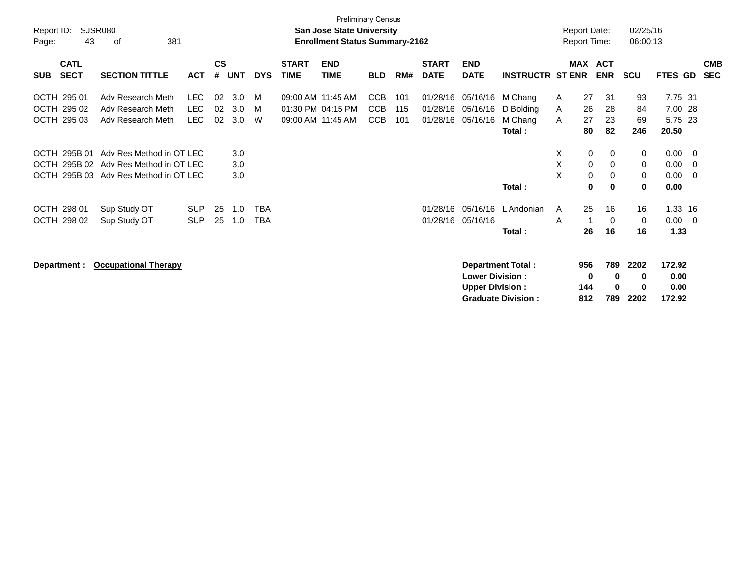Preliminary Census

Report ID: SJSR080

**San Jose State University**

**Enrollment Status Summary-2162**

Report Date: 02/25/16

Report Time: 06:00:13

| SUB | CATL SECT | SECTION TITTLE | ACT | CS # | UNT | DYS | START TIME | END TIME | BLD | RM# | START DATE | END DATE | INSTRUCTR | ST | MAX ENR | ACT ENR | SCU | FTES | GD | CMB SEC |
|---|---|---|---|---|---|---|---|---|---|---|---|---|---|---|---|---|---|---|---|---|
| OCTH | 295 01 | Adv Research Meth | LEC | 02 | 3.0 | M | 09:00 AM | 11:45 AM | CCB | 101 | 01/28/16 | 05/16/16 | M Chang | A | 27 | 31 | 93 | 7.75 | 31 | |
| OCTH | 295 02 | Adv Research Meth | LEC | 02 | 3.0 | M | 01:30 PM | 04:15 PM | CCB | 115 | 01/28/16 | 05/16/16 | D Bolding | A | 26 | 28 | 84 | 7.00 | 28 | |
| OCTH | 295 03 | Adv Research Meth | LEC | 02 | 3.0 | W | 09:00 AM | 11:45 AM | CCB | 101 | 01/28/16 | 05/16/16 | M Chang | A | 27 | 23 | 69 | 5.75 | 23 | |
| | | | | | | | | | | | | | **Total :** | | **80** | **82** | **246** | **20.50** | | |
| OCTH | 295B 01 | Adv Res Method in OT | LEC | | 3.0 | | | | | | | | | X | 0 | 0 | 0 | 0.00 | 0 | |
| OCTH | 295B 02 | Adv Res Method in OT | LEC | | 3.0 | | | | | | | | | X | 0 | 0 | 0 | 0.00 | 0 | |
| OCTH | 295B 03 | Adv Res Method in OT | LEC | | 3.0 | | | | | | | | | X | 0 | 0 | 0 | 0.00 | 0 | |
| | | | | | | | | | | | | | **Total :** | | **0** | **0** | **0** | **0.00** | | |
| OCTH | 298 01 | Sup Study OT | SUP | 25 | 1.0 | TBA | | | | | 01/28/16 | 05/16/16 | L Andonian | A | 25 | 16 | 16 | 1.33 | 16 | |
| OCTH | 298 02 | Sup Study OT | SUP | 25 | 1.0 | TBA | | | | | 01/28/16 | 05/16/16 | | A | 1 | 0 | 0 | 0.00 | 0 | |
| | | | | | | | | | | | | | **Total :** | | **26** | **16** | **16** | **1.33** | | |

**Department : Occupational Therapy**

| | MAX ENR | ACT ENR | SCU | FTES |
|---|---|---|---|---|
| **Department Total :** | **956** | **789** | **2202** | **172.92** |
| **Lower Division :** | **0** | **0** | **0** | **0.00** |
| **Upper Division :** | **144** | **0** | **0** | **0.00** |
| **Graduate Division :** | **812** | **789** | **2202** | **172.92** |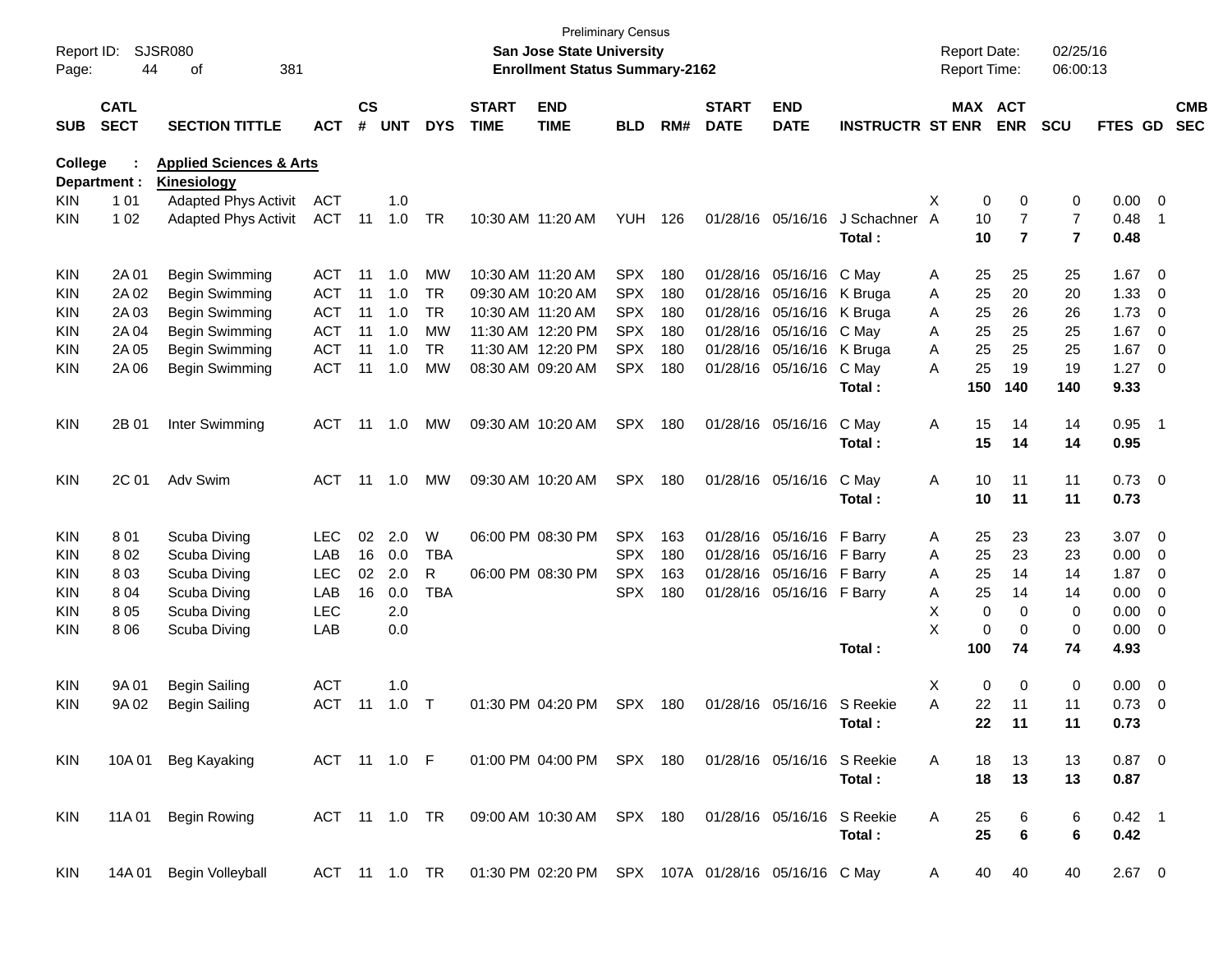Preliminary Census
**San Jose State University**
**Enrollment Status Summary-2162**

Report ID: SJSR080
Report Date: 02/25/16
Report Time: 06:00:13

**College : Applied Sciences & Arts**
**Department : Kinesiology**

| SUB | CATL SECT | SECTION TITTLE | ACT | CS # | UNT | DYS | START TIME | END TIME | BLD | RM# | START DATE | END DATE | INSTRUCTR | ST | MAX ENR | ACT ENR | SCU | FTES | GD | CMB SEC |
|---|---|---|---|---|---|---|---|---|---|---|---|---|---|---|---|---|---|---|---|---|
| KIN | 1 01 | Adapted Phys Activit | ACT | | 1.0 | | | | | | | | | X | 0 | 0 | 0 | 0.00 | 0 | |
| KIN | 1 02 | Adapted Phys Activit | ACT | 11 | 1.0 | TR | 10:30 AM | 11:20 AM | YUH | 126 | 01/28/16 | 05/16/16 | J Schachner | A | 10 | 7 | 7 | 0.48 | 1 | |
| | | | | | | | | | | | | | **Total :** | | **10** | **7** | **7** | **0.48** | | |
| KIN | 2A 01 | Begin Swimming | ACT | 11 | 1.0 | MW | 10:30 AM | 11:20 AM | SPX | 180 | 01/28/16 | 05/16/16 | C May | A | 25 | 25 | 25 | 1.67 | 0 | |
| KIN | 2A 02 | Begin Swimming | ACT | 11 | 1.0 | TR | 09:30 AM | 10:20 AM | SPX | 180 | 01/28/16 | 05/16/16 | K Bruga | A | 25 | 20 | 20 | 1.33 | 0 | |
| KIN | 2A 03 | Begin Swimming | ACT | 11 | 1.0 | TR | 10:30 AM | 11:20 AM | SPX | 180 | 01/28/16 | 05/16/16 | K Bruga | A | 25 | 26 | 26 | 1.73 | 0 | |
| KIN | 2A 04 | Begin Swimming | ACT | 11 | 1.0 | MW | 11:30 AM | 12:20 PM | SPX | 180 | 01/28/16 | 05/16/16 | C May | A | 25 | 25 | 25 | 1.67 | 0 | |
| KIN | 2A 05 | Begin Swimming | ACT | 11 | 1.0 | TR | 11:30 AM | 12:20 PM | SPX | 180 | 01/28/16 | 05/16/16 | K Bruga | A | 25 | 25 | 25 | 1.67 | 0 | |
| KIN | 2A 06 | Begin Swimming | ACT | 11 | 1.0 | MW | 08:30 AM | 09:20 AM | SPX | 180 | 01/28/16 | 05/16/16 | C May | A | 25 | 19 | 19 | 1.27 | 0 | |
| | | | | | | | | | | | | | **Total :** | | **150** | **140** | **140** | **9.33** | | |
| KIN | 2B 01 | Inter Swimming | ACT | 11 | 1.0 | MW | 09:30 AM | 10:20 AM | SPX | 180 | 01/28/16 | 05/16/16 | C May | A | 15 | 14 | 14 | 0.95 | 1 | |
| | | | | | | | | | | | | | **Total :** | | **15** | **14** | **14** | **0.95** | | |
| KIN | 2C 01 | Adv Swim | ACT | 11 | 1.0 | MW | 09:30 AM | 10:20 AM | SPX | 180 | 01/28/16 | 05/16/16 | C May | A | 10 | 11 | 11 | 0.73 | 0 | |
| | | | | | | | | | | | | | **Total :** | | **10** | **11** | **11** | **0.73** | | |
| KIN | 8 01 | Scuba Diving | LEC | 02 | 2.0 | W | 06:00 PM | 08:30 PM | SPX | 163 | 01/28/16 | 05/16/16 | F Barry | A | 25 | 23 | 23 | 3.07 | 0 | |
| KIN | 8 02 | Scuba Diving | LAB | 16 | 0.0 | TBA | | | SPX | 180 | 01/28/16 | 05/16/16 | F Barry | A | 25 | 23 | 23 | 0.00 | 0 | |
| KIN | 8 03 | Scuba Diving | LEC | 02 | 2.0 | R | 06:00 PM | 08:30 PM | SPX | 163 | 01/28/16 | 05/16/16 | F Barry | A | 25 | 14 | 14 | 1.87 | 0 | |
| KIN | 8 04 | Scuba Diving | LAB | 16 | 0.0 | TBA | | | SPX | 180 | 01/28/16 | 05/16/16 | F Barry | A | 25 | 14 | 14 | 0.00 | 0 | |
| KIN | 8 05 | Scuba Diving | LEC | | 2.0 | | | | | | | | | X | 0 | 0 | 0 | 0.00 | 0 | |
| KIN | 8 06 | Scuba Diving | LAB | | 0.0 | | | | | | | | | X | 0 | 0 | 0 | 0.00 | 0 | |
| | | | | | | | | | | | | | **Total :** | | **100** | **74** | **74** | **4.93** | | |
| KIN | 9A 01 | Begin Sailing | ACT | | 1.0 | | | | | | | | | X | 0 | 0 | 0 | 0.00 | 0 | |
| KIN | 9A 02 | Begin Sailing | ACT | 11 | 1.0 | T | 01:30 PM | 04:20 PM | SPX | 180 | 01/28/16 | 05/16/16 | S Reekie | A | 22 | 11 | 11 | 0.73 | 0 | |
| | | | | | | | | | | | | | **Total :** | | **22** | **11** | **11** | **0.73** | | |
| KIN | 10A 01 | Beg Kayaking | ACT | 11 | 1.0 | F | 01:00 PM | 04:00 PM | SPX | 180 | 01/28/16 | 05/16/16 | S Reekie | A | 18 | 13 | 13 | 0.87 | 0 | |
| | | | | | | | | | | | | | **Total :** | | **18** | **13** | **13** | **0.87** | | |
| KIN | 11A 01 | Begin Rowing | ACT | 11 | 1.0 | TR | 09:00 AM | 10:30 AM | SPX | 180 | 01/28/16 | 05/16/16 | S Reekie | A | 25 | 6 | 6 | 0.42 | 1 | |
| | | | | | | | | | | | | | **Total :** | | **25** | **6** | **6** | **0.42** | | |
| KIN | 14A 01 | Begin Volleyball | ACT | 11 | 1.0 | TR | 01:30 PM | 02:20 PM | SPX | 107A | 01/28/16 | 05/16/16 | C May | A | 40 | 40 | 40 | 2.67 | 0 | |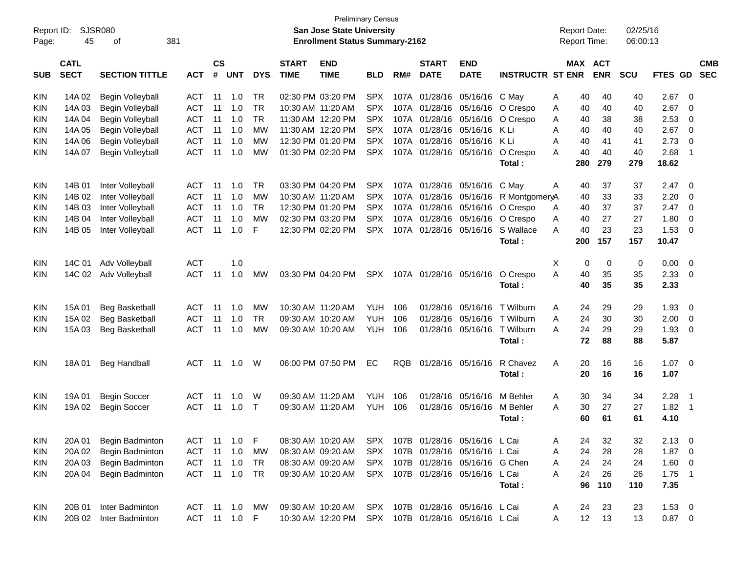Preliminary Census

Report ID: SJSR080
**San Jose State University**
**Enrollment Status Summary-2162**

Report Date: 02/25/16
Report Time: 06:00:13

| SUB | CATL SECT | SECTION TITTLE | ACT | CS # | UNT | DYS | START TIME | END TIME | BLD | RM# | START DATE | END DATE | INSTRUCTR | ST | MAX ENR | ACT ENR | SCU | FTES | GD | CMB SEC |
|---|---|---|---|---|---|---|---|---|---|---|---|---|---|---|---|---|---|---|---|---|
| KIN | 14A 02 | Begin Volleyball | ACT | 11 | 1.0 | TR | 02:30 PM | 03:20 PM | SPX | 107A | 01/28/16 | 05/16/16 | C May | A | 40 | 40 | 40 | 2.67 | 0 | |
| KIN | 14A 03 | Begin Volleyball | ACT | 11 | 1.0 | TR | 10:30 AM | 11:20 AM | SPX | 107A | 01/28/16 | 05/16/16 | O Crespo | A | 40 | 40 | 40 | 2.67 | 0 | |
| KIN | 14A 04 | Begin Volleyball | ACT | 11 | 1.0 | TR | 11:30 AM | 12:20 PM | SPX | 107A | 01/28/16 | 05/16/16 | O Crespo | A | 40 | 38 | 38 | 2.53 | 0 | |
| KIN | 14A 05 | Begin Volleyball | ACT | 11 | 1.0 | MW | 11:30 AM | 12:20 PM | SPX | 107A | 01/28/16 | 05/16/16 | K Li | A | 40 | 40 | 40 | 2.67 | 0 | |
| KIN | 14A 06 | Begin Volleyball | ACT | 11 | 1.0 | MW | 12:30 PM | 01:20 PM | SPX | 107A | 01/28/16 | 05/16/16 | K Li | A | 40 | 41 | 41 | 2.73 | 0 | |
| KIN | 14A 07 | Begin Volleyball | ACT | 11 | 1.0 | MW | 01:30 PM | 02:20 PM | SPX | 107A | 01/28/16 | 05/16/16 | O Crespo | A | 40 | 40 | 40 | 2.68 | 1 | |
| | | | | | | | | | | | | | **Total :** | | **280** | **279** | **279** | **18.62** | | |
| KIN | 14B 01 | Inter Volleyball | ACT | 11 | 1.0 | TR | 03:30 PM | 04:20 PM | SPX | 107A | 01/28/16 | 05/16/16 | C May | A | 40 | 37 | 37 | 2.47 | 0 | |
| KIN | 14B 02 | Inter Volleyball | ACT | 11 | 1.0 | MW | 10:30 AM | 11:20 AM | SPX | 107A | 01/28/16 | 05/16/16 | R Montgomery | A | 40 | 33 | 33 | 2.20 | 0 | |
| KIN | 14B 03 | Inter Volleyball | ACT | 11 | 1.0 | TR | 12:30 PM | 01:20 PM | SPX | 107A | 01/28/16 | 05/16/16 | O Crespo | A | 40 | 37 | 37 | 2.47 | 0 | |
| KIN | 14B 04 | Inter Volleyball | ACT | 11 | 1.0 | MW | 02:30 PM | 03:20 PM | SPX | 107A | 01/28/16 | 05/16/16 | O Crespo | A | 40 | 27 | 27 | 1.80 | 0 | |
| KIN | 14B 05 | Inter Volleyball | ACT | 11 | 1.0 | F | 12:30 PM | 02:20 PM | SPX | 107A | 01/28/16 | 05/16/16 | S Wallace | A | 40 | 23 | 23 | 1.53 | 0 | |
| | | | | | | | | | | | | | **Total :** | | **200** | **157** | **157** | **10.47** | | |
| KIN | 14C 01 | Adv Volleyball | ACT | | 1.0 | | | | | | | | | X | 0 | 0 | 0 | 0.00 | 0 | |
| KIN | 14C 02 | Adv Volleyball | ACT | 11 | 1.0 | MW | 03:30 PM | 04:20 PM | SPX | 107A | 01/28/16 | 05/16/16 | O Crespo | A | 40 | 35 | 35 | 2.33 | 0 | |
| | | | | | | | | | | | | | **Total :** | | **40** | **35** | **35** | **2.33** | | |
| KIN | 15A 01 | Beg Basketball | ACT | 11 | 1.0 | MW | 10:30 AM | 11:20 AM | YUH | 106 | 01/28/16 | 05/16/16 | T Wilburn | A | 24 | 29 | 29 | 1.93 | 0 | |
| KIN | 15A 02 | Beg Basketball | ACT | 11 | 1.0 | TR | 09:30 AM | 10:20 AM | YUH | 106 | 01/28/16 | 05/16/16 | T Wilburn | A | 24 | 30 | 30 | 2.00 | 0 | |
| KIN | 15A 03 | Beg Basketball | ACT | 11 | 1.0 | MW | 09:30 AM | 10:20 AM | YUH | 106 | 01/28/16 | 05/16/16 | T Wilburn | A | 24 | 29 | 29 | 1.93 | 0 | |
| | | | | | | | | | | | | | **Total :** | | **72** | **88** | **88** | **5.87** | | |
| KIN | 18A 01 | Beg Handball | ACT | 11 | 1.0 | W | 06:00 PM | 07:50 PM | EC | RQB | 01/28/16 | 05/16/16 | R Chavez | A | 20 | 16 | 16 | 1.07 | 0 | |
| | | | | | | | | | | | | | **Total :** | | **20** | **16** | **16** | **1.07** | | |
| KIN | 19A 01 | Begin Soccer | ACT | 11 | 1.0 | W | 09:30 AM | 11:20 AM | YUH | 106 | 01/28/16 | 05/16/16 | M Behler | A | 30 | 34 | 34 | 2.28 | 1 | |
| KIN | 19A 02 | Begin Soccer | ACT | 11 | 1.0 | T | 09:30 AM | 11:20 AM | YUH | 106 | 01/28/16 | 05/16/16 | M Behler | A | 30 | 27 | 27 | 1.82 | 1 | |
| | | | | | | | | | | | | | **Total :** | | **60** | **61** | **61** | **4.10** | | |
| KIN | 20A 01 | Begin Badminton | ACT | 11 | 1.0 | F | 08:30 AM | 10:20 AM | SPX | 107B | 01/28/16 | 05/16/16 | L Cai | A | 24 | 32 | 32 | 2.13 | 0 | |
| KIN | 20A 02 | Begin Badminton | ACT | 11 | 1.0 | MW | 08:30 AM | 09:20 AM | SPX | 107B | 01/28/16 | 05/16/16 | L Cai | A | 24 | 28 | 28 | 1.87 | 0 | |
| KIN | 20A 03 | Begin Badminton | ACT | 11 | 1.0 | TR | 08:30 AM | 09:20 AM | SPX | 107B | 01/28/16 | 05/16/16 | G Chen | A | 24 | 24 | 24 | 1.60 | 0 | |
| KIN | 20A 04 | Begin Badminton | ACT | 11 | 1.0 | TR | 09:30 AM | 10:20 AM | SPX | 107B | 01/28/16 | 05/16/16 | L Cai | A | 24 | 26 | 26 | 1.75 | 1 | |
| | | | | | | | | | | | | | **Total :** | | **96** | **110** | **110** | **7.35** | | |
| KIN | 20B 01 | Inter Badminton | ACT | 11 | 1.0 | MW | 09:30 AM | 10:20 AM | SPX | 107B | 01/28/16 | 05/16/16 | L Cai | A | 24 | 23 | 23 | 1.53 | 0 | |
| KIN | 20B 02 | Inter Badminton | ACT | 11 | 1.0 | F | 10:30 AM | 12:20 PM | SPX | 107B | 01/28/16 | 05/16/16 | L Cai | A | 12 | 13 | 13 | 0.87 | 0 | |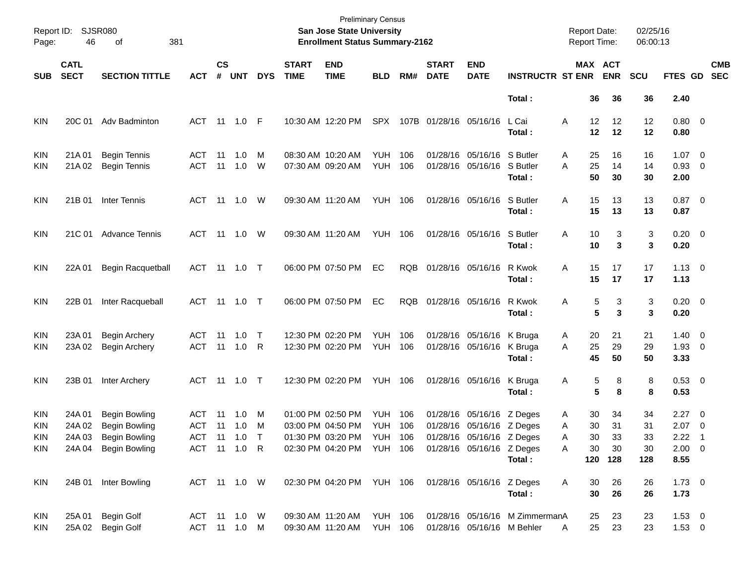Preliminary Census

**San Jose State University**

**Enrollment Status Summary-2162**

Report ID: SJSR080

Report Date: 02/25/16

Report Time: 06:00:13

| SUB | CATL SECT | SECTION TITTLE | ACT | CS # | UNT | DYS | START TIME | END TIME | BLD | RM# | START DATE | END DATE | INSTRUCTR | ST | MAX ENR | ACT ENR | SCU | FTES | GD | CMB SEC |
|---|---|---|---|---|---|---|---|---|---|---|---|---|---|---|---|---|---|---|---|---|
| | | | | | | | | | | | | | **Total :** | | **36** | **36** | **36** | **2.40** | | |
| KIN | 20C 01 | Adv Badminton | ACT | 11 | 1.0 | F | 10:30 AM | 12:20 PM | SPX | 107B | 01/28/16 | 05/16/16 | L Cai | A | 12 | 12 | 12 | 0.80 | 0 | |
| | | | | | | | | | | | | | **Total :** | | **12** | **12** | **12** | **0.80** | | |
| KIN | 21A 01 | Begin Tennis | ACT | 11 | 1.0 | M | 08:30 AM | 10:20 AM | YUH | 106 | 01/28/16 | 05/16/16 | S Butler | A | 25 | 16 | 16 | 1.07 | 0 | |
| KIN | 21A 02 | Begin Tennis | ACT | 11 | 1.0 | W | 07:30 AM | 09:20 AM | YUH | 106 | 01/28/16 | 05/16/16 | S Butler | A | 25 | 14 | 14 | 0.93 | 0 | |
| | | | | | | | | | | | | | **Total :** | | **50** | **30** | **30** | **2.00** | | |
| KIN | 21B 01 | Inter Tennis | ACT | 11 | 1.0 | W | 09:30 AM | 11:20 AM | YUH | 106 | 01/28/16 | 05/16/16 | S Butler | A | 15 | 13 | 13 | 0.87 | 0 | |
| | | | | | | | | | | | | | **Total :** | | **15** | **13** | **13** | **0.87** | | |
| KIN | 21C 01 | Advance Tennis | ACT | 11 | 1.0 | W | 09:30 AM | 11:20 AM | YUH | 106 | 01/28/16 | 05/16/16 | S Butler | A | 10 | 3 | 3 | 0.20 | 0 | |
| | | | | | | | | | | | | | **Total :** | | **10** | **3** | **3** | **0.20** | | |
| KIN | 22A 01 | Begin Racquetball | ACT | 11 | 1.0 | T | 06:00 PM | 07:50 PM | EC | RQB | 01/28/16 | 05/16/16 | R Kwok | A | 15 | 17 | 17 | 1.13 | 0 | |
| | | | | | | | | | | | | | **Total :** | | **15** | **17** | **17** | **1.13** | | |
| KIN | 22B 01 | Inter Racqueball | ACT | 11 | 1.0 | T | 06:00 PM | 07:50 PM | EC | RQB | 01/28/16 | 05/16/16 | R Kwok | A | 5 | 3 | 3 | 0.20 | 0 | |
| | | | | | | | | | | | | | **Total :** | | **5** | **3** | **3** | **0.20** | | |
| KIN | 23A 01 | Begin Archery | ACT | 11 | 1.0 | T | 12:30 PM | 02:20 PM | YUH | 106 | 01/28/16 | 05/16/16 | K Bruga | A | 20 | 21 | 21 | 1.40 | 0 | |
| KIN | 23A 02 | Begin Archery | ACT | 11 | 1.0 | R | 12:30 PM | 02:20 PM | YUH | 106 | 01/28/16 | 05/16/16 | K Bruga | A | 25 | 29 | 29 | 1.93 | 0 | |
| | | | | | | | | | | | | | **Total :** | | **45** | **50** | **50** | **3.33** | | |
| KIN | 23B 01 | Inter Archery | ACT | 11 | 1.0 | T | 12:30 PM | 02:20 PM | YUH | 106 | 01/28/16 | 05/16/16 | K Bruga | A | 5 | 8 | 8 | 0.53 | 0 | |
| | | | | | | | | | | | | | **Total :** | | **5** | **8** | **8** | **0.53** | | |
| KIN | 24A 01 | Begin Bowling | ACT | 11 | 1.0 | M | 01:00 PM | 02:50 PM | YUH | 106 | 01/28/16 | 05/16/16 | Z Deges | A | 30 | 34 | 34 | 2.27 | 0 | |
| KIN | 24A 02 | Begin Bowling | ACT | 11 | 1.0 | M | 03:00 PM | 04:50 PM | YUH | 106 | 01/28/16 | 05/16/16 | Z Deges | A | 30 | 31 | 31 | 2.07 | 0 | |
| KIN | 24A 03 | Begin Bowling | ACT | 11 | 1.0 | T | 01:30 PM | 03:20 PM | YUH | 106 | 01/28/16 | 05/16/16 | Z Deges | A | 30 | 33 | 33 | 2.22 | 1 | |
| KIN | 24A 04 | Begin Bowling | ACT | 11 | 1.0 | R | 02:30 PM | 04:20 PM | YUH | 106 | 01/28/16 | 05/16/16 | Z Deges | A | 30 | 30 | 30 | 2.00 | 0 | |
| | | | | | | | | | | | | | **Total :** | | **120** | **128** | **128** | **8.55** | | |
| KIN | 24B 01 | Inter Bowling | ACT | 11 | 1.0 | W | 02:30 PM | 04:20 PM | YUH | 106 | 01/28/16 | 05/16/16 | Z Deges | A | 30 | 26 | 26 | 1.73 | 0 | |
| | | | | | | | | | | | | | **Total :** | | **30** | **26** | **26** | **1.73** | | |
| KIN | 25A 01 | Begin Golf | ACT | 11 | 1.0 | W | 09:30 AM | 11:20 AM | YUH | 106 | 01/28/16 | 05/16/16 | M Zimmerman | A | 25 | 23 | 23 | 1.53 | 0 | |
| KIN | 25A 02 | Begin Golf | ACT | 11 | 1.0 | M | 09:30 AM | 11:20 AM | YUH | 106 | 01/28/16 | 05/16/16 | M Behler | A | 25 | 23 | 23 | 1.53 | 0 | |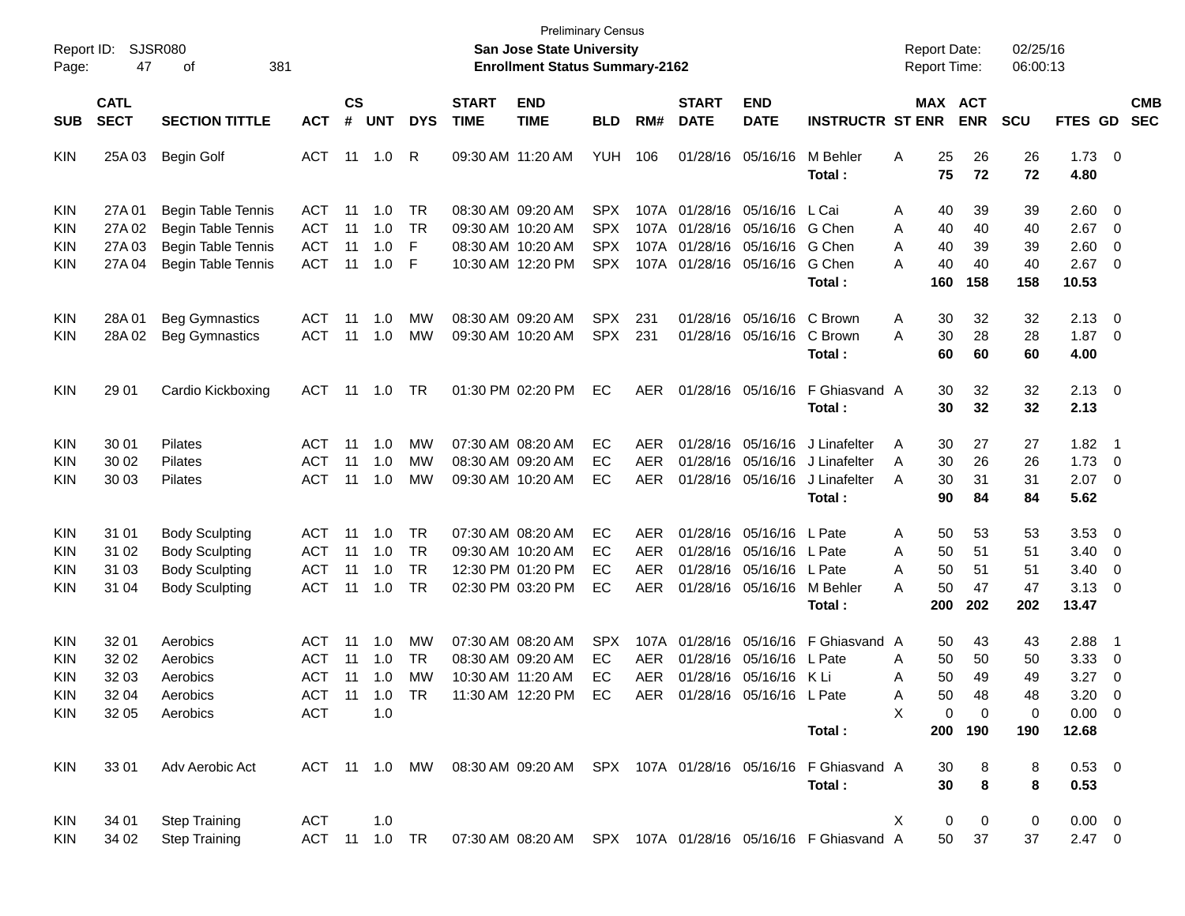Preliminary Census

**San Jose State University**

**Enrollment Status Summary-2162**

Report ID: SJSR080

Report Date: 02/25/16

Report Time: 06:00:13

| SUB | CATL SECT | SECTION TITTLE | ACT | CS # | UNT | DYS | START TIME | END TIME | BLD | RM# | START DATE | END DATE | INSTRUCTR | ST | MAX ENR | ACT ENR | SCU | FTES | GD | CMB SEC |
|---|---|---|---|---|---|---|---|---|---|---|---|---|---|---|---|---|---|---|---|---|
| KIN | 25A 03 | Begin Golf | ACT | 11 | 1.0 | R | 09:30 AM | 11:20 AM | YUH | 106 | 01/28/16 | 05/16/16 | M Behler | A | 25 | 26 | 26 | 1.73 | 0 | |
| | | | | | | | | | | | | | **Total :** | | **75** | **72** | **72** | **4.80** | | |
| KIN | 27A 01 | Begin Table Tennis | ACT | 11 | 1.0 | TR | 08:30 AM | 09:20 AM | SPX | 107A | 01/28/16 | 05/16/16 | L Cai | A | 40 | 39 | 39 | 2.60 | 0 | |
| KIN | 27A 02 | Begin Table Tennis | ACT | 11 | 1.0 | TR | 09:30 AM | 10:20 AM | SPX | 107A | 01/28/16 | 05/16/16 | G Chen | A | 40 | 40 | 40 | 2.67 | 0 | |
| KIN | 27A 03 | Begin Table Tennis | ACT | 11 | 1.0 | F | 08:30 AM | 10:20 AM | SPX | 107A | 01/28/16 | 05/16/16 | G Chen | A | 40 | 39 | 39 | 2.60 | 0 | |
| KIN | 27A 04 | Begin Table Tennis | ACT | 11 | 1.0 | F | 10:30 AM | 12:20 PM | SPX | 107A | 01/28/16 | 05/16/16 | G Chen | A | 40 | 40 | 40 | 2.67 | 0 | |
| | | | | | | | | | | | | | **Total :** | | **160** | **158** | **158** | **10.53** | | |
| KIN | 28A 01 | Beg Gymnastics | ACT | 11 | 1.0 | MW | 08:30 AM | 09:20 AM | SPX | 231 | 01/28/16 | 05/16/16 | C Brown | A | 30 | 32 | 32 | 2.13 | 0 | |
| KIN | 28A 02 | Beg Gymnastics | ACT | 11 | 1.0 | MW | 09:30 AM | 10:20 AM | SPX | 231 | 01/28/16 | 05/16/16 | C Brown | A | 30 | 28 | 28 | 1.87 | 0 | |
| | | | | | | | | | | | | | **Total :** | | **60** | **60** | **60** | **4.00** | | |
| KIN | 29 01 | Cardio Kickboxing | ACT | 11 | 1.0 | TR | 01:30 PM | 02:20 PM | EC | AER | 01/28/16 | 05/16/16 | F Ghiasvand | A | 30 | 32 | 32 | 2.13 | 0 | |
| | | | | | | | | | | | | | **Total :** | | **30** | **32** | **32** | **2.13** | | |
| KIN | 30 01 | Pilates | ACT | 11 | 1.0 | MW | 07:30 AM | 08:20 AM | EC | AER | 01/28/16 | 05/16/16 | J Linafelter | A | 30 | 27 | 27 | 1.82 | 1 | |
| KIN | 30 02 | Pilates | ACT | 11 | 1.0 | MW | 08:30 AM | 09:20 AM | EC | AER | 01/28/16 | 05/16/16 | J Linafelter | A | 30 | 26 | 26 | 1.73 | 0 | |
| KIN | 30 03 | Pilates | ACT | 11 | 1.0 | MW | 09:30 AM | 10:20 AM | EC | AER | 01/28/16 | 05/16/16 | J Linafelter | A | 30 | 31 | 31 | 2.07 | 0 | |
| | | | | | | | | | | | | | **Total :** | | **90** | **84** | **84** | **5.62** | | |
| KIN | 31 01 | Body Sculpting | ACT | 11 | 1.0 | TR | 07:30 AM | 08:20 AM | EC | AER | 01/28/16 | 05/16/16 | L Pate | A | 50 | 53 | 53 | 3.53 | 0 | |
| KIN | 31 02 | Body Sculpting | ACT | 11 | 1.0 | TR | 09:30 AM | 10:20 AM | EC | AER | 01/28/16 | 05/16/16 | L Pate | A | 50 | 51 | 51 | 3.40 | 0 | |
| KIN | 31 03 | Body Sculpting | ACT | 11 | 1.0 | TR | 12:30 PM | 01:20 PM | EC | AER | 01/28/16 | 05/16/16 | L Pate | A | 50 | 51 | 51 | 3.40 | 0 | |
| KIN | 31 04 | Body Sculpting | ACT | 11 | 1.0 | TR | 02:30 PM | 03:20 PM | EC | AER | 01/28/16 | 05/16/16 | M Behler | A | 50 | 47 | 47 | 3.13 | 0 | |
| | | | | | | | | | | | | | **Total :** | | **200** | **202** | **202** | **13.47** | | |
| KIN | 32 01 | Aerobics | ACT | 11 | 1.0 | MW | 07:30 AM | 08:20 AM | SPX | 107A | 01/28/16 | 05/16/16 | F Ghiasvand | A | 50 | 43 | 43 | 2.88 | 1 | |
| KIN | 32 02 | Aerobics | ACT | 11 | 1.0 | TR | 08:30 AM | 09:20 AM | EC | AER | 01/28/16 | 05/16/16 | L Pate | A | 50 | 50 | 50 | 3.33 | 0 | |
| KIN | 32 03 | Aerobics | ACT | 11 | 1.0 | MW | 10:30 AM | 11:20 AM | EC | AER | 01/28/16 | 05/16/16 | K Li | A | 50 | 49 | 49 | 3.27 | 0 | |
| KIN | 32 04 | Aerobics | ACT | 11 | 1.0 | TR | 11:30 AM | 12:20 PM | EC | AER | 01/28/16 | 05/16/16 | L Pate | A | 50 | 48 | 48 | 3.20 | 0 | |
| KIN | 32 05 | Aerobics | ACT | | 1.0 | | | | | | | | | X | 0 | 0 | 0 | 0.00 | 0 | |
| | | | | | | | | | | | | | **Total :** | | **200** | **190** | **190** | **12.68** | | |
| KIN | 33 01 | Adv Aerobic Act | ACT | 11 | 1.0 | MW | 08:30 AM | 09:20 AM | SPX | 107A | 01/28/16 | 05/16/16 | F Ghiasvand | A | 30 | 8 | 8 | 0.53 | 0 | |
| | | | | | | | | | | | | | **Total :** | | **30** | **8** | **8** | **0.53** | | |
| KIN | 34 01 | Step Training | ACT | | 1.0 | | | | | | | | | X | 0 | 0 | 0 | 0.00 | 0 | |
| KIN | 34 02 | Step Training | ACT | 11 | 1.0 | TR | 07:30 AM | 08:20 AM | SPX | 107A | 01/28/16 | 05/16/16 | F Ghiasvand | A | 50 | 37 | 37 | 2.47 | 0 | |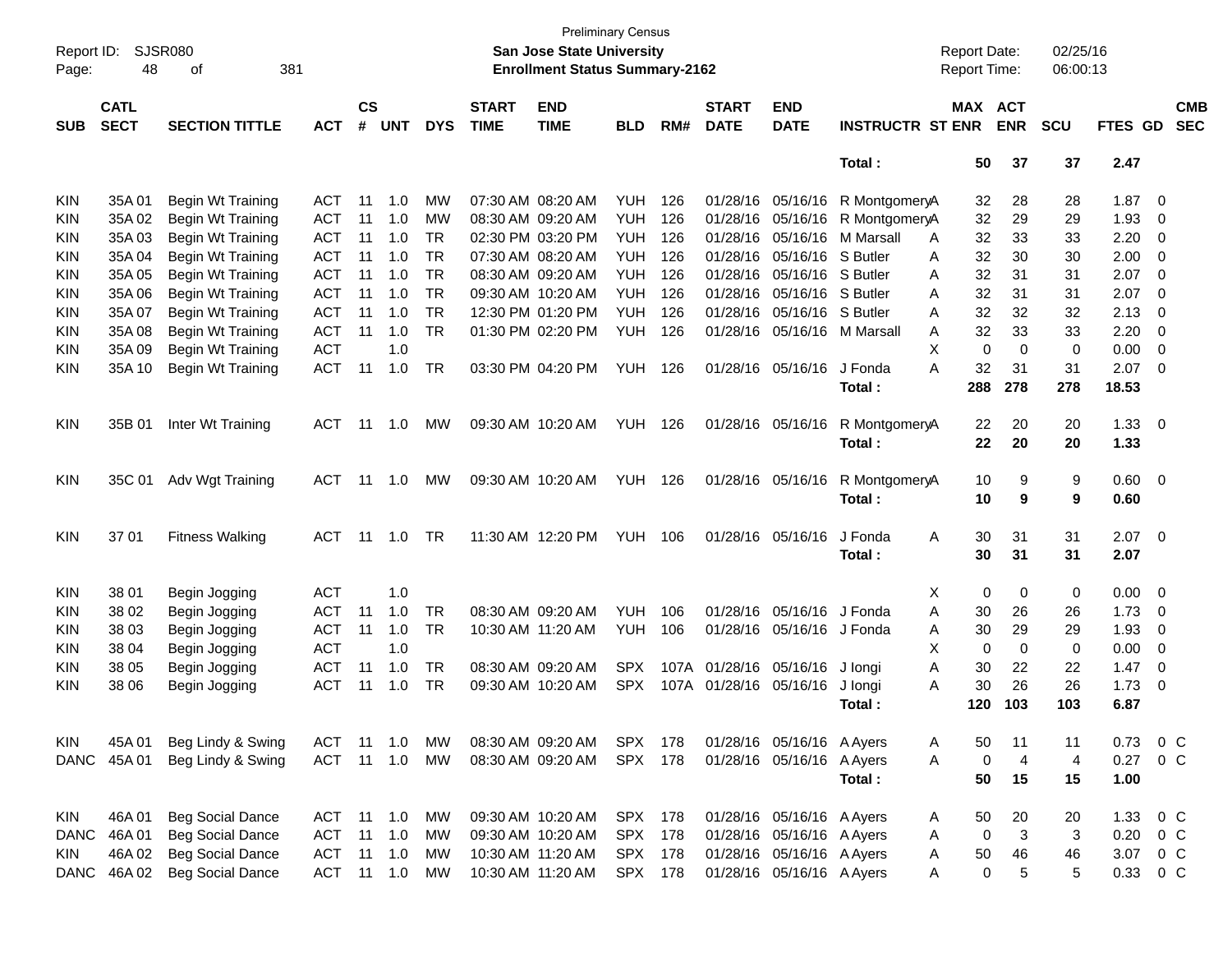Preliminary Census

**San Jose State University**

**Enrollment Status Summary-2162**

Report ID: SJSR080

Report Date: 02/25/16
Report Time: 06:00:13

| SUB | CATL SECT | SECTION TITTLE | ACT | CS # | UNT | DYS | START TIME | END TIME | BLD | RM# | START DATE | END DATE | INSTRUCTR | ST | MAX ENR | ACT ENR | SCU | FTES | GD | CMB SEC |
|---|---|---|---|---|---|---|---|---|---|---|---|---|---|---|---|---|---|---|---|---|
| | | | | | | | | | | | | | **Total :** | | **50** | **37** | **37** | **2.47** | | |
| KIN | 35A 01 | Begin Wt Training | ACT | 11 | 1.0 | MW | 07:30 AM | 08:20 AM | YUH | 126 | 01/28/16 | 05/16/16 | R Montgomery | A | 32 | 28 | 28 | 1.87 | 0 | |
| KIN | 35A 02 | Begin Wt Training | ACT | 11 | 1.0 | MW | 08:30 AM | 09:20 AM | YUH | 126 | 01/28/16 | 05/16/16 | R Montgomery | A | 32 | 29 | 29 | 1.93 | 0 | |
| KIN | 35A 03 | Begin Wt Training | ACT | 11 | 1.0 | TR | 02:30 PM | 03:20 PM | YUH | 126 | 01/28/16 | 05/16/16 | M Marsall | A | 32 | 33 | 33 | 2.20 | 0 | |
| KIN | 35A 04 | Begin Wt Training | ACT | 11 | 1.0 | TR | 07:30 AM | 08:20 AM | YUH | 126 | 01/28/16 | 05/16/16 | S Butler | A | 32 | 30 | 30 | 2.00 | 0 | |
| KIN | 35A 05 | Begin Wt Training | ACT | 11 | 1.0 | TR | 08:30 AM | 09:20 AM | YUH | 126 | 01/28/16 | 05/16/16 | S Butler | A | 32 | 31 | 31 | 2.07 | 0 | |
| KIN | 35A 06 | Begin Wt Training | ACT | 11 | 1.0 | TR | 09:30 AM | 10:20 AM | YUH | 126 | 01/28/16 | 05/16/16 | S Butler | A | 32 | 31 | 31 | 2.07 | 0 | |
| KIN | 35A 07 | Begin Wt Training | ACT | 11 | 1.0 | TR | 12:30 PM | 01:20 PM | YUH | 126 | 01/28/16 | 05/16/16 | S Butler | A | 32 | 32 | 32 | 2.13 | 0 | |
| KIN | 35A 08 | Begin Wt Training | ACT | 11 | 1.0 | TR | 01:30 PM | 02:20 PM | YUH | 126 | 01/28/16 | 05/16/16 | M Marsall | A | 32 | 33 | 33 | 2.20 | 0 | |
| KIN | 35A 09 | Begin Wt Training | ACT | | 1.0 | | | | | | | | | X | 0 | 0 | 0 | 0.00 | 0 | |
| KIN | 35A 10 | Begin Wt Training | ACT | 11 | 1.0 | TR | 03:30 PM | 04:20 PM | YUH | 126 | 01/28/16 | 05/16/16 | J Fonda | A | 32 | 31 | 31 | 2.07 | 0 | |
| | | | | | | | | | | | | | **Total :** | | **288** | **278** | **278** | **18.53** | | |
| KIN | 35B 01 | Inter Wt Training | ACT | 11 | 1.0 | MW | 09:30 AM | 10:20 AM | YUH | 126 | 01/28/16 | 05/16/16 | R Montgomery | A | 22 | 20 | 20 | 1.33 | 0 | |
| | | | | | | | | | | | | | **Total :** | | **22** | **20** | **20** | **1.33** | | |
| KIN | 35C 01 | Adv Wgt Training | ACT | 11 | 1.0 | MW | 09:30 AM | 10:20 AM | YUH | 126 | 01/28/16 | 05/16/16 | R Montgomery | A | 10 | 9 | 9 | 0.60 | 0 | |
| | | | | | | | | | | | | | **Total :** | | **10** | **9** | **9** | **0.60** | | |
| KIN | 37 01 | Fitness Walking | ACT | 11 | 1.0 | TR | 11:30 AM | 12:20 PM | YUH | 106 | 01/28/16 | 05/16/16 | J Fonda | A | 30 | 31 | 31 | 2.07 | 0 | |
| | | | | | | | | | | | | | **Total :** | | **30** | **31** | **31** | **2.07** | | |
| KIN | 38 01 | Begin Jogging | ACT | | 1.0 | | | | | | | | | X | 0 | 0 | 0 | 0.00 | 0 | |
| KIN | 38 02 | Begin Jogging | ACT | 11 | 1.0 | TR | 08:30 AM | 09:20 AM | YUH | 106 | 01/28/16 | 05/16/16 | J Fonda | A | 30 | 26 | 26 | 1.73 | 0 | |
| KIN | 38 03 | Begin Jogging | ACT | 11 | 1.0 | TR | 10:30 AM | 11:20 AM | YUH | 106 | 01/28/16 | 05/16/16 | J Fonda | A | 30 | 29 | 29 | 1.93 | 0 | |
| KIN | 38 04 | Begin Jogging | ACT | | 1.0 | | | | | | | | | X | 0 | 0 | 0 | 0.00 | 0 | |
| KIN | 38 05 | Begin Jogging | ACT | 11 | 1.0 | TR | 08:30 AM | 09:20 AM | SPX | 107A | 01/28/16 | 05/16/16 | J Iongi | A | 30 | 22 | 22 | 1.47 | 0 | |
| KIN | 38 06 | Begin Jogging | ACT | 11 | 1.0 | TR | 09:30 AM | 10:20 AM | SPX | 107A | 01/28/16 | 05/16/16 | J Iongi | A | 30 | 26 | 26 | 1.73 | 0 | |
| | | | | | | | | | | | | | **Total :** | | **120** | **103** | **103** | **6.87** | | |
| KIN | 45A 01 | Beg Lindy & Swing | ACT | 11 | 1.0 | MW | 08:30 AM | 09:20 AM | SPX | 178 | 01/28/16 | 05/16/16 | A Ayers | A | 50 | 11 | 11 | 0.73 | 0 | C |
| DANC | 45A 01 | Beg Lindy & Swing | ACT | 11 | 1.0 | MW | 08:30 AM | 09:20 AM | SPX | 178 | 01/28/16 | 05/16/16 | A Ayers | A | 0 | 4 | 4 | 0.27 | 0 | C |
| | | | | | | | | | | | | | **Total :** | | **50** | **15** | **15** | **1.00** | | |
| KIN | 46A 01 | Beg Social Dance | ACT | 11 | 1.0 | MW | 09:30 AM | 10:20 AM | SPX | 178 | 01/28/16 | 05/16/16 | A Ayers | A | 50 | 20 | 20 | 1.33 | 0 | C |
| DANC | 46A 01 | Beg Social Dance | ACT | 11 | 1.0 | MW | 09:30 AM | 10:20 AM | SPX | 178 | 01/28/16 | 05/16/16 | A Ayers | A | 0 | 3 | 3 | 0.20 | 0 | C |
| KIN | 46A 02 | Beg Social Dance | ACT | 11 | 1.0 | MW | 10:30 AM | 11:20 AM | SPX | 178 | 01/28/16 | 05/16/16 | A Ayers | A | 50 | 46 | 46 | 3.07 | 0 | C |
| DANC | 46A 02 | Beg Social Dance | ACT | 11 | 1.0 | MW | 10:30 AM | 11:20 AM | SPX | 178 | 01/28/16 | 05/16/16 | A Ayers | A | 0 | 5 | 5 | 0.33 | 0 | C |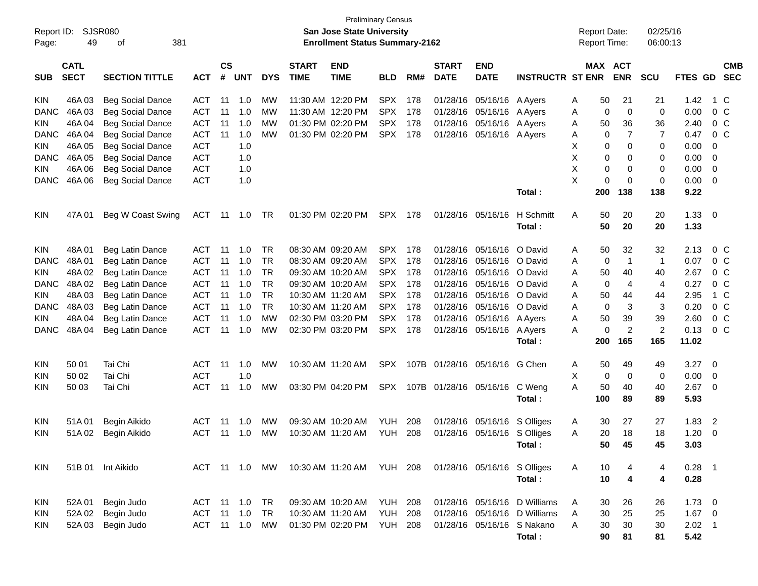Preliminary Census
**San Jose State University**
**Enrollment Status Summary-2162**

Report ID: SJSR080
Report Date: 02/25/16
Report Time: 06:00:13

| SUB | CATL SECT | SECTION TITTLE | ACT | CS # | UNT | DYS | START TIME | END TIME | BLD | RM# | START DATE | END DATE | INSTRUCTR | ST | MAX ENR | ACT ENR | SCU | FTES | GD | CMB SEC |
|---|---|---|---|---|---|---|---|---|---|---|---|---|---|---|---|---|---|---|---|---|
| KIN | 46A 03 | Beg Social Dance | ACT | 11 | 1.0 | MW | 11:30 AM | 12:20 PM | SPX | 178 | 01/28/16 | 05/16/16 | A Ayers | A | 50 | 21 | 21 | 1.42 | 1 | C |
| DANC | 46A 03 | Beg Social Dance | ACT | 11 | 1.0 | MW | 11:30 AM | 12:20 PM | SPX | 178 | 01/28/16 | 05/16/16 | A Ayers | A | 0 | 0 | 0 | 0.00 | 0 | C |
| KIN | 46A 04 | Beg Social Dance | ACT | 11 | 1.0 | MW | 01:30 PM | 02:20 PM | SPX | 178 | 01/28/16 | 05/16/16 | A Ayers | A | 50 | 36 | 36 | 2.40 | 0 | C |
| DANC | 46A 04 | Beg Social Dance | ACT | 11 | 1.0 | MW | 01:30 PM | 02:20 PM | SPX | 178 | 01/28/16 | 05/16/16 | A Ayers | A | 0 | 7 | 7 | 0.47 | 0 | C |
| KIN | 46A 05 | Beg Social Dance | ACT | | 1.0 | | | | | | | | | X | 0 | 0 | 0 | 0.00 | 0 | |
| DANC | 46A 05 | Beg Social Dance | ACT | | 1.0 | | | | | | | | | X | 0 | 0 | 0 | 0.00 | 0 | |
| KIN | 46A 06 | Beg Social Dance | ACT | | 1.0 | | | | | | | | | X | 0 | 0 | 0 | 0.00 | 0 | |
| DANC | 46A 06 | Beg Social Dance | ACT | | 1.0 | | | | | | | | | X | 0 | 0 | 0 | 0.00 | 0 | |
| | | | | | | | | | | | | | **Total :** | | **200** | **138** | **138** | **9.22** | | |
| KIN | 47A 01 | Beg W Coast Swing | ACT | 11 | 1.0 | TR | 01:30 PM | 02:20 PM | SPX | 178 | 01/28/16 | 05/16/16 | H Schmitt | A | 50 | 20 | 20 | 1.33 | 0 | |
| | | | | | | | | | | | | | **Total :** | | **50** | **20** | **20** | **1.33** | | |
| KIN | 48A 01 | Beg Latin Dance | ACT | 11 | 1.0 | TR | 08:30 AM | 09:20 AM | SPX | 178 | 01/28/16 | 05/16/16 | O David | A | 50 | 32 | 32 | 2.13 | 0 | C |
| DANC | 48A 01 | Beg Latin Dance | ACT | 11 | 1.0 | TR | 08:30 AM | 09:20 AM | SPX | 178 | 01/28/16 | 05/16/16 | O David | A | 0 | 1 | 1 | 0.07 | 0 | C |
| KIN | 48A 02 | Beg Latin Dance | ACT | 11 | 1.0 | TR | 09:30 AM | 10:20 AM | SPX | 178 | 01/28/16 | 05/16/16 | O David | A | 50 | 40 | 40 | 2.67 | 0 | C |
| DANC | 48A 02 | Beg Latin Dance | ACT | 11 | 1.0 | TR | 09:30 AM | 10:20 AM | SPX | 178 | 01/28/16 | 05/16/16 | O David | A | 0 | 4 | 4 | 0.27 | 0 | C |
| KIN | 48A 03 | Beg Latin Dance | ACT | 11 | 1.0 | TR | 10:30 AM | 11:20 AM | SPX | 178 | 01/28/16 | 05/16/16 | O David | A | 50 | 44 | 44 | 2.95 | 1 | C |
| DANC | 48A 03 | Beg Latin Dance | ACT | 11 | 1.0 | TR | 10:30 AM | 11:20 AM | SPX | 178 | 01/28/16 | 05/16/16 | O David | A | 0 | 3 | 3 | 0.20 | 0 | C |
| KIN | 48A 04 | Beg Latin Dance | ACT | 11 | 1.0 | MW | 02:30 PM | 03:20 PM | SPX | 178 | 01/28/16 | 05/16/16 | A Ayers | A | 50 | 39 | 39 | 2.60 | 0 | C |
| DANC | 48A 04 | Beg Latin Dance | ACT | 11 | 1.0 | MW | 02:30 PM | 03:20 PM | SPX | 178 | 01/28/16 | 05/16/16 | A Ayers | A | 0 | 2 | 2 | 0.13 | 0 | C |
| | | | | | | | | | | | | | **Total :** | | **200** | **165** | **165** | **11.02** | | |
| KIN | 50 01 | Tai Chi | ACT | 11 | 1.0 | MW | 10:30 AM | 11:20 AM | SPX | 107B | 01/28/16 | 05/16/16 | G Chen | A | 50 | 49 | 49 | 3.27 | 0 | |
| KIN | 50 02 | Tai Chi | ACT | | 1.0 | | | | | | | | | X | 0 | 0 | 0 | 0.00 | 0 | |
| KIN | 50 03 | Tai Chi | ACT | 11 | 1.0 | MW | 03:30 PM | 04:20 PM | SPX | 107B | 01/28/16 | 05/16/16 | C Weng | A | 50 | 40 | 40 | 2.67 | 0 | |
| | | | | | | | | | | | | | **Total :** | | **100** | **89** | **89** | **5.93** | | |
| KIN | 51A 01 | Begin Aikido | ACT | 11 | 1.0 | MW | 09:30 AM | 10:20 AM | YUH | 208 | 01/28/16 | 05/16/16 | S Olliges | A | 30 | 27 | 27 | 1.83 | 2 | |
| KIN | 51A 02 | Begin Aikido | ACT | 11 | 1.0 | MW | 10:30 AM | 11:20 AM | YUH | 208 | 01/28/16 | 05/16/16 | S Olliges | A | 20 | 18 | 18 | 1.20 | 0 | |
| | | | | | | | | | | | | | **Total :** | | **50** | **45** | **45** | **3.03** | | |
| KIN | 51B 01 | Int Aikido | ACT | 11 | 1.0 | MW | 10:30 AM | 11:20 AM | YUH | 208 | 01/28/16 | 05/16/16 | S Olliges | A | 10 | 4 | 4 | 0.28 | 1 | |
| | | | | | | | | | | | | | **Total :** | | **10** | **4** | **4** | **0.28** | | |
| KIN | 52A 01 | Begin Judo | ACT | 11 | 1.0 | TR | 09:30 AM | 10:20 AM | YUH | 208 | 01/28/16 | 05/16/16 | D Williams | A | 30 | 26 | 26 | 1.73 | 0 | |
| KIN | 52A 02 | Begin Judo | ACT | 11 | 1.0 | TR | 10:30 AM | 11:20 AM | YUH | 208 | 01/28/16 | 05/16/16 | D Williams | A | 30 | 25 | 25 | 1.67 | 0 | |
| KIN | 52A 03 | Begin Judo | ACT | 11 | 1.0 | MW | 01:30 PM | 02:20 PM | YUH | 208 | 01/28/16 | 05/16/16 | S Nakano | A | 30 | 30 | 30 | 2.02 | 1 | |
| | | | | | | | | | | | | | **Total :** | | **90** | **81** | **81** | **5.42** | | |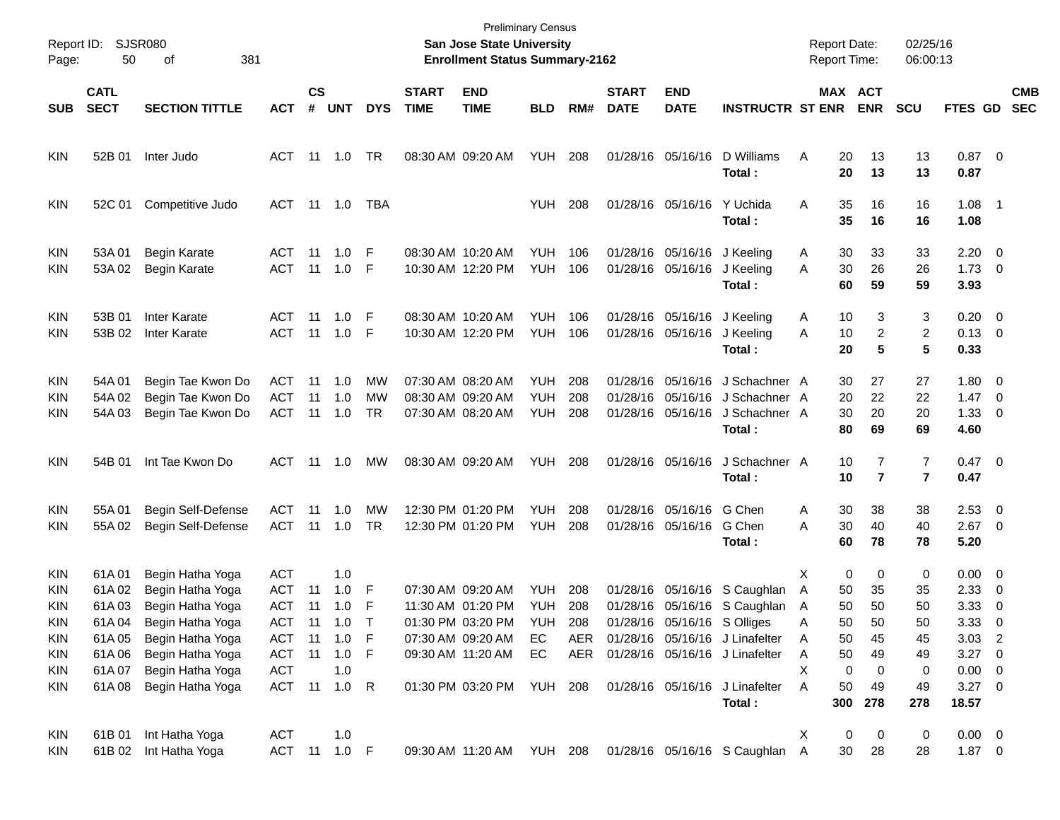Preliminary Census

**San Jose State University**

**Enrollment Status Summary-2162**

Report ID: SJSR080

Report Date: 02/25/16

Report Time: 06:00:13

| SUB | CATL SECT | SECTION TITTLE | ACT | CS # | UNT | DYS | START TIME | END TIME | BLD | RM# | START DATE | END DATE | INSTRUCTR | ST | MAX ENR | ACT ENR | SCU | FTES | GD | CMB SEC |
|---|---|---|---|---|---|---|---|---|---|---|---|---|---|---|---|---|---|---|---|---|
| KIN | 52B 01 | Inter Judo | ACT | 11 | 1.0 | TR | 08:30 AM | 09:20 AM | YUH | 208 | 01/28/16 | 05/16/16 | D Williams | A | 20 | 13 | 13 | 0.87 | 0 | |
| | | | | | | | | | | | | | **Total :** | | **20** | **13** | **13** | **0.87** | | |
| KIN | 52C 01 | Competitive Judo | ACT | 11 | 1.0 | TBA | | | YUH | 208 | 01/28/16 | 05/16/16 | Y Uchida | A | 35 | 16 | 16 | 1.08 | 1 | |
| | | | | | | | | | | | | | **Total :** | | **35** | **16** | **16** | **1.08** | | |
| KIN | 53A 01 | Begin Karate | ACT | 11 | 1.0 | F | 08:30 AM | 10:20 AM | YUH | 106 | 01/28/16 | 05/16/16 | J Keeling | A | 30 | 33 | 33 | 2.20 | 0 | |
| KIN | 53A 02 | Begin Karate | ACT | 11 | 1.0 | F | 10:30 AM | 12:20 PM | YUH | 106 | 01/28/16 | 05/16/16 | J Keeling | A | 30 | 26 | 26 | 1.73 | 0 | |
| | | | | | | | | | | | | | **Total :** | | **60** | **59** | **59** | **3.93** | | |
| KIN | 53B 01 | Inter Karate | ACT | 11 | 1.0 | F | 08:30 AM | 10:20 AM | YUH | 106 | 01/28/16 | 05/16/16 | J Keeling | A | 10 | 3 | 3 | 0.20 | 0 | |
| KIN | 53B 02 | Inter Karate | ACT | 11 | 1.0 | F | 10:30 AM | 12:20 PM | YUH | 106 | 01/28/16 | 05/16/16 | J Keeling | A | 10 | 2 | 2 | 0.13 | 0 | |
| | | | | | | | | | | | | | **Total :** | | **20** | **5** | **5** | **0.33** | | |
| KIN | 54A 01 | Begin Tae Kwon Do | ACT | 11 | 1.0 | MW | 07:30 AM | 08:20 AM | YUH | 208 | 01/28/16 | 05/16/16 | J Schachner | A | 30 | 27 | 27 | 1.80 | 0 | |
| KIN | 54A 02 | Begin Tae Kwon Do | ACT | 11 | 1.0 | MW | 08:30 AM | 09:20 AM | YUH | 208 | 01/28/16 | 05/16/16 | J Schachner | A | 20 | 22 | 22 | 1.47 | 0 | |
| KIN | 54A 03 | Begin Tae Kwon Do | ACT | 11 | 1.0 | TR | 07:30 AM | 08:20 AM | YUH | 208 | 01/28/16 | 05/16/16 | J Schachner | A | 30 | 20 | 20 | 1.33 | 0 | |
| | | | | | | | | | | | | | **Total :** | | **80** | **69** | **69** | **4.60** | | |
| KIN | 54B 01 | Int Tae Kwon Do | ACT | 11 | 1.0 | MW | 08:30 AM | 09:20 AM | YUH | 208 | 01/28/16 | 05/16/16 | J Schachner | A | 10 | 7 | 7 | 0.47 | 0 | |
| | | | | | | | | | | | | | **Total :** | | **10** | **7** | **7** | **0.47** | | |
| KIN | 55A 01 | Begin Self-Defense | ACT | 11 | 1.0 | MW | 12:30 PM | 01:20 PM | YUH | 208 | 01/28/16 | 05/16/16 | G Chen | A | 30 | 38 | 38 | 2.53 | 0 | |
| KIN | 55A 02 | Begin Self-Defense | ACT | 11 | 1.0 | TR | 12:30 PM | 01:20 PM | YUH | 208 | 01/28/16 | 05/16/16 | G Chen | A | 30 | 40 | 40 | 2.67 | 0 | |
| | | | | | | | | | | | | | **Total :** | | **60** | **78** | **78** | **5.20** | | |
| KIN | 61A 01 | Begin Hatha Yoga | ACT | | 1.0 | | | | | | | | | X | 0 | 0 | 0 | 0.00 | 0 | |
| KIN | 61A 02 | Begin Hatha Yoga | ACT | 11 | 1.0 | F | 07:30 AM | 09:20 AM | YUH | 208 | 01/28/16 | 05/16/16 | S Caughlan | A | 50 | 35 | 35 | 2.33 | 0 | |
| KIN | 61A 03 | Begin Hatha Yoga | ACT | 11 | 1.0 | F | 11:30 AM | 01:20 PM | YUH | 208 | 01/28/16 | 05/16/16 | S Caughlan | A | 50 | 50 | 50 | 3.33 | 0 | |
| KIN | 61A 04 | Begin Hatha Yoga | ACT | 11 | 1.0 | T | 01:30 PM | 03:20 PM | YUH | 208 | 01/28/16 | 05/16/16 | S Olliges | A | 50 | 50 | 50 | 3.33 | 0 | |
| KIN | 61A 05 | Begin Hatha Yoga | ACT | 11 | 1.0 | F | 07:30 AM | 09:20 AM | EC | AER | 01/28/16 | 05/16/16 | J Linafelter | A | 50 | 45 | 45 | 3.03 | 2 | |
| KIN | 61A 06 | Begin Hatha Yoga | ACT | 11 | 1.0 | F | 09:30 AM | 11:20 AM | EC | AER | 01/28/16 | 05/16/16 | J Linafelter | A | 50 | 49 | 49 | 3.27 | 0 | |
| KIN | 61A 07 | Begin Hatha Yoga | ACT | | 1.0 | | | | | | | | | X | 0 | 0 | 0 | 0.00 | 0 | |
| KIN | 61A 08 | Begin Hatha Yoga | ACT | 11 | 1.0 | R | 01:30 PM | 03:20 PM | YUH | 208 | 01/28/16 | 05/16/16 | J Linafelter | A | 50 | 49 | 49 | 3.27 | 0 | |
| | | | | | | | | | | | | | **Total :** | | **300** | **278** | **278** | **18.57** | | |
| KIN | 61B 01 | Int Hatha Yoga | ACT | | 1.0 | | | | | | | | | X | 0 | 0 | 0 | 0.00 | 0 | |
| KIN | 61B 02 | Int Hatha Yoga | ACT | 11 | 1.0 | F | 09:30 AM | 11:20 AM | YUH | 208 | 01/28/16 | 05/16/16 | S Caughlan | A | 30 | 28 | 28 | 1.87 | 0 | |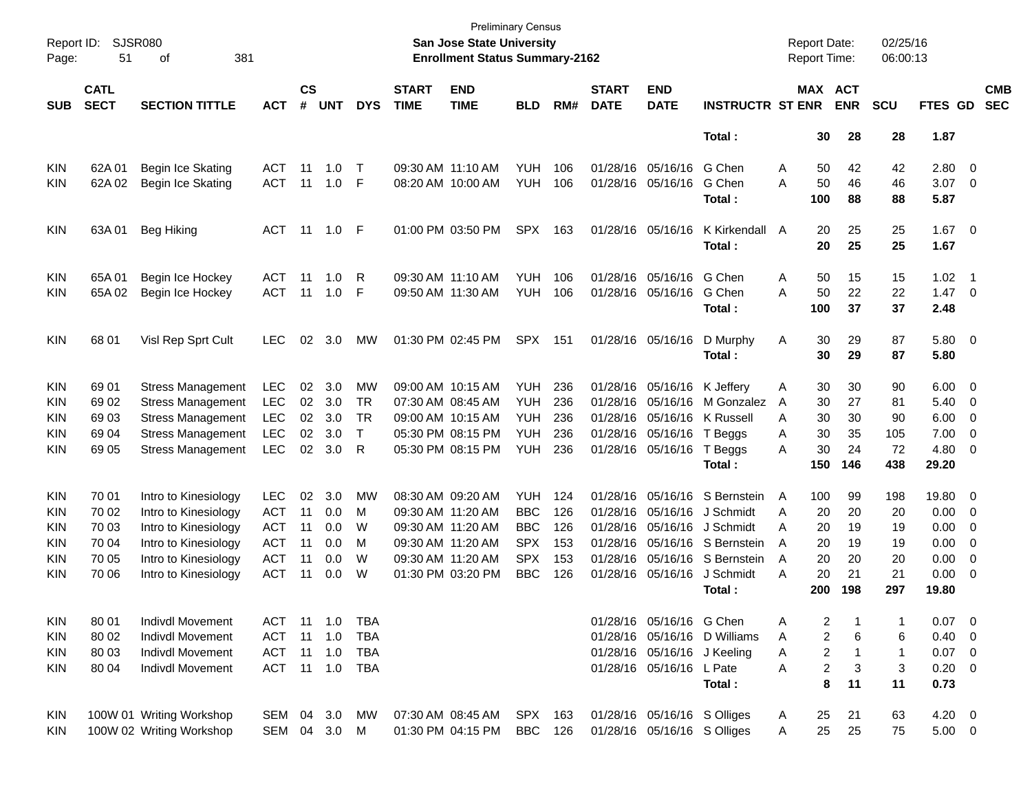Preliminary Census

**San Jose State University**

**Enrollment Status Summary-2162**

Report ID: SJSR080

Report Date: 02/25/16

Report Time: 06:00:13

| SUB | CATL SECT | SECTION TITTLE | ACT | CS # | UNT | DYS | START TIME | END TIME | BLD | RM# | START DATE | END DATE | INSTRUCTR | ST | MAX ENR | ACT ENR | SCU | FTES | GD | CMB SEC |
|---|---|---|---|---|---|---|---|---|---|---|---|---|---|---|---|---|---|---|---|---|
| | | | | | | | | | | | | | **Total :** | | **30** | **28** | **28** | **1.87** | | |
| KIN | 62A 01 | Begin Ice Skating | ACT | 11 | 1.0 | T | 09:30 AM | 11:10 AM | YUH | 106 | 01/28/16 | 05/16/16 | G Chen | A | 50 | 42 | 42 | 2.80 | 0 | |
| KIN | 62A 02 | Begin Ice Skating | ACT | 11 | 1.0 | F | 08:20 AM | 10:00 AM | YUH | 106 | 01/28/16 | 05/16/16 | G Chen | A | 50 | 46 | 46 | 3.07 | 0 | |
| | | | | | | | | | | | | | **Total :** | | **100** | **88** | **88** | **5.87** | | |
| KIN | 63A 01 | Beg Hiking | ACT | 11 | 1.0 | F | 01:00 PM | 03:50 PM | SPX | 163 | 01/28/16 | 05/16/16 | K Kirkendall | A | 20 | 25 | 25 | 1.67 | 0 | |
| | | | | | | | | | | | | | **Total :** | | **20** | **25** | **25** | **1.67** | | |
| KIN | 65A 01 | Begin Ice Hockey | ACT | 11 | 1.0 | R | 09:30 AM | 11:10 AM | YUH | 106 | 01/28/16 | 05/16/16 | G Chen | A | 50 | 15 | 15 | 1.02 | 1 | |
| KIN | 65A 02 | Begin Ice Hockey | ACT | 11 | 1.0 | F | 09:50 AM | 11:30 AM | YUH | 106 | 01/28/16 | 05/16/16 | G Chen | A | 50 | 22 | 22 | 1.47 | 0 | |
| | | | | | | | | | | | | | **Total :** | | **100** | **37** | **37** | **2.48** | | |
| KIN | 68 01 | Visl Rep Sprt Cult | LEC | 02 | 3.0 | MW | 01:30 PM | 02:45 PM | SPX | 151 | 01/28/16 | 05/16/16 | D Murphy | A | 30 | 29 | 87 | 5.80 | 0 | |
| | | | | | | | | | | | | | **Total :** | | **30** | **29** | **87** | **5.80** | | |
| KIN | 69 01 | Stress Management | LEC | 02 | 3.0 | MW | 09:00 AM | 10:15 AM | YUH | 236 | 01/28/16 | 05/16/16 | K Jeffery | A | 30 | 30 | 90 | 6.00 | 0 | |
| KIN | 69 02 | Stress Management | LEC | 02 | 3.0 | TR | 07:30 AM | 08:45 AM | YUH | 236 | 01/28/16 | 05/16/16 | M Gonzalez | A | 30 | 27 | 81 | 5.40 | 0 | |
| KIN | 69 03 | Stress Management | LEC | 02 | 3.0 | TR | 09:00 AM | 10:15 AM | YUH | 236 | 01/28/16 | 05/16/16 | K Russell | A | 30 | 30 | 90 | 6.00 | 0 | |
| KIN | 69 04 | Stress Management | LEC | 02 | 3.0 | T | 05:30 PM | 08:15 PM | YUH | 236 | 01/28/16 | 05/16/16 | T Beggs | A | 30 | 35 | 105 | 7.00 | 0 | |
| KIN | 69 05 | Stress Management | LEC | 02 | 3.0 | R | 05:30 PM | 08:15 PM | YUH | 236 | 01/28/16 | 05/16/16 | T Beggs | A | 30 | 24 | 72 | 4.80 | 0 | |
| | | | | | | | | | | | | | **Total :** | | **150** | **146** | **438** | **29.20** | | |
| KIN | 70 01 | Intro to Kinesiology | LEC | 02 | 3.0 | MW | 08:30 AM | 09:20 AM | YUH | 124 | 01/28/16 | 05/16/16 | S Bernstein | A | 100 | 99 | 198 | 19.80 | 0 | |
| KIN | 70 02 | Intro to Kinesiology | ACT | 11 | 0.0 | M | 09:30 AM | 11:20 AM | BBC | 126 | 01/28/16 | 05/16/16 | J Schmidt | A | 20 | 20 | 20 | 0.00 | 0 | |
| KIN | 70 03 | Intro to Kinesiology | ACT | 11 | 0.0 | W | 09:30 AM | 11:20 AM | BBC | 126 | 01/28/16 | 05/16/16 | J Schmidt | A | 20 | 19 | 19 | 0.00 | 0 | |
| KIN | 70 04 | Intro to Kinesiology | ACT | 11 | 0.0 | M | 09:30 AM | 11:20 AM | SPX | 153 | 01/28/16 | 05/16/16 | S Bernstein | A | 20 | 19 | 19 | 0.00 | 0 | |
| KIN | 70 05 | Intro to Kinesiology | ACT | 11 | 0.0 | W | 09:30 AM | 11:20 AM | SPX | 153 | 01/28/16 | 05/16/16 | S Bernstein | A | 20 | 20 | 20 | 0.00 | 0 | |
| KIN | 70 06 | Intro to Kinesiology | ACT | 11 | 0.0 | W | 01:30 PM | 03:20 PM | BBC | 126 | 01/28/16 | 05/16/16 | J Schmidt | A | 20 | 21 | 21 | 0.00 | 0 | |
| | | | | | | | | | | | | | **Total :** | | **200** | **198** | **297** | **19.80** | | |
| KIN | 80 01 | Indivdl Movement | ACT | 11 | 1.0 | TBA | | | | | 01/28/16 | 05/16/16 | G Chen | A | 2 | 1 | 1 | 0.07 | 0 | |
| KIN | 80 02 | Indivdl Movement | ACT | 11 | 1.0 | TBA | | | | | 01/28/16 | 05/16/16 | D Williams | A | 2 | 6 | 6 | 0.40 | 0 | |
| KIN | 80 03 | Indivdl Movement | ACT | 11 | 1.0 | TBA | | | | | 01/28/16 | 05/16/16 | J Keeling | A | 2 | 1 | 1 | 0.07 | 0 | |
| KIN | 80 04 | Indivdl Movement | ACT | 11 | 1.0 | TBA | | | | | 01/28/16 | 05/16/16 | L Pate | A | 2 | 3 | 3 | 0.20 | 0 | |
| | | | | | | | | | | | | | **Total :** | | **8** | **11** | **11** | **0.73** | | |
| KIN | 100W 01 | Writing Workshop | SEM | 04 | 3.0 | MW | 07:30 AM | 08:45 AM | SPX | 163 | 01/28/16 | 05/16/16 | S Olliges | A | 25 | 21 | 63 | 4.20 | 0 | |
| KIN | 100W 02 | Writing Workshop | SEM | 04 | 3.0 | M | 01:30 PM | 04:15 PM | BBC | 126 | 01/28/16 | 05/16/16 | S Olliges | A | 25 | 25 | 75 | 5.00 | 0 | |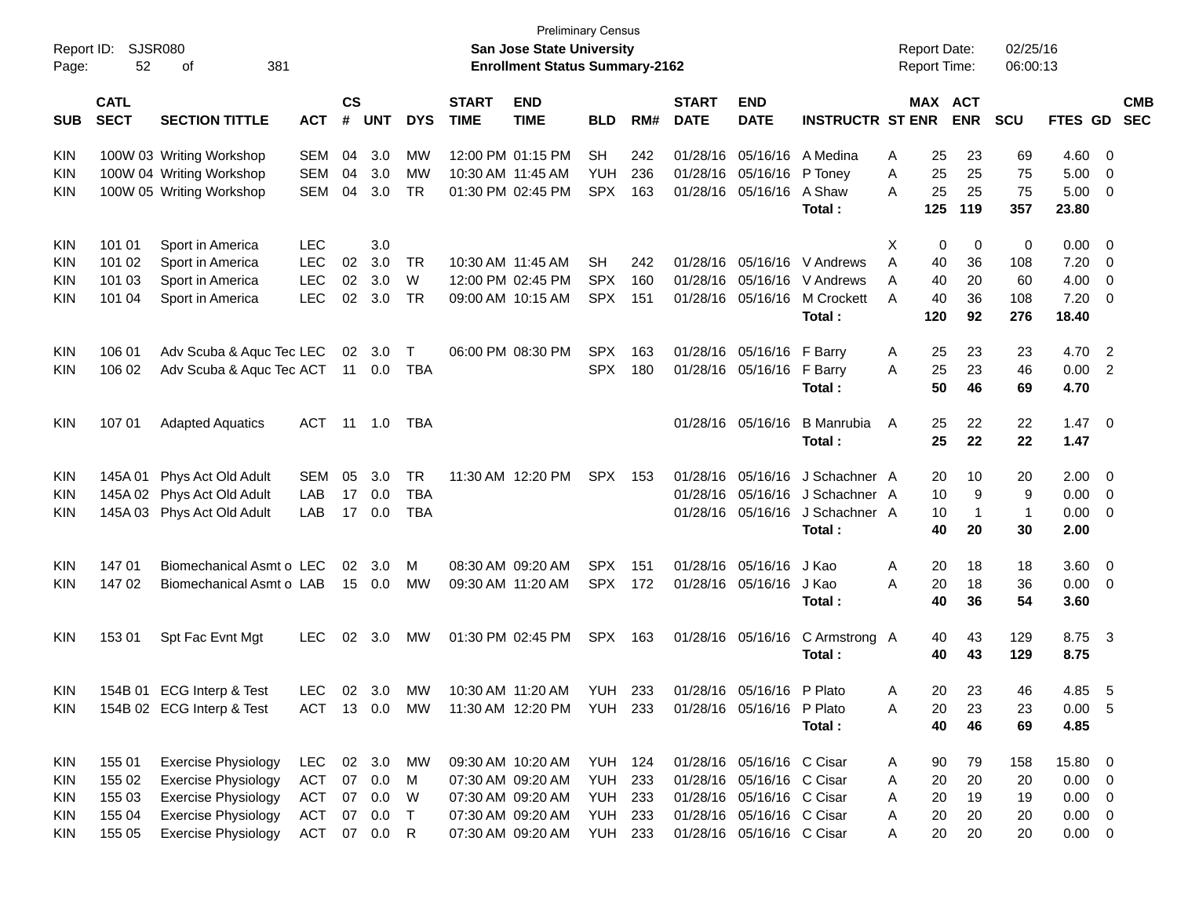Preliminary Census

Report ID: SJSR080

**San Jose State University**

**Enrollment Status Summary-2162**

Report Date: 02/25/16

Report Time: 06:00:13

| SUB | CATL SECT | SECTION TITTLE | ACT | CS # | UNT | DYS | START TIME | END TIME | BLD | RM# | START DATE | END DATE | INSTRUCTR | ST | MAX ENR | ACT ENR | SCU | FTES | GD | CMB SEC |
|---|---|---|---|---|---|---|---|---|---|---|---|---|---|---|---|---|---|---|---|---|
| KIN | 100W 03 | Writing Workshop | SEM | 04 | 3.0 | MW | 12:00 PM | 01:15 PM | SH | 242 | 01/28/16 | 05/16/16 | A Medina | A | 25 | 23 | 69 | 4.60 | 0 | |
| KIN | 100W 04 | Writing Workshop | SEM | 04 | 3.0 | MW | 10:30 AM | 11:45 AM | YUH | 236 | 01/28/16 | 05/16/16 | P Toney | A | 25 | 25 | 75 | 5.00 | 0 | |
| KIN | 100W 05 | Writing Workshop | SEM | 04 | 3.0 | TR | 01:30 PM | 02:45 PM | SPX | 163 | 01/28/16 | 05/16/16 | A Shaw | A | 25 | 25 | 75 | 5.00 | 0 | |
| | | | | | | | | | | | | | **Total :** | | **125** | **119** | **357** | **23.80** | | |
| KIN | 101 01 | Sport in America | LEC | | 3.0 | | | | | | | | | X | 0 | 0 | 0 | 0.00 | 0 | |
| KIN | 101 02 | Sport in America | LEC | 02 | 3.0 | TR | 10:30 AM | 11:45 AM | SH | 242 | 01/28/16 | 05/16/16 | V Andrews | A | 40 | 36 | 108 | 7.20 | 0 | |
| KIN | 101 03 | Sport in America | LEC | 02 | 3.0 | W | 12:00 PM | 02:45 PM | SPX | 160 | 01/28/16 | 05/16/16 | V Andrews | A | 40 | 20 | 60 | 4.00 | 0 | |
| KIN | 101 04 | Sport in America | LEC | 02 | 3.0 | TR | 09:00 AM | 10:15 AM | SPX | 151 | 01/28/16 | 05/16/16 | M Crockett | A | 40 | 36 | 108 | 7.20 | 0 | |
| | | | | | | | | | | | | | **Total :** | | **120** | **92** | **276** | **18.40** | | |
| KIN | 106 01 | Adv Scuba & Aquc Tec | LEC | 02 | 3.0 | T | 06:00 PM | 08:30 PM | SPX | 163 | 01/28/16 | 05/16/16 | F Barry | A | 25 | 23 | 23 | 4.70 | 2 | |
| KIN | 106 02 | Adv Scuba & Aquc Tec | ACT | 11 | 0.0 | TBA | | | SPX | 180 | 01/28/16 | 05/16/16 | F Barry | A | 25 | 23 | 46 | 0.00 | 2 | |
| | | | | | | | | | | | | | **Total :** | | **50** | **46** | **69** | **4.70** | | |
| KIN | 107 01 | Adapted Aquatics | ACT | 11 | 1.0 | TBA | | | | | 01/28/16 | 05/16/16 | B Manrubia | A | 25 | 22 | 22 | 1.47 | 0 | |
| | | | | | | | | | | | | | **Total :** | | **25** | **22** | **22** | **1.47** | | |
| KIN | 145A 01 | Phys Act Old Adult | SEM | 05 | 3.0 | TR | 11:30 AM | 12:20 PM | SPX | 153 | 01/28/16 | 05/16/16 | J Schachner | A | 20 | 10 | 20 | 2.00 | 0 | |
| KIN | 145A 02 | Phys Act Old Adult | LAB | 17 | 0.0 | TBA | | | | | 01/28/16 | 05/16/16 | J Schachner | A | 10 | 9 | 9 | 0.00 | 0 | |
| KIN | 145A 03 | Phys Act Old Adult | LAB | 17 | 0.0 | TBA | | | | | 01/28/16 | 05/16/16 | J Schachner | A | 10 | 1 | 1 | 0.00 | 0 | |
| | | | | | | | | | | | | | **Total :** | | **40** | **20** | **30** | **2.00** | | |
| KIN | 147 01 | Biomechanical Asmt o | LEC | 02 | 3.0 | M | 08:30 AM | 09:20 AM | SPX | 151 | 01/28/16 | 05/16/16 | J Kao | A | 20 | 18 | 18 | 3.60 | 0 | |
| KIN | 147 02 | Biomechanical Asmt o | LAB | 15 | 0.0 | MW | 09:30 AM | 11:20 AM | SPX | 172 | 01/28/16 | 05/16/16 | J Kao | A | 20 | 18 | 36 | 0.00 | 0 | |
| | | | | | | | | | | | | | **Total :** | | **40** | **36** | **54** | **3.60** | | |
| KIN | 153 01 | Spt Fac Evnt Mgt | LEC | 02 | 3.0 | MW | 01:30 PM | 02:45 PM | SPX | 163 | 01/28/16 | 05/16/16 | C Armstrong | A | 40 | 43 | 129 | 8.75 | 3 | |
| | | | | | | | | | | | | | **Total :** | | **40** | **43** | **129** | **8.75** | | |
| KIN | 154B 01 | ECG Interp & Test | LEC | 02 | 3.0 | MW | 10:30 AM | 11:20 AM | YUH | 233 | 01/28/16 | 05/16/16 | P Plato | A | 20 | 23 | 46 | 4.85 | 5 | |
| KIN | 154B 02 | ECG Interp & Test | ACT | 13 | 0.0 | MW | 11:30 AM | 12:20 PM | YUH | 233 | 01/28/16 | 05/16/16 | P Plato | A | 20 | 23 | 23 | 0.00 | 5 | |
| | | | | | | | | | | | | | **Total :** | | **40** | **46** | **69** | **4.85** | | |
| KIN | 155 01 | Exercise Physiology | LEC | 02 | 3.0 | MW | 09:30 AM | 10:20 AM | YUH | 124 | 01/28/16 | 05/16/16 | C Cisar | A | 90 | 79 | 158 | 15.80 | 0 | |
| KIN | 155 02 | Exercise Physiology | ACT | 07 | 0.0 | M | 07:30 AM | 09:20 AM | YUH | 233 | 01/28/16 | 05/16/16 | C Cisar | A | 20 | 20 | 20 | 0.00 | 0 | |
| KIN | 155 03 | Exercise Physiology | ACT | 07 | 0.0 | W | 07:30 AM | 09:20 AM | YUH | 233 | 01/28/16 | 05/16/16 | C Cisar | A | 20 | 19 | 19 | 0.00 | 0 | |
| KIN | 155 04 | Exercise Physiology | ACT | 07 | 0.0 | T | 07:30 AM | 09:20 AM | YUH | 233 | 01/28/16 | 05/16/16 | C Cisar | A | 20 | 20 | 20 | 0.00 | 0 | |
| KIN | 155 05 | Exercise Physiology | ACT | 07 | 0.0 | R | 07:30 AM | 09:20 AM | YUH | 233 | 01/28/16 | 05/16/16 | C Cisar | A | 20 | 20 | 20 | 0.00 | 0 | |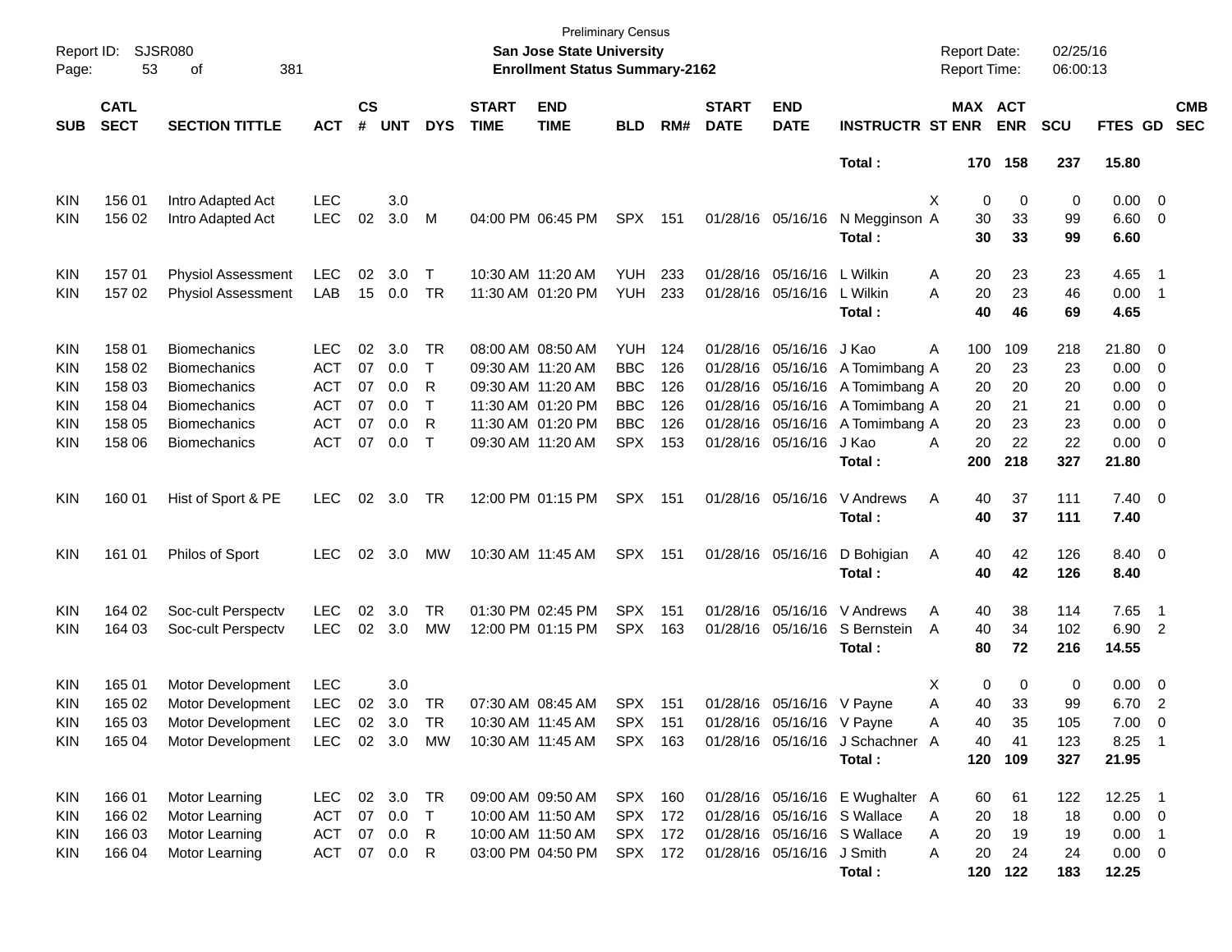Preliminary Census

**San Jose State University**

**Enrollment Status Summary-2162**

Report ID: SJSR080

Report Date: 02/25/16

Report Time: 06:00:13

| SUB | CATL SECT | SECTION TITTLE | ACT | CS # | UNT | DYS | START TIME | END TIME | BLD | RM# | START DATE | END DATE | INSTRUCTR | ST | MAX ENR | ACT ENR | SCU | FTES | GD | CMB SEC |
|---|---|---|---|---|---|---|---|---|---|---|---|---|---|---|---|---|---|---|---|---|
| | | | | | | | | | | | | | **Total :** | | **170** | **158** | **237** | **15.80** | | |
| KIN | 156 01 | Intro Adapted Act | LEC | | 3.0 | | | | | | | | | X | 0 | 0 | 0 | 0.00 | 0 | |
| KIN | 156 02 | Intro Adapted Act | LEC | 02 | 3.0 | M | 04:00 PM | 06:45 PM | SPX | 151 | 01/28/16 | 05/16/16 | N Megginson | A | 30 | 33 | 99 | 6.60 | 0 | |
| | | | | | | | | | | | | | **Total :** | | **30** | **33** | **99** | **6.60** | | |
| KIN | 157 01 | Physiol Assessment | LEC | 02 | 3.0 | T | 10:30 AM | 11:20 AM | YUH | 233 | 01/28/16 | 05/16/16 | L Wilkin | A | 20 | 23 | 23 | 4.65 | 1 | |
| KIN | 157 02 | Physiol Assessment | LAB | 15 | 0.0 | TR | 11:30 AM | 01:20 PM | YUH | 233 | 01/28/16 | 05/16/16 | L Wilkin | A | 20 | 23 | 46 | 0.00 | 1 | |
| | | | | | | | | | | | | | **Total :** | | **40** | **46** | **69** | **4.65** | | |
| KIN | 158 01 | Biomechanics | LEC | 02 | 3.0 | TR | 08:00 AM | 08:50 AM | YUH | 124 | 01/28/16 | 05/16/16 | J Kao | A | 100 | 109 | 218 | 21.80 | 0 | |
| KIN | 158 02 | Biomechanics | ACT | 07 | 0.0 | T | 09:30 AM | 11:20 AM | BBC | 126 | 01/28/16 | 05/16/16 | A Tomimbang | A | 20 | 23 | 23 | 0.00 | 0 | |
| KIN | 158 03 | Biomechanics | ACT | 07 | 0.0 | R | 09:30 AM | 11:20 AM | BBC | 126 | 01/28/16 | 05/16/16 | A Tomimbang | A | 20 | 20 | 20 | 0.00 | 0 | |
| KIN | 158 04 | Biomechanics | ACT | 07 | 0.0 | T | 11:30 AM | 01:20 PM | BBC | 126 | 01/28/16 | 05/16/16 | A Tomimbang | A | 20 | 21 | 21 | 0.00 | 0 | |
| KIN | 158 05 | Biomechanics | ACT | 07 | 0.0 | R | 11:30 AM | 01:20 PM | BBC | 126 | 01/28/16 | 05/16/16 | A Tomimbang | A | 20 | 23 | 23 | 0.00 | 0 | |
| KIN | 158 06 | Biomechanics | ACT | 07 | 0.0 | T | 09:30 AM | 11:20 AM | SPX | 153 | 01/28/16 | 05/16/16 | J Kao | A | 20 | 22 | 22 | 0.00 | 0 | |
| | | | | | | | | | | | | | **Total :** | | **200** | **218** | **327** | **21.80** | | |
| KIN | 160 01 | Hist of Sport & PE | LEC | 02 | 3.0 | TR | 12:00 PM | 01:15 PM | SPX | 151 | 01/28/16 | 05/16/16 | V Andrews | A | 40 | 37 | 111 | 7.40 | 0 | |
| | | | | | | | | | | | | | **Total :** | | **40** | **37** | **111** | **7.40** | | |
| KIN | 161 01 | Philos of Sport | LEC | 02 | 3.0 | MW | 10:30 AM | 11:45 AM | SPX | 151 | 01/28/16 | 05/16/16 | D Bohigian | A | 40 | 42 | 126 | 8.40 | 0 | |
| | | | | | | | | | | | | | **Total :** | | **40** | **42** | **126** | **8.40** | | |
| KIN | 164 02 | Soc-cult Perspectv | LEC | 02 | 3.0 | TR | 01:30 PM | 02:45 PM | SPX | 151 | 01/28/16 | 05/16/16 | V Andrews | A | 40 | 38 | 114 | 7.65 | 1 | |
| KIN | 164 03 | Soc-cult Perspectv | LEC | 02 | 3.0 | MW | 12:00 PM | 01:15 PM | SPX | 163 | 01/28/16 | 05/16/16 | S Bernstein | A | 40 | 34 | 102 | 6.90 | 2 | |
| | | | | | | | | | | | | | **Total :** | | **80** | **72** | **216** | **14.55** | | |
| KIN | 165 01 | Motor Development | LEC | | 3.0 | | | | | | | | | X | 0 | 0 | 0 | 0.00 | 0 | |
| KIN | 165 02 | Motor Development | LEC | 02 | 3.0 | TR | 07:30 AM | 08:45 AM | SPX | 151 | 01/28/16 | 05/16/16 | V Payne | A | 40 | 33 | 99 | 6.70 | 2 | |
| KIN | 165 03 | Motor Development | LEC | 02 | 3.0 | TR | 10:30 AM | 11:45 AM | SPX | 151 | 01/28/16 | 05/16/16 | V Payne | A | 40 | 35 | 105 | 7.00 | 0 | |
| KIN | 165 04 | Motor Development | LEC | 02 | 3.0 | MW | 10:30 AM | 11:45 AM | SPX | 163 | 01/28/16 | 05/16/16 | J Schachner | A | 40 | 41 | 123 | 8.25 | 1 | |
| | | | | | | | | | | | | | **Total :** | | **120** | **109** | **327** | **21.95** | | |
| KIN | 166 01 | Motor Learning | LEC | 02 | 3.0 | TR | 09:00 AM | 09:50 AM | SPX | 160 | 01/28/16 | 05/16/16 | E Wughalter | A | 60 | 61 | 122 | 12.25 | 1 | |
| KIN | 166 02 | Motor Learning | ACT | 07 | 0.0 | T | 10:00 AM | 11:50 AM | SPX | 172 | 01/28/16 | 05/16/16 | S Wallace | A | 20 | 18 | 18 | 0.00 | 0 | |
| KIN | 166 03 | Motor Learning | ACT | 07 | 0.0 | R | 10:00 AM | 11:50 AM | SPX | 172 | 01/28/16 | 05/16/16 | S Wallace | A | 20 | 19 | 19 | 0.00 | 1 | |
| KIN | 166 04 | Motor Learning | ACT | 07 | 0.0 | R | 03:00 PM | 04:50 PM | SPX | 172 | 01/28/16 | 05/16/16 | J Smith | A | 20 | 24 | 24 | 0.00 | 0 | |
| | | | | | | | | | | | | | **Total :** | | **120** | **122** | **183** | **12.25** | | |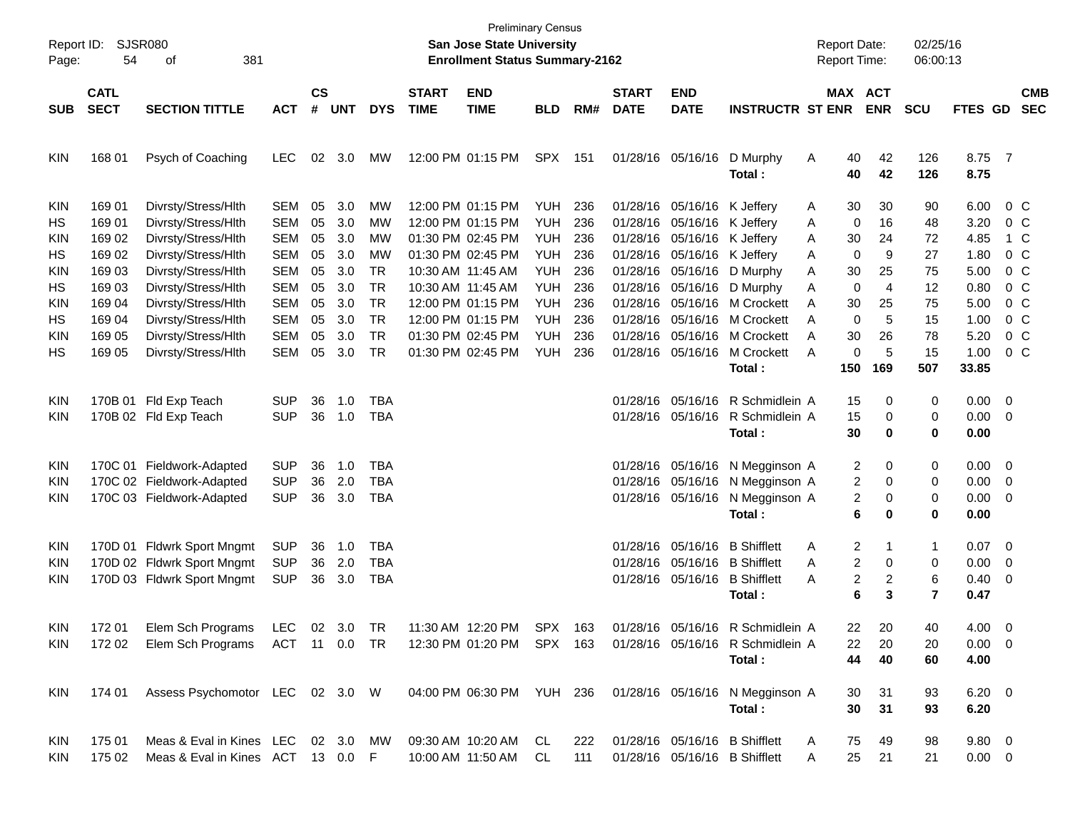Preliminary Census

Report ID: SJSR080

**San Jose State University**

**Enrollment Status Summary-2162**

Report Date: 02/25/16

Report Time: 06:00:13

| SUB | CATL SECT | SECTION TITTLE | ACT | CS # | UNT | DYS | START TIME | END TIME | BLD | RM# | START DATE | END DATE | INSTRUCTR | ST | MAX ENR | ACT ENR | SCU | FTES | GD | CMB SEC |
|---|---|---|---|---|---|---|---|---|---|---|---|---|---|---|---|---|---|---|---|---|
| KIN | 168 01 | Psych of Coaching | LEC | 02 | 3.0 | MW | 12:00 PM | 01:15 PM | SPX | 151 | 01/28/16 | 05/16/16 | D Murphy | A | 40 | 42 | 126 | 8.75 | 7 | |
| | | | | | | | | | | | | | **Total :** | | **40** | **42** | **126** | **8.75** | | |
| KIN | 169 01 | Divrsty/Stress/Hlth | SEM | 05 | 3.0 | MW | 12:00 PM | 01:15 PM | YUH | 236 | 01/28/16 | 05/16/16 | K Jeffery | A | 30 | 30 | 90 | 6.00 | 0 | C |
| HS | 169 01 | Divrsty/Stress/Hlth | SEM | 05 | 3.0 | MW | 12:00 PM | 01:15 PM | YUH | 236 | 01/28/16 | 05/16/16 | K Jeffery | A | 0 | 16 | 48 | 3.20 | 0 | C |
| KIN | 169 02 | Divrsty/Stress/Hlth | SEM | 05 | 3.0 | MW | 01:30 PM | 02:45 PM | YUH | 236 | 01/28/16 | 05/16/16 | K Jeffery | A | 30 | 24 | 72 | 4.85 | 1 | C |
| HS | 169 02 | Divrsty/Stress/Hlth | SEM | 05 | 3.0 | MW | 01:30 PM | 02:45 PM | YUH | 236 | 01/28/16 | 05/16/16 | K Jeffery | A | 0 | 9 | 27 | 1.80 | 0 | C |
| KIN | 169 03 | Divrsty/Stress/Hlth | SEM | 05 | 3.0 | TR | 10:30 AM | 11:45 AM | YUH | 236 | 01/28/16 | 05/16/16 | D Murphy | A | 30 | 25 | 75 | 5.00 | 0 | C |
| HS | 169 03 | Divrsty/Stress/Hlth | SEM | 05 | 3.0 | TR | 10:30 AM | 11:45 AM | YUH | 236 | 01/28/16 | 05/16/16 | D Murphy | A | 0 | 4 | 12 | 0.80 | 0 | C |
| KIN | 169 04 | Divrsty/Stress/Hlth | SEM | 05 | 3.0 | TR | 12:00 PM | 01:15 PM | YUH | 236 | 01/28/16 | 05/16/16 | M Crockett | A | 30 | 25 | 75 | 5.00 | 0 | C |
| HS | 169 04 | Divrsty/Stress/Hlth | SEM | 05 | 3.0 | TR | 12:00 PM | 01:15 PM | YUH | 236 | 01/28/16 | 05/16/16 | M Crockett | A | 0 | 5 | 15 | 1.00 | 0 | C |
| KIN | 169 05 | Divrsty/Stress/Hlth | SEM | 05 | 3.0 | TR | 01:30 PM | 02:45 PM | YUH | 236 | 01/28/16 | 05/16/16 | M Crockett | A | 30 | 26 | 78 | 5.20 | 0 | C |
| HS | 169 05 | Divrsty/Stress/Hlth | SEM | 05 | 3.0 | TR | 01:30 PM | 02:45 PM | YUH | 236 | 01/28/16 | 05/16/16 | M Crockett | A | 0 | 5 | 15 | 1.00 | 0 | C |
| | | | | | | | | | | | | | **Total :** | | **150** | **169** | **507** | **33.85** | | |
| KIN | 170B 01 | Fld Exp Teach | SUP | 36 | 1.0 | TBA | | | | | 01/28/16 | 05/16/16 | R Schmidlein | A | 15 | 0 | 0 | 0.00 | 0 | |
| KIN | 170B 02 | Fld Exp Teach | SUP | 36 | 1.0 | TBA | | | | | 01/28/16 | 05/16/16 | R Schmidlein | A | 15 | 0 | 0 | 0.00 | 0 | |
| | | | | | | | | | | | | | **Total :** | | **30** | **0** | **0** | **0.00** | | |
| KIN | 170C 01 | Fieldwork-Adapted | SUP | 36 | 1.0 | TBA | | | | | 01/28/16 | 05/16/16 | N Megginson | A | 2 | 0 | 0 | 0.00 | 0 | |
| KIN | 170C 02 | Fieldwork-Adapted | SUP | 36 | 2.0 | TBA | | | | | 01/28/16 | 05/16/16 | N Megginson | A | 2 | 0 | 0 | 0.00 | 0 | |
| KIN | 170C 03 | Fieldwork-Adapted | SUP | 36 | 3.0 | TBA | | | | | 01/28/16 | 05/16/16 | N Megginson | A | 2 | 0 | 0 | 0.00 | 0 | |
| | | | | | | | | | | | | | **Total :** | | **6** | **0** | **0** | **0.00** | | |
| KIN | 170D 01 | Fldwrk Sport Mngmt | SUP | 36 | 1.0 | TBA | | | | | 01/28/16 | 05/16/16 | B Shifflett | A | 2 | 1 | 1 | 0.07 | 0 | |
| KIN | 170D 02 | Fldwrk Sport Mngmt | SUP | 36 | 2.0 | TBA | | | | | 01/28/16 | 05/16/16 | B Shifflett | A | 2 | 0 | 0 | 0.00 | 0 | |
| KIN | 170D 03 | Fldwrk Sport Mngmt | SUP | 36 | 3.0 | TBA | | | | | 01/28/16 | 05/16/16 | B Shifflett | A | 2 | 2 | 6 | 0.40 | 0 | |
| | | | | | | | | | | | | | **Total :** | | **6** | **3** | **7** | **0.47** | | |
| KIN | 172 01 | Elem Sch Programs | LEC | 02 | 3.0 | TR | 11:30 AM | 12:20 PM | SPX | 163 | 01/28/16 | 05/16/16 | R Schmidlein | A | 22 | 20 | 40 | 4.00 | 0 | |
| KIN | 172 02 | Elem Sch Programs | ACT | 11 | 0.0 | TR | 12:30 PM | 01:20 PM | SPX | 163 | 01/28/16 | 05/16/16 | R Schmidlein | A | 22 | 20 | 20 | 0.00 | 0 | |
| | | | | | | | | | | | | | **Total :** | | **44** | **40** | **60** | **4.00** | | |
| KIN | 174 01 | Assess Psychomotor | LEC | 02 | 3.0 | W | 04:00 PM | 06:30 PM | YUH | 236 | 01/28/16 | 05/16/16 | N Megginson | A | 30 | 31 | 93 | 6.20 | 0 | |
| | | | | | | | | | | | | | **Total :** | | **30** | **31** | **93** | **6.20** | | |
| KIN | 175 01 | Meas & Eval in Kines | LEC | 02 | 3.0 | MW | 09:30 AM | 10:20 AM | CL | 222 | 01/28/16 | 05/16/16 | B Shifflett | A | 75 | 49 | 98 | 9.80 | 0 | |
| KIN | 175 02 | Meas & Eval in Kines | ACT | 13 | 0.0 | F | 10:00 AM | 11:50 AM | CL | 111 | 01/28/16 | 05/16/16 | B Shifflett | A | 25 | 21 | 21 | 0.00 | 0 | |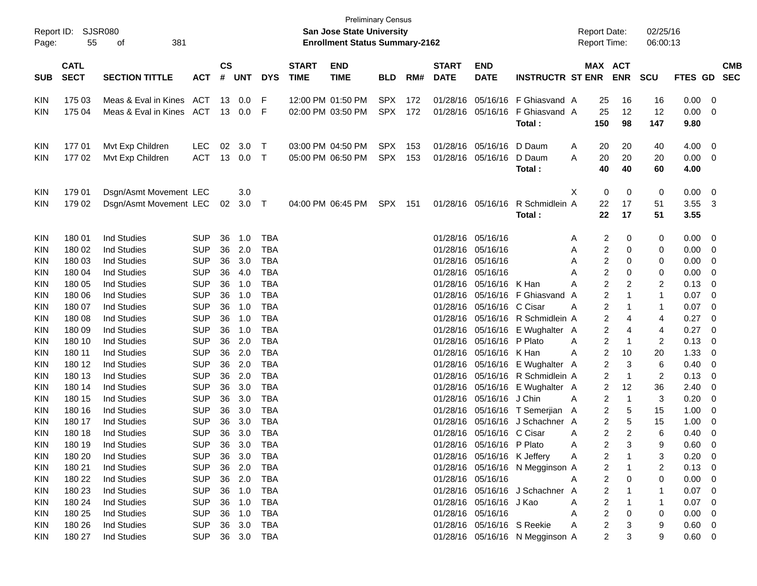Preliminary Census

Report ID: SJSR080

**San Jose State University**

**Enrollment Status Summary-2162**

Report Date: 02/25/16

Report Time: 06:00:13

| SUB | CATL SECT | SECTION TITTLE | ACT | CS # | UNT | DYS | START TIME | END TIME | BLD | RM# | START DATE | END DATE | INSTRUCTR | ST | MAX ENR | ACT ENR | SCU | FTES | GD | CMB SEC |
|---|---|---|---|---|---|---|---|---|---|---|---|---|---|---|---|---|---|---|---|---|
| KIN | 175 03 | Meas & Eval in Kines | ACT | 13 | 0.0 | F | 12:00 PM | 01:50 PM | SPX | 172 | 01/28/16 | 05/16/16 | F Ghiasvand | A | 25 | 16 | 16 | 0.00 | 0 | |
| KIN | 175 04 | Meas & Eval in Kines | ACT | 13 | 0.0 | F | 02:00 PM | 03:50 PM | SPX | 172 | 01/28/16 | 05/16/16 | F Ghiasvand | A | 25 | 12 | 12 | 0.00 | 0 | |
| | | | | | | | | | | | | | **Total :** | | **150** | **98** | **147** | **9.80** | | |
| KIN | 177 01 | Mvt Exp Children | LEC | 02 | 3.0 | T | 03:00 PM | 04:50 PM | SPX | 153 | 01/28/16 | 05/16/16 | D Daum | A | 20 | 20 | 40 | 4.00 | 0 | |
| KIN | 177 02 | Mvt Exp Children | ACT | 13 | 0.0 | T | 05:00 PM | 06:50 PM | SPX | 153 | 01/28/16 | 05/16/16 | D Daum | A | 20 | 20 | 20 | 0.00 | 0 | |
| | | | | | | | | | | | | | **Total :** | | **40** | **40** | **60** | **4.00** | | |
| KIN | 179 01 | Dsgn/Asmt Movement | LEC | | 3.0 | | | | | | | | | X | 0 | 0 | 0 | 0.00 | 0 | |
| KIN | 179 02 | Dsgn/Asmt Movement | LEC | 02 | 3.0 | T | 04:00 PM | 06:45 PM | SPX | 151 | 01/28/16 | 05/16/16 | R Schmidlein | A | 22 | 17 | 51 | 3.55 | 3 | |
| | | | | | | | | | | | | | **Total :** | | **22** | **17** | **51** | **3.55** | | |
| KIN | 180 01 | Ind Studies | SUP | 36 | 1.0 | TBA | | | | | 01/28/16 | 05/16/16 | | A | 2 | 0 | 0 | 0.00 | 0 | |
| KIN | 180 02 | Ind Studies | SUP | 36 | 2.0 | TBA | | | | | 01/28/16 | 05/16/16 | | A | 2 | 0 | 0 | 0.00 | 0 | |
| KIN | 180 03 | Ind Studies | SUP | 36 | 3.0 | TBA | | | | | 01/28/16 | 05/16/16 | | A | 2 | 0 | 0 | 0.00 | 0 | |
| KIN | 180 04 | Ind Studies | SUP | 36 | 4.0 | TBA | | | | | 01/28/16 | 05/16/16 | | A | 2 | 0 | 0 | 0.00 | 0 | |
| KIN | 180 05 | Ind Studies | SUP | 36 | 1.0 | TBA | | | | | 01/28/16 | 05/16/16 | K Han | A | 2 | 2 | 2 | 0.13 | 0 | |
| KIN | 180 06 | Ind Studies | SUP | 36 | 1.0 | TBA | | | | | 01/28/16 | 05/16/16 | F Ghiasvand | A | 2 | 1 | 1 | 0.07 | 0 | |
| KIN | 180 07 | Ind Studies | SUP | 36 | 1.0 | TBA | | | | | 01/28/16 | 05/16/16 | C Cisar | A | 2 | 1 | 1 | 0.07 | 0 | |
| KIN | 180 08 | Ind Studies | SUP | 36 | 1.0 | TBA | | | | | 01/28/16 | 05/16/16 | R Schmidlein | A | 2 | 4 | 4 | 0.27 | 0 | |
| KIN | 180 09 | Ind Studies | SUP | 36 | 1.0 | TBA | | | | | 01/28/16 | 05/16/16 | E Wughalter | A | 2 | 4 | 4 | 0.27 | 0 | |
| KIN | 180 10 | Ind Studies | SUP | 36 | 2.0 | TBA | | | | | 01/28/16 | 05/16/16 | P Plato | A | 2 | 1 | 2 | 0.13 | 0 | |
| KIN | 180 11 | Ind Studies | SUP | 36 | 2.0 | TBA | | | | | 01/28/16 | 05/16/16 | K Han | A | 2 | 10 | 20 | 1.33 | 0 | |
| KIN | 180 12 | Ind Studies | SUP | 36 | 2.0 | TBA | | | | | 01/28/16 | 05/16/16 | E Wughalter | A | 2 | 3 | 6 | 0.40 | 0 | |
| KIN | 180 13 | Ind Studies | SUP | 36 | 2.0 | TBA | | | | | 01/28/16 | 05/16/16 | R Schmidlein | A | 2 | 1 | 2 | 0.13 | 0 | |
| KIN | 180 14 | Ind Studies | SUP | 36 | 3.0 | TBA | | | | | 01/28/16 | 05/16/16 | E Wughalter | A | 2 | 12 | 36 | 2.40 | 0 | |
| KIN | 180 15 | Ind Studies | SUP | 36 | 3.0 | TBA | | | | | 01/28/16 | 05/16/16 | J Chin | A | 2 | 1 | 3 | 0.20 | 0 | |
| KIN | 180 16 | Ind Studies | SUP | 36 | 3.0 | TBA | | | | | 01/28/16 | 05/16/16 | T Semerjian | A | 2 | 5 | 15 | 1.00 | 0 | |
| KIN | 180 17 | Ind Studies | SUP | 36 | 3.0 | TBA | | | | | 01/28/16 | 05/16/16 | J Schachner | A | 2 | 5 | 15 | 1.00 | 0 | |
| KIN | 180 18 | Ind Studies | SUP | 36 | 3.0 | TBA | | | | | 01/28/16 | 05/16/16 | C Cisar | A | 2 | 2 | 6 | 0.40 | 0 | |
| KIN | 180 19 | Ind Studies | SUP | 36 | 3.0 | TBA | | | | | 01/28/16 | 05/16/16 | P Plato | A | 2 | 3 | 9 | 0.60 | 0 | |
| KIN | 180 20 | Ind Studies | SUP | 36 | 3.0 | TBA | | | | | 01/28/16 | 05/16/16 | K Jeffery | A | 2 | 1 | 3 | 0.20 | 0 | |
| KIN | 180 21 | Ind Studies | SUP | 36 | 2.0 | TBA | | | | | 01/28/16 | 05/16/16 | N Megginson | A | 2 | 1 | 2 | 0.13 | 0 | |
| KIN | 180 22 | Ind Studies | SUP | 36 | 2.0 | TBA | | | | | 01/28/16 | 05/16/16 | | A | 2 | 0 | 0 | 0.00 | 0 | |
| KIN | 180 23 | Ind Studies | SUP | 36 | 1.0 | TBA | | | | | 01/28/16 | 05/16/16 | J Schachner | A | 2 | 1 | 1 | 0.07 | 0 | |
| KIN | 180 24 | Ind Studies | SUP | 36 | 1.0 | TBA | | | | | 01/28/16 | 05/16/16 | J Kao | A | 2 | 1 | 1 | 0.07 | 0 | |
| KIN | 180 25 | Ind Studies | SUP | 36 | 1.0 | TBA | | | | | 01/28/16 | 05/16/16 | | A | 2 | 0 | 0 | 0.00 | 0 | |
| KIN | 180 26 | Ind Studies | SUP | 36 | 3.0 | TBA | | | | | 01/28/16 | 05/16/16 | S Reekie | A | 2 | 3 | 9 | 0.60 | 0 | |
| KIN | 180 27 | Ind Studies | SUP | 36 | 3.0 | TBA | | | | | 01/28/16 | 05/16/16 | N Megginson | A | 2 | 3 | 9 | 0.60 | 0 | |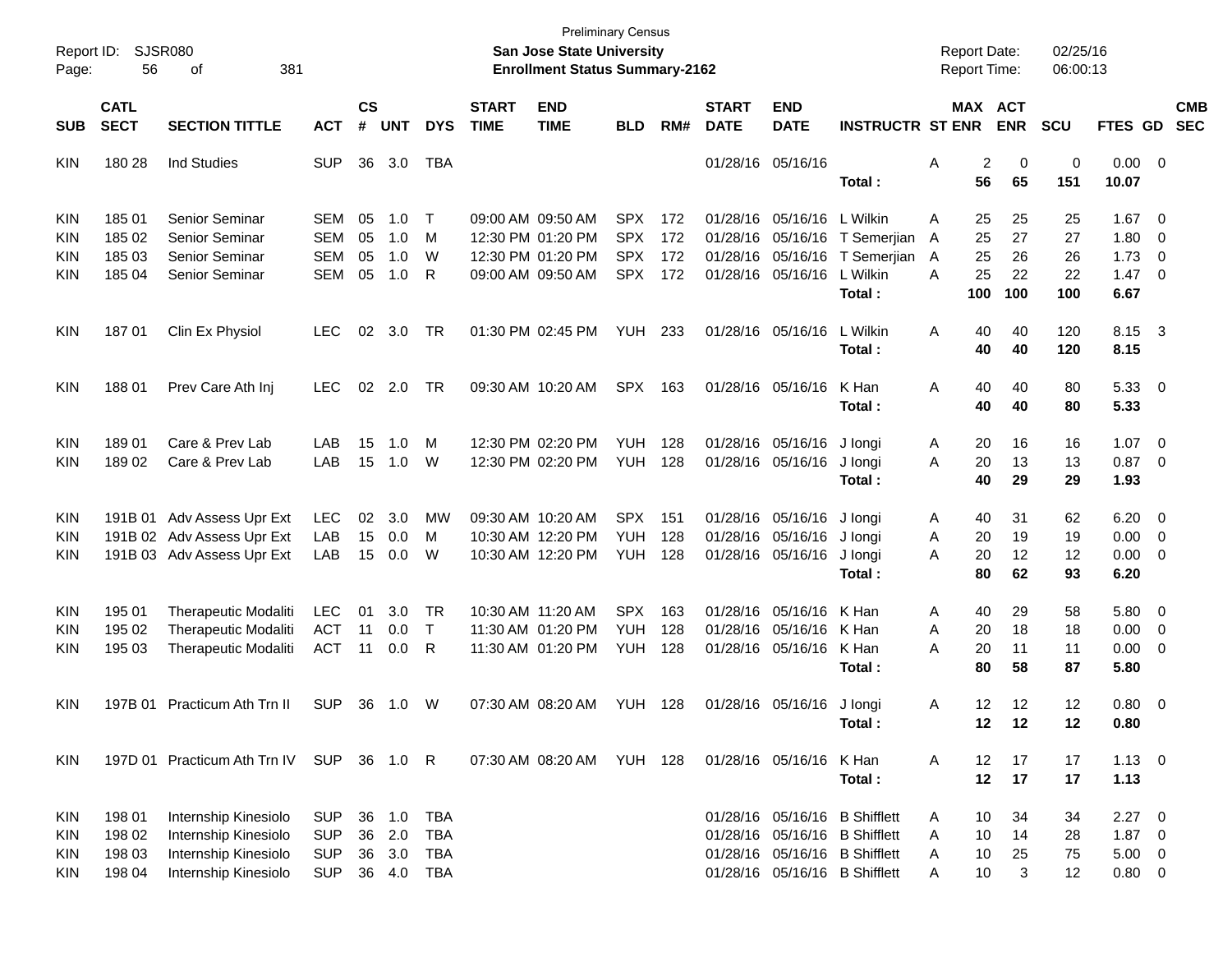Preliminary Census
**San Jose State University**
**Enrollment Status Summary-2162**

Report ID: SJSR080
Report Date: 02/25/16
Report Time: 06:00:13

| SUB | CATL SECT | SECTION TITTLE | ACT | CS # | UNT | DYS | START TIME | END TIME | BLD | RM# | START DATE | END DATE | INSTRUCTR | ST | MAX ENR | ACT ENR | SCU | FTES | GD | CMB SEC |
|---|---|---|---|---|---|---|---|---|---|---|---|---|---|---|---|---|---|---|---|---|
| KIN | 180 28 | Ind Studies | SUP | 36 | 3.0 | TBA | | | | | 01/28/16 | 05/16/16 | | A | 2 | 0 | 0 | 0.00 | 0 | |
| | | | | | | | | | | | | | **Total :** | | **56** | **65** | **151** | **10.07** | | |
| KIN | 185 01 | Senior Seminar | SEM | 05 | 1.0 | T | 09:00 AM | 09:50 AM | SPX | 172 | 01/28/16 | 05/16/16 | L Wilkin | A | 25 | 25 | 25 | 1.67 | 0 | |
| KIN | 185 02 | Senior Seminar | SEM | 05 | 1.0 | M | 12:30 PM | 01:20 PM | SPX | 172 | 01/28/16 | 05/16/16 | T Semerjian | A | 25 | 27 | 27 | 1.80 | 0 | |
| KIN | 185 03 | Senior Seminar | SEM | 05 | 1.0 | W | 12:30 PM | 01:20 PM | SPX | 172 | 01/28/16 | 05/16/16 | T Semerjian | A | 25 | 26 | 26 | 1.73 | 0 | |
| KIN | 185 04 | Senior Seminar | SEM | 05 | 1.0 | R | 09:00 AM | 09:50 AM | SPX | 172 | 01/28/16 | 05/16/16 | L Wilkin | A | 25 | 22 | 22 | 1.47 | 0 | |
| | | | | | | | | | | | | | **Total :** | | **100** | **100** | **100** | **6.67** | | |
| KIN | 187 01 | Clin Ex Physiol | LEC | 02 | 3.0 | TR | 01:30 PM | 02:45 PM | YUH | 233 | 01/28/16 | 05/16/16 | L Wilkin | A | 40 | 40 | 120 | 8.15 | 3 | |
| | | | | | | | | | | | | | **Total :** | | **40** | **40** | **120** | **8.15** | | |
| KIN | 188 01 | Prev Care Ath Inj | LEC | 02 | 2.0 | TR | 09:30 AM | 10:20 AM | SPX | 163 | 01/28/16 | 05/16/16 | K Han | A | 40 | 40 | 80 | 5.33 | 0 | |
| | | | | | | | | | | | | | **Total :** | | **40** | **40** | **80** | **5.33** | | |
| KIN | 189 01 | Care & Prev Lab | LAB | 15 | 1.0 | M | 12:30 PM | 02:20 PM | YUH | 128 | 01/28/16 | 05/16/16 | J Iongi | A | 20 | 16 | 16 | 1.07 | 0 | |
| KIN | 189 02 | Care & Prev Lab | LAB | 15 | 1.0 | W | 12:30 PM | 02:20 PM | YUH | 128 | 01/28/16 | 05/16/16 | J Iongi | A | 20 | 13 | 13 | 0.87 | 0 | |
| | | | | | | | | | | | | | **Total :** | | **40** | **29** | **29** | **1.93** | | |
| KIN | 191B 01 | Adv Assess Upr Ext | LEC | 02 | 3.0 | MW | 09:30 AM | 10:20 AM | SPX | 151 | 01/28/16 | 05/16/16 | J Iongi | A | 40 | 31 | 62 | 6.20 | 0 | |
| KIN | 191B 02 | Adv Assess Upr Ext | LAB | 15 | 0.0 | M | 10:30 AM | 12:20 PM | YUH | 128 | 01/28/16 | 05/16/16 | J Iongi | A | 20 | 19 | 19 | 0.00 | 0 | |
| KIN | 191B 03 | Adv Assess Upr Ext | LAB | 15 | 0.0 | W | 10:30 AM | 12:20 PM | YUH | 128 | 01/28/16 | 05/16/16 | J Iongi | A | 20 | 12 | 12 | 0.00 | 0 | |
| | | | | | | | | | | | | | **Total :** | | **80** | **62** | **93** | **6.20** | | |
| KIN | 195 01 | Therapeutic Modaliti | LEC | 01 | 3.0 | TR | 10:30 AM | 11:20 AM | SPX | 163 | 01/28/16 | 05/16/16 | K Han | A | 40 | 29 | 58 | 5.80 | 0 | |
| KIN | 195 02 | Therapeutic Modaliti | ACT | 11 | 0.0 | T | 11:30 AM | 01:20 PM | YUH | 128 | 01/28/16 | 05/16/16 | K Han | A | 20 | 18 | 18 | 0.00 | 0 | |
| KIN | 195 03 | Therapeutic Modaliti | ACT | 11 | 0.0 | R | 11:30 AM | 01:20 PM | YUH | 128 | 01/28/16 | 05/16/16 | K Han | A | 20 | 11 | 11 | 0.00 | 0 | |
| | | | | | | | | | | | | | **Total :** | | **80** | **58** | **87** | **5.80** | | |
| KIN | 197B 01 | Practicum Ath Trn II | SUP | 36 | 1.0 | W | 07:30 AM | 08:20 AM | YUH | 128 | 01/28/16 | 05/16/16 | J Iongi | A | 12 | 12 | 12 | 0.80 | 0 | |
| | | | | | | | | | | | | | **Total :** | | **12** | **12** | **12** | **0.80** | | |
| KIN | 197D 01 | Practicum Ath Trn IV | SUP | 36 | 1.0 | R | 07:30 AM | 08:20 AM | YUH | 128 | 01/28/16 | 05/16/16 | K Han | A | 12 | 17 | 17 | 1.13 | 0 | |
| | | | | | | | | | | | | | **Total :** | | **12** | **17** | **17** | **1.13** | | |
| KIN | 198 01 | Internship Kinesiolo | SUP | 36 | 1.0 | TBA | | | | | 01/28/16 | 05/16/16 | B Shifflett | A | 10 | 34 | 34 | 2.27 | 0 | |
| KIN | 198 02 | Internship Kinesiolo | SUP | 36 | 2.0 | TBA | | | | | 01/28/16 | 05/16/16 | B Shifflett | A | 10 | 14 | 28 | 1.87 | 0 | |
| KIN | 198 03 | Internship Kinesiolo | SUP | 36 | 3.0 | TBA | | | | | 01/28/16 | 05/16/16 | B Shifflett | A | 10 | 25 | 75 | 5.00 | 0 | |
| KIN | 198 04 | Internship Kinesiolo | SUP | 36 | 4.0 | TBA | | | | | 01/28/16 | 05/16/16 | B Shifflett | A | 10 | 3 | 12 | 0.80 | 0 | |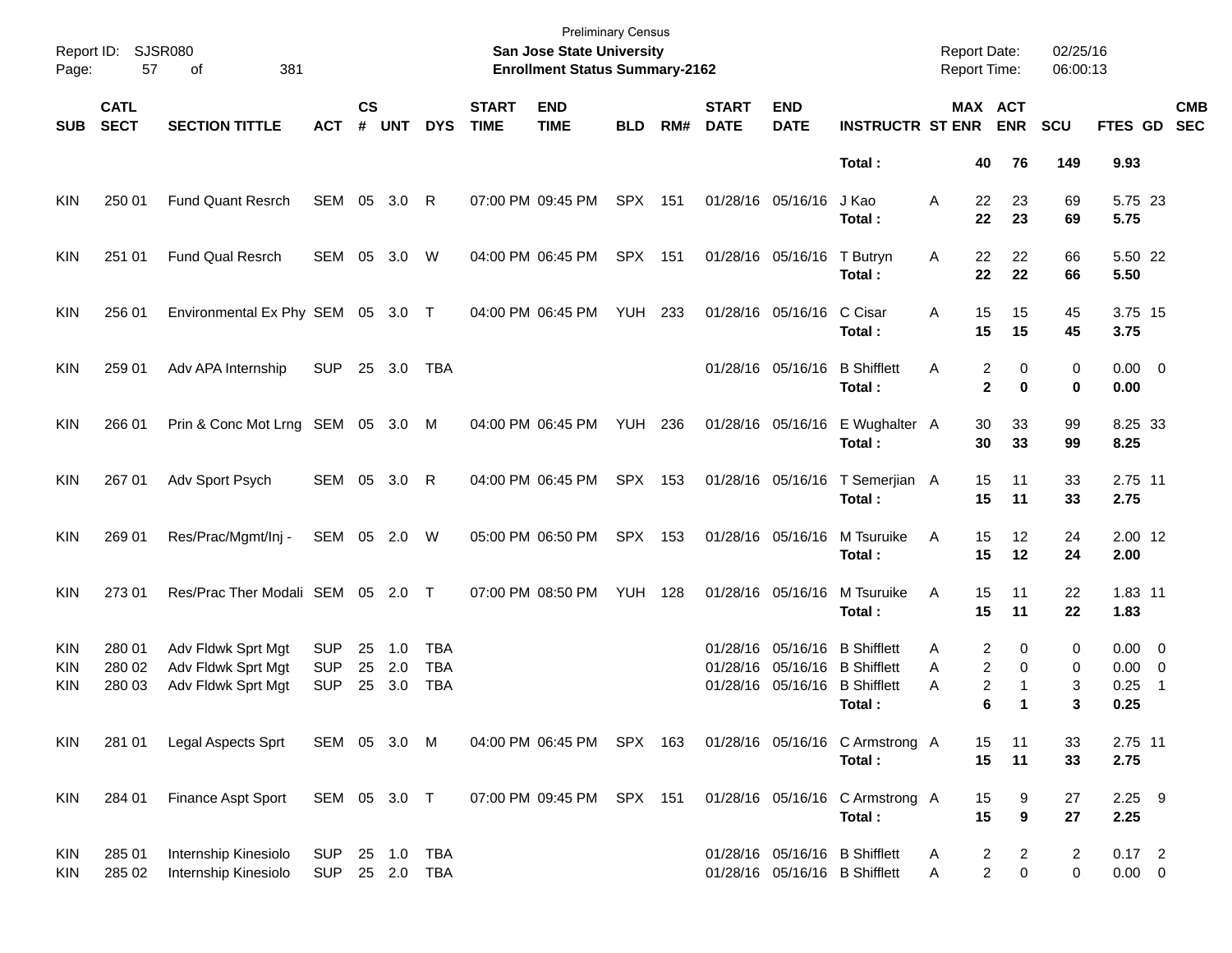Preliminary Census
**San Jose State University**
**Enrollment Status Summary-2162**

| SUB | CATL SECT | SECTION TITTLE | ACT | CS # | UNT | DYS | START TIME | END TIME | BLD | RM# | START DATE | END DATE | INSTRUCTR | ST | MAX ENR | ACT ENR | SCU | FTES | GD | CMB SEC |
|---|---|---|---|---|---|---|---|---|---|---|---|---|---|---|---|---|---|---|---|---|
| | | | | | | | | | | | | | **Total :** | | **40** | **76** | **149** | **9.93** | | |
| KIN | 250 01 | Fund Quant Resrch | SEM | 05 | 3.0 | R | 07:00 PM | 09:45 PM | SPX | 151 | 01/28/16 | 05/16/16 | J Kao | A | 22 | 23 | 69 | 5.75 | 23 | |
| | | | | | | | | | | | | | **Total :** | | **22** | **23** | **69** | **5.75** | | |
| KIN | 251 01 | Fund Qual Resrch | SEM | 05 | 3.0 | W | 04:00 PM | 06:45 PM | SPX | 151 | 01/28/16 | 05/16/16 | T Butryn | A | 22 | 22 | 66 | 5.50 | 22 | |
| | | | | | | | | | | | | | **Total :** | | **22** | **22** | **66** | **5.50** | | |
| KIN | 256 01 | Environmental Ex Phy | SEM | 05 | 3.0 | T | 04:00 PM | 06:45 PM | YUH | 233 | 01/28/16 | 05/16/16 | C Cisar | A | 15 | 15 | 45 | 3.75 | 15 | |
| | | | | | | | | | | | | | **Total :** | | **15** | **15** | **45** | **3.75** | | |
| KIN | 259 01 | Adv APA Internship | SUP | 25 | 3.0 | TBA | | | | | 01/28/16 | 05/16/16 | B Shifflett | A | 2 | 0 | 0 | 0.00 | 0 | |
| | | | | | | | | | | | | | **Total :** | | **2** | **0** | **0** | **0.00** | | |
| KIN | 266 01 | Prin & Conc Mot Lrng | SEM | 05 | 3.0 | M | 04:00 PM | 06:45 PM | YUH | 236 | 01/28/16 | 05/16/16 | E Wughalter | A | 30 | 33 | 99 | 8.25 | 33 | |
| | | | | | | | | | | | | | **Total :** | | **30** | **33** | **99** | **8.25** | | |
| KIN | 267 01 | Adv Sport Psych | SEM | 05 | 3.0 | R | 04:00 PM | 06:45 PM | SPX | 153 | 01/28/16 | 05/16/16 | T Semerjian | A | 15 | 11 | 33 | 2.75 | 11 | |
| | | | | | | | | | | | | | **Total :** | | **15** | **11** | **33** | **2.75** | | |
| KIN | 269 01 | Res/Prac/Mgmt/Inj - | SEM | 05 | 2.0 | W | 05:00 PM | 06:50 PM | SPX | 153 | 01/28/16 | 05/16/16 | M Tsuruike | A | 15 | 12 | 24 | 2.00 | 12 | |
| | | | | | | | | | | | | | **Total :** | | **15** | **12** | **24** | **2.00** | | |
| KIN | 273 01 | Res/Prac Ther Modali | SEM | 05 | 2.0 | T | 07:00 PM | 08:50 PM | YUH | 128 | 01/28/16 | 05/16/16 | M Tsuruike | A | 15 | 11 | 22 | 1.83 | 11 | |
| | | | | | | | | | | | | | **Total :** | | **15** | **11** | **22** | **1.83** | | |
| KIN | 280 01 | Adv Fldwk Sprt Mgt | SUP | 25 | 1.0 | TBA | | | | | 01/28/16 | 05/16/16 | B Shifflett | A | 2 | 0 | 0 | 0.00 | 0 | |
| KIN | 280 02 | Adv Fldwk Sprt Mgt | SUP | 25 | 2.0 | TBA | | | | | 01/28/16 | 05/16/16 | B Shifflett | A | 2 | 0 | 0 | 0.00 | 0 | |
| KIN | 280 03 | Adv Fldwk Sprt Mgt | SUP | 25 | 3.0 | TBA | | | | | 01/28/16 | 05/16/16 | B Shifflett | A | 2 | 1 | 3 | 0.25 | 1 | |
| | | | | | | | | | | | | | **Total :** | | **6** | **1** | **3** | **0.25** | | |
| KIN | 281 01 | Legal Aspects Sprt | SEM | 05 | 3.0 | M | 04:00 PM | 06:45 PM | SPX | 163 | 01/28/16 | 05/16/16 | C Armstrong | A | 15 | 11 | 33 | 2.75 | 11 | |
| | | | | | | | | | | | | | **Total :** | | **15** | **11** | **33** | **2.75** | | |
| KIN | 284 01 | Finance Aspt Sport | SEM | 05 | 3.0 | T | 07:00 PM | 09:45 PM | SPX | 151 | 01/28/16 | 05/16/16 | C Armstrong | A | 15 | 9 | 27 | 2.25 | 9 | |
| | | | | | | | | | | | | | **Total :** | | **15** | **9** | **27** | **2.25** | | |
| KIN | 285 01 | Internship Kinesiolo | SUP | 25 | 1.0 | TBA | | | | | 01/28/16 | 05/16/16 | B Shifflett | A | 2 | 2 | 2 | 0.17 | 2 | |
| KIN | 285 02 | Internship Kinesiolo | SUP | 25 | 2.0 | TBA | | | | | 01/28/16 | 05/16/16 | B Shifflett | A | 2 | 0 | 0 | 0.00 | 0 | |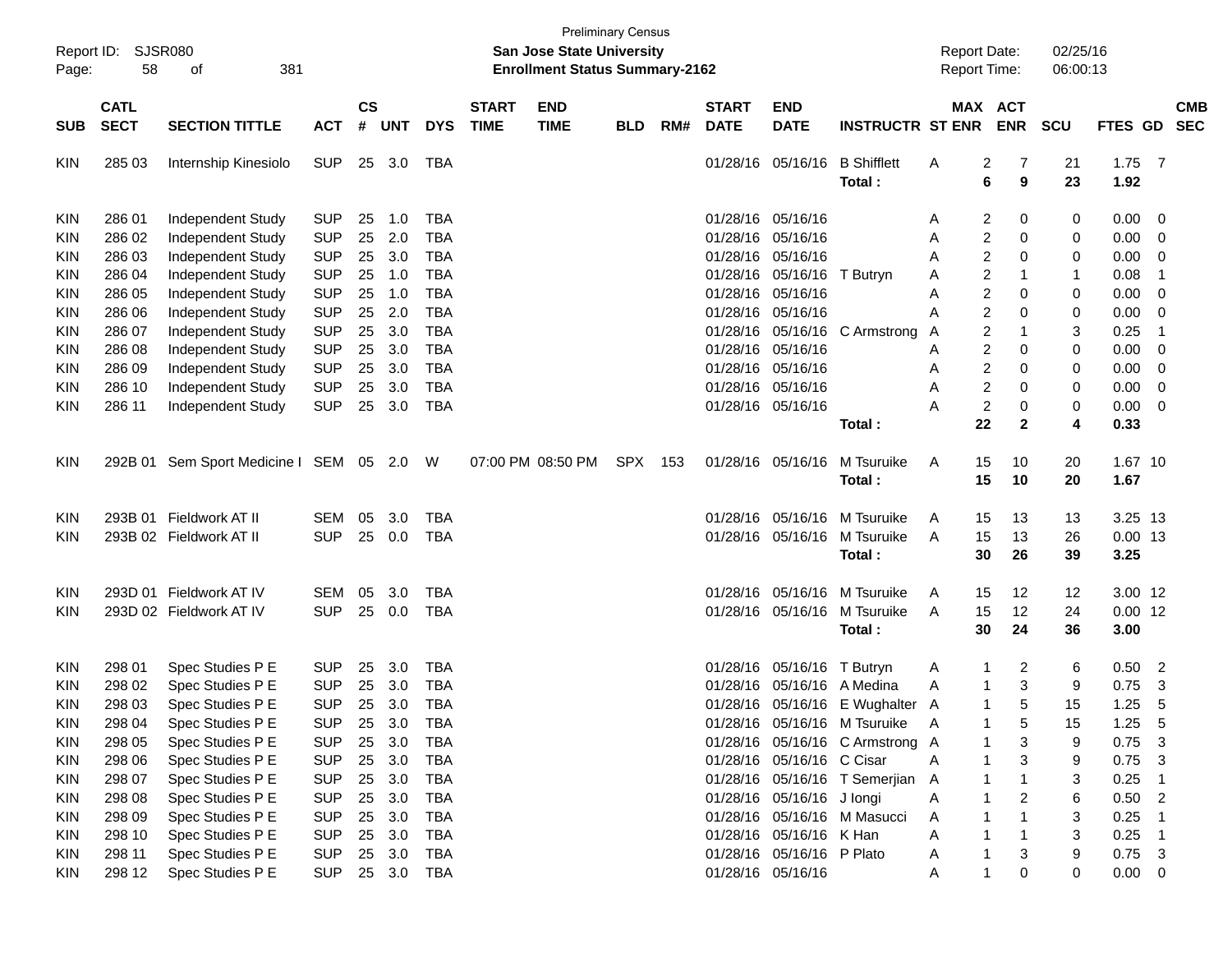Preliminary Census

**San Jose State University**

**Enrollment Status Summary-2162**

Report ID: SJSR080

Report Date: 02/25/16

Report Time: 06:00:13

| SUB | CATL SECT | SECTION TITTLE | ACT | CS # | UNT | DYS | START TIME | END TIME | BLD | RM# | START DATE | END DATE | INSTRUCTR | ST | MAX ENR | ACT ENR | SCU | FTES | GD | CMB SEC |
|---|---|---|---|---|---|---|---|---|---|---|---|---|---|---|---|---|---|---|---|---|
| KIN | 285 03 | Internship Kinesiolo | SUP | 25 | 3.0 | TBA | | | | | 01/28/16 | 05/16/16 | B Shifflett | A | 2 | 7 | 21 | 1.75 | 7 | |
| | | | | | | | | | | | | | **Total :** | | **6** | **9** | **23** | **1.92** | | |
| KIN | 286 01 | Independent Study | SUP | 25 | 1.0 | TBA | | | | | 01/28/16 | 05/16/16 | | A | 2 | 0 | 0 | 0.00 | 0 | |
| KIN | 286 02 | Independent Study | SUP | 25 | 2.0 | TBA | | | | | 01/28/16 | 05/16/16 | | A | 2 | 0 | 0 | 0.00 | 0 | |
| KIN | 286 03 | Independent Study | SUP | 25 | 3.0 | TBA | | | | | 01/28/16 | 05/16/16 | | A | 2 | 0 | 0 | 0.00 | 0 | |
| KIN | 286 04 | Independent Study | SUP | 25 | 1.0 | TBA | | | | | 01/28/16 | 05/16/16 | T Butryn | A | 2 | 1 | 1 | 0.08 | 1 | |
| KIN | 286 05 | Independent Study | SUP | 25 | 1.0 | TBA | | | | | 01/28/16 | 05/16/16 | | A | 2 | 0 | 0 | 0.00 | 0 | |
| KIN | 286 06 | Independent Study | SUP | 25 | 2.0 | TBA | | | | | 01/28/16 | 05/16/16 | | A | 2 | 0 | 0 | 0.00 | 0 | |
| KIN | 286 07 | Independent Study | SUP | 25 | 3.0 | TBA | | | | | 01/28/16 | 05/16/16 | C Armstrong | A | 2 | 1 | 3 | 0.25 | 1 | |
| KIN | 286 08 | Independent Study | SUP | 25 | 3.0 | TBA | | | | | 01/28/16 | 05/16/16 | | A | 2 | 0 | 0 | 0.00 | 0 | |
| KIN | 286 09 | Independent Study | SUP | 25 | 3.0 | TBA | | | | | 01/28/16 | 05/16/16 | | A | 2 | 0 | 0 | 0.00 | 0 | |
| KIN | 286 10 | Independent Study | SUP | 25 | 3.0 | TBA | | | | | 01/28/16 | 05/16/16 | | A | 2 | 0 | 0 | 0.00 | 0 | |
| KIN | 286 11 | Independent Study | SUP | 25 | 3.0 | TBA | | | | | 01/28/16 | 05/16/16 | | A | 2 | 0 | 0 | 0.00 | 0 | |
| | | | | | | | | | | | | | **Total :** | | **22** | **2** | **4** | **0.33** | | |
| KIN | 292B 01 | Sem Sport Medicine I | SEM | 05 | 2.0 | W | 07:00 PM | 08:50 PM | SPX | 153 | 01/28/16 | 05/16/16 | M Tsuruike | A | 15 | 10 | 20 | 1.67 | 10 | |
| | | | | | | | | | | | | | **Total :** | | **15** | **10** | **20** | **1.67** | | |
| KIN | 293B 01 | Fieldwork AT II | SEM | 05 | 3.0 | TBA | | | | | 01/28/16 | 05/16/16 | M Tsuruike | A | 15 | 13 | 13 | 3.25 | 13 | |
| KIN | 293B 02 | Fieldwork AT II | SUP | 25 | 0.0 | TBA | | | | | 01/28/16 | 05/16/16 | M Tsuruike | A | 15 | 13 | 26 | 0.00 | 13 | |
| | | | | | | | | | | | | | **Total :** | | **30** | **26** | **39** | **3.25** | | |
| KIN | 293D 01 | Fieldwork AT IV | SEM | 05 | 3.0 | TBA | | | | | 01/28/16 | 05/16/16 | M Tsuruike | A | 15 | 12 | 12 | 3.00 | 12 | |
| KIN | 293D 02 | Fieldwork AT IV | SUP | 25 | 0.0 | TBA | | | | | 01/28/16 | 05/16/16 | M Tsuruike | A | 15 | 12 | 24 | 0.00 | 12 | |
| | | | | | | | | | | | | | **Total :** | | **30** | **24** | **36** | **3.00** | | |
| KIN | 298 01 | Spec Studies P E | SUP | 25 | 3.0 | TBA | | | | | 01/28/16 | 05/16/16 | T Butryn | A | 1 | 2 | 6 | 0.50 | 2 | |
| KIN | 298 02 | Spec Studies P E | SUP | 25 | 3.0 | TBA | | | | | 01/28/16 | 05/16/16 | A Medina | A | 1 | 3 | 9 | 0.75 | 3 | |
| KIN | 298 03 | Spec Studies P E | SUP | 25 | 3.0 | TBA | | | | | 01/28/16 | 05/16/16 | E Wughalter | A | 1 | 5 | 15 | 1.25 | 5 | |
| KIN | 298 04 | Spec Studies P E | SUP | 25 | 3.0 | TBA | | | | | 01/28/16 | 05/16/16 | M Tsuruike | A | 1 | 5 | 15 | 1.25 | 5 | |
| KIN | 298 05 | Spec Studies P E | SUP | 25 | 3.0 | TBA | | | | | 01/28/16 | 05/16/16 | C Armstrong | A | 1 | 3 | 9 | 0.75 | 3 | |
| KIN | 298 06 | Spec Studies P E | SUP | 25 | 3.0 | TBA | | | | | 01/28/16 | 05/16/16 | C Cisar | A | 1 | 3 | 9 | 0.75 | 3 | |
| KIN | 298 07 | Spec Studies P E | SUP | 25 | 3.0 | TBA | | | | | 01/28/16 | 05/16/16 | T Semerjian | A | 1 | 1 | 3 | 0.25 | 1 | |
| KIN | 298 08 | Spec Studies P E | SUP | 25 | 3.0 | TBA | | | | | 01/28/16 | 05/16/16 | J Iongi | A | 1 | 2 | 6 | 0.50 | 2 | |
| KIN | 298 09 | Spec Studies P E | SUP | 25 | 3.0 | TBA | | | | | 01/28/16 | 05/16/16 | M Masucci | A | 1 | 1 | 3 | 0.25 | 1 | |
| KIN | 298 10 | Spec Studies P E | SUP | 25 | 3.0 | TBA | | | | | 01/28/16 | 05/16/16 | K Han | A | 1 | 1 | 3 | 0.25 | 1 | |
| KIN | 298 11 | Spec Studies P E | SUP | 25 | 3.0 | TBA | | | | | 01/28/16 | 05/16/16 | P Plato | A | 1 | 3 | 9 | 0.75 | 3 | |
| KIN | 298 12 | Spec Studies P E | SUP | 25 | 3.0 | TBA | | | | | 01/28/16 | 05/16/16 | | A | 1 | 0 | 0 | 0.00 | 0 | |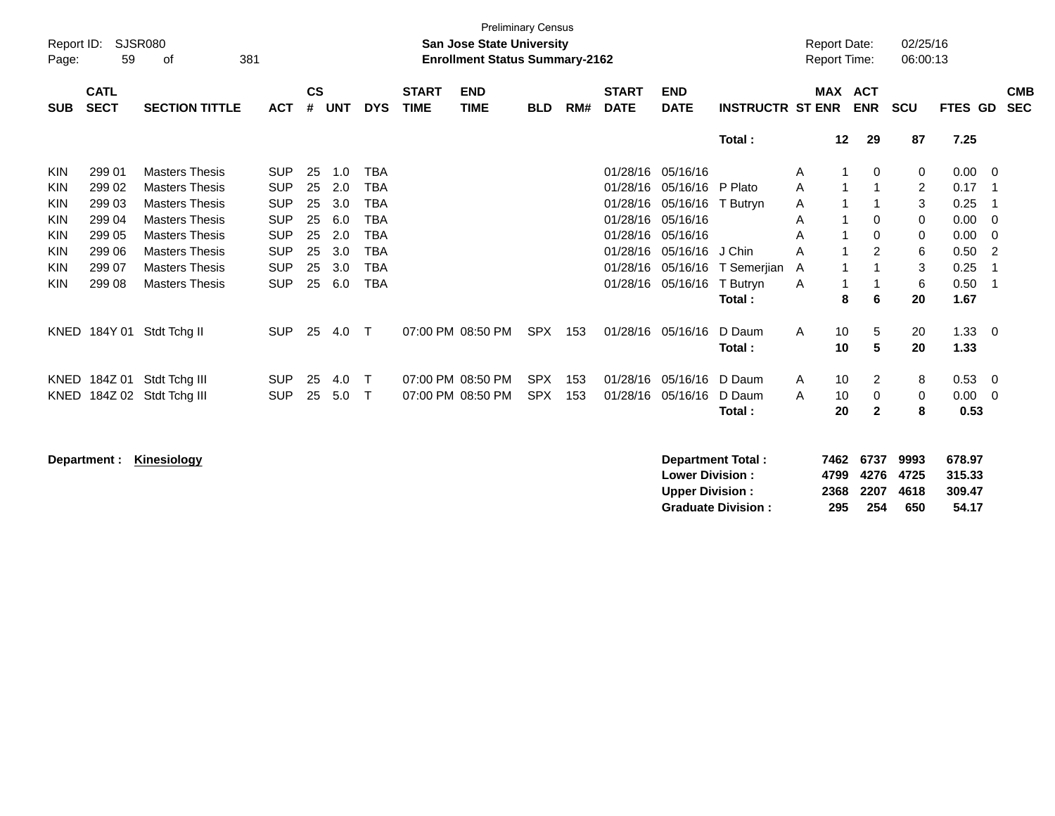Preliminary Census

**San Jose State University**

**Enrollment Status Summary-2162**

Report ID: SJSR080

Report Date: 02/25/16

Report Time: 06:00:13

| SUB | CATL SECT | SECTION TITTLE | ACT | CS # | UNT | DYS | START TIME | END TIME | BLD | RM# | START DATE | END DATE | INSTRUCTR | ST | MAX ENR | ACT ENR | SCU | FTES | GD | CMB SEC |
|---|---|---|---|---|---|---|---|---|---|---|---|---|---|---|---|---|---|---|---|---|
| | | | | | | | | | | | | | **Total :** | | **12** | **29** | **87** | **7.25** | | |
| KIN | 299 01 | Masters Thesis | SUP | 25 | 1.0 | TBA | | | | | 01/28/16 | 05/16/16 | | A | 1 | 0 | 0 | 0.00 | 0 | |
| KIN | 299 02 | Masters Thesis | SUP | 25 | 2.0 | TBA | | | | | 01/28/16 | 05/16/16 | P Plato | A | 1 | 1 | 2 | 0.17 | 1 | |
| KIN | 299 03 | Masters Thesis | SUP | 25 | 3.0 | TBA | | | | | 01/28/16 | 05/16/16 | T Butryn | A | 1 | 1 | 3 | 0.25 | 1 | |
| KIN | 299 04 | Masters Thesis | SUP | 25 | 6.0 | TBA | | | | | 01/28/16 | 05/16/16 | | A | 1 | 0 | 0 | 0.00 | 0 | |
| KIN | 299 05 | Masters Thesis | SUP | 25 | 2.0 | TBA | | | | | 01/28/16 | 05/16/16 | | A | 1 | 0 | 0 | 0.00 | 0 | |
| KIN | 299 06 | Masters Thesis | SUP | 25 | 3.0 | TBA | | | | | 01/28/16 | 05/16/16 | J Chin | A | 1 | 2 | 6 | 0.50 | 2 | |
| KIN | 299 07 | Masters Thesis | SUP | 25 | 3.0 | TBA | | | | | 01/28/16 | 05/16/16 | T Semerjian | A | 1 | 1 | 3 | 0.25 | 1 | |
| KIN | 299 08 | Masters Thesis | SUP | 25 | 6.0 | TBA | | | | | 01/28/16 | 05/16/16 | T Butryn | A | 1 | 1 | 6 | 0.50 | 1 | |
| | | | | | | | | | | | | | **Total :** | | **8** | **6** | **20** | **1.67** | | |
| KNED | 184Y 01 | Stdt Tchg II | SUP | 25 | 4.0 | T | 07:00 PM | 08:50 PM | SPX | 153 | 01/28/16 | 05/16/16 | D Daum | A | 10 | 5 | 20 | 1.33 | 0 | |
| | | | | | | | | | | | | | **Total :** | | **10** | **5** | **20** | **1.33** | | |
| KNED | 184Z 01 | Stdt Tchg III | SUP | 25 | 4.0 | T | 07:00 PM | 08:50 PM | SPX | 153 | 01/28/16 | 05/16/16 | D Daum | A | 10 | 2 | 8 | 0.53 | 0 | |
| KNED | 184Z 02 | Stdt Tchg III | SUP | 25 | 5.0 | T | 07:00 PM | 08:50 PM | SPX | 153 | 01/28/16 | 05/16/16 | D Daum | A | 10 | 0 | 0 | 0.00 | 0 | |
| | | | | | | | | | | | | | **Total :** | | **20** | **2** | **8** | **0.53** | | |

**Department :** **Kinesiology**

| | MAX ENR | ACT ENR | SCU | FTES |
|---|---|---|---|---|
| **Department Total :** | **7462** | **6737** | **9993** | **678.97** |
| **Lower Division :** | **4799** | **4276** | **4725** | **315.33** |
| **Upper Division :** | **2368** | **2207** | **4618** | **309.47** |
| **Graduate Division :** | **295** | **254** | **650** | **54.17** |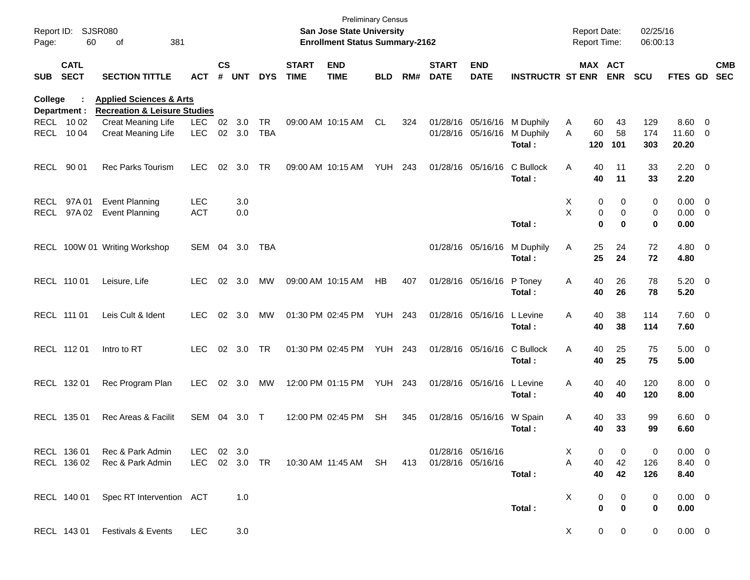Preliminary Census

**San Jose State University**

**Enrollment Status Summary-2162**

Report ID: SJSR080

Report Date: 02/25/16

Report Time: 06:00:13

**College : Applied Sciences & Arts**

**Department : Recreation & Leisure Studies**

| SUB | CATL SECT | SECTION TITTLE | ACT | CS # | UNT | DYS | START TIME | END TIME | BLD | RM# | START DATE | END DATE | INSTRUCTR | ST | MAX ENR | ACT ENR | SCU | FTES | GD | CMB SEC |
|---|---|---|---|---|---|---|---|---|---|---|---|---|---|---|---|---|---|---|---|---|
| RECL | 10 02 | Creat Meaning Life | LEC | 02 | 3.0 | TR | 09:00 AM | 10:15 AM | CL | 324 | 01/28/16 | 05/16/16 | M Duphily | A | 60 | 43 | 129 | 8.60 | 0 | |
| RECL | 10 04 | Creat Meaning Life | LEC | 02 | 3.0 | TBA | | | | | 01/28/16 | 05/16/16 | M Duphily | A | 60 | 58 | 174 | 11.60 | 0 | |
| | | | | | | | | | | | | | **Total :** | | **120** | **101** | **303** | **20.20** | | |
| RECL | 90 01 | Rec Parks Tourism | LEC | 02 | 3.0 | TR | 09:00 AM | 10:15 AM | YUH | 243 | 01/28/16 | 05/16/16 | C Bullock | A | 40 | 11 | 33 | 2.20 | 0 | |
| | | | | | | | | | | | | | **Total :** | | **40** | **11** | **33** | **2.20** | | |
| RECL | 97A 01 | Event Planning | LEC | | 3.0 | | | | | | | | | X | 0 | 0 | 0 | 0.00 | 0 | |
| RECL | 97A 02 | Event Planning | ACT | | 0.0 | | | | | | | | | X | 0 | 0 | 0 | 0.00 | 0 | |
| | | | | | | | | | | | | | **Total :** | | **0** | **0** | **0** | **0.00** | | |
| RECL | 100W 01 | Writing Workshop | SEM | 04 | 3.0 | TBA | | | | | 01/28/16 | 05/16/16 | M Duphily | A | 25 | 24 | 72 | 4.80 | 0 | |
| | | | | | | | | | | | | | **Total :** | | **25** | **24** | **72** | **4.80** | | |
| RECL | 110 01 | Leisure, Life | LEC | 02 | 3.0 | MW | 09:00 AM | 10:15 AM | HB | 407 | 01/28/16 | 05/16/16 | P Toney | A | 40 | 26 | 78 | 5.20 | 0 | |
| | | | | | | | | | | | | | **Total :** | | **40** | **26** | **78** | **5.20** | | |
| RECL | 111 01 | Leis Cult & Ident | LEC | 02 | 3.0 | MW | 01:30 PM | 02:45 PM | YUH | 243 | 01/28/16 | 05/16/16 | L Levine | A | 40 | 38 | 114 | 7.60 | 0 | |
| | | | | | | | | | | | | | **Total :** | | **40** | **38** | **114** | **7.60** | | |
| RECL | 112 01 | Intro to RT | LEC | 02 | 3.0 | TR | 01:30 PM | 02:45 PM | YUH | 243 | 01/28/16 | 05/16/16 | C Bullock | A | 40 | 25 | 75 | 5.00 | 0 | |
| | | | | | | | | | | | | | **Total :** | | **40** | **25** | **75** | **5.00** | | |
| RECL | 132 01 | Rec Program Plan | LEC | 02 | 3.0 | MW | 12:00 PM | 01:15 PM | YUH | 243 | 01/28/16 | 05/16/16 | L Levine | A | 40 | 40 | 120 | 8.00 | 0 | |
| | | | | | | | | | | | | | **Total :** | | **40** | **40** | **120** | **8.00** | | |
| RECL | 135 01 | Rec Areas & Facilit | SEM | 04 | 3.0 | T | 12:00 PM | 02:45 PM | SH | 345 | 01/28/16 | 05/16/16 | W Spain | A | 40 | 33 | 99 | 6.60 | 0 | |
| | | | | | | | | | | | | | **Total :** | | **40** | **33** | **99** | **6.60** | | |
| RECL | 136 01 | Rec & Park Admin | LEC | 02 | 3.0 | | | | | | 01/28/16 | 05/16/16 | | X | 0 | 0 | 0 | 0.00 | 0 | |
| RECL | 136 02 | Rec & Park Admin | LEC | 02 | 3.0 | TR | 10:30 AM | 11:45 AM | SH | 413 | 01/28/16 | 05/16/16 | | A | 40 | 42 | 126 | 8.40 | 0 | |
| | | | | | | | | | | | | | **Total :** | | **40** | **42** | **126** | **8.40** | | |
| RECL | 140 01 | Spec RT Intervention | ACT | | 1.0 | | | | | | | | | X | 0 | 0 | 0 | 0.00 | 0 | |
| | | | | | | | | | | | | | **Total :** | | **0** | **0** | **0** | **0.00** | | |
| RECL | 143 01 | Festivals & Events | LEC | | 3.0 | | | | | | | | | X | 0 | 0 | 0 | 0.00 | 0 | |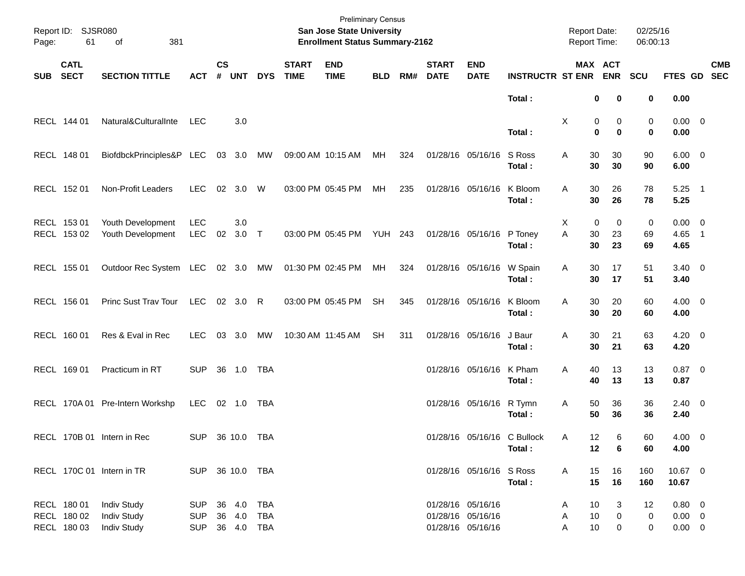Preliminary Census

Report ID: SJSR080

**San Jose State University**

**Enrollment Status Summary-2162**

Report Date: 02/25/16

Report Time: 06:00:13

| SUB | CATL SECT | SECTION TITTLE | ACT | CS # | UNT | DYS | START TIME | END TIME | BLD | RM# | START DATE | END DATE | INSTRUCTR | ST | MAX ENR | ACT ENR | SCU | FTES | GD | CMB SEC |
|---|---|---|---|---|---|---|---|---|---|---|---|---|---|---|---|---|---|---|---|---|
| | | | | | | | | | | | | | **Total :** | | **0** | **0** | **0** | **0.00** | | |
| RECL | 144 01 | Natural&CulturalInte | LEC | | 3.0 | | | | | | | | | X | 0 | 0 | 0 | 0.00 | 0 | |
| | | | | | | | | | | | | | **Total :** | | **0** | **0** | **0** | **0.00** | | |
| RECL | 148 01 | BiofdbckPrinciples&P | LEC | 03 | 3.0 | MW | 09:00 AM | 10:15 AM | MH | 324 | 01/28/16 | 05/16/16 | S Ross | A | 30 | 30 | 90 | 6.00 | 0 | |
| | | | | | | | | | | | | | **Total :** | | **30** | **30** | **90** | **6.00** | | |
| RECL | 152 01 | Non-Profit Leaders | LEC | 02 | 3.0 | W | 03:00 PM | 05:45 PM | MH | 235 | 01/28/16 | 05/16/16 | K Bloom | A | 30 | 26 | 78 | 5.25 | 1 | |
| | | | | | | | | | | | | | **Total :** | | **30** | **26** | **78** | **5.25** | | |
| RECL | 153 01 | Youth Development | LEC | | 3.0 | | | | | | | | | X | 0 | 0 | 0 | 0.00 | 0 | |
| RECL | 153 02 | Youth Development | LEC | 02 | 3.0 | T | 03:00 PM | 05:45 PM | YUH | 243 | 01/28/16 | 05/16/16 | P Toney | A | 30 | 23 | 69 | 4.65 | 1 | |
| | | | | | | | | | | | | | **Total :** | | **30** | **23** | **69** | **4.65** | | |
| RECL | 155 01 | Outdoor Rec System | LEC | 02 | 3.0 | MW | 01:30 PM | 02:45 PM | MH | 324 | 01/28/16 | 05/16/16 | W Spain | A | 30 | 17 | 51 | 3.40 | 0 | |
| | | | | | | | | | | | | | **Total :** | | **30** | **17** | **51** | **3.40** | | |
| RECL | 156 01 | Princ Sust Trav Tour | LEC | 02 | 3.0 | R | 03:00 PM | 05:45 PM | SH | 345 | 01/28/16 | 05/16/16 | K Bloom | A | 30 | 20 | 60 | 4.00 | 0 | |
| | | | | | | | | | | | | | **Total :** | | **30** | **20** | **60** | **4.00** | | |
| RECL | 160 01 | Res & Eval in Rec | LEC | 03 | 3.0 | MW | 10:30 AM | 11:45 AM | SH | 311 | 01/28/16 | 05/16/16 | J Baur | A | 30 | 21 | 63 | 4.20 | 0 | |
| | | | | | | | | | | | | | **Total :** | | **30** | **21** | **63** | **4.20** | | |
| RECL | 169 01 | Practicum in RT | SUP | 36 | 1.0 | TBA | | | | | 01/28/16 | 05/16/16 | K Pham | A | 40 | 13 | 13 | 0.87 | 0 | |
| | | | | | | | | | | | | | **Total :** | | **40** | **13** | **13** | **0.87** | | |
| RECL | 170A 01 | Pre-Intern Workshp | LEC | 02 | 1.0 | TBA | | | | | 01/28/16 | 05/16/16 | R Tymn | A | 50 | 36 | 36 | 2.40 | 0 | |
| | | | | | | | | | | | | | **Total :** | | **50** | **36** | **36** | **2.40** | | |
| RECL | 170B 01 | Intern in Rec | SUP | 36 | 10.0 | TBA | | | | | 01/28/16 | 05/16/16 | C Bullock | A | 12 | 6 | 60 | 4.00 | 0 | |
| | | | | | | | | | | | | | **Total :** | | **12** | **6** | **60** | **4.00** | | |
| RECL | 170C 01 | Intern in TR | SUP | 36 | 10.0 | TBA | | | | | 01/28/16 | 05/16/16 | S Ross | A | 15 | 16 | 160 | 10.67 | 0 | |
| | | | | | | | | | | | | | **Total :** | | **15** | **16** | **160** | **10.67** | | |
| RECL | 180 01 | Indiv Study | SUP | 36 | 4.0 | TBA | | | | | 01/28/16 | 05/16/16 | | A | 10 | 3 | 12 | 0.80 | 0 | |
| RECL | 180 02 | Indiv Study | SUP | 36 | 4.0 | TBA | | | | | 01/28/16 | 05/16/16 | | A | 10 | 0 | 0 | 0.00 | 0 | |
| RECL | 180 03 | Indiv Study | SUP | 36 | 4.0 | TBA | | | | | 01/28/16 | 05/16/16 | | A | 10 | 0 | 0 | 0.00 | 0 | |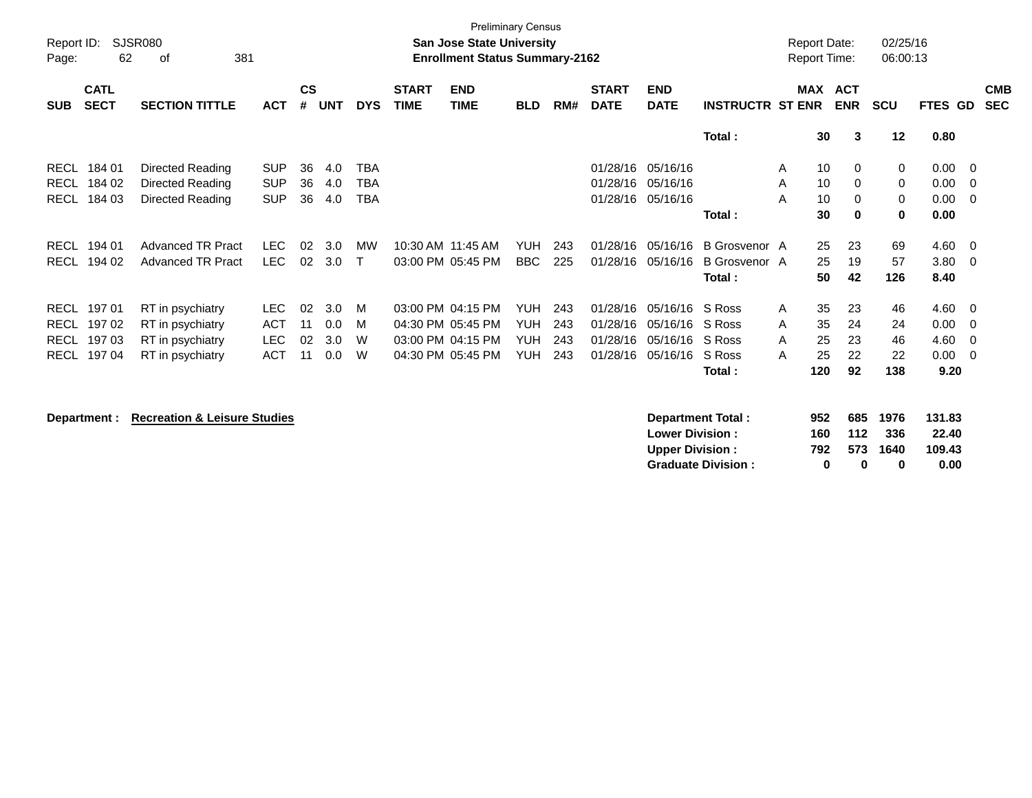Preliminary Census

**San Jose State University**

**Enrollment Status Summary-2162**

Report ID: SJSR080

Report Date: 02/25/16
Report Time: 06:00:13

| SUB | CATL SECT | SECTION TITTLE | ACT | CS # | UNT | DYS | START TIME | END TIME | BLD | RM# | START DATE | END DATE | INSTRUCTR | ST | MAX ENR | ACT ENR | SCU | FTES | GD | CMB SEC |
|---|---|---|---|---|---|---|---|---|---|---|---|---|---|---|---|---|---|---|---|---|
| | | | | | | | | | | | | | **Total :** | | **30** | **3** | **12** | **0.80** | | |
| RECL | 184 01 | Directed Reading | SUP | 36 | 4.0 | TBA | | | | | 01/28/16 | 05/16/16 | | A | 10 | 0 | 0 | 0.00 | 0 | |
| RECL | 184 02 | Directed Reading | SUP | 36 | 4.0 | TBA | | | | | 01/28/16 | 05/16/16 | | A | 10 | 0 | 0 | 0.00 | 0 | |
| RECL | 184 03 | Directed Reading | SUP | 36 | 4.0 | TBA | | | | | 01/28/16 | 05/16/16 | | A | 10 | 0 | 0 | 0.00 | 0 | |
| | | | | | | | | | | | | | **Total :** | | **30** | **0** | **0** | **0.00** | | |
| RECL | 194 01 | Advanced TR Pract | LEC | 02 | 3.0 | MW | 10:30 AM | 11:45 AM | YUH | 243 | 01/28/16 | 05/16/16 | B Grosvenor | A | 25 | 23 | 69 | 4.60 | 0 | |
| RECL | 194 02 | Advanced TR Pract | LEC | 02 | 3.0 | T | 03:00 PM | 05:45 PM | BBC | 225 | 01/28/16 | 05/16/16 | B Grosvenor | A | 25 | 19 | 57 | 3.80 | 0 | |
| | | | | | | | | | | | | | **Total :** | | **50** | **42** | **126** | **8.40** | | |
| RECL | 197 01 | RT in psychiatry | LEC | 02 | 3.0 | M | 03:00 PM | 04:15 PM | YUH | 243 | 01/28/16 | 05/16/16 | S Ross | A | 35 | 23 | 46 | 4.60 | 0 | |
| RECL | 197 02 | RT in psychiatry | ACT | 11 | 0.0 | M | 04:30 PM | 05:45 PM | YUH | 243 | 01/28/16 | 05/16/16 | S Ross | A | 35 | 24 | 24 | 0.00 | 0 | |
| RECL | 197 03 | RT in psychiatry | LEC | 02 | 3.0 | W | 03:00 PM | 04:15 PM | YUH | 243 | 01/28/16 | 05/16/16 | S Ross | A | 25 | 23 | 46 | 4.60 | 0 | |
| RECL | 197 04 | RT in psychiatry | ACT | 11 | 0.0 | W | 04:30 PM | 05:45 PM | YUH | 243 | 01/28/16 | 05/16/16 | S Ross | A | 25 | 22 | 22 | 0.00 | 0 | |
| | | | | | | | | | | | | | **Total :** | | **120** | **92** | **138** | **9.20** | | |

**Department : Recreation & Leisure Studies**

| | MAX ENR | ACT ENR | SCU | FTES |
|---|---|---|---|---|
| **Department Total :** | **952** | **685** | **1976** | **131.83** |
| **Lower Division :** | **160** | **112** | **336** | **22.40** |
| **Upper Division :** | **792** | **573** | **1640** | **109.43** |
| **Graduate Division :** | **0** | **0** | **0** | **0.00** |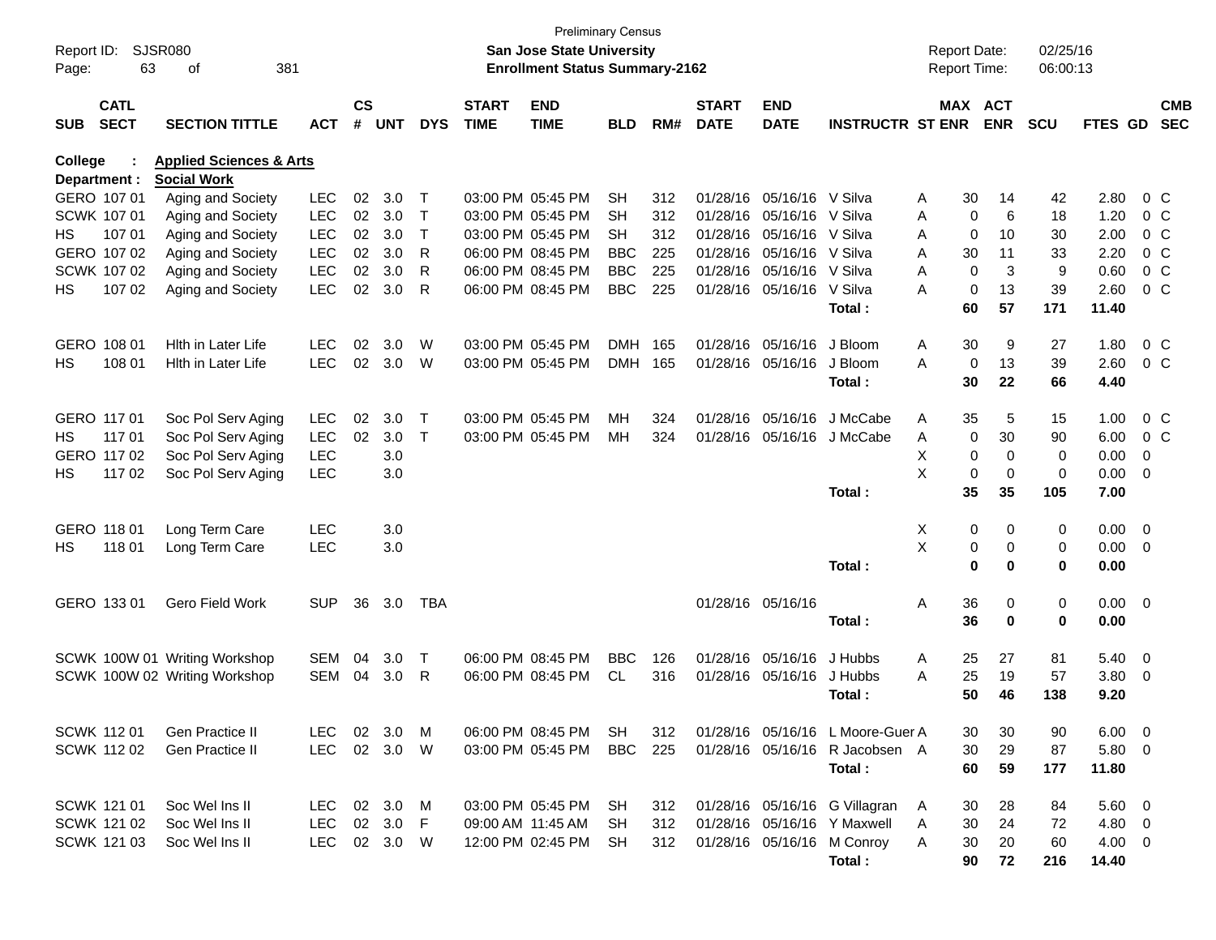Preliminary Census
**San Jose State University**
**Enrollment Status Summary-2162**

Report ID: SJSR080
Report Date: 02/25/16
Report Time: 06:00:13

**College : Applied Sciences & Arts**
**Department : Social Work**

| SUB | CATL SECT | SECTION TITTLE | ACT | CS # | UNT | DYS | START TIME | END TIME | BLD | RM# | START DATE | END DATE | INSTRUCTR | ST | MAX ENR | ACT ENR | SCU | FTES | GD | CMB SEC |
|---|---|---|---|---|---|---|---|---|---|---|---|---|---|---|---|---|---|---|---|---|
| GERO | 107 01 | Aging and Society | LEC | 02 | 3.0 | T | 03:00 PM | 05:45 PM | SH | 312 | 01/28/16 | 05/16/16 | V Silva | A | 30 | 14 | 42 | 2.80 | 0 | C |
| SCWK | 107 01 | Aging and Society | LEC | 02 | 3.0 | T | 03:00 PM | 05:45 PM | SH | 312 | 01/28/16 | 05/16/16 | V Silva | A | 0 | 6 | 18 | 1.20 | 0 | C |
| HS | 107 01 | Aging and Society | LEC | 02 | 3.0 | T | 03:00 PM | 05:45 PM | SH | 312 | 01/28/16 | 05/16/16 | V Silva | A | 0 | 10 | 30 | 2.00 | 0 | C |
| GERO | 107 02 | Aging and Society | LEC | 02 | 3.0 | R | 06:00 PM | 08:45 PM | BBC | 225 | 01/28/16 | 05/16/16 | V Silva | A | 30 | 11 | 33 | 2.20 | 0 | C |
| SCWK | 107 02 | Aging and Society | LEC | 02 | 3.0 | R | 06:00 PM | 08:45 PM | BBC | 225 | 01/28/16 | 05/16/16 | V Silva | A | 0 | 3 | 9 | 0.60 | 0 | C |
| HS | 107 02 | Aging and Society | LEC | 02 | 3.0 | R | 06:00 PM | 08:45 PM | BBC | 225 | 01/28/16 | 05/16/16 | V Silva | A | 0 | 13 | 39 | 2.60 | 0 | C |
| | | | | | | | | | | | | | **Total :** | | **60** | **57** | **171** | **11.40** | | |
| GERO | 108 01 | Hlth in Later Life | LEC | 02 | 3.0 | W | 03:00 PM | 05:45 PM | DMH | 165 | 01/28/16 | 05/16/16 | J Bloom | A | 30 | 9 | 27 | 1.80 | 0 | C |
| HS | 108 01 | Hlth in Later Life | LEC | 02 | 3.0 | W | 03:00 PM | 05:45 PM | DMH | 165 | 01/28/16 | 05/16/16 | J Bloom | A | 0 | 13 | 39 | 2.60 | 0 | C |
| | | | | | | | | | | | | | **Total :** | | **30** | **22** | **66** | **4.40** | | |
| GERO | 117 01 | Soc Pol Serv Aging | LEC | 02 | 3.0 | T | 03:00 PM | 05:45 PM | MH | 324 | 01/28/16 | 05/16/16 | J McCabe | A | 35 | 5 | 15 | 1.00 | 0 | C |
| HS | 117 01 | Soc Pol Serv Aging | LEC | 02 | 3.0 | T | 03:00 PM | 05:45 PM | MH | 324 | 01/28/16 | 05/16/16 | J McCabe | A | 0 | 30 | 90 | 6.00 | 0 | C |
| GERO | 117 02 | Soc Pol Serv Aging | LEC | | 3.0 | | | | | | | | | X | 0 | 0 | 0 | 0.00 | 0 | |
| HS | 117 02 | Soc Pol Serv Aging | LEC | | 3.0 | | | | | | | | | X | 0 | 0 | 0 | 0.00 | 0 | |
| | | | | | | | | | | | | | **Total :** | | **35** | **35** | **105** | **7.00** | | |
| GERO | 118 01 | Long Term Care | LEC | | 3.0 | | | | | | | | | X | 0 | 0 | 0 | 0.00 | 0 | |
| HS | 118 01 | Long Term Care | LEC | | 3.0 | | | | | | | | | X | 0 | 0 | 0 | 0.00 | 0 | |
| | | | | | | | | | | | | | **Total :** | | **0** | **0** | **0** | **0.00** | | |
| GERO | 133 01 | Gero Field Work | SUP | 36 | 3.0 | TBA | | | | | 01/28/16 | 05/16/16 | | A | 36 | 0 | 0 | 0.00 | 0 | |
| | | | | | | | | | | | | | **Total :** | | **36** | **0** | **0** | **0.00** | | |
| SCWK | 100W 01 | Writing Workshop | SEM | 04 | 3.0 | T | 06:00 PM | 08:45 PM | BBC | 126 | 01/28/16 | 05/16/16 | J Hubbs | A | 25 | 27 | 81 | 5.40 | 0 | |
| SCWK | 100W 02 | Writing Workshop | SEM | 04 | 3.0 | R | 06:00 PM | 08:45 PM | CL | 316 | 01/28/16 | 05/16/16 | J Hubbs | A | 25 | 19 | 57 | 3.80 | 0 | |
| | | | | | | | | | | | | | **Total :** | | **50** | **46** | **138** | **9.20** | | |
| SCWK | 112 01 | Gen Practice II | LEC | 02 | 3.0 | M | 06:00 PM | 08:45 PM | SH | 312 | 01/28/16 | 05/16/16 | L Moore-Guer | A | 30 | 30 | 90 | 6.00 | 0 | |
| SCWK | 112 02 | Gen Practice II | LEC | 02 | 3.0 | W | 03:00 PM | 05:45 PM | BBC | 225 | 01/28/16 | 05/16/16 | R Jacobsen | A | 30 | 29 | 87 | 5.80 | 0 | |
| | | | | | | | | | | | | | **Total :** | | **60** | **59** | **177** | **11.80** | | |
| SCWK | 121 01 | Soc Wel Ins II | LEC | 02 | 3.0 | M | 03:00 PM | 05:45 PM | SH | 312 | 01/28/16 | 05/16/16 | G Villagran | A | 30 | 28 | 84 | 5.60 | 0 | |
| SCWK | 121 02 | Soc Wel Ins II | LEC | 02 | 3.0 | F | 09:00 AM | 11:45 AM | SH | 312 | 01/28/16 | 05/16/16 | Y Maxwell | A | 30 | 24 | 72 | 4.80 | 0 | |
| SCWK | 121 03 | Soc Wel Ins II | LEC | 02 | 3.0 | W | 12:00 PM | 02:45 PM | SH | 312 | 01/28/16 | 05/16/16 | M Conroy | A | 30 | 20 | 60 | 4.00 | 0 | |
| | | | | | | | | | | | | | **Total :** | | **90** | **72** | **216** | **14.40** | | |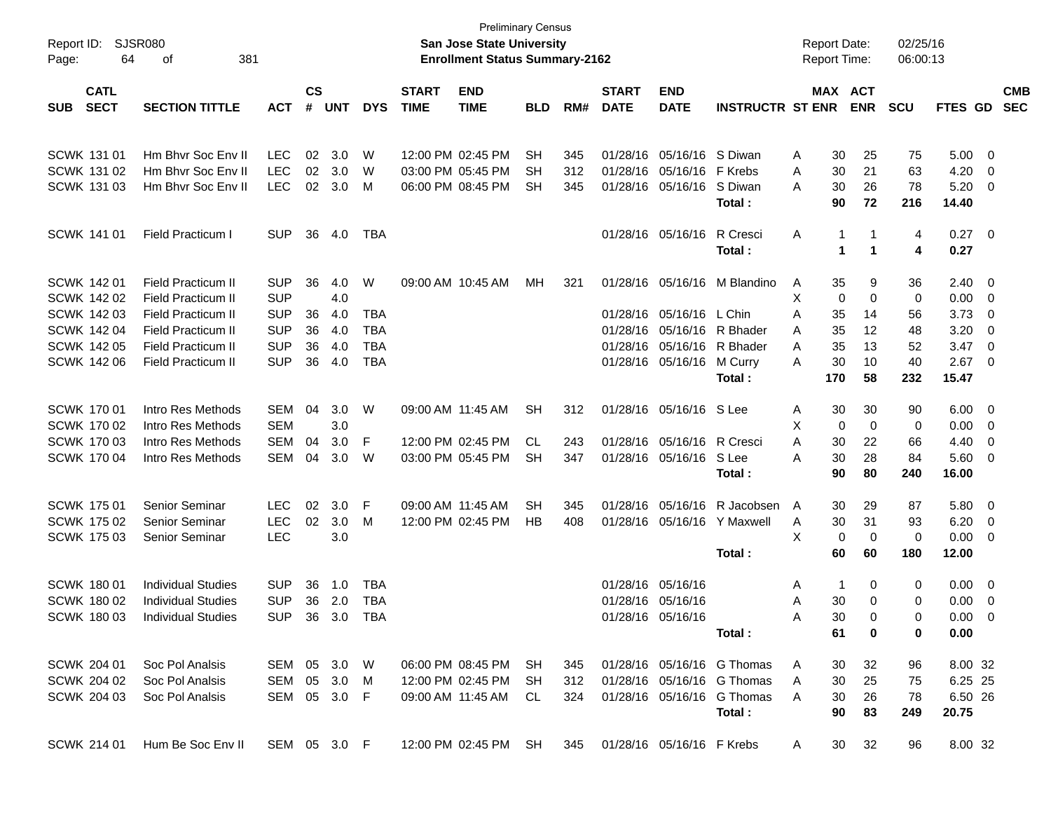Preliminary Census
**San Jose State University**
**Enrollment Status Summary-2162**

Report ID: SJSR080
Report Date: 02/25/16
Report Time: 06:00:13

| SUB | CATL SECT | SECTION TITTLE | ACT | CS # | UNT | DYS | START TIME | END TIME | BLD | RM# | START DATE | END DATE | INSTRUCTR | ST | MAX ENR | ACT ENR | SCU | FTES | GD | CMB SEC |
|---|---|---|---|---|---|---|---|---|---|---|---|---|---|---|---|---|---|---|---|---|
| SCWK | 131 01 | Hm Bhvr Soc Env II | LEC | 02 | 3.0 | W | 12:00 PM | 02:45 PM | SH | 345 | 01/28/16 | 05/16/16 | S Diwan | A | 30 | 25 | 75 | 5.00 | 0 | |
| SCWK | 131 02 | Hm Bhvr Soc Env II | LEC | 02 | 3.0 | W | 03:00 PM | 05:45 PM | SH | 312 | 01/28/16 | 05/16/16 | F Krebs | A | 30 | 21 | 63 | 4.20 | 0 | |
| SCWK | 131 03 | Hm Bhvr Soc Env II | LEC | 02 | 3.0 | M | 06:00 PM | 08:45 PM | SH | 345 | 01/28/16 | 05/16/16 | S Diwan | A | 30 | 26 | 78 | 5.20 | 0 | |
| | | | | | | | | | | | | | **Total :** | | **90** | **72** | **216** | **14.40** | | |
| SCWK | 141 01 | Field Practicum I | SUP | 36 | 4.0 | TBA | | | | | 01/28/16 | 05/16/16 | R Cresci | A | 1 | 1 | 4 | 0.27 | 0 | |
| | | | | | | | | | | | | | **Total :** | | **1** | **1** | **4** | **0.27** | | |
| SCWK | 142 01 | Field Practicum II | SUP | 36 | 4.0 | W | 09:00 AM | 10:45 AM | MH | 321 | 01/28/16 | 05/16/16 | M Blandino | A | 35 | 9 | 36 | 2.40 | 0 | |
| SCWK | 142 02 | Field Practicum II | SUP | | 4.0 | | | | | | | | | X | 0 | 0 | 0 | 0.00 | 0 | |
| SCWK | 142 03 | Field Practicum II | SUP | 36 | 4.0 | TBA | | | | | 01/28/16 | 05/16/16 | L Chin | A | 35 | 14 | 56 | 3.73 | 0 | |
| SCWK | 142 04 | Field Practicum II | SUP | 36 | 4.0 | TBA | | | | | 01/28/16 | 05/16/16 | R Bhader | A | 35 | 12 | 48 | 3.20 | 0 | |
| SCWK | 142 05 | Field Practicum II | SUP | 36 | 4.0 | TBA | | | | | 01/28/16 | 05/16/16 | R Bhader | A | 35 | 13 | 52 | 3.47 | 0 | |
| SCWK | 142 06 | Field Practicum II | SUP | 36 | 4.0 | TBA | | | | | 01/28/16 | 05/16/16 | M Curry | A | 30 | 10 | 40 | 2.67 | 0 | |
| | | | | | | | | | | | | | **Total :** | | **170** | **58** | **232** | **15.47** | | |
| SCWK | 170 01 | Intro Res Methods | SEM | 04 | 3.0 | W | 09:00 AM | 11:45 AM | SH | 312 | 01/28/16 | 05/16/16 | S Lee | A | 30 | 30 | 90 | 6.00 | 0 | |
| SCWK | 170 02 | Intro Res Methods | SEM | | 3.0 | | | | | | | | | X | 0 | 0 | 0 | 0.00 | 0 | |
| SCWK | 170 03 | Intro Res Methods | SEM | 04 | 3.0 | F | 12:00 PM | 02:45 PM | CL | 243 | 01/28/16 | 05/16/16 | R Cresci | A | 30 | 22 | 66 | 4.40 | 0 | |
| SCWK | 170 04 | Intro Res Methods | SEM | 04 | 3.0 | W | 03:00 PM | 05:45 PM | SH | 347 | 01/28/16 | 05/16/16 | S Lee | A | 30 | 28 | 84 | 5.60 | 0 | |
| | | | | | | | | | | | | | **Total :** | | **90** | **80** | **240** | **16.00** | | |
| SCWK | 175 01 | Senior Seminar | LEC | 02 | 3.0 | F | 09:00 AM | 11:45 AM | SH | 345 | 01/28/16 | 05/16/16 | R Jacobsen | A | 30 | 29 | 87 | 5.80 | 0 | |
| SCWK | 175 02 | Senior Seminar | LEC | 02 | 3.0 | M | 12:00 PM | 02:45 PM | HB | 408 | 01/28/16 | 05/16/16 | Y Maxwell | A | 30 | 31 | 93 | 6.20 | 0 | |
| SCWK | 175 03 | Senior Seminar | LEC | | 3.0 | | | | | | | | | X | 0 | 0 | 0 | 0.00 | 0 | |
| | | | | | | | | | | | | | **Total :** | | **60** | **60** | **180** | **12.00** | | |
| SCWK | 180 01 | Individual Studies | SUP | 36 | 1.0 | TBA | | | | | 01/28/16 | 05/16/16 | | A | 1 | 0 | 0 | 0.00 | 0 | |
| SCWK | 180 02 | Individual Studies | SUP | 36 | 2.0 | TBA | | | | | 01/28/16 | 05/16/16 | | A | 30 | 0 | 0 | 0.00 | 0 | |
| SCWK | 180 03 | Individual Studies | SUP | 36 | 3.0 | TBA | | | | | 01/28/16 | 05/16/16 | | A | 30 | 0 | 0 | 0.00 | 0 | |
| | | | | | | | | | | | | | **Total :** | | **61** | **0** | **0** | **0.00** | | |
| SCWK | 204 01 | Soc Pol Analsis | SEM | 05 | 3.0 | W | 06:00 PM | 08:45 PM | SH | 345 | 01/28/16 | 05/16/16 | G Thomas | A | 30 | 32 | 96 | 8.00 | 32 | |
| SCWK | 204 02 | Soc Pol Analsis | SEM | 05 | 3.0 | M | 12:00 PM | 02:45 PM | SH | 312 | 01/28/16 | 05/16/16 | G Thomas | A | 30 | 25 | 75 | 6.25 | 25 | |
| SCWK | 204 03 | Soc Pol Analsis | SEM | 05 | 3.0 | F | 09:00 AM | 11:45 AM | CL | 324 | 01/28/16 | 05/16/16 | G Thomas | A | 30 | 26 | 78 | 6.50 | 26 | |
| | | | | | | | | | | | | | **Total :** | | **90** | **83** | **249** | **20.75** | | |
| SCWK | 214 01 | Hum Be Soc Env II | SEM | 05 | 3.0 | F | 12:00 PM | 02:45 PM | SH | 345 | 01/28/16 | 05/16/16 | F Krebs | A | 30 | 32 | 96 | 8.00 | 32 | |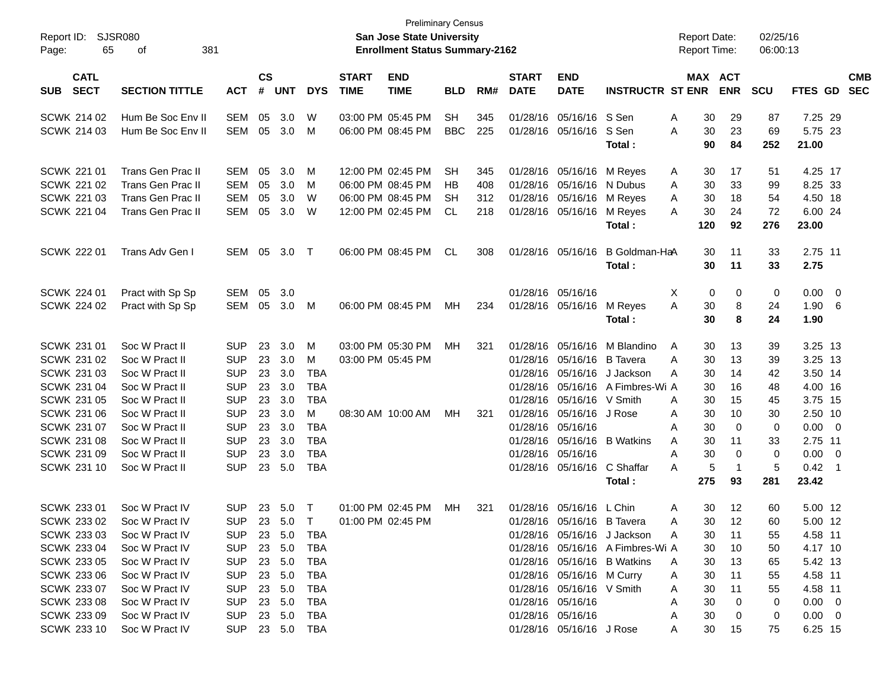| SUB | CATL SECT | SECTION TITTLE | ACT | CS # | UNT | DYS | START TIME | END TIME | BLD | RM# | START DATE | END DATE | INSTRUCTR | ST | MAX ENR | ACT ENR | SCU | FTES | GD | CMB SEC |
|---|---|---|---|---|---|---|---|---|---|---|---|---|---|---|---|---|---|---|---|---|
| SCWK | 214 02 | Hum Be Soc Env II | SEM | 05 | 3.0 | W | 03:00 PM | 05:45 PM | SH | 345 | 01/28/16 | 05/16/16 | S Sen | A | 30 | 29 | 87 | 7.25 | 29 | |
| SCWK | 214 03 | Hum Be Soc Env II | SEM | 05 | 3.0 | M | 06:00 PM | 08:45 PM | BBC | 225 | 01/28/16 | 05/16/16 | S Sen | A | 30 | 23 | 69 | 5.75 | 23 | |
| | | | | | | | | | | | | | **Total :** | | **90** | **84** | **252** | **21.00** | | |
| SCWK | 221 01 | Trans Gen Prac II | SEM | 05 | 3.0 | M | 12:00 PM | 02:45 PM | SH | 345 | 01/28/16 | 05/16/16 | M Reyes | A | 30 | 17 | 51 | 4.25 | 17 | |
| SCWK | 221 02 | Trans Gen Prac II | SEM | 05 | 3.0 | M | 06:00 PM | 08:45 PM | HB | 408 | 01/28/16 | 05/16/16 | N Dubus | A | 30 | 33 | 99 | 8.25 | 33 | |
| SCWK | 221 03 | Trans Gen Prac II | SEM | 05 | 3.0 | W | 06:00 PM | 08:45 PM | SH | 312 | 01/28/16 | 05/16/16 | M Reyes | A | 30 | 18 | 54 | 4.50 | 18 | |
| SCWK | 221 04 | Trans Gen Prac II | SEM | 05 | 3.0 | W | 12:00 PM | 02:45 PM | CL | 218 | 01/28/16 | 05/16/16 | M Reyes | A | 30 | 24 | 72 | 6.00 | 24 | |
| | | | | | | | | | | | | | **Total :** | | **120** | **92** | **276** | **23.00** | | |
| SCWK | 222 01 | Trans Adv Gen I | SEM | 05 | 3.0 | T | 06:00 PM | 08:45 PM | CL | 308 | 01/28/16 | 05/16/16 | B Goldman-Ha | A | 30 | 11 | 33 | 2.75 | 11 | |
| | | | | | | | | | | | | | **Total :** | | **30** | **11** | **33** | **2.75** | | |
| SCWK | 224 01 | Pract with Sp Sp | SEM | 05 | 3.0 | | | | | | 01/28/16 | 05/16/16 | | X | 0 | 0 | 0 | 0.00 | 0 | |
| SCWK | 224 02 | Pract with Sp Sp | SEM | 05 | 3.0 | M | 06:00 PM | 08:45 PM | MH | 234 | 01/28/16 | 05/16/16 | M Reyes | A | 30 | 8 | 24 | 1.90 | 6 | |
| | | | | | | | | | | | | | **Total :** | | **30** | **8** | **24** | **1.90** | | |
| SCWK | 231 01 | Soc W Pract II | SUP | 23 | 3.0 | M | 03:00 PM | 05:30 PM | MH | 321 | 01/28/16 | 05/16/16 | M Blandino | A | 30 | 13 | 39 | 3.25 | 13 | |
| SCWK | 231 02 | Soc W Pract II | SUP | 23 | 3.0 | M | 03:00 PM | 05:45 PM | | | 01/28/16 | 05/16/16 | B Tavera | A | 30 | 13 | 39 | 3.25 | 13 | |
| SCWK | 231 03 | Soc W Pract II | SUP | 23 | 3.0 | TBA | | | | | 01/28/16 | 05/16/16 | J Jackson | A | 30 | 14 | 42 | 3.50 | 14 | |
| SCWK | 231 04 | Soc W Pract II | SUP | 23 | 3.0 | TBA | | | | | 01/28/16 | 05/16/16 | A Fimbres-Wi | A | 30 | 16 | 48 | 4.00 | 16 | |
| SCWK | 231 05 | Soc W Pract II | SUP | 23 | 3.0 | TBA | | | | | 01/28/16 | 05/16/16 | V Smith | A | 30 | 15 | 45 | 3.75 | 15 | |
| SCWK | 231 06 | Soc W Pract II | SUP | 23 | 3.0 | M | 08:30 AM | 10:00 AM | MH | 321 | 01/28/16 | 05/16/16 | J Rose | A | 30 | 10 | 30 | 2.50 | 10 | |
| SCWK | 231 07 | Soc W Pract II | SUP | 23 | 3.0 | TBA | | | | | 01/28/16 | 05/16/16 | | A | 30 | 0 | 0 | 0.00 | 0 | |
| SCWK | 231 08 | Soc W Pract II | SUP | 23 | 3.0 | TBA | | | | | 01/28/16 | 05/16/16 | B Watkins | A | 30 | 11 | 33 | 2.75 | 11 | |
| SCWK | 231 09 | Soc W Pract II | SUP | 23 | 3.0 | TBA | | | | | 01/28/16 | 05/16/16 | | A | 30 | 0 | 0 | 0.00 | 0 | |
| SCWK | 231 10 | Soc W Pract II | SUP | 23 | 5.0 | TBA | | | | | 01/28/16 | 05/16/16 | C Shaffar | A | 5 | 1 | 5 | 0.42 | 1 | |
| | | | | | | | | | | | | | **Total :** | | **275** | **93** | **281** | **23.42** | | |
| SCWK | 233 01 | Soc W Pract IV | SUP | 23 | 5.0 | T | 01:00 PM | 02:45 PM | MH | 321 | 01/28/16 | 05/16/16 | L Chin | A | 30 | 12 | 60 | 5.00 | 12 | |
| SCWK | 233 02 | Soc W Pract IV | SUP | 23 | 5.0 | T | 01:00 PM | 02:45 PM | | | 01/28/16 | 05/16/16 | B Tavera | A | 30 | 12 | 60 | 5.00 | 12 | |
| SCWK | 233 03 | Soc W Pract IV | SUP | 23 | 5.0 | TBA | | | | | 01/28/16 | 05/16/16 | J Jackson | A | 30 | 11 | 55 | 4.58 | 11 | |
| SCWK | 233 04 | Soc W Pract IV | SUP | 23 | 5.0 | TBA | | | | | 01/28/16 | 05/16/16 | A Fimbres-Wi | A | 30 | 10 | 50 | 4.17 | 10 | |
| SCWK | 233 05 | Soc W Pract IV | SUP | 23 | 5.0 | TBA | | | | | 01/28/16 | 05/16/16 | B Watkins | A | 30 | 13 | 65 | 5.42 | 13 | |
| SCWK | 233 06 | Soc W Pract IV | SUP | 23 | 5.0 | TBA | | | | | 01/28/16 | 05/16/16 | M Curry | A | 30 | 11 | 55 | 4.58 | 11 | |
| SCWK | 233 07 | Soc W Pract IV | SUP | 23 | 5.0 | TBA | | | | | 01/28/16 | 05/16/16 | V Smith | A | 30 | 11 | 55 | 4.58 | 11 | |
| SCWK | 233 08 | Soc W Pract IV | SUP | 23 | 5.0 | TBA | | | | | 01/28/16 | 05/16/16 | | A | 30 | 0 | 0 | 0.00 | 0 | |
| SCWK | 233 09 | Soc W Pract IV | SUP | 23 | 5.0 | TBA | | | | | 01/28/16 | 05/16/16 | | A | 30 | 0 | 0 | 0.00 | 0 | |
| SCWK | 233 10 | Soc W Pract IV | SUP | 23 | 5.0 | TBA | | | | | 01/28/16 | 05/16/16 | J Rose | A | 30 | 15 | 75 | 6.25 | 15 | |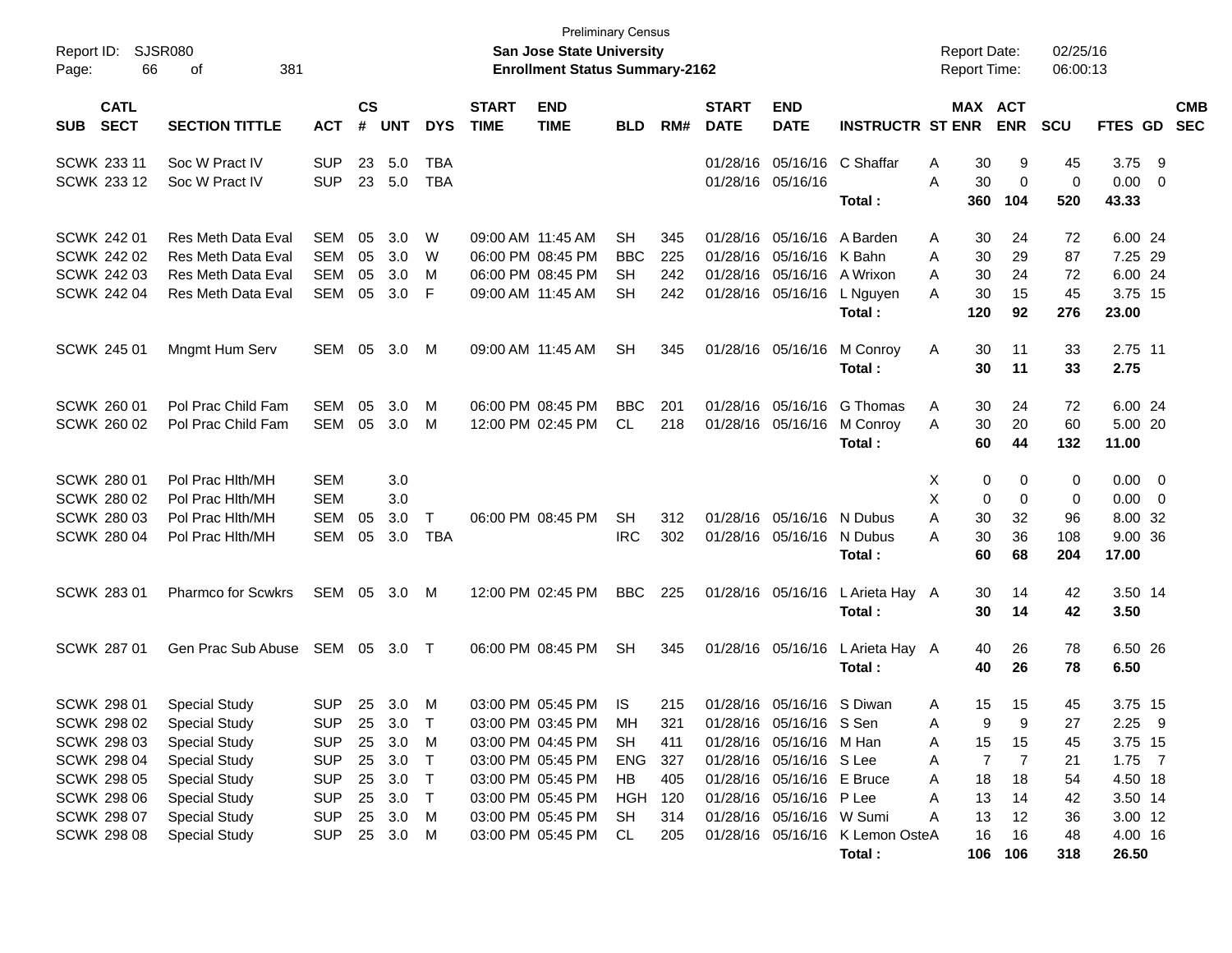Preliminary Census
**San Jose State University**
**Enrollment Status Summary-2162**

Report ID: SJSR080
Report Date: 02/25/16
Report Time: 06:00:13

| SUB | CATL SECT | SECTION TITTLE | ACT | CS # | UNT | DYS | START TIME | END TIME | BLD | RM# | START DATE | END DATE | INSTRUCTR | ST | MAX ENR | ACT ENR | SCU | FTES | GD | CMB SEC |
|---|---|---|---|---|---|---|---|---|---|---|---|---|---|---|---|---|---|---|---|---|
| SCWK | 233 11 | Soc W Pract IV | SUP | 23 | 5.0 | TBA | | | | | 01/28/16 | 05/16/16 | C Shaffar | A | 30 | 9 | 45 | 3.75 | 9 | |
| SCWK | 233 12 | Soc W Pract IV | SUP | 23 | 5.0 | TBA | | | | | 01/28/16 | 05/16/16 | | A | 30 | 0 | 0 | 0.00 | 0 | |
| | | | | | | | | | | | | | **Total :** | | **360** | **104** | **520** | **43.33** | | |
| SCWK | 242 01 | Res Meth Data Eval | SEM | 05 | 3.0 | W | 09:00 AM | 11:45 AM | SH | 345 | 01/28/16 | 05/16/16 | A Barden | A | 30 | 24 | 72 | 6.00 | 24 | |
| SCWK | 242 02 | Res Meth Data Eval | SEM | 05 | 3.0 | W | 06:00 PM | 08:45 PM | BBC | 225 | 01/28/16 | 05/16/16 | K Bahn | A | 30 | 29 | 87 | 7.25 | 29 | |
| SCWK | 242 03 | Res Meth Data Eval | SEM | 05 | 3.0 | M | 06:00 PM | 08:45 PM | SH | 242 | 01/28/16 | 05/16/16 | A Wrixon | A | 30 | 24 | 72 | 6.00 | 24 | |
| SCWK | 242 04 | Res Meth Data Eval | SEM | 05 | 3.0 | F | 09:00 AM | 11:45 AM | SH | 242 | 01/28/16 | 05/16/16 | L Nguyen | A | 30 | 15 | 45 | 3.75 | 15 | |
| | | | | | | | | | | | | | **Total :** | | **120** | **92** | **276** | **23.00** | | |
| SCWK | 245 01 | Mngmt Hum Serv | SEM | 05 | 3.0 | M | 09:00 AM | 11:45 AM | SH | 345 | 01/28/16 | 05/16/16 | M Conroy | A | 30 | 11 | 33 | 2.75 | 11 | |
| | | | | | | | | | | | | | **Total :** | | **30** | **11** | **33** | **2.75** | | |
| SCWK | 260 01 | Pol Prac Child Fam | SEM | 05 | 3.0 | M | 06:00 PM | 08:45 PM | BBC | 201 | 01/28/16 | 05/16/16 | G Thomas | A | 30 | 24 | 72 | 6.00 | 24 | |
| SCWK | 260 02 | Pol Prac Child Fam | SEM | 05 | 3.0 | M | 12:00 PM | 02:45 PM | CL | 218 | 01/28/16 | 05/16/16 | M Conroy | A | 30 | 20 | 60 | 5.00 | 20 | |
| | | | | | | | | | | | | | **Total :** | | **60** | **44** | **132** | **11.00** | | |
| SCWK | 280 01 | Pol Prac Hlth/MH | SEM | | 3.0 | | | | | | | | | X | 0 | 0 | 0 | 0.00 | 0 | |
| SCWK | 280 02 | Pol Prac Hlth/MH | SEM | | 3.0 | | | | | | | | | X | 0 | 0 | 0 | 0.00 | 0 | |
| SCWK | 280 03 | Pol Prac Hlth/MH | SEM | 05 | 3.0 | T | 06:00 PM | 08:45 PM | SH | 312 | 01/28/16 | 05/16/16 | N Dubus | A | 30 | 32 | 96 | 8.00 | 32 | |
| SCWK | 280 04 | Pol Prac Hlth/MH | SEM | 05 | 3.0 | TBA | | | IRC | 302 | 01/28/16 | 05/16/16 | N Dubus | A | 30 | 36 | 108 | 9.00 | 36 | |
| | | | | | | | | | | | | | **Total :** | | **60** | **68** | **204** | **17.00** | | |
| SCWK | 283 01 | Pharmco for Scwkrs | SEM | 05 | 3.0 | M | 12:00 PM | 02:45 PM | BBC | 225 | 01/28/16 | 05/16/16 | L Arieta Hay | A | 30 | 14 | 42 | 3.50 | 14 | |
| | | | | | | | | | | | | | **Total :** | | **30** | **14** | **42** | **3.50** | | |
| SCWK | 287 01 | Gen Prac Sub Abuse | SEM | 05 | 3.0 | T | 06:00 PM | 08:45 PM | SH | 345 | 01/28/16 | 05/16/16 | L Arieta Hay | A | 40 | 26 | 78 | 6.50 | 26 | |
| | | | | | | | | | | | | | **Total :** | | **40** | **26** | **78** | **6.50** | | |
| SCWK | 298 01 | Special Study | SUP | 25 | 3.0 | M | 03:00 PM | 05:45 PM | IS | 215 | 01/28/16 | 05/16/16 | S Diwan | A | 15 | 15 | 45 | 3.75 | 15 | |
| SCWK | 298 02 | Special Study | SUP | 25 | 3.0 | T | 03:00 PM | 03:45 PM | MH | 321 | 01/28/16 | 05/16/16 | S Sen | A | 9 | 9 | 27 | 2.25 | 9 | |
| SCWK | 298 03 | Special Study | SUP | 25 | 3.0 | M | 03:00 PM | 04:45 PM | SH | 411 | 01/28/16 | 05/16/16 | M Han | A | 15 | 15 | 45 | 3.75 | 15 | |
| SCWK | 298 04 | Special Study | SUP | 25 | 3.0 | T | 03:00 PM | 05:45 PM | ENG | 327 | 01/28/16 | 05/16/16 | S Lee | A | 7 | 7 | 21 | 1.75 | 7 | |
| SCWK | 298 05 | Special Study | SUP | 25 | 3.0 | T | 03:00 PM | 05:45 PM | HB | 405 | 01/28/16 | 05/16/16 | E Bruce | A | 18 | 18 | 54 | 4.50 | 18 | |
| SCWK | 298 06 | Special Study | SUP | 25 | 3.0 | T | 03:00 PM | 05:45 PM | HGH | 120 | 01/28/16 | 05/16/16 | P Lee | A | 13 | 14 | 42 | 3.50 | 14 | |
| SCWK | 298 07 | Special Study | SUP | 25 | 3.0 | M | 03:00 PM | 05:45 PM | SH | 314 | 01/28/16 | 05/16/16 | W Sumi | A | 13 | 12 | 36 | 3.00 | 12 | |
| SCWK | 298 08 | Special Study | SUP | 25 | 3.0 | M | 03:00 PM | 05:45 PM | CL | 205 | 01/28/16 | 05/16/16 | K Lemon Oste | A | 16 | 16 | 48 | 4.00 | 16 | |
| | | | | | | | | | | | | | **Total :** | | **106** | **106** | **318** | **26.50** | | |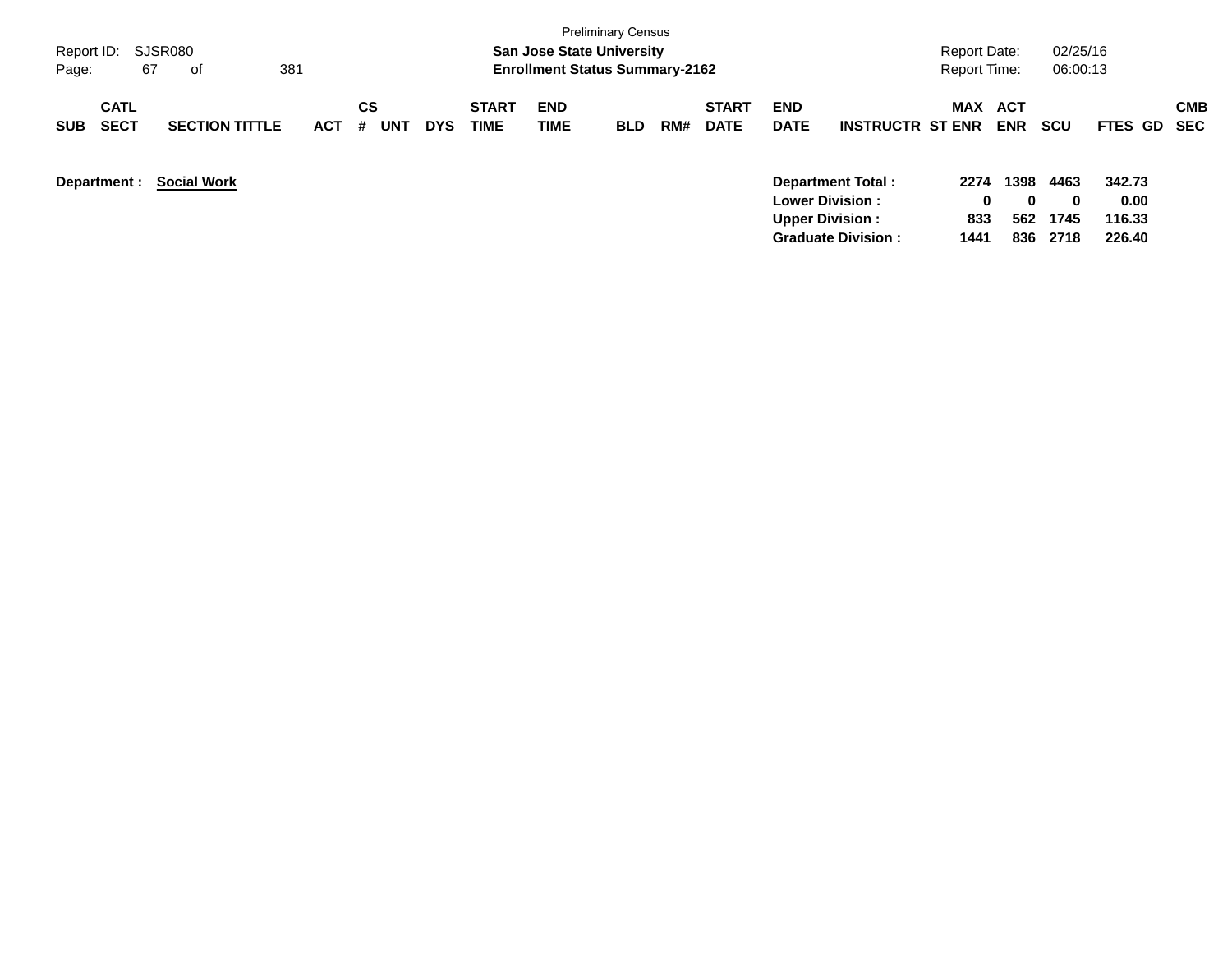Preliminary Census

**San Jose State University**

**Enrollment Status Summary-2162**

Report ID: SJSR080

Report Date: 02/25/16

Report Time: 06:00:13

| SUB | CATL SECT | SECTION TITTLE | ACT | CS # | UNT | DYS | START TIME | END TIME | BLD | RM# | START DATE | END DATE | INSTRUCTR | MAX ST ENR | ACT ENR | SCU | FTES | GD | CMB SEC |
|---|---|---|---|---|---|---|---|---|---|---|---|---|---|---|---|---|---|---|---|

**Department : Social Work**

| | | | | |
|---|---|---|---|---|
| **Department Total :** | **2274** | **1398** | **4463** | **342.73** |
| **Lower Division :** | **0** | **0** | **0** | **0.00** |
| **Upper Division :** | **833** | **562** | **1745** | **116.33** |
| **Graduate Division :** | **1441** | **836** | **2718** | **226.40** |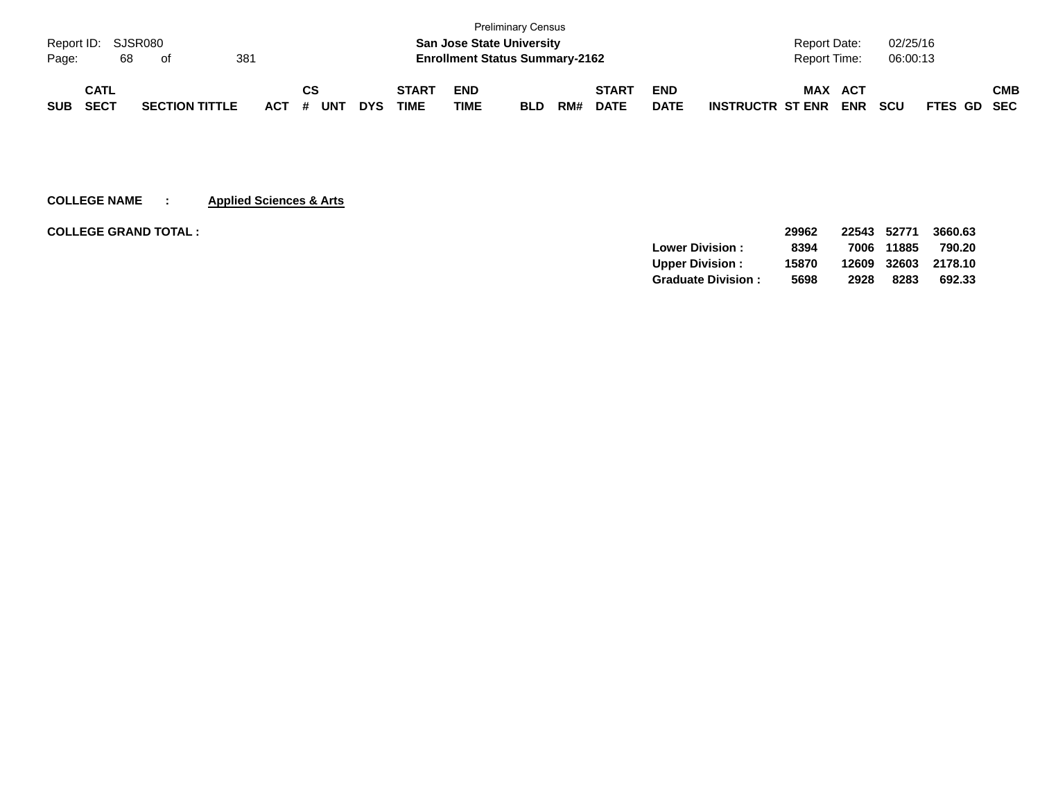Preliminary Census

**San Jose State University**

**Enrollment Status Summary-2162**

| SUB | CATL SECT | SECTION TITTLE | ACT | CS # | UNT | DYS | START TIME | END TIME | BLD | RM# | START DATE | END DATE | INSTRUCTR | MAX ST ENR | ACT ENR | SCU | FTES | GD | CMB SEC |
|---|---|---|---|---|---|---|---|---|---|---|---|---|---|---|---|---|---|---|---|

**COLLEGE NAME : Applied Sciences & Arts**

| | | MAX ST ENR | ACT ENR | SCU | FTES |
|---|---|---|---|---|---|
| **COLLEGE GRAND TOTAL :** | | **29962** | **22543** | **52771** | **3660.63** |
| | **Lower Division :** | **8394** | **7006** | **11885** | **790.20** |
| | **Upper Division :** | **15870** | **12609** | **32603** | **2178.10** |
| | **Graduate Division :** | **5698** | **2928** | **8283** | **692.33** |